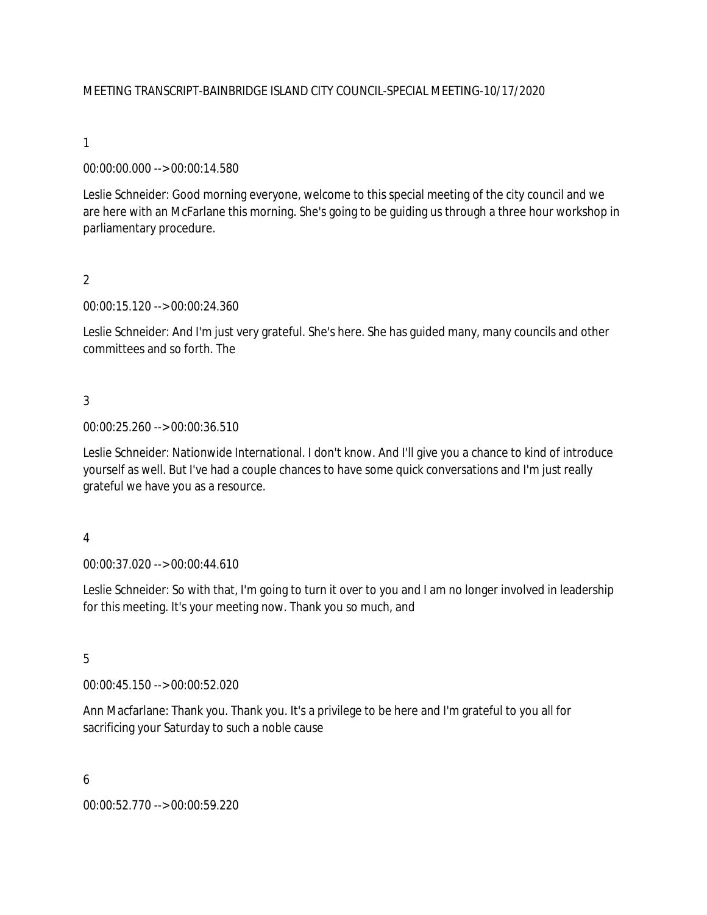MEETING TRANSCRIPT-BAINBRIDGE ISLAND CITY COUNCIL-SPECIAL MEETING-10/17/2020

1

00:00:00.000 --> 00:00:14.580

Leslie Schneider: Good morning everyone, welcome to this special meeting of the city council and we are here with an McFarlane this morning. She's going to be guiding us through a three hour workshop in parliamentary procedure.

2

00:00:15.120 --> 00:00:24.360

Leslie Schneider: And I'm just very grateful. She's here. She has guided many, many councils and other committees and so forth. The

3

00:00:25.260 --> 00:00:36.510

Leslie Schneider: Nationwide International. I don't know. And I'll give you a chance to kind of introduce yourself as well. But I've had a couple chances to have some quick conversations and I'm just really grateful we have you as a resource.

4

00:00:37.020 --> 00:00:44.610

Leslie Schneider: So with that, I'm going to turn it over to you and I am no longer involved in leadership for this meeting. It's your meeting now. Thank you so much, and

5

00:00:45.150 --> 00:00:52.020

Ann Macfarlane: Thank you. Thank you. It's a privilege to be here and I'm grateful to you all for sacrificing your Saturday to such a noble cause

6

00:00:52.770 --> 00:00:59.220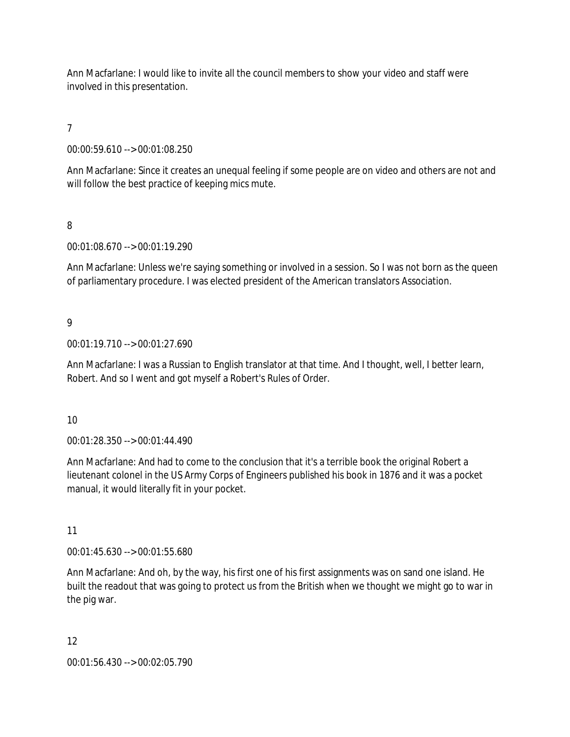Ann Macfarlane: I would like to invite all the council members to show your video and staff were involved in this presentation.

7

00:00:59.610 --> 00:01:08.250

Ann Macfarlane: Since it creates an unequal feeling if some people are on video and others are not and will follow the best practice of keeping mics mute.

8

00:01:08.670 --> 00:01:19.290

Ann Macfarlane: Unless we're saying something or involved in a session. So I was not born as the queen of parliamentary procedure. I was elected president of the American translators Association.

9

00:01:19.710 --> 00:01:27.690

Ann Macfarlane: I was a Russian to English translator at that time. And I thought, well, I better learn, Robert. And so I went and got myself a Robert's Rules of Order.

10

00:01:28.350 --> 00:01:44.490

Ann Macfarlane: And had to come to the conclusion that it's a terrible book the original Robert a lieutenant colonel in the US Army Corps of Engineers published his book in 1876 and it was a pocket manual, it would literally fit in your pocket.

11

00:01:45.630 --> 00:01:55.680

Ann Macfarlane: And oh, by the way, his first one of his first assignments was on sand one island. He built the readout that was going to protect us from the British when we thought we might go to war in the pig war.

12

00:01:56.430 --> 00:02:05.790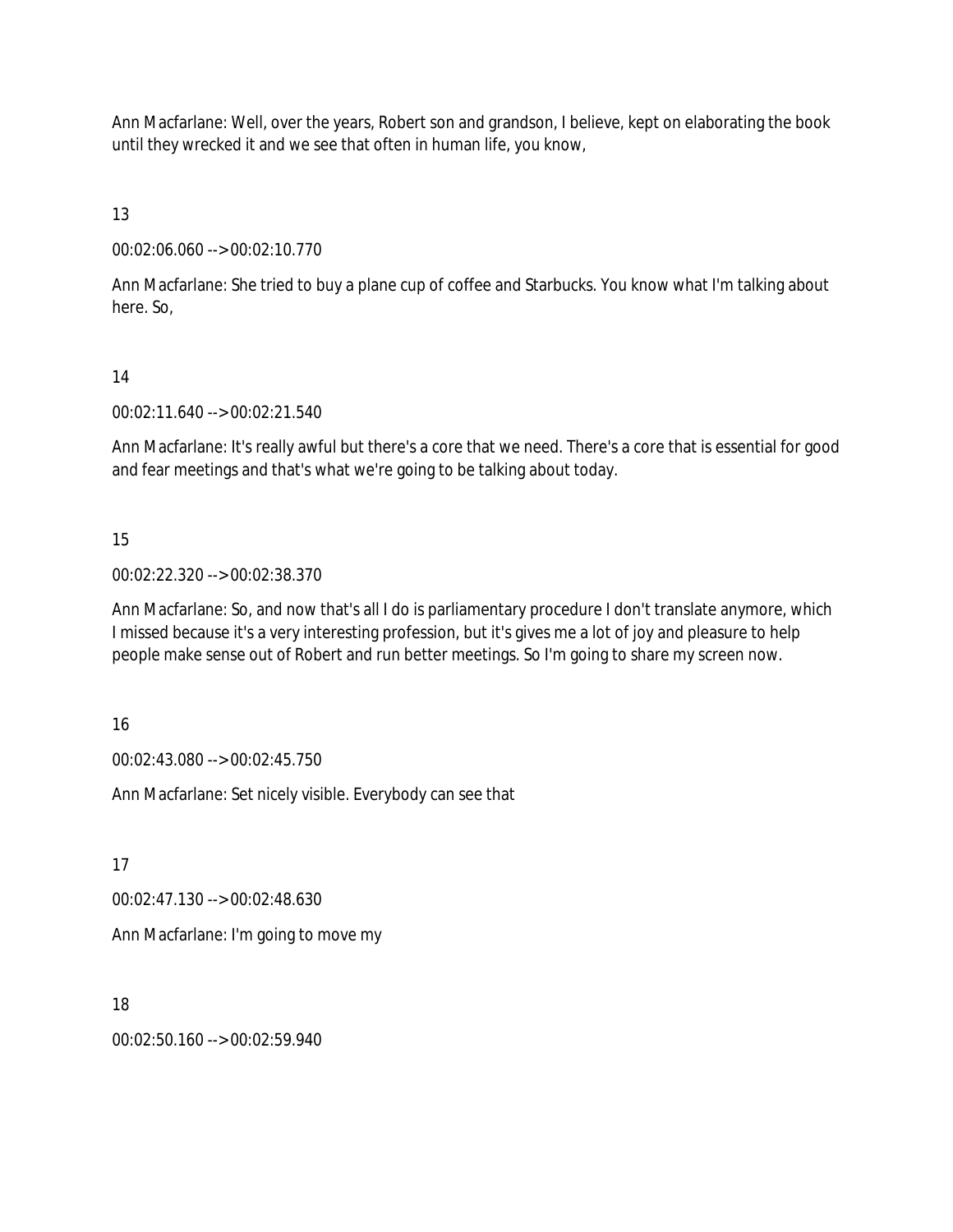Ann Macfarlane: Well, over the years, Robert son and grandson, I believe, kept on elaborating the book until they wrecked it and we see that often in human life, you know,

13

00:02:06.060 --> 00:02:10.770

Ann Macfarlane: She tried to buy a plane cup of coffee and Starbucks. You know what I'm talking about here. So,

14

00:02:11.640 --> 00:02:21.540

Ann Macfarlane: It's really awful but there's a core that we need. There's a core that is essential for good and fear meetings and that's what we're going to be talking about today.

15

00:02:22.320 --> 00:02:38.370

Ann Macfarlane: So, and now that's all I do is parliamentary procedure I don't translate anymore, which I missed because it's a very interesting profession, but it's gives me a lot of joy and pleasure to help people make sense out of Robert and run better meetings. So I'm going to share my screen now.

16

00:02:43.080 --> 00:02:45.750

Ann Macfarlane: Set nicely visible. Everybody can see that

17

00:02:47.130 --> 00:02:48.630

Ann Macfarlane: I'm going to move my

18

00:02:50.160 --> 00:02:59.940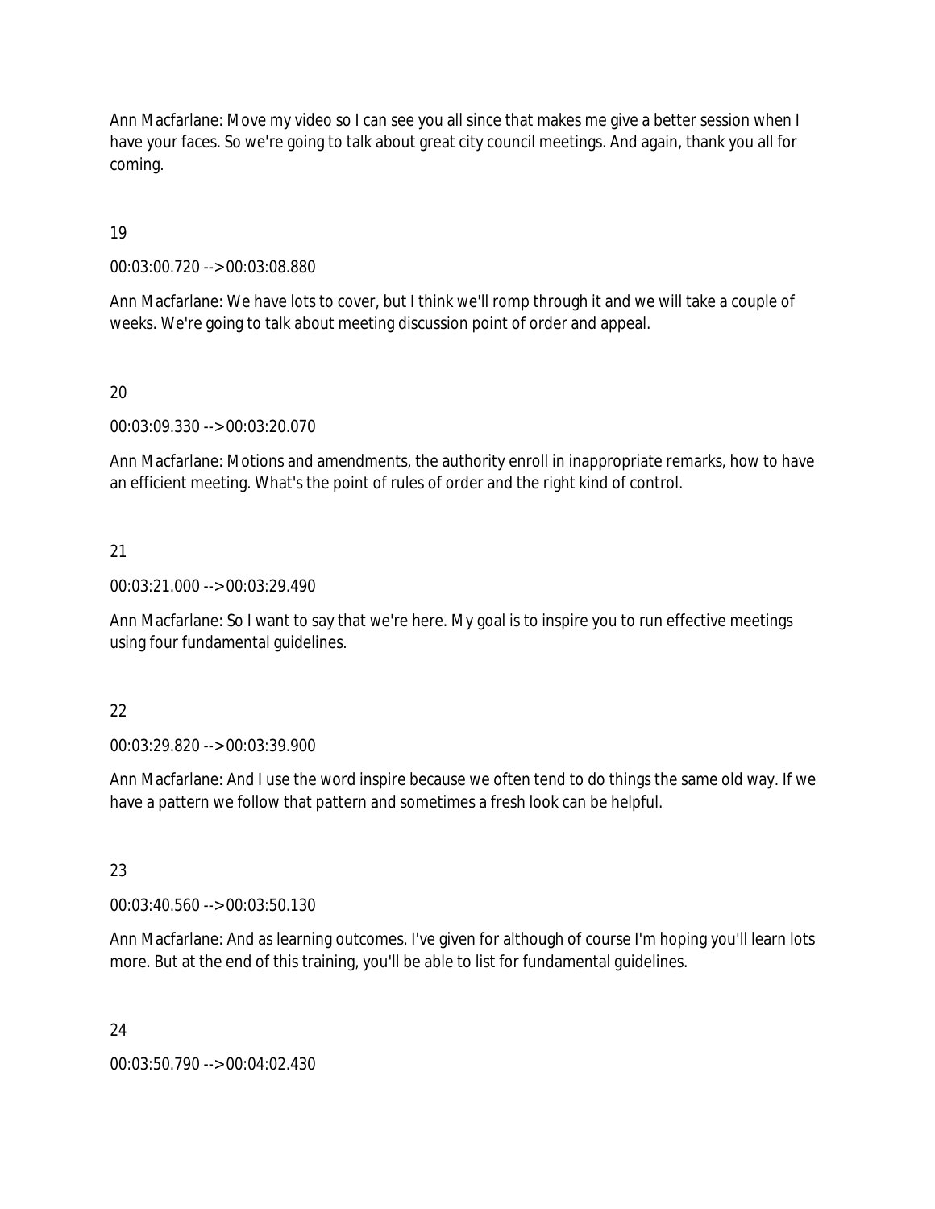Ann Macfarlane: Move my video so I can see you all since that makes me give a better session when I have your faces. So we're going to talk about great city council meetings. And again, thank you all for coming.

19

00:03:00.720 --> 00:03:08.880

Ann Macfarlane: We have lots to cover, but I think we'll romp through it and we will take a couple of weeks. We're going to talk about meeting discussion point of order and appeal.

20

00:03:09.330 --> 00:03:20.070

Ann Macfarlane: Motions and amendments, the authority enroll in inappropriate remarks, how to have an efficient meeting. What's the point of rules of order and the right kind of control.

21

00:03:21.000 --> 00:03:29.490

Ann Macfarlane: So I want to say that we're here. My goal is to inspire you to run effective meetings using four fundamental guidelines.

22

00:03:29.820 --> 00:03:39.900

Ann Macfarlane: And I use the word inspire because we often tend to do things the same old way. If we have a pattern we follow that pattern and sometimes a fresh look can be helpful.

23

00:03:40.560 --> 00:03:50.130

Ann Macfarlane: And as learning outcomes. I've given for although of course I'm hoping you'll learn lots more. But at the end of this training, you'll be able to list for fundamental guidelines.

24

00:03:50.790 --> 00:04:02.430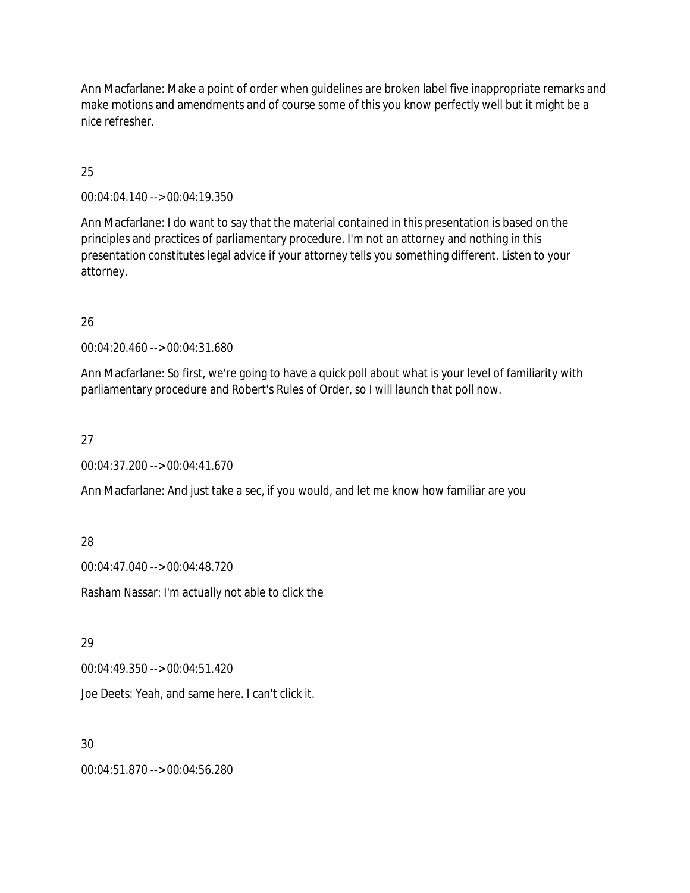Ann Macfarlane: Make a point of order when guidelines are broken label five inappropriate remarks and make motions and amendments and of course some of this you know perfectly well but it might be a nice refresher.

25

00:04:04.140 --> 00:04:19.350

Ann Macfarlane: I do want to say that the material contained in this presentation is based on the principles and practices of parliamentary procedure. I'm not an attorney and nothing in this presentation constitutes legal advice if your attorney tells you something different. Listen to your attorney.

26

00:04:20.460 --> 00:04:31.680

Ann Macfarlane: So first, we're going to have a quick poll about what is your level of familiarity with parliamentary procedure and Robert's Rules of Order, so I will launch that poll now.

27

00:04:37.200 --> 00:04:41.670

Ann Macfarlane: And just take a sec, if you would, and let me know how familiar are you

28

00:04:47.040 --> 00:04:48.720

Rasham Nassar: I'm actually not able to click the

29

00:04:49.350 --> 00:04:51.420

Joe Deets: Yeah, and same here. I can't click it.

30

00:04:51.870 --> 00:04:56.280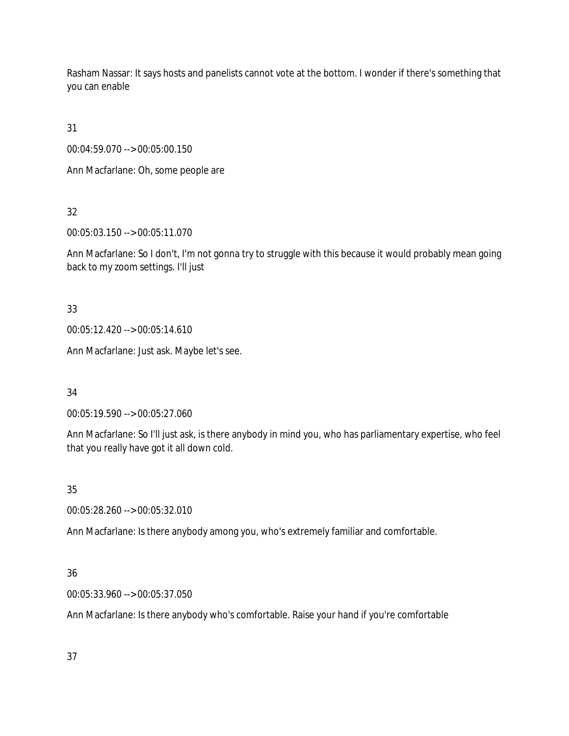Rasham Nassar: It says hosts and panelists cannot vote at the bottom. I wonder if there's something that you can enable

31

00:04:59.070 --> 00:05:00.150

Ann Macfarlane: Oh, some people are

32

00:05:03.150 --> 00:05:11.070

Ann Macfarlane: So I don't, I'm not gonna try to struggle with this because it would probably mean going back to my zoom settings. I'll just

33

00:05:12.420 --> 00:05:14.610

Ann Macfarlane: Just ask. Maybe let's see.

34

00:05:19.590 --> 00:05:27.060

Ann Macfarlane: So I'll just ask, is there anybody in mind you, who has parliamentary expertise, who feel that you really have got it all down cold.

35

00:05:28.260 --> 00:05:32.010

Ann Macfarlane: Is there anybody among you, who's extremely familiar and comfortable.

36

00:05:33.960 --> 00:05:37.050

Ann Macfarlane: Is there anybody who's comfortable. Raise your hand if you're comfortable

37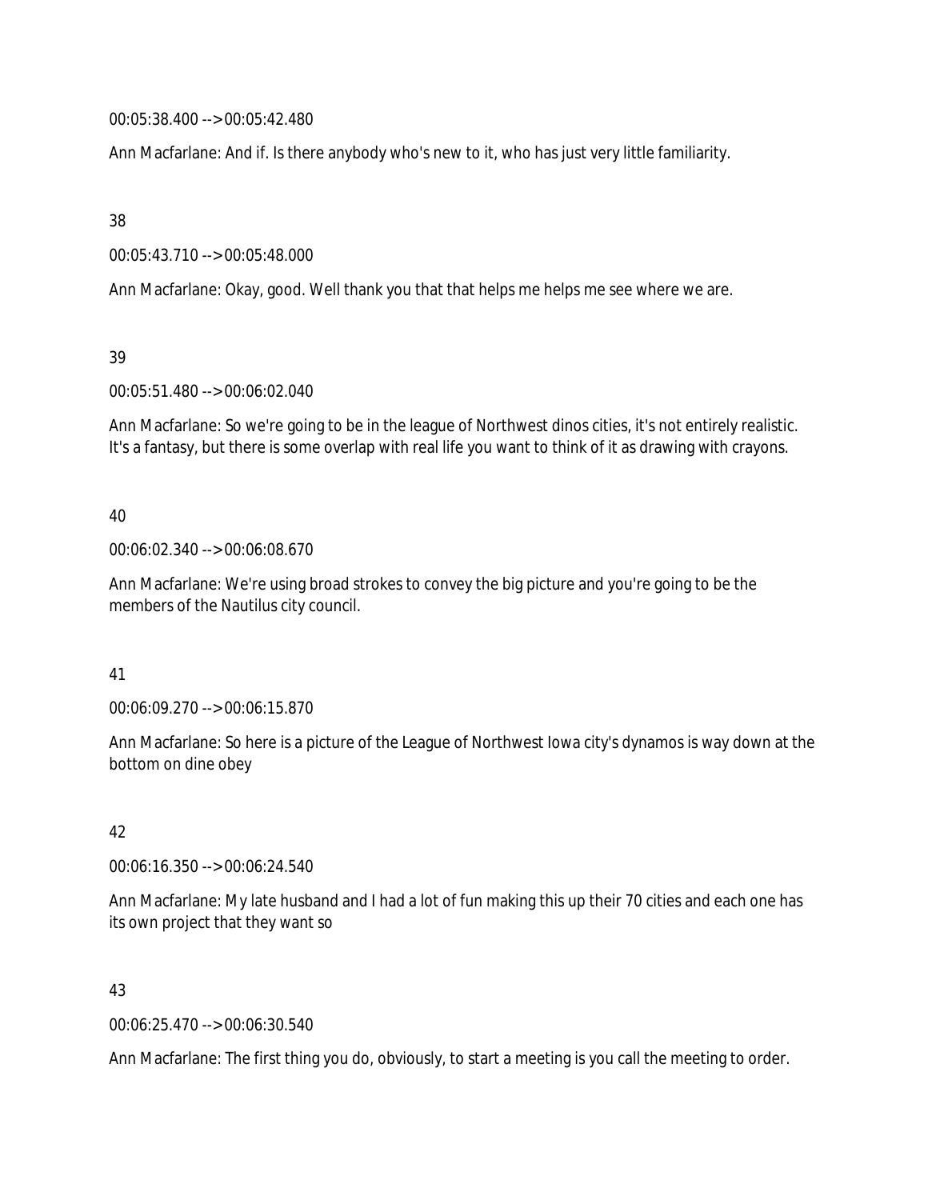00:05:38.400 --> 00:05:42.480

Ann Macfarlane: And if. Is there anybody who's new to it, who has just very little familiarity.

38

00:05:43.710 --> 00:05:48.000

Ann Macfarlane: Okay, good. Well thank you that that helps me helps me see where we are.

39

00:05:51.480 --> 00:06:02.040

Ann Macfarlane: So we're going to be in the league of Northwest dinos cities, it's not entirely realistic. It's a fantasy, but there is some overlap with real life you want to think of it as drawing with crayons.

40

00:06:02.340 --> 00:06:08.670

Ann Macfarlane: We're using broad strokes to convey the big picture and you're going to be the members of the Nautilus city council.

41

00:06:09.270 --> 00:06:15.870

Ann Macfarlane: So here is a picture of the League of Northwest Iowa city's dynamos is way down at the bottom on dine obey

42

00:06:16.350 --> 00:06:24.540

Ann Macfarlane: My late husband and I had a lot of fun making this up their 70 cities and each one has its own project that they want so

43

00:06:25.470 --> 00:06:30.540

Ann Macfarlane: The first thing you do, obviously, to start a meeting is you call the meeting to order.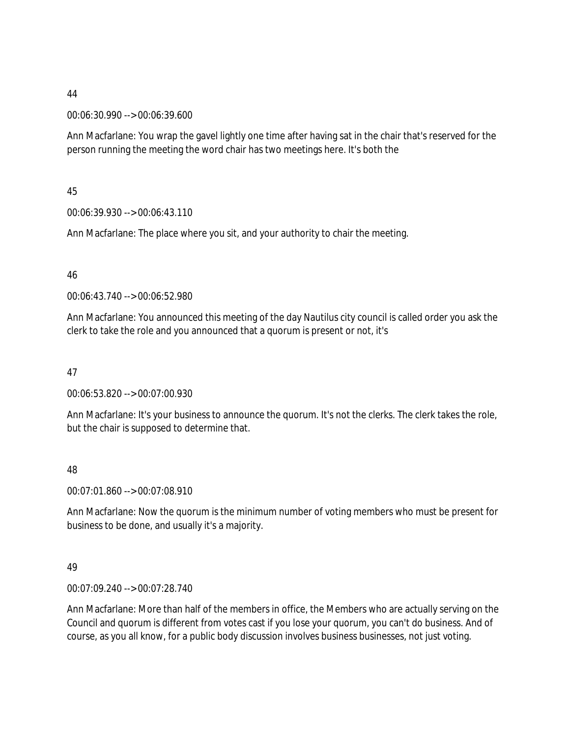44

00:06:30.990 --> 00:06:39.600

Ann Macfarlane: You wrap the gavel lightly one time after having sat in the chair that's reserved for the person running the meeting the word chair has two meetings here. It's both the

45

00:06:39.930 --> 00:06:43.110

Ann Macfarlane: The place where you sit, and your authority to chair the meeting.

46

00:06:43.740 --> 00:06:52.980

Ann Macfarlane: You announced this meeting of the day Nautilus city council is called order you ask the clerk to take the role and you announced that a quorum is present or not, it's

47

00:06:53.820 --> 00:07:00.930

Ann Macfarlane: It's your business to announce the quorum. It's not the clerks. The clerk takes the role, but the chair is supposed to determine that.

48

00:07:01.860 --> 00:07:08.910

Ann Macfarlane: Now the quorum is the minimum number of voting members who must be present for business to be done, and usually it's a majority.

49

00:07:09.240 --> 00:07:28.740

Ann Macfarlane: More than half of the members in office, the Members who are actually serving on the Council and quorum is different from votes cast if you lose your quorum, you can't do business. And of course, as you all know, for a public body discussion involves business businesses, not just voting.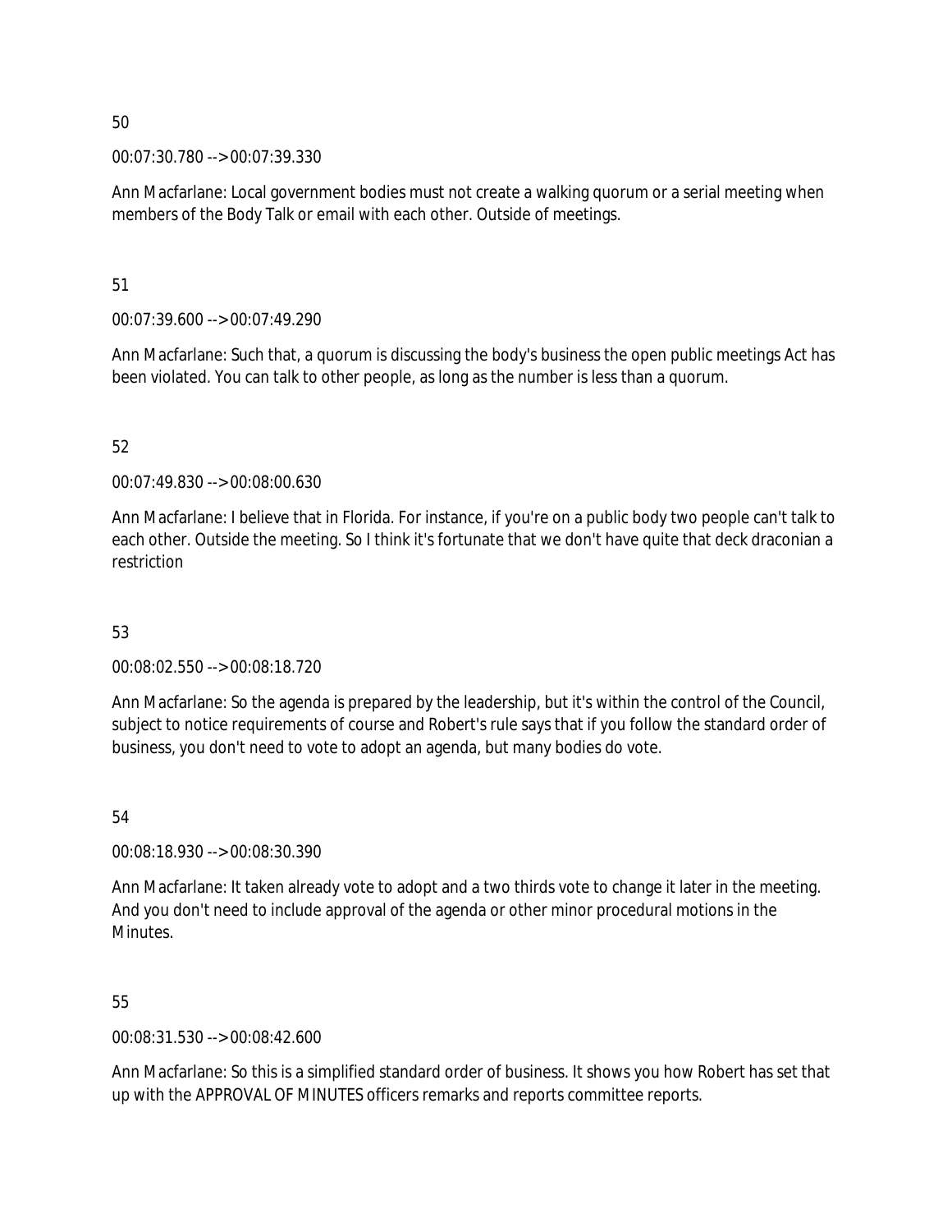50

00:07:30.780 --> 00:07:39.330

Ann Macfarlane: Local government bodies must not create a walking quorum or a serial meeting when members of the Body Talk or email with each other. Outside of meetings.

51

00:07:39.600 --> 00:07:49.290

Ann Macfarlane: Such that, a quorum is discussing the body's business the open public meetings Act has been violated. You can talk to other people, as long as the number is less than a quorum.

52

00:07:49.830 --> 00:08:00.630

Ann Macfarlane: I believe that in Florida. For instance, if you're on a public body two people can't talk to each other. Outside the meeting. So I think it's fortunate that we don't have quite that deck draconian a restriction

53

00:08:02.550 --> 00:08:18.720

Ann Macfarlane: So the agenda is prepared by the leadership, but it's within the control of the Council, subject to notice requirements of course and Robert's rule says that if you follow the standard order of business, you don't need to vote to adopt an agenda, but many bodies do vote.

54

00:08:18.930 --> 00:08:30.390

Ann Macfarlane: It taken already vote to adopt and a two thirds vote to change it later in the meeting. And you don't need to include approval of the agenda or other minor procedural motions in the Minutes.

55

00:08:31.530 --> 00:08:42.600

Ann Macfarlane: So this is a simplified standard order of business. It shows you how Robert has set that up with the APPROVAL OF MINUTES officers remarks and reports committee reports.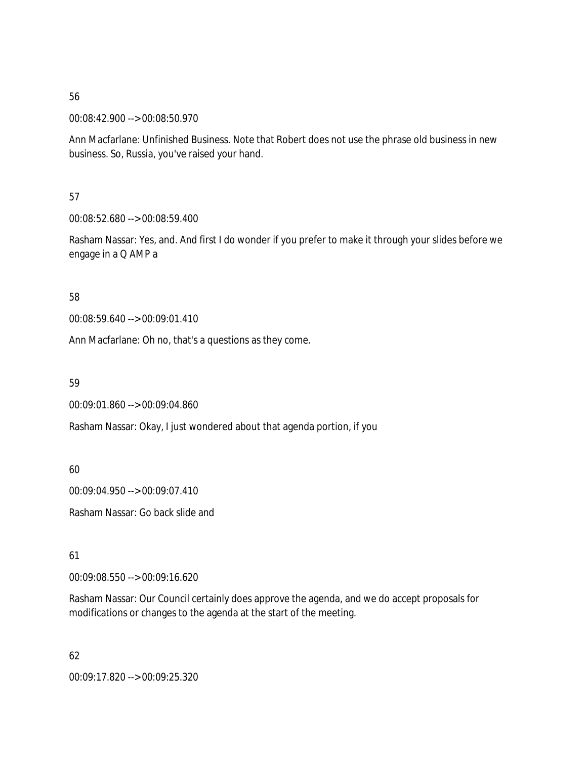56

00:08:42.900 --> 00:08:50.970

Ann Macfarlane: Unfinished Business. Note that Robert does not use the phrase old business in new business. So, Russia, you've raised your hand.

57

00:08:52.680 --> 00:08:59.400

Rasham Nassar: Yes, and. And first I do wonder if you prefer to make it through your slides before we engage in a Q AMP a

58

00:08:59.640 --> 00:09:01.410

Ann Macfarlane: Oh no, that's a questions as they come.

59

00:09:01.860 --> 00:09:04.860

Rasham Nassar: Okay, I just wondered about that agenda portion, if you

60

00:09:04.950 --> 00:09:07.410

Rasham Nassar: Go back slide and

61

00:09:08.550 --> 00:09:16.620

Rasham Nassar: Our Council certainly does approve the agenda, and we do accept proposals for modifications or changes to the agenda at the start of the meeting.

62

00:09:17.820 --> 00:09:25.320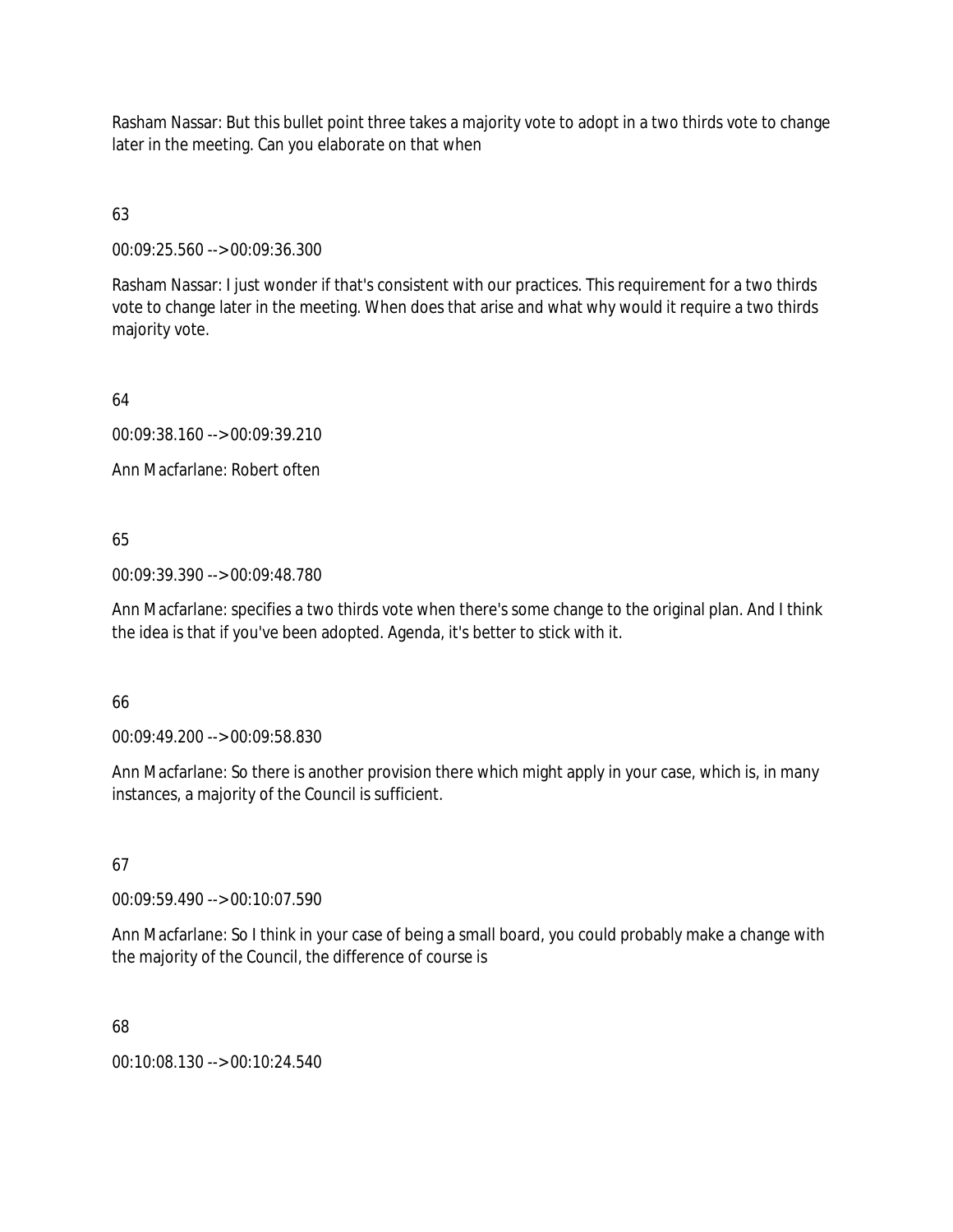Rasham Nassar: But this bullet point three takes a majority vote to adopt in a two thirds vote to change later in the meeting. Can you elaborate on that when

63

00:09:25.560 --> 00:09:36.300

Rasham Nassar: I just wonder if that's consistent with our practices. This requirement for a two thirds vote to change later in the meeting. When does that arise and what why would it require a two thirds majority vote.

64

00:09:38.160 --> 00:09:39.210

Ann Macfarlane: Robert often

65

00:09:39.390 --> 00:09:48.780

Ann Macfarlane: specifies a two thirds vote when there's some change to the original plan. And I think the idea is that if you've been adopted. Agenda, it's better to stick with it.

66

00:09:49.200 --> 00:09:58.830

Ann Macfarlane: So there is another provision there which might apply in your case, which is, in many instances, a majority of the Council is sufficient.

67

00:09:59.490 --> 00:10:07.590

Ann Macfarlane: So I think in your case of being a small board, you could probably make a change with the majority of the Council, the difference of course is

68

00:10:08.130 --> 00:10:24.540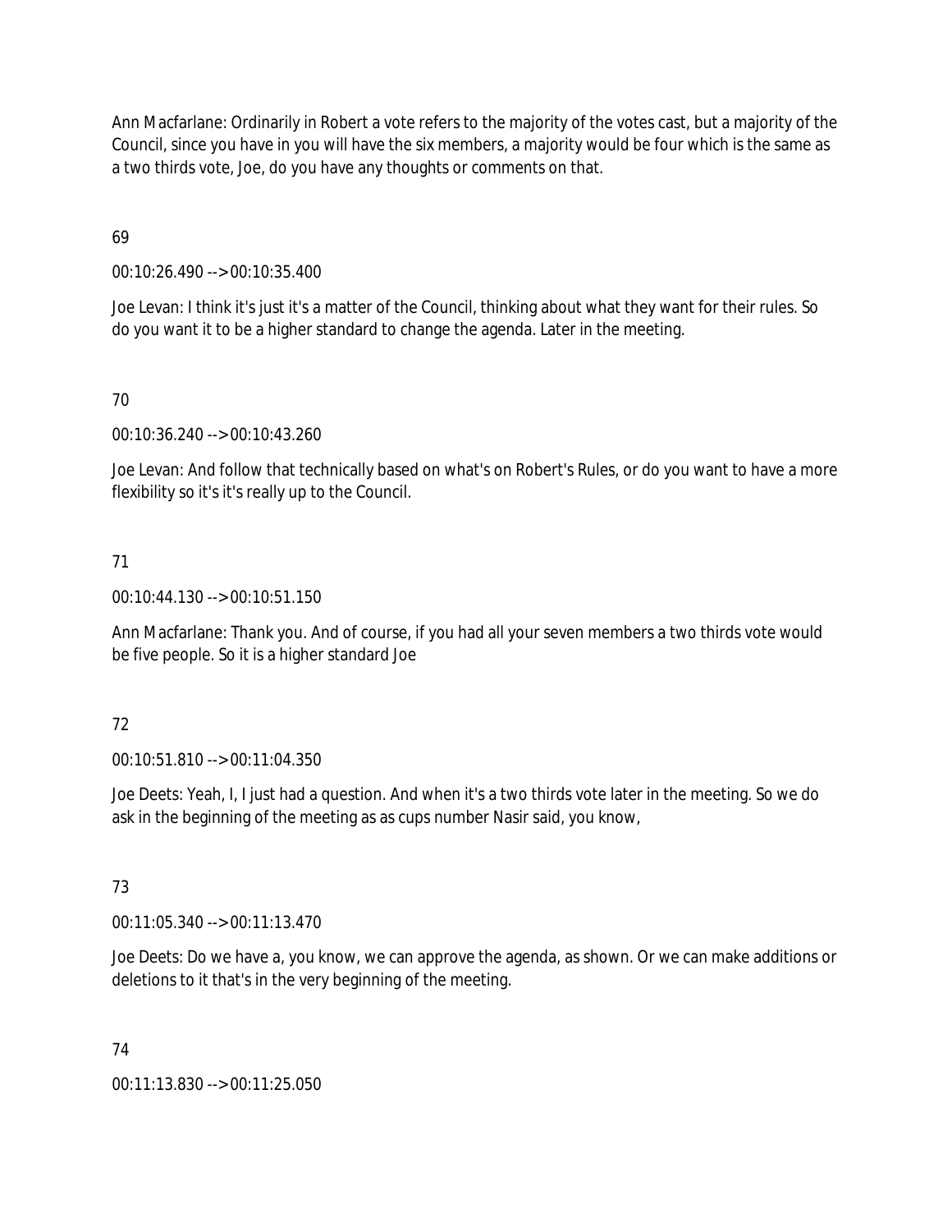Ann Macfarlane: Ordinarily in Robert a vote refers to the majority of the votes cast, but a majority of the Council, since you have in you will have the six members, a majority would be four which is the same as a two thirds vote, Joe, do you have any thoughts or comments on that.

69

00:10:26.490 --> 00:10:35.400

Joe Levan: I think it's just it's a matter of the Council, thinking about what they want for their rules. So do you want it to be a higher standard to change the agenda. Later in the meeting.

70

00:10:36.240 --> 00:10:43.260

Joe Levan: And follow that technically based on what's on Robert's Rules, or do you want to have a more flexibility so it's it's really up to the Council.

71

00:10:44.130 --> 00:10:51.150

Ann Macfarlane: Thank you. And of course, if you had all your seven members a two thirds vote would be five people. So it is a higher standard Joe

72

00:10:51.810 --> 00:11:04.350

Joe Deets: Yeah, I, I just had a question. And when it's a two thirds vote later in the meeting. So we do ask in the beginning of the meeting as as cups number Nasir said, you know,

73

00:11:05.340 --> 00:11:13.470

Joe Deets: Do we have a, you know, we can approve the agenda, as shown. Or we can make additions or deletions to it that's in the very beginning of the meeting.

74

00:11:13.830 --> 00:11:25.050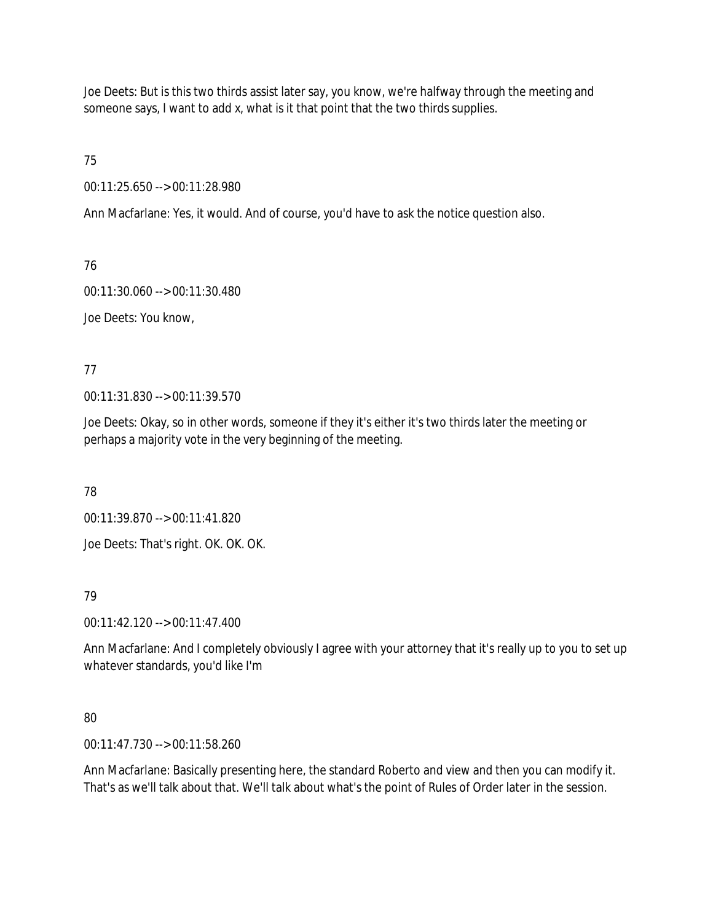Joe Deets: But is this two thirds assist later say, you know, we're halfway through the meeting and someone says, I want to add x, what is it that point that the two thirds supplies.

75

00:11:25.650 --> 00:11:28.980

Ann Macfarlane: Yes, it would. And of course, you'd have to ask the notice question also.

76

00:11:30.060 --> 00:11:30.480

Joe Deets: You know,

77

00:11:31.830 --> 00:11:39.570

Joe Deets: Okay, so in other words, someone if they it's either it's two thirds later the meeting or perhaps a majority vote in the very beginning of the meeting.

78

00:11:39.870 --> 00:11:41.820

Joe Deets: That's right. OK. OK. OK.

79

00:11:42.120 --> 00:11:47.400

Ann Macfarlane: And I completely obviously I agree with your attorney that it's really up to you to set up whatever standards, you'd like I'm

80

00:11:47.730 --> 00:11:58.260

Ann Macfarlane: Basically presenting here, the standard Roberto and view and then you can modify it. That's as we'll talk about that. We'll talk about what's the point of Rules of Order later in the session.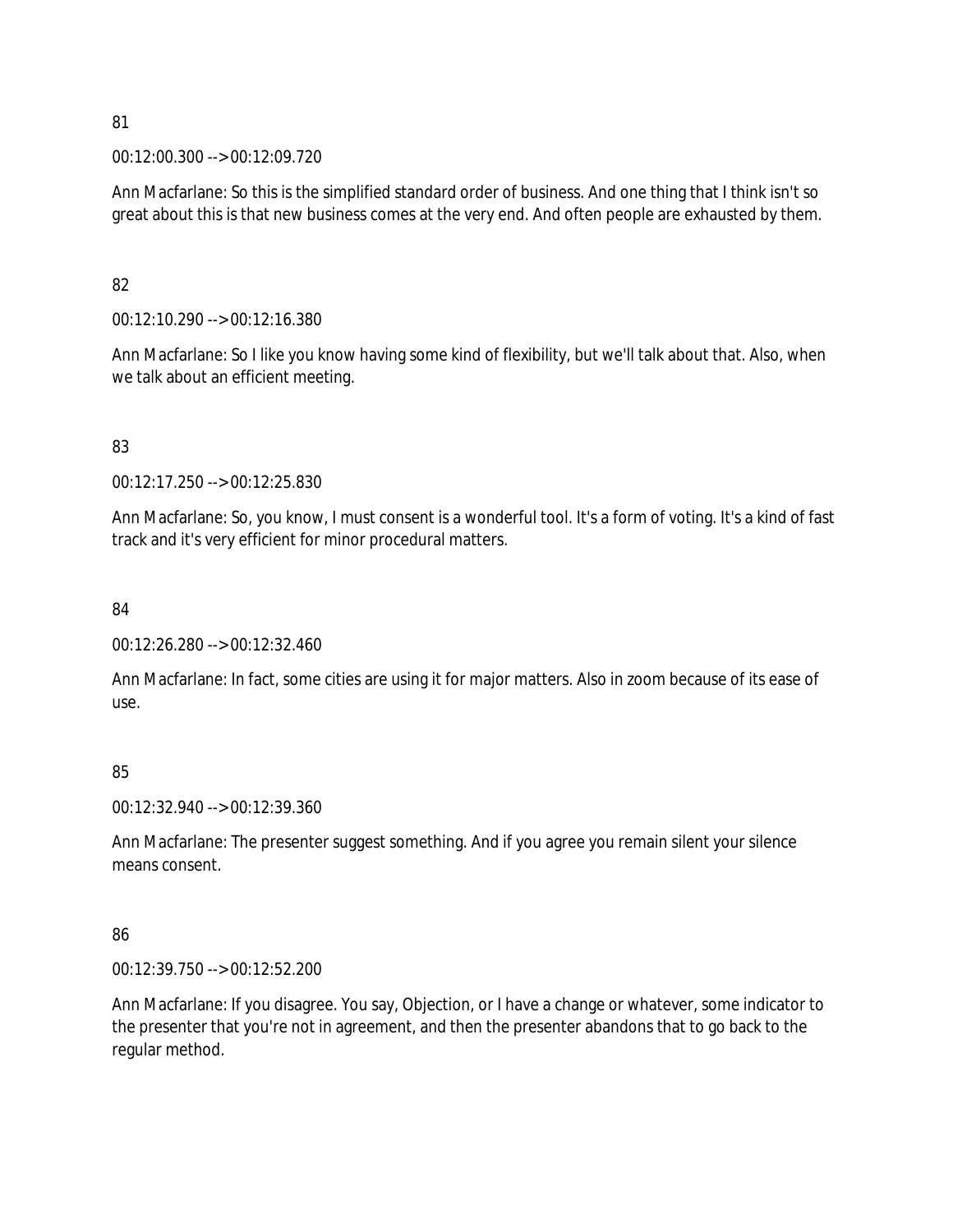81

00:12:00.300 --> 00:12:09.720

Ann Macfarlane: So this is the simplified standard order of business. And one thing that I think isn't so great about this is that new business comes at the very end. And often people are exhausted by them.

82

00:12:10.290 --> 00:12:16.380

Ann Macfarlane: So I like you know having some kind of flexibility, but we'll talk about that. Also, when we talk about an efficient meeting.

83

00:12:17.250 --> 00:12:25.830

Ann Macfarlane: So, you know, I must consent is a wonderful tool. It's a form of voting. It's a kind of fast track and it's very efficient for minor procedural matters.

84

00:12:26.280 --> 00:12:32.460

Ann Macfarlane: In fact, some cities are using it for major matters. Also in zoom because of its ease of use.

85

00:12:32.940 --> 00:12:39.360

Ann Macfarlane: The presenter suggest something. And if you agree you remain silent your silence means consent.

86

00:12:39.750 --> 00:12:52.200

Ann Macfarlane: If you disagree. You say, Objection, or I have a change or whatever, some indicator to the presenter that you're not in agreement, and then the presenter abandons that to go back to the regular method.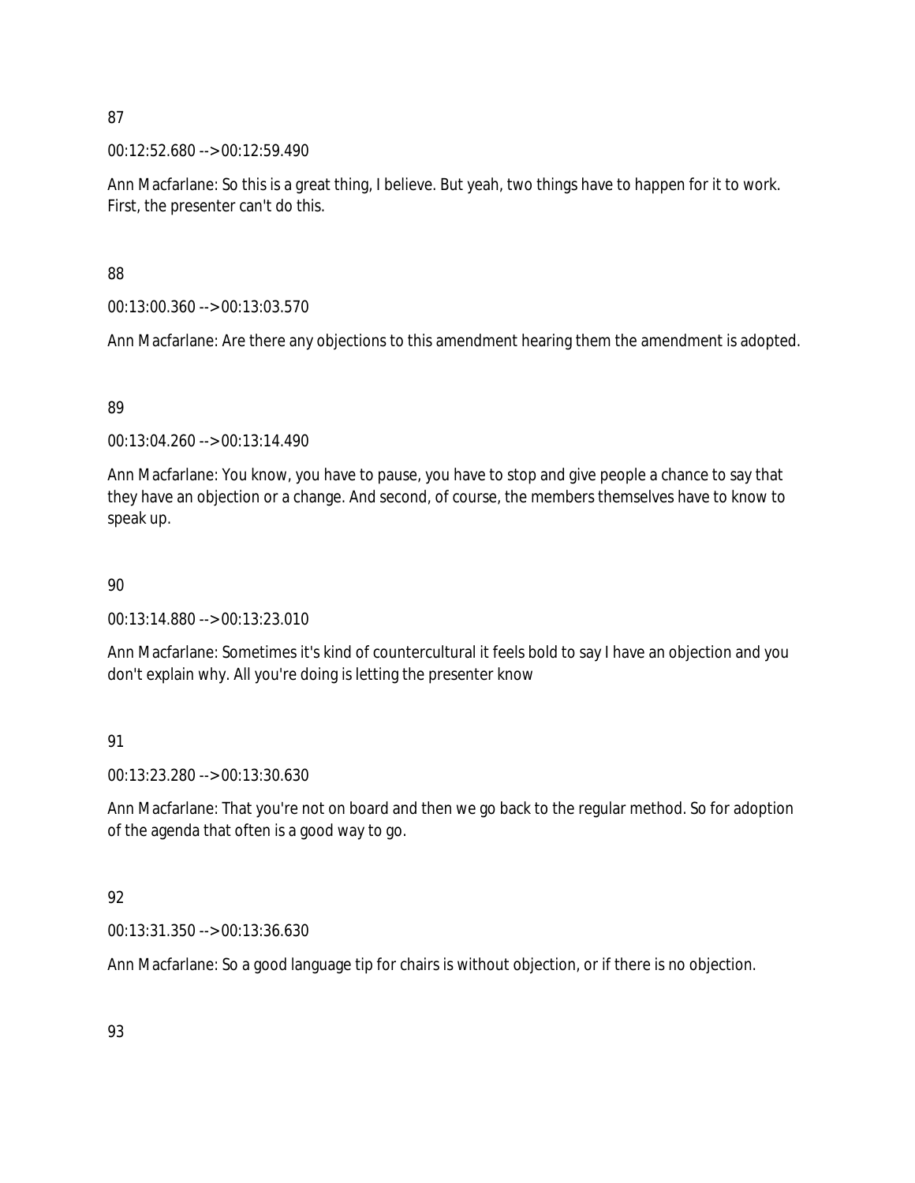87

00:12:52.680 --> 00:12:59.490

Ann Macfarlane: So this is a great thing, I believe. But yeah, two things have to happen for it to work. First, the presenter can't do this.

88

00:13:00.360 --> 00:13:03.570

Ann Macfarlane: Are there any objections to this amendment hearing them the amendment is adopted.

89

00:13:04.260 --> 00:13:14.490

Ann Macfarlane: You know, you have to pause, you have to stop and give people a chance to say that they have an objection or a change. And second, of course, the members themselves have to know to speak up.

90

00:13:14.880 --> 00:13:23.010

Ann Macfarlane: Sometimes it's kind of countercultural it feels bold to say I have an objection and you don't explain why. All you're doing is letting the presenter know

91

00:13:23.280 --> 00:13:30.630

Ann Macfarlane: That you're not on board and then we go back to the regular method. So for adoption of the agenda that often is a good way to go.

92

00:13:31.350 --> 00:13:36.630

Ann Macfarlane: So a good language tip for chairs is without objection, or if there is no objection.

93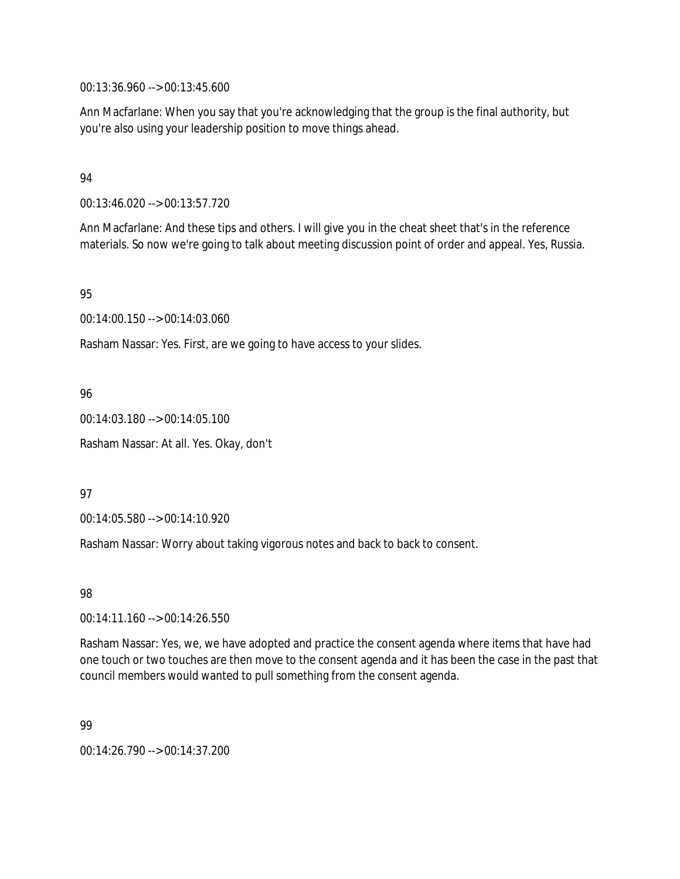00:13:36.960 --> 00:13:45.600

Ann Macfarlane: When you say that you're acknowledging that the group is the final authority, but you're also using your leadership position to move things ahead.

94

00:13:46.020 --> 00:13:57.720

Ann Macfarlane: And these tips and others. I will give you in the cheat sheet that's in the reference materials. So now we're going to talk about meeting discussion point of order and appeal. Yes, Russia.

95

00:14:00.150 --> 00:14:03.060

Rasham Nassar: Yes. First, are we going to have access to your slides.

96

00:14:03.180 --> 00:14:05.100

Rasham Nassar: At all. Yes. Okay, don't

97

00:14:05.580 --> 00:14:10.920

Rasham Nassar: Worry about taking vigorous notes and back to back to consent.

98

00:14:11.160 --> 00:14:26.550

Rasham Nassar: Yes, we, we have adopted and practice the consent agenda where items that have had one touch or two touches are then move to the consent agenda and it has been the case in the past that council members would wanted to pull something from the consent agenda.

99

00:14:26.790 --> 00:14:37.200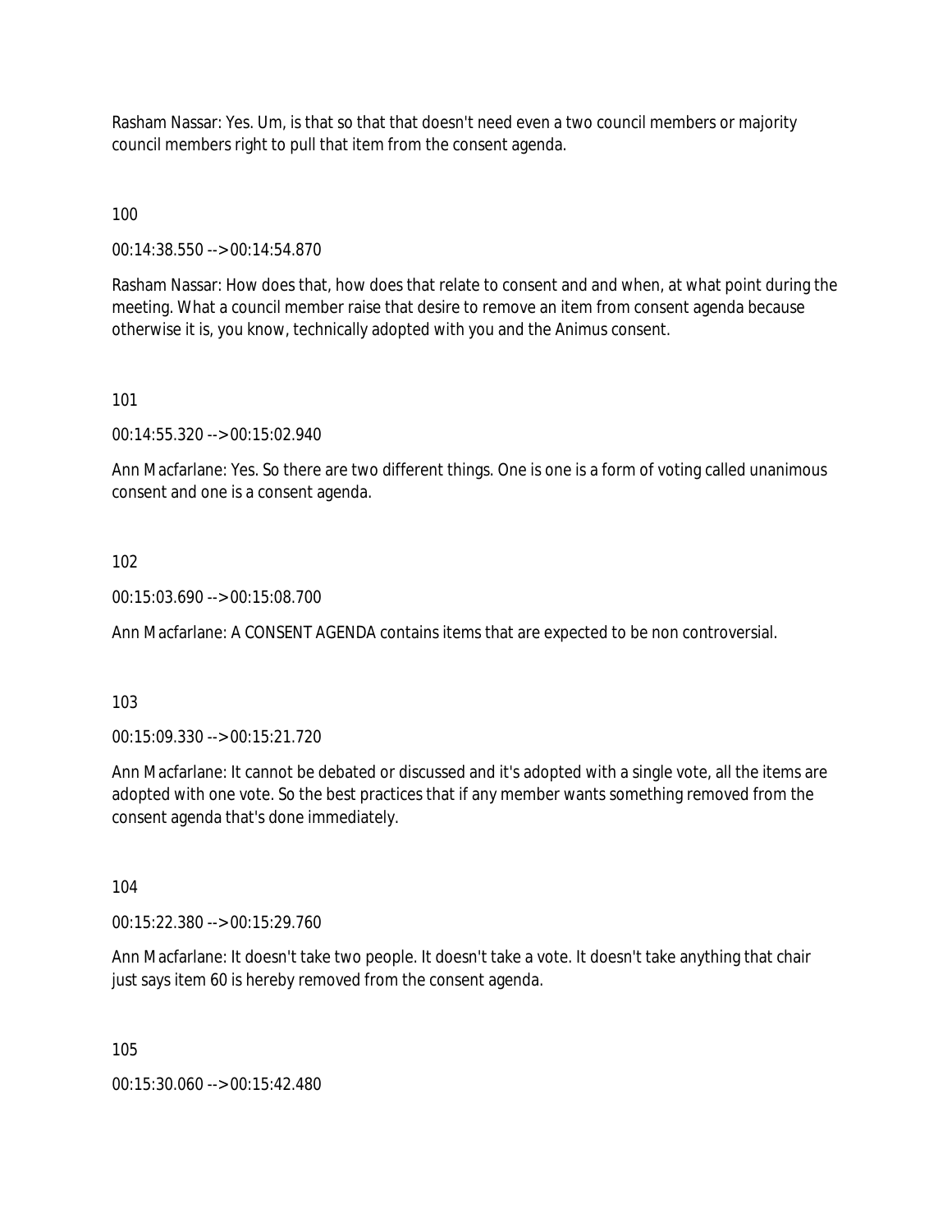Rasham Nassar: Yes. Um, is that so that that doesn't need even a two council members or majority council members right to pull that item from the consent agenda.

100

00:14:38.550 --> 00:14:54.870

Rasham Nassar: How does that, how does that relate to consent and and when, at what point during the meeting. What a council member raise that desire to remove an item from consent agenda because otherwise it is, you know, technically adopted with you and the Animus consent.

101

00:14:55.320 --> 00:15:02.940

Ann Macfarlane: Yes. So there are two different things. One is one is a form of voting called unanimous consent and one is a consent agenda.

102

00:15:03.690 --> 00:15:08.700

Ann Macfarlane: A CONSENT AGENDA contains items that are expected to be non controversial.

103

00:15:09.330 --> 00:15:21.720

Ann Macfarlane: It cannot be debated or discussed and it's adopted with a single vote, all the items are adopted with one vote. So the best practices that if any member wants something removed from the consent agenda that's done immediately.

104

00:15:22.380 --> 00:15:29.760

Ann Macfarlane: It doesn't take two people. It doesn't take a vote. It doesn't take anything that chair just says item 60 is hereby removed from the consent agenda.

105

00:15:30.060 --> 00:15:42.480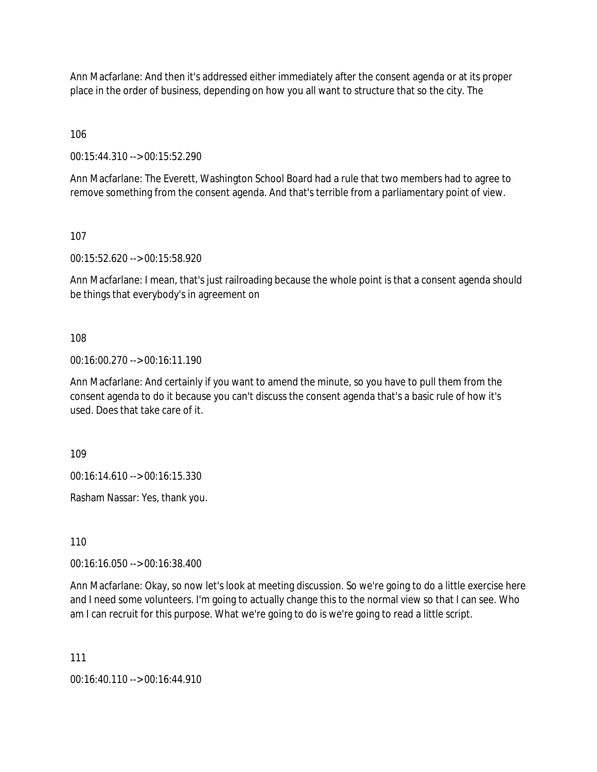Ann Macfarlane: And then it's addressed either immediately after the consent agenda or at its proper place in the order of business, depending on how you all want to structure that so the city. The

106

00:15:44.310 --> 00:15:52.290

Ann Macfarlane: The Everett, Washington School Board had a rule that two members had to agree to remove something from the consent agenda. And that's terrible from a parliamentary point of view.

107

00:15:52.620 --> 00:15:58.920

Ann Macfarlane: I mean, that's just railroading because the whole point is that a consent agenda should be things that everybody's in agreement on

108

00:16:00.270 --> 00:16:11.190

Ann Macfarlane: And certainly if you want to amend the minute, so you have to pull them from the consent agenda to do it because you can't discuss the consent agenda that's a basic rule of how it's used. Does that take care of it.

109

00:16:14.610 --> 00:16:15.330

Rasham Nassar: Yes, thank you.

110

00:16:16.050 --> 00:16:38.400

Ann Macfarlane: Okay, so now let's look at meeting discussion. So we're going to do a little exercise here and I need some volunteers. I'm going to actually change this to the normal view so that I can see. Who am I can recruit for this purpose. What we're going to do is we're going to read a little script.

111

00:16:40.110 --> 00:16:44.910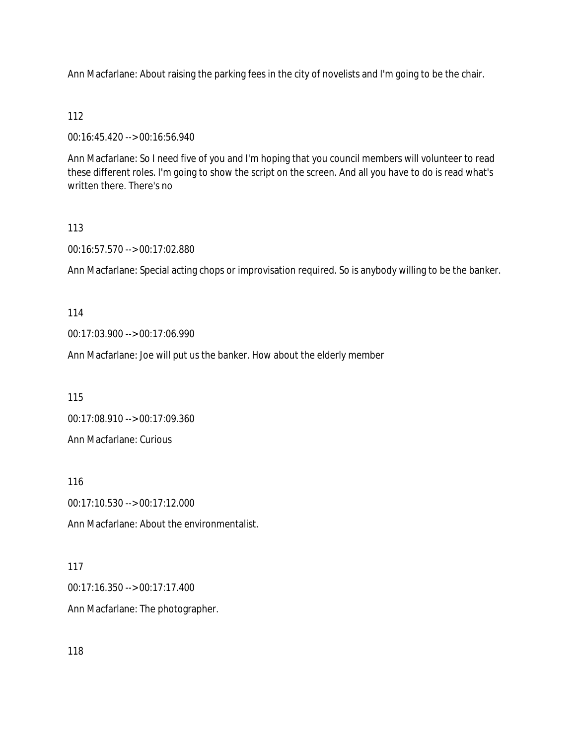Ann Macfarlane: About raising the parking fees in the city of novelists and I'm going to be the chair.

112

00:16:45.420 --> 00:16:56.940

Ann Macfarlane: So I need five of you and I'm hoping that you council members will volunteer to read these different roles. I'm going to show the script on the screen. And all you have to do is read what's written there. There's no

113

00:16:57.570 --> 00:17:02.880

Ann Macfarlane: Special acting chops or improvisation required. So is anybody willing to be the banker.

114

00:17:03.900 --> 00:17:06.990

Ann Macfarlane: Joe will put us the banker. How about the elderly member

115

00:17:08.910 --> 00:17:09.360

Ann Macfarlane: Curious

116

00:17:10.530 --> 00:17:12.000

Ann Macfarlane: About the environmentalist.

117

00:17:16.350 --> 00:17:17.400

Ann Macfarlane: The photographer.

118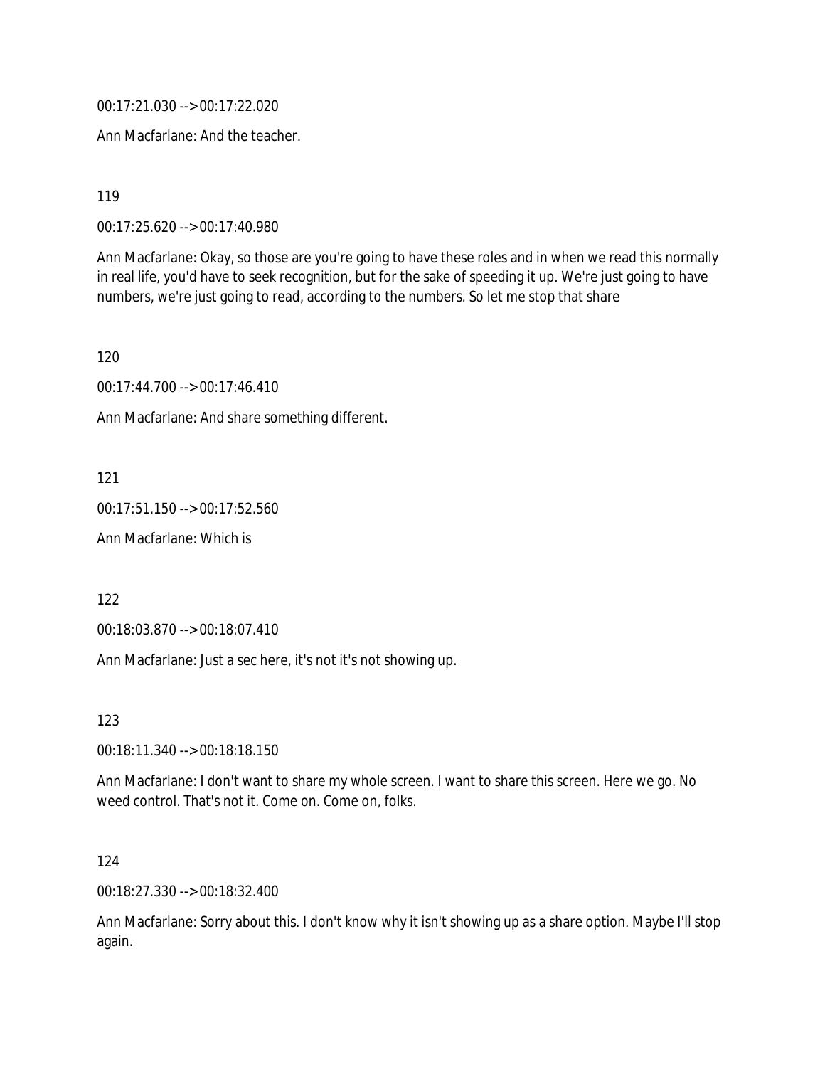00:17:21.030 --> 00:17:22.020

Ann Macfarlane: And the teacher.

119

00:17:25.620 --> 00:17:40.980

Ann Macfarlane: Okay, so those are you're going to have these roles and in when we read this normally in real life, you'd have to seek recognition, but for the sake of speeding it up. We're just going to have numbers, we're just going to read, according to the numbers. So let me stop that share

120

00:17:44.700 --> 00:17:46.410

Ann Macfarlane: And share something different.

121

00:17:51.150 --> 00:17:52.560

Ann Macfarlane: Which is

122

00:18:03.870 --> 00:18:07.410

Ann Macfarlane: Just a sec here, it's not it's not showing up.

123

00:18:11.340 --> 00:18:18.150

Ann Macfarlane: I don't want to share my whole screen. I want to share this screen. Here we go. No weed control. That's not it. Come on. Come on, folks.

124

00:18:27.330 --> 00:18:32.400

Ann Macfarlane: Sorry about this. I don't know why it isn't showing up as a share option. Maybe I'll stop again.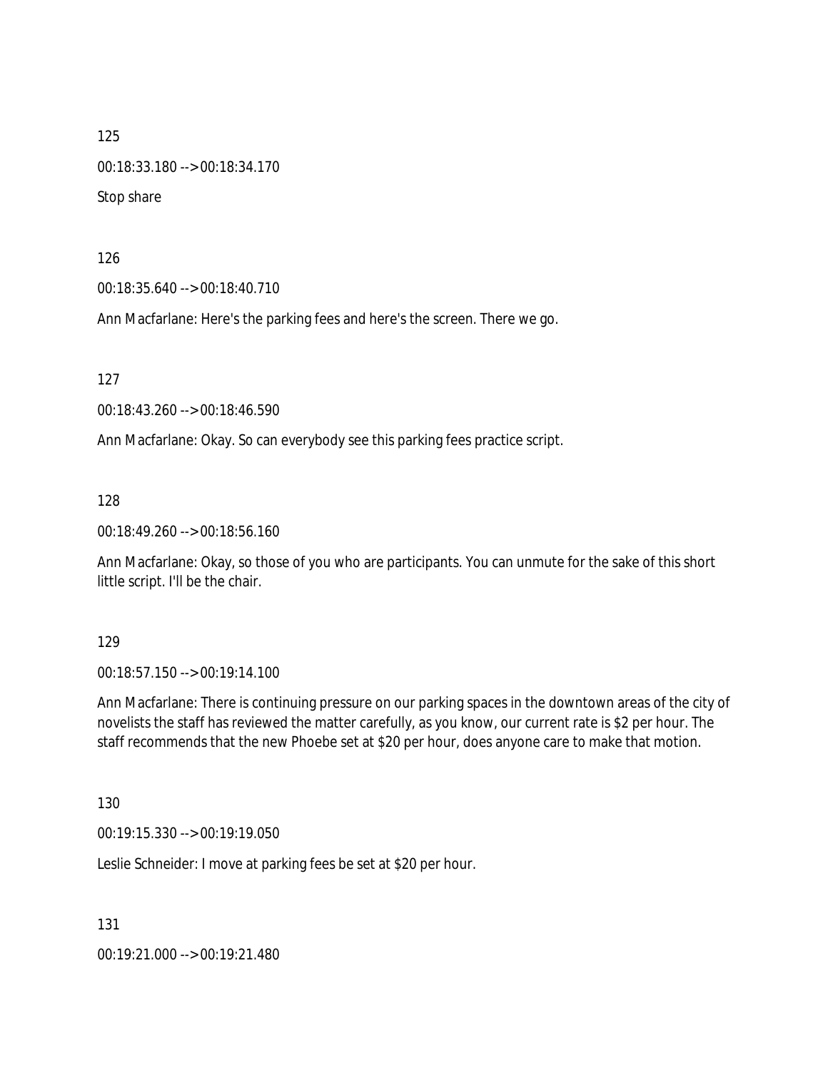125

00:18:33.180 --> 00:18:34.170

Stop share

126

00:18:35.640 --> 00:18:40.710

Ann Macfarlane: Here's the parking fees and here's the screen. There we go.

127

00:18:43.260 --> 00:18:46.590

Ann Macfarlane: Okay. So can everybody see this parking fees practice script.

128

00:18:49.260 --> 00:18:56.160

Ann Macfarlane: Okay, so those of you who are participants. You can unmute for the sake of this short little script. I'll be the chair.

129

00:18:57.150 --> 00:19:14.100

Ann Macfarlane: There is continuing pressure on our parking spaces in the downtown areas of the city of novelists the staff has reviewed the matter carefully, as you know, our current rate is $2 per hour. The staff recommends that the new Phoebe set at $20 per hour, does anyone care to make that motion.

130

00:19:15.330 --> 00:19:19.050

Leslie Schneider: I move at parking fees be set at $20 per hour.

131

00:19:21.000 --> 00:19:21.480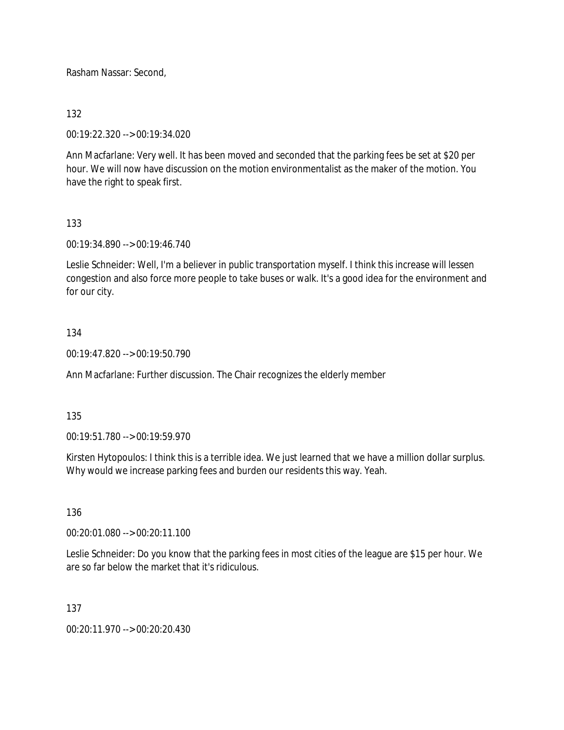Rasham Nassar: Second,

132

00:19:22.320 --> 00:19:34.020

Ann Macfarlane: Very well. It has been moved and seconded that the parking fees be set at $20 per hour. We will now have discussion on the motion environmentalist as the maker of the motion. You have the right to speak first.

133

00:19:34.890 --> 00:19:46.740

Leslie Schneider: Well, I'm a believer in public transportation myself. I think this increase will lessen congestion and also force more people to take buses or walk. It's a good idea for the environment and for our city.

134

00:19:47.820 --> 00:19:50.790

Ann Macfarlane: Further discussion. The Chair recognizes the elderly member

135

00:19:51.780 --> 00:19:59.970

Kirsten Hytopoulos: I think this is a terrible idea. We just learned that we have a million dollar surplus. Why would we increase parking fees and burden our residents this way. Yeah.

136

00:20:01.080 --> 00:20:11.100

Leslie Schneider: Do you know that the parking fees in most cities of the league are $15 per hour. We are so far below the market that it's ridiculous.

137

00:20:11.970 --> 00:20:20.430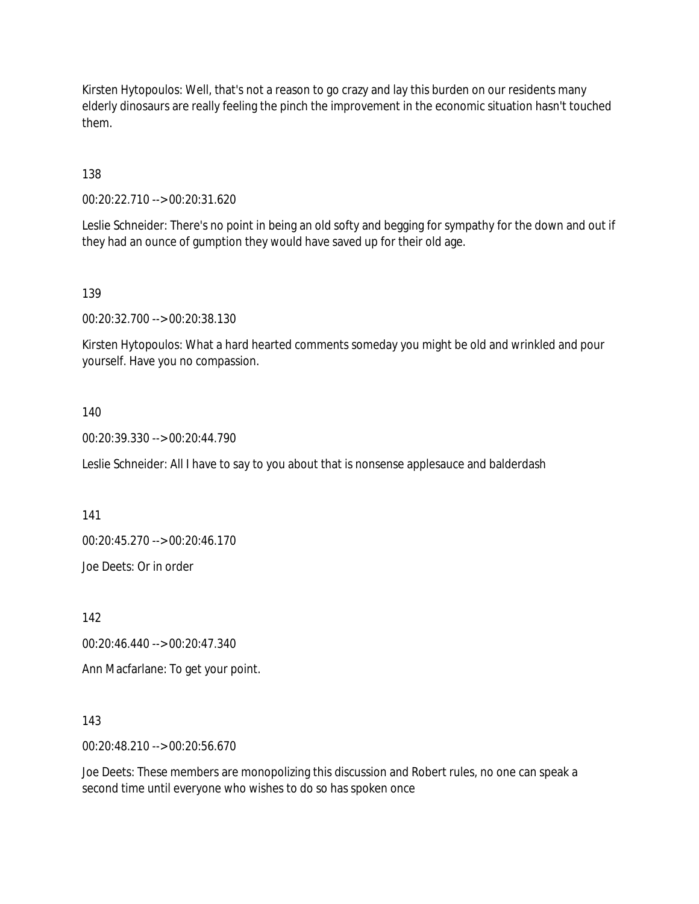Kirsten Hytopoulos: Well, that's not a reason to go crazy and lay this burden on our residents many elderly dinosaurs are really feeling the pinch the improvement in the economic situation hasn't touched them.

138

00:20:22.710 --> 00:20:31.620

Leslie Schneider: There's no point in being an old softy and begging for sympathy for the down and out if they had an ounce of gumption they would have saved up for their old age.

139

00:20:32.700 --> 00:20:38.130

Kirsten Hytopoulos: What a hard hearted comments someday you might be old and wrinkled and pour yourself. Have you no compassion.

140

00:20:39.330 --> 00:20:44.790

Leslie Schneider: All I have to say to you about that is nonsense applesauce and balderdash

141

00:20:45.270 --> 00:20:46.170

Joe Deets: Or in order

142

00:20:46.440 --> 00:20:47.340

Ann Macfarlane: To get your point.

143

00:20:48.210 --> 00:20:56.670

Joe Deets: These members are monopolizing this discussion and Robert rules, no one can speak a second time until everyone who wishes to do so has spoken once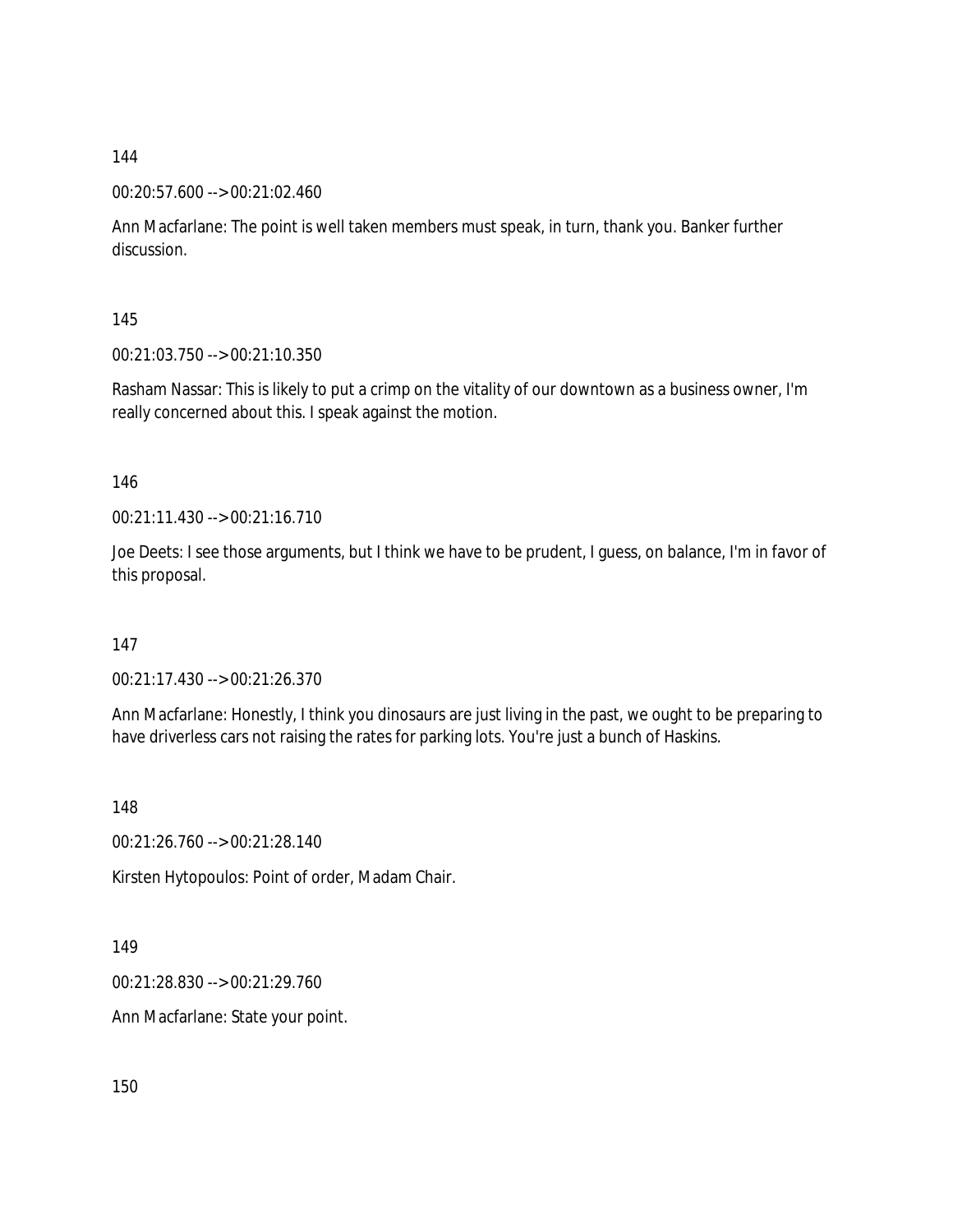144

00:20:57.600 --> 00:21:02.460

Ann Macfarlane: The point is well taken members must speak, in turn, thank you. Banker further discussion.

145

00:21:03.750 --> 00:21:10.350

Rasham Nassar: This is likely to put a crimp on the vitality of our downtown as a business owner, I'm really concerned about this. I speak against the motion.

146

00:21:11.430 --> 00:21:16.710

Joe Deets: I see those arguments, but I think we have to be prudent, I guess, on balance, I'm in favor of this proposal.

147

00:21:17.430 --> 00:21:26.370

Ann Macfarlane: Honestly, I think you dinosaurs are just living in the past, we ought to be preparing to have driverless cars not raising the rates for parking lots. You're just a bunch of Haskins.

148

00:21:26.760 --> 00:21:28.140

Kirsten Hytopoulos: Point of order, Madam Chair.

149

00:21:28.830 --> 00:21:29.760

Ann Macfarlane: State your point.

150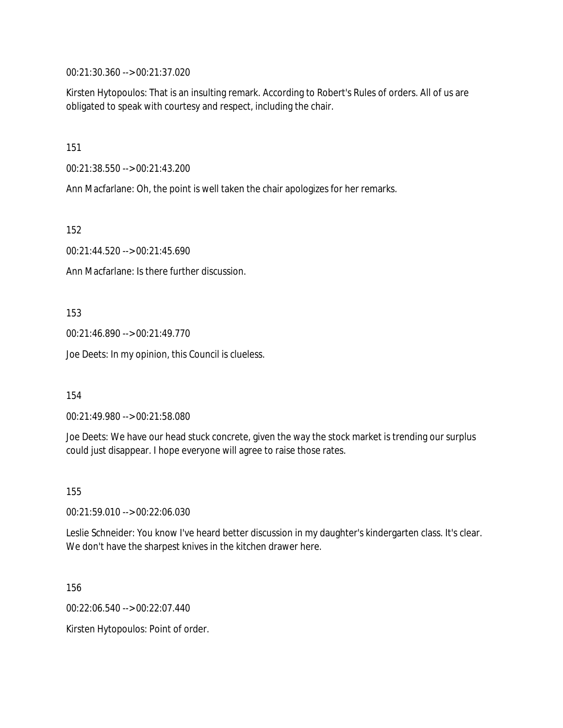00:21:30.360 --> 00:21:37.020

Kirsten Hytopoulos: That is an insulting remark. According to Robert's Rules of orders. All of us are obligated to speak with courtesy and respect, including the chair.

151

00:21:38.550 --> 00:21:43.200

Ann Macfarlane: Oh, the point is well taken the chair apologizes for her remarks.

152

00:21:44.520 --> 00:21:45.690

Ann Macfarlane: Is there further discussion.

153

00:21:46.890 --> 00:21:49.770

Joe Deets: In my opinion, this Council is clueless.

154

00:21:49.980 --> 00:21:58.080

Joe Deets: We have our head stuck concrete, given the way the stock market is trending our surplus could just disappear. I hope everyone will agree to raise those rates.

155

00:21:59.010 --> 00:22:06.030

Leslie Schneider: You know I've heard better discussion in my daughter's kindergarten class. It's clear. We don't have the sharpest knives in the kitchen drawer here.

156

00:22:06.540 --> 00:22:07.440

Kirsten Hytopoulos: Point of order.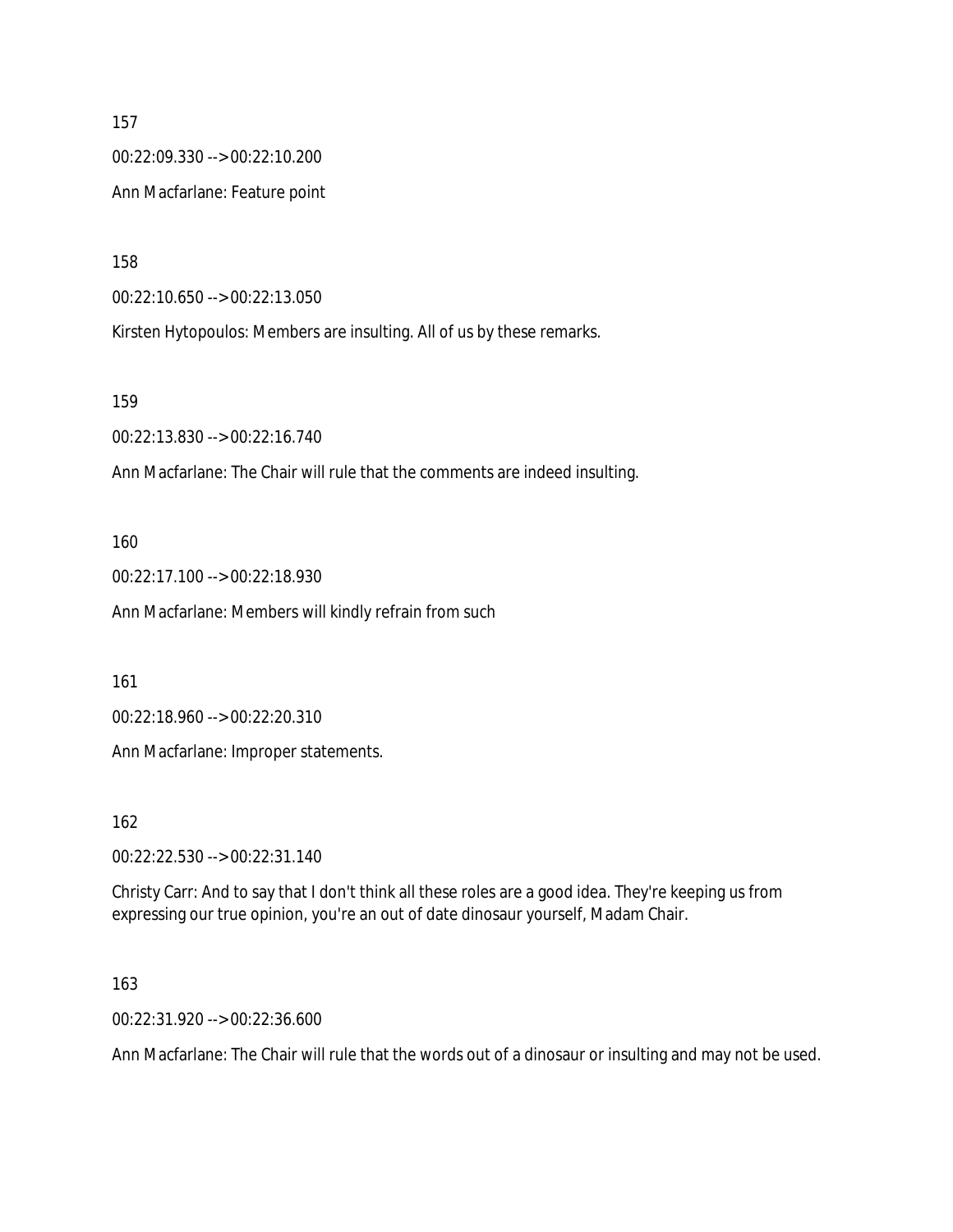157

00:22:09.330 --> 00:22:10.200

Ann Macfarlane: Feature point

158

00:22:10.650 --> 00:22:13.050

Kirsten Hytopoulos: Members are insulting. All of us by these remarks.

159

00:22:13.830 --> 00:22:16.740

Ann Macfarlane: The Chair will rule that the comments are indeed insulting.

160

00:22:17.100 --> 00:22:18.930

Ann Macfarlane: Members will kindly refrain from such

161

00:22:18.960 --> 00:22:20.310

Ann Macfarlane: Improper statements.

162

00:22:22.530 --> 00:22:31.140

Christy Carr: And to say that I don't think all these roles are a good idea. They're keeping us from expressing our true opinion, you're an out of date dinosaur yourself, Madam Chair.

163

00:22:31.920 --> 00:22:36.600

Ann Macfarlane: The Chair will rule that the words out of a dinosaur or insulting and may not be used.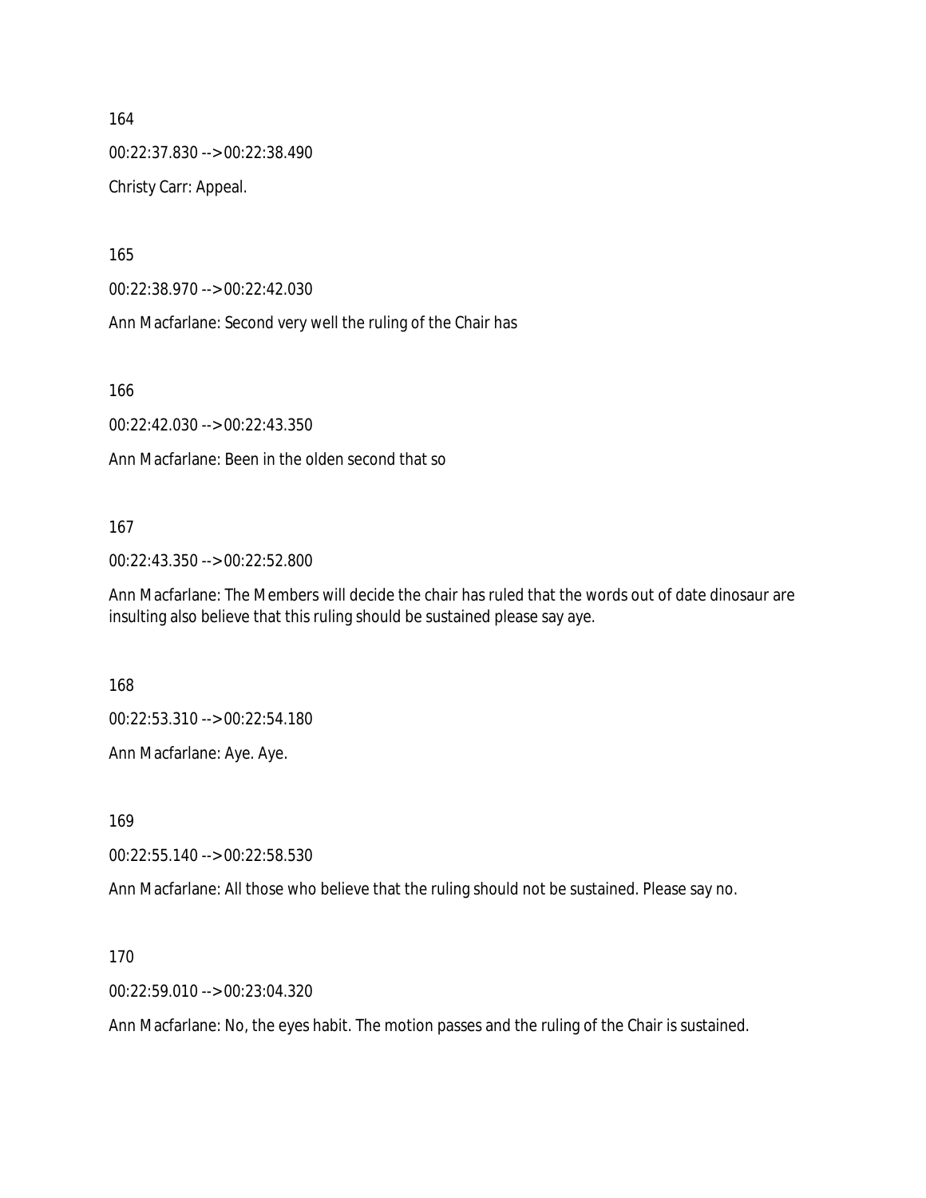164

00:22:37.830 --> 00:22:38.490

Christy Carr: Appeal.

165

00:22:38.970 --> 00:22:42.030

Ann Macfarlane: Second very well the ruling of the Chair has

166

00:22:42.030 --> 00:22:43.350

Ann Macfarlane: Been in the olden second that so

167

00:22:43.350 --> 00:22:52.800

Ann Macfarlane: The Members will decide the chair has ruled that the words out of date dinosaur are insulting also believe that this ruling should be sustained please say aye.

168

00:22:53.310 --> 00:22:54.180

Ann Macfarlane: Aye. Aye.

169

00:22:55.140 --> 00:22:58.530

Ann Macfarlane: All those who believe that the ruling should not be sustained. Please say no.

170

00:22:59.010 --> 00:23:04.320

Ann Macfarlane: No, the eyes habit. The motion passes and the ruling of the Chair is sustained.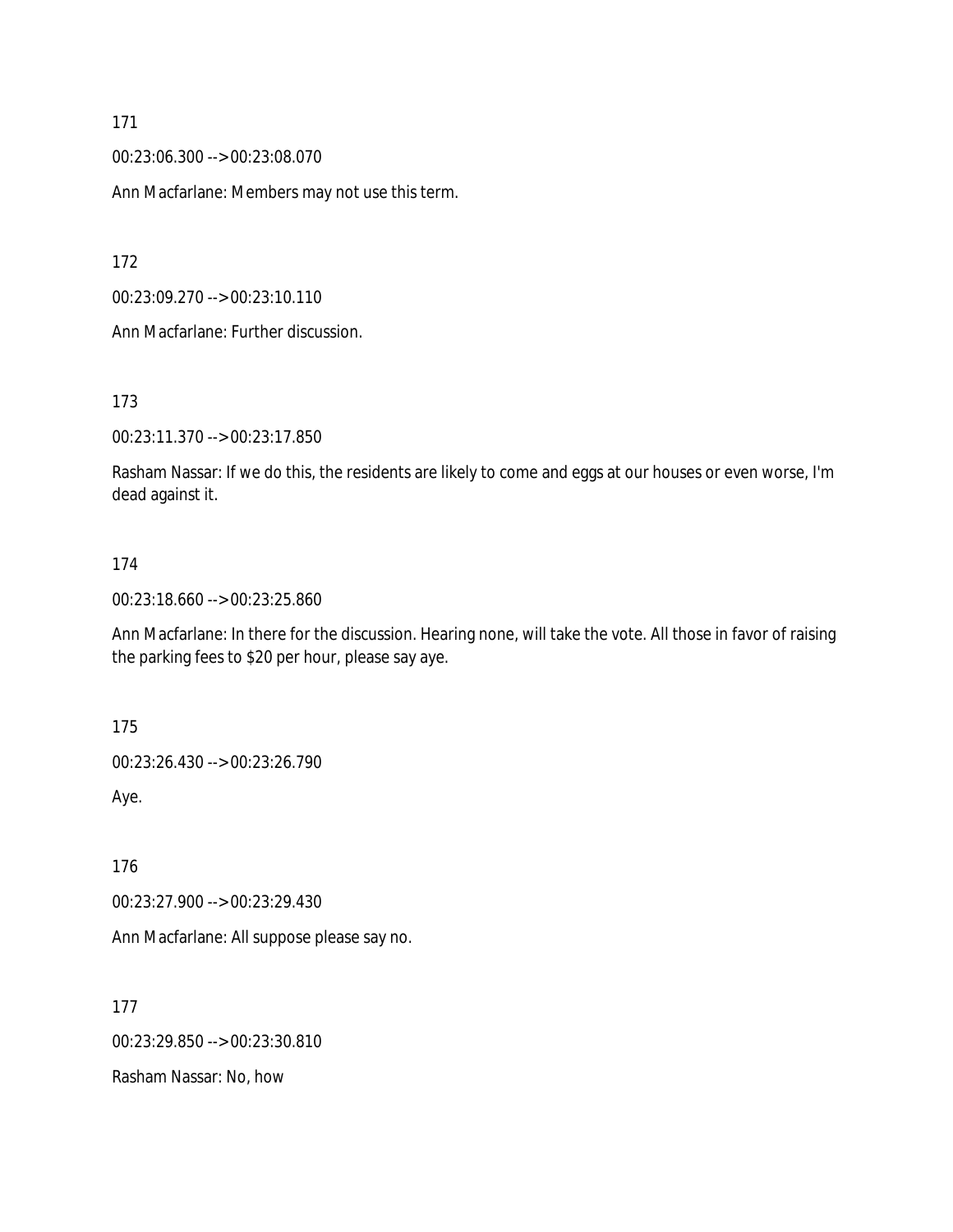171

00:23:06.300 --> 00:23:08.070

Ann Macfarlane: Members may not use this term.

172

00:23:09.270 --> 00:23:10.110

Ann Macfarlane: Further discussion.

173

00:23:11.370 --> 00:23:17.850

Rasham Nassar: If we do this, the residents are likely to come and eggs at our houses or even worse, I'm dead against it.

174

00:23:18.660 --> 00:23:25.860

Ann Macfarlane: In there for the discussion. Hearing none, will take the vote. All those in favor of raising the parking fees to $20 per hour, please say aye.

175

00:23:26.430 --> 00:23:26.790

Aye.

176

00:23:27.900 --> 00:23:29.430

Ann Macfarlane: All suppose please say no.

177

00:23:29.850 --> 00:23:30.810

Rasham Nassar: No, how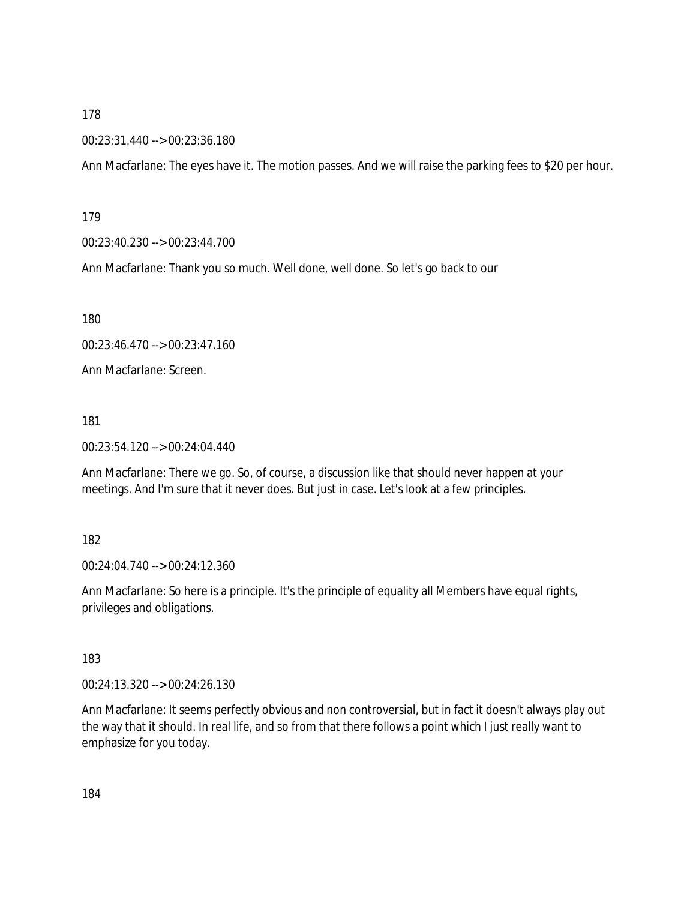178

00:23:31.440 --> 00:23:36.180

Ann Macfarlane: The eyes have it. The motion passes. And we will raise the parking fees to $20 per hour.

179

00:23:40.230 --> 00:23:44.700

Ann Macfarlane: Thank you so much. Well done, well done. So let's go back to our

180

00:23:46.470 --> 00:23:47.160

Ann Macfarlane: Screen.

181

00:23:54.120 --> 00:24:04.440

Ann Macfarlane: There we go. So, of course, a discussion like that should never happen at your meetings. And I'm sure that it never does. But just in case. Let's look at a few principles.

182

00:24:04.740 --> 00:24:12.360

Ann Macfarlane: So here is a principle. It's the principle of equality all Members have equal rights, privileges and obligations.

183

00:24:13.320 --> 00:24:26.130

Ann Macfarlane: It seems perfectly obvious and non controversial, but in fact it doesn't always play out the way that it should. In real life, and so from that there follows a point which I just really want to emphasize for you today.

184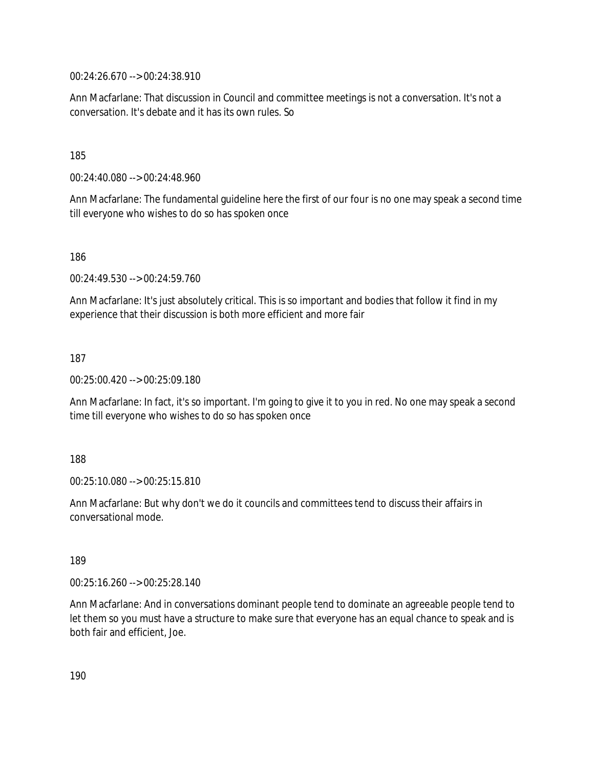00:24:26.670 --> 00:24:38.910

Ann Macfarlane: That discussion in Council and committee meetings is not a conversation. It's not a conversation. It's debate and it has its own rules. So

185

00:24:40.080 --> 00:24:48.960

Ann Macfarlane: The fundamental guideline here the first of our four is no one may speak a second time till everyone who wishes to do so has spoken once

186

00:24:49.530 --> 00:24:59.760

Ann Macfarlane: It's just absolutely critical. This is so important and bodies that follow it find in my experience that their discussion is both more efficient and more fair

187

00:25:00.420 --> 00:25:09.180

Ann Macfarlane: In fact, it's so important. I'm going to give it to you in red. No one may speak a second time till everyone who wishes to do so has spoken once

188

00:25:10.080 --> 00:25:15.810

Ann Macfarlane: But why don't we do it councils and committees tend to discuss their affairs in conversational mode.

189

00:25:16.260 --> 00:25:28.140

Ann Macfarlane: And in conversations dominant people tend to dominate an agreeable people tend to let them so you must have a structure to make sure that everyone has an equal chance to speak and is both fair and efficient, Joe.

190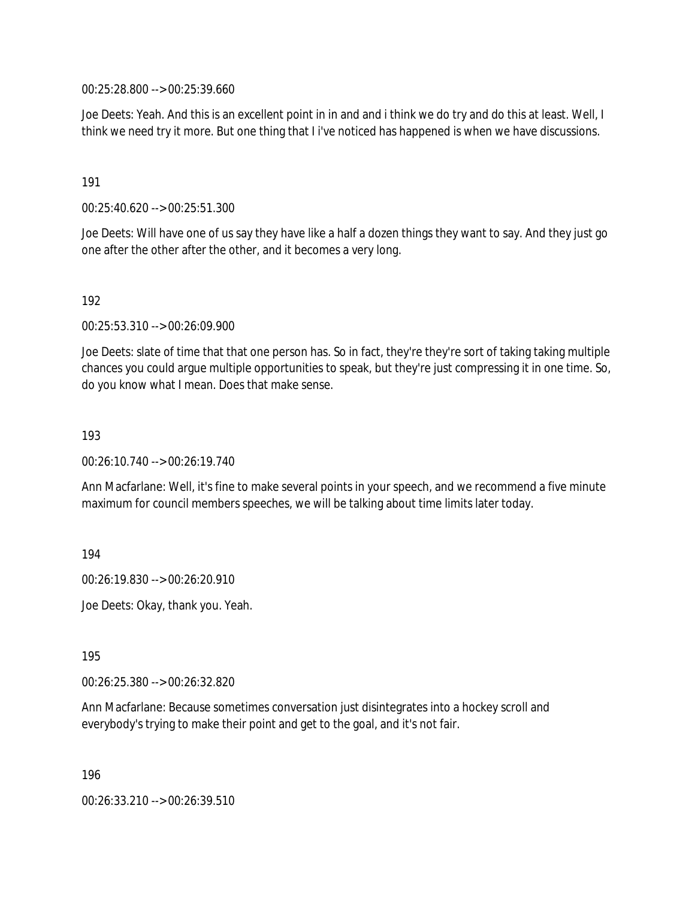00:25:28.800 --> 00:25:39.660

Joe Deets: Yeah. And this is an excellent point in in and and i think we do try and do this at least. Well, I think we need try it more. But one thing that I i've noticed has happened is when we have discussions.

191

00:25:40.620 --> 00:25:51.300

Joe Deets: Will have one of us say they have like a half a dozen things they want to say. And they just go one after the other after the other, and it becomes a very long.

192

00:25:53.310 --> 00:26:09.900

Joe Deets: slate of time that that one person has. So in fact, they're they're sort of taking taking multiple chances you could argue multiple opportunities to speak, but they're just compressing it in one time. So, do you know what I mean. Does that make sense.

193

00:26:10.740 --> 00:26:19.740

Ann Macfarlane: Well, it's fine to make several points in your speech, and we recommend a five minute maximum for council members speeches, we will be talking about time limits later today.

194

00:26:19.830 --> 00:26:20.910

Joe Deets: Okay, thank you. Yeah.

195

00:26:25.380 --> 00:26:32.820

Ann Macfarlane: Because sometimes conversation just disintegrates into a hockey scroll and everybody's trying to make their point and get to the goal, and it's not fair.

196

00:26:33.210 --> 00:26:39.510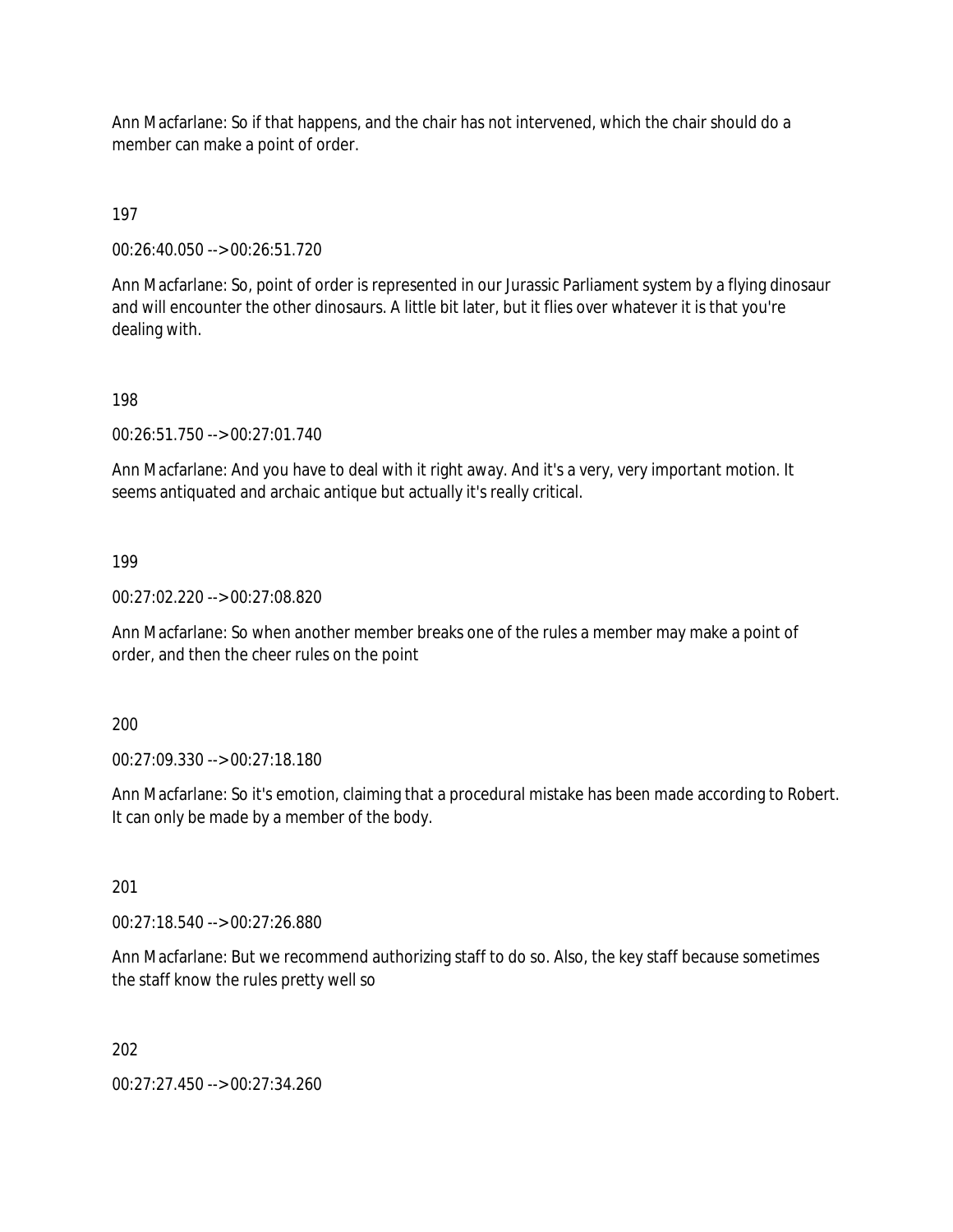Ann Macfarlane: So if that happens, and the chair has not intervened, which the chair should do a member can make a point of order.

197

00:26:40.050 --> 00:26:51.720

Ann Macfarlane: So, point of order is represented in our Jurassic Parliament system by a flying dinosaur and will encounter the other dinosaurs. A little bit later, but it flies over whatever it is that you're dealing with.

198

00:26:51.750 --> 00:27:01.740

Ann Macfarlane: And you have to deal with it right away. And it's a very, very important motion. It seems antiquated and archaic antique but actually it's really critical.

199

00:27:02.220 --> 00:27:08.820

Ann Macfarlane: So when another member breaks one of the rules a member may make a point of order, and then the cheer rules on the point

200

00:27:09.330 --> 00:27:18.180

Ann Macfarlane: So it's emotion, claiming that a procedural mistake has been made according to Robert. It can only be made by a member of the body.

201

00:27:18.540 --> 00:27:26.880

Ann Macfarlane: But we recommend authorizing staff to do so. Also, the key staff because sometimes the staff know the rules pretty well so

202

00:27:27.450 --> 00:27:34.260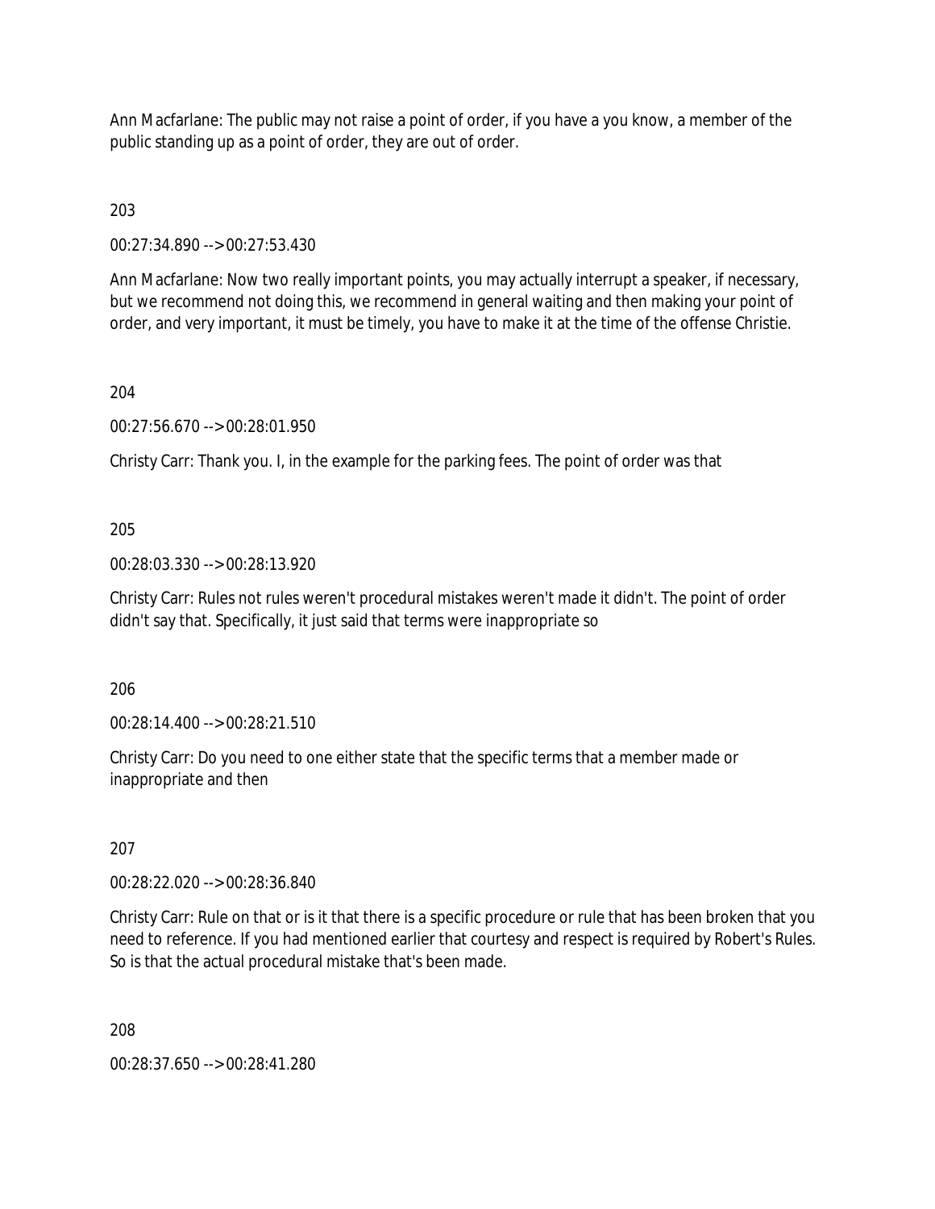Ann Macfarlane: The public may not raise a point of order, if you have a you know, a member of the public standing up as a point of order, they are out of order.

203

00:27:34.890 --> 00:27:53.430

Ann Macfarlane: Now two really important points, you may actually interrupt a speaker, if necessary, but we recommend not doing this, we recommend in general waiting and then making your point of order, and very important, it must be timely, you have to make it at the time of the offense Christie.

204

00:27:56.670 --> 00:28:01.950

Christy Carr: Thank you. I, in the example for the parking fees. The point of order was that

205

00:28:03.330 --> 00:28:13.920

Christy Carr: Rules not rules weren't procedural mistakes weren't made it didn't. The point of order didn't say that. Specifically, it just said that terms were inappropriate so

206

00:28:14.400 --> 00:28:21.510

Christy Carr: Do you need to one either state that the specific terms that a member made or inappropriate and then

207

00:28:22.020 --> 00:28:36.840

Christy Carr: Rule on that or is it that there is a specific procedure or rule that has been broken that you need to reference. If you had mentioned earlier that courtesy and respect is required by Robert's Rules. So is that the actual procedural mistake that's been made.

208

00:28:37.650 --> 00:28:41.280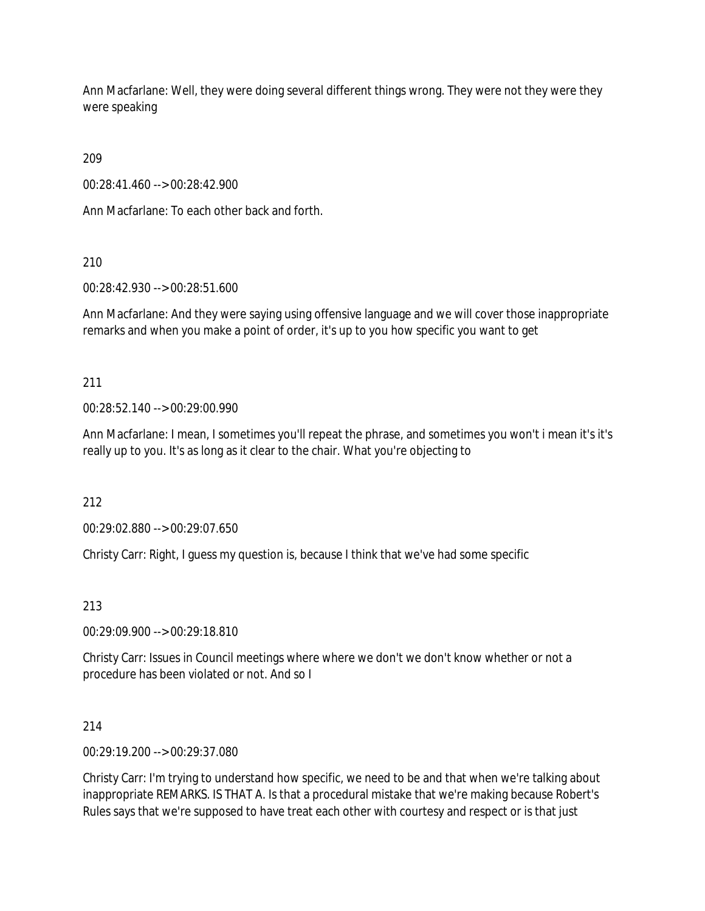Ann Macfarlane: Well, they were doing several different things wrong. They were not they were they were speaking

209

00:28:41.460 --> 00:28:42.900

Ann Macfarlane: To each other back and forth.

210

00:28:42.930 --> 00:28:51.600

Ann Macfarlane: And they were saying using offensive language and we will cover those inappropriate remarks and when you make a point of order, it's up to you how specific you want to get

211

00:28:52.140 --> 00:29:00.990

Ann Macfarlane: I mean, I sometimes you'll repeat the phrase, and sometimes you won't i mean it's it's really up to you. It's as long as it clear to the chair. What you're objecting to

212

00:29:02.880 --> 00:29:07.650

Christy Carr: Right, I guess my question is, because I think that we've had some specific

213

00:29:09.900 --> 00:29:18.810

Christy Carr: Issues in Council meetings where where we don't we don't know whether or not a procedure has been violated or not. And so I

214

00:29:19.200 --> 00:29:37.080

Christy Carr: I'm trying to understand how specific, we need to be and that when we're talking about inappropriate REMARKS. IS THAT A. Is that a procedural mistake that we're making because Robert's Rules says that we're supposed to have treat each other with courtesy and respect or is that just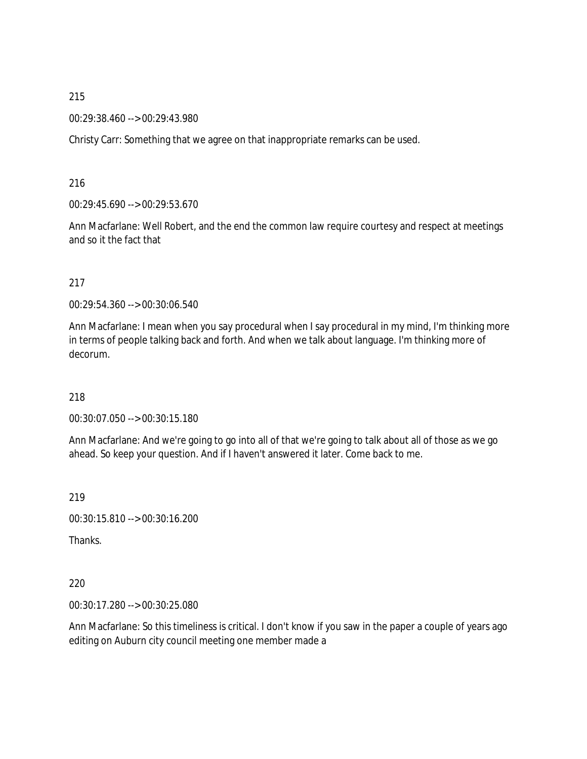215

00:29:38.460 --> 00:29:43.980

Christy Carr: Something that we agree on that inappropriate remarks can be used.

216

00:29:45.690 --> 00:29:53.670

Ann Macfarlane: Well Robert, and the end the common law require courtesy and respect at meetings and so it the fact that

217

00:29:54.360 --> 00:30:06.540

Ann Macfarlane: I mean when you say procedural when I say procedural in my mind, I'm thinking more in terms of people talking back and forth. And when we talk about language. I'm thinking more of decorum.

218

00:30:07.050 --> 00:30:15.180

Ann Macfarlane: And we're going to go into all of that we're going to talk about all of those as we go ahead. So keep your question. And if I haven't answered it later. Come back to me.

219

00:30:15.810 --> 00:30:16.200

Thanks.

220

00:30:17.280 --> 00:30:25.080

Ann Macfarlane: So this timeliness is critical. I don't know if you saw in the paper a couple of years ago editing on Auburn city council meeting one member made a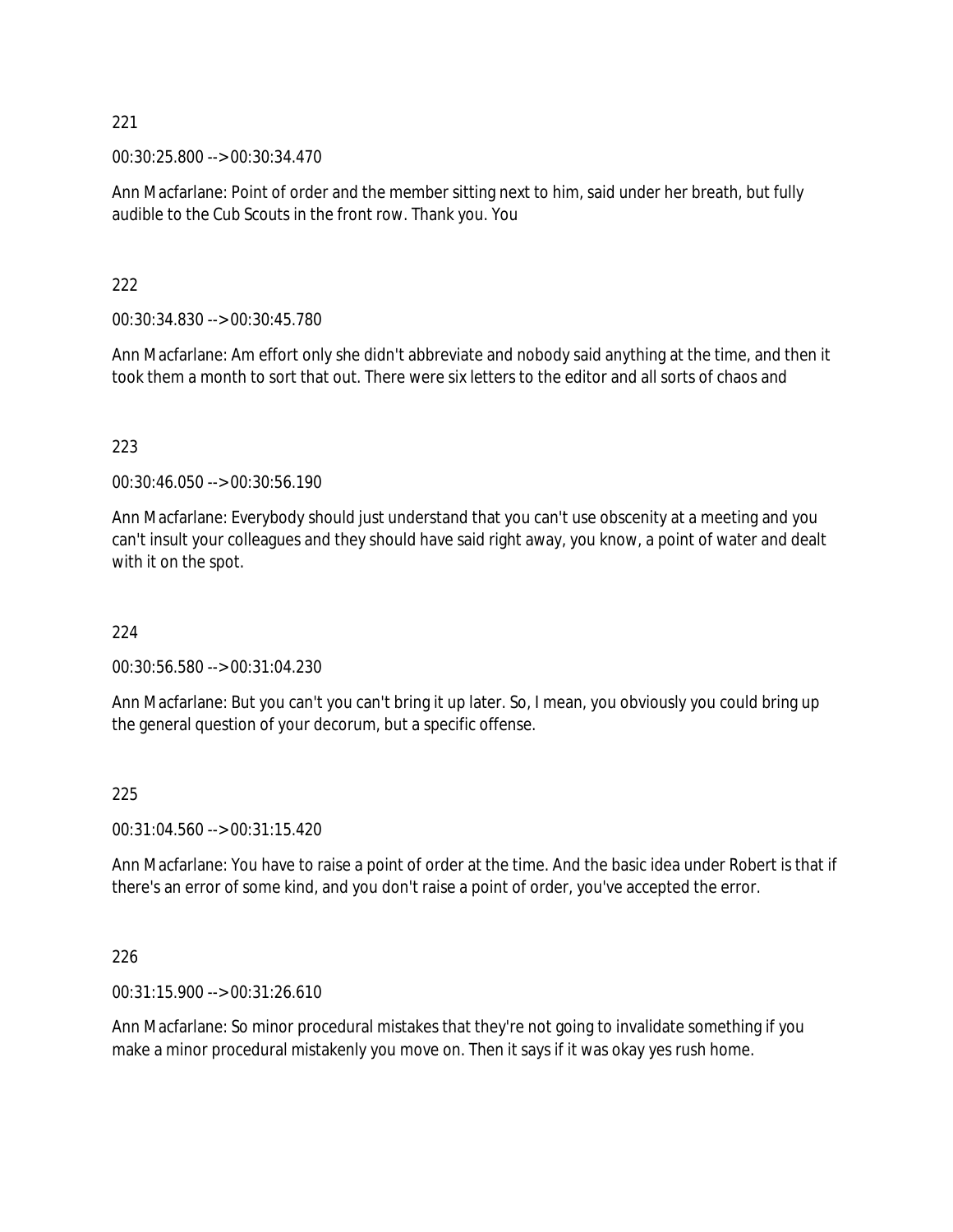221

00:30:25.800 --> 00:30:34.470

Ann Macfarlane: Point of order and the member sitting next to him, said under her breath, but fully audible to the Cub Scouts in the front row. Thank you. You

222

00:30:34.830 --> 00:30:45.780

Ann Macfarlane: Am effort only she didn't abbreviate and nobody said anything at the time, and then it took them a month to sort that out. There were six letters to the editor and all sorts of chaos and

223

00:30:46.050 --> 00:30:56.190

Ann Macfarlane: Everybody should just understand that you can't use obscenity at a meeting and you can't insult your colleagues and they should have said right away, you know, a point of water and dealt with it on the spot.

224

00:30:56.580 --> 00:31:04.230

Ann Macfarlane: But you can't you can't bring it up later. So, I mean, you obviously you could bring up the general question of your decorum, but a specific offense.

225

00:31:04.560 --> 00:31:15.420

Ann Macfarlane: You have to raise a point of order at the time. And the basic idea under Robert is that if there's an error of some kind, and you don't raise a point of order, you've accepted the error.

226

00:31:15.900 --> 00:31:26.610

Ann Macfarlane: So minor procedural mistakes that they're not going to invalidate something if you make a minor procedural mistakenly you move on. Then it says if it was okay yes rush home.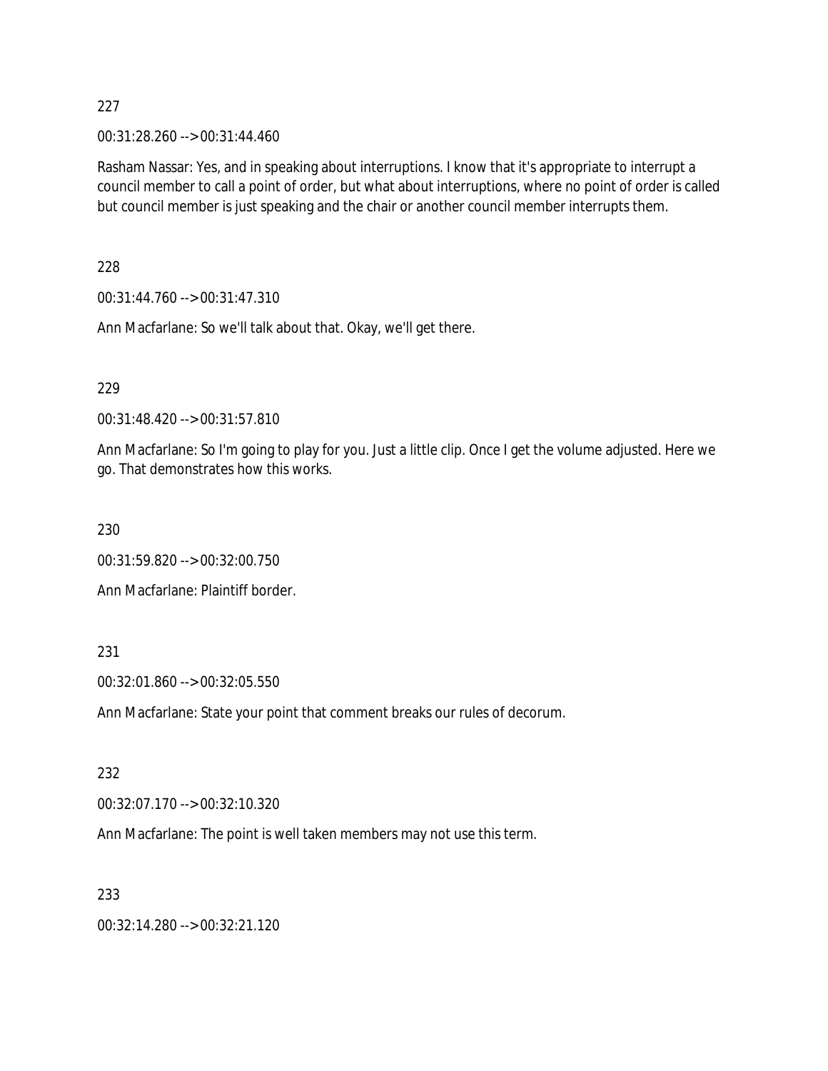227

00:31:28.260 --> 00:31:44.460

Rasham Nassar: Yes, and in speaking about interruptions. I know that it's appropriate to interrupt a council member to call a point of order, but what about interruptions, where no point of order is called but council member is just speaking and the chair or another council member interrupts them.

228

00:31:44.760 --> 00:31:47.310

Ann Macfarlane: So we'll talk about that. Okay, we'll get there.

229

00:31:48.420 --> 00:31:57.810

Ann Macfarlane: So I'm going to play for you. Just a little clip. Once I get the volume adjusted. Here we go. That demonstrates how this works.

230

00:31:59.820 --> 00:32:00.750

Ann Macfarlane: Plaintiff border.

231

00:32:01.860 --> 00:32:05.550

Ann Macfarlane: State your point that comment breaks our rules of decorum.

232

00:32:07.170 --> 00:32:10.320

Ann Macfarlane: The point is well taken members may not use this term.

233

00:32:14.280 --> 00:32:21.120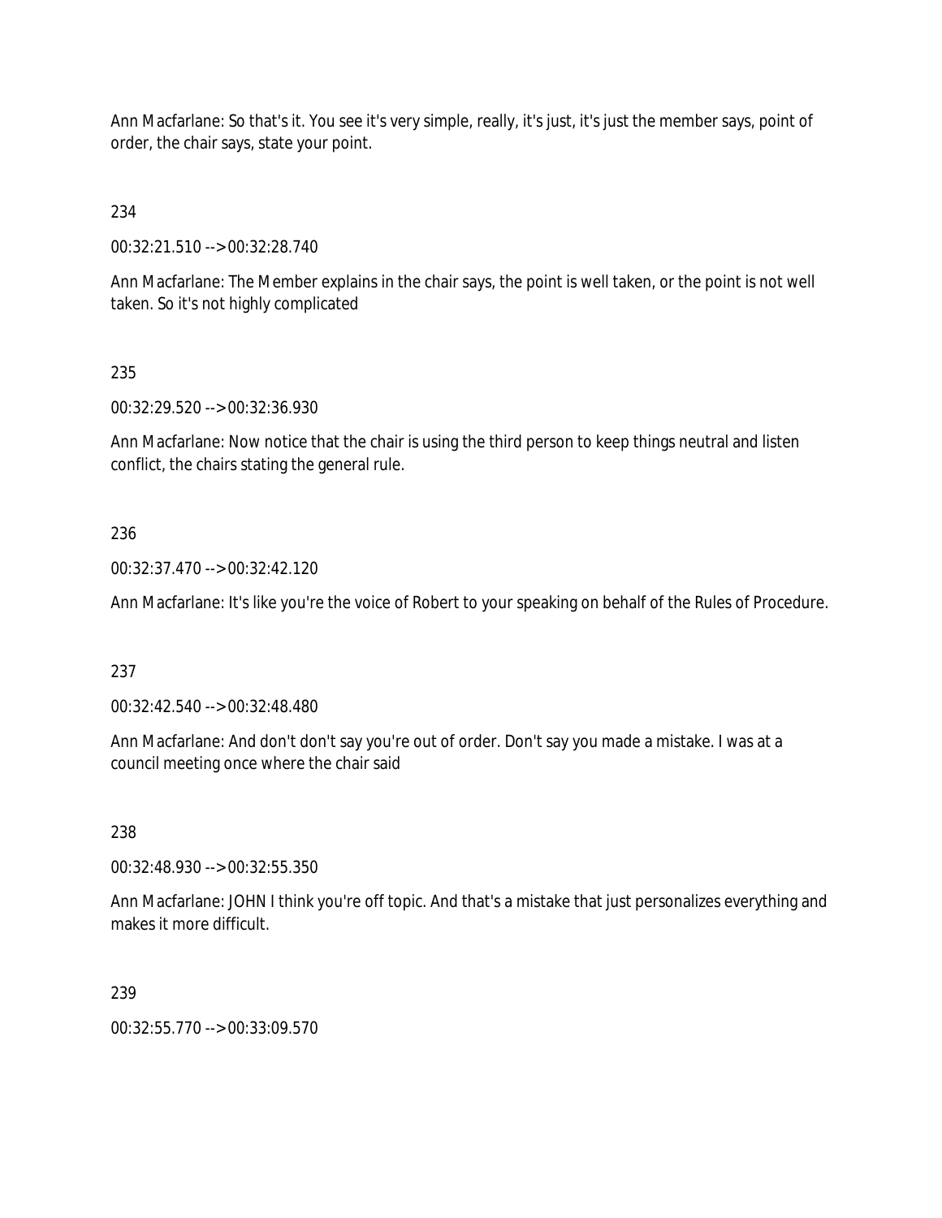Ann Macfarlane: So that's it. You see it's very simple, really, it's just, it's just the member says, point of order, the chair says, state your point.

234

00:32:21.510 --> 00:32:28.740

Ann Macfarlane: The Member explains in the chair says, the point is well taken, or the point is not well taken. So it's not highly complicated

235

00:32:29.520 --> 00:32:36.930

Ann Macfarlane: Now notice that the chair is using the third person to keep things neutral and listen conflict, the chairs stating the general rule.

236

00:32:37.470 --> 00:32:42.120

Ann Macfarlane: It's like you're the voice of Robert to your speaking on behalf of the Rules of Procedure.

237

00:32:42.540 --> 00:32:48.480

Ann Macfarlane: And don't don't say you're out of order. Don't say you made a mistake. I was at a council meeting once where the chair said

238

00:32:48.930 --> 00:32:55.350

Ann Macfarlane: JOHN I think you're off topic. And that's a mistake that just personalizes everything and makes it more difficult.

239

00:32:55.770 --> 00:33:09.570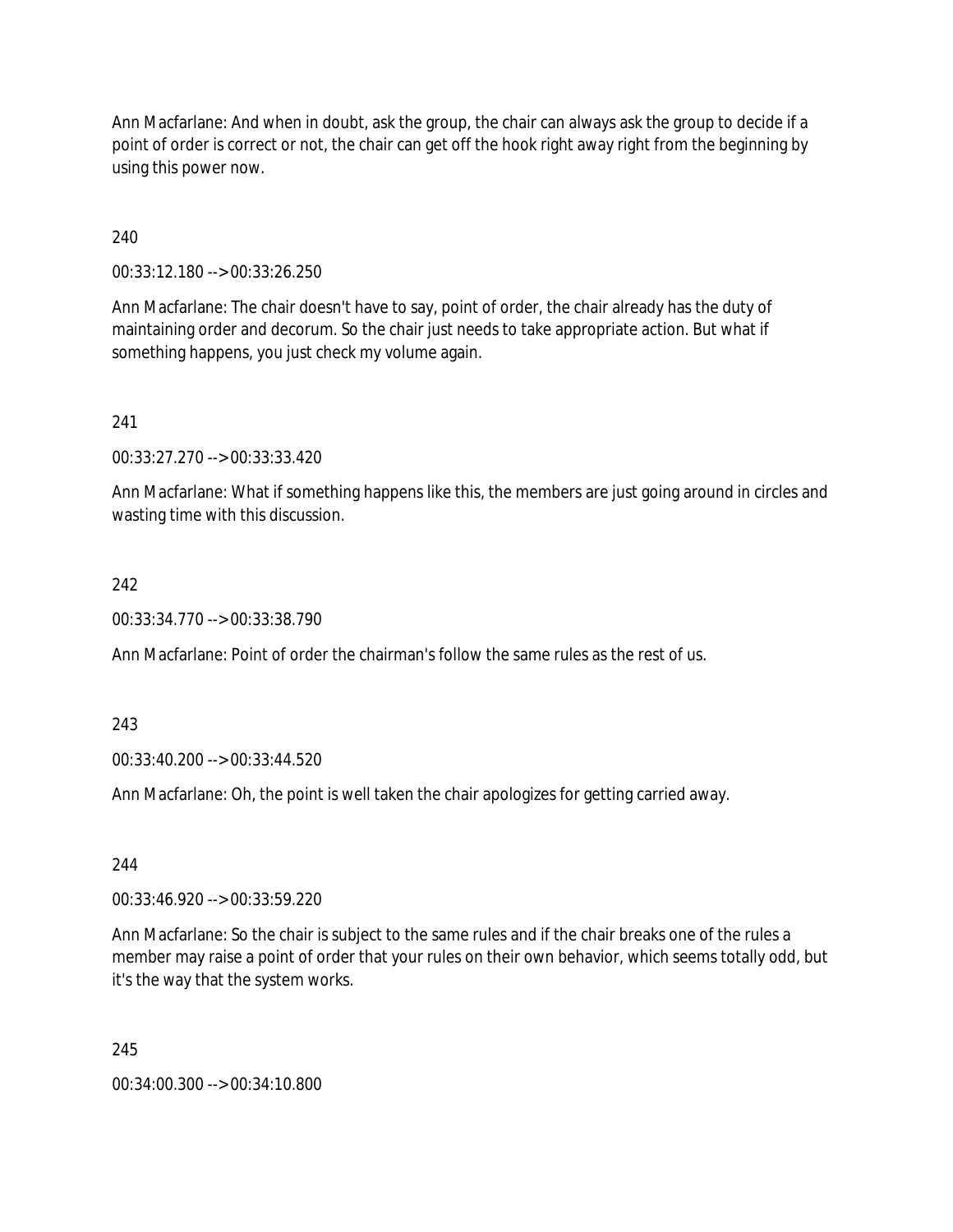Ann Macfarlane: And when in doubt, ask the group, the chair can always ask the group to decide if a point of order is correct or not, the chair can get off the hook right away right from the beginning by using this power now.

240

00:33:12.180 --> 00:33:26.250

Ann Macfarlane: The chair doesn't have to say, point of order, the chair already has the duty of maintaining order and decorum. So the chair just needs to take appropriate action. But what if something happens, you just check my volume again.

241

00:33:27.270 --> 00:33:33.420

Ann Macfarlane: What if something happens like this, the members are just going around in circles and wasting time with this discussion.

242

00:33:34.770 --> 00:33:38.790

Ann Macfarlane: Point of order the chairman's follow the same rules as the rest of us.

243

00:33:40.200 --> 00:33:44.520

Ann Macfarlane: Oh, the point is well taken the chair apologizes for getting carried away.

244

00:33:46.920 --> 00:33:59.220

Ann Macfarlane: So the chair is subject to the same rules and if the chair breaks one of the rules a member may raise a point of order that your rules on their own behavior, which seems totally odd, but it's the way that the system works.

245

00:34:00.300 --> 00:34:10.800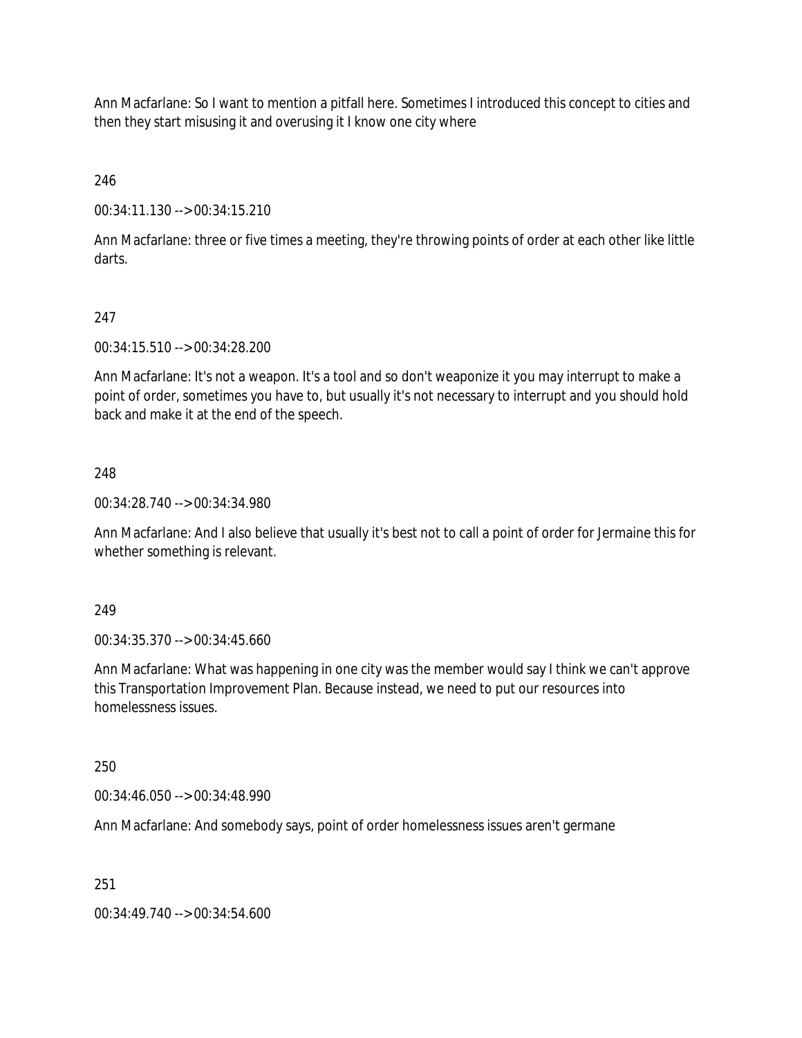Ann Macfarlane: So I want to mention a pitfall here. Sometimes I introduced this concept to cities and then they start misusing it and overusing it I know one city where

246

00:34:11.130 --> 00:34:15.210

Ann Macfarlane: three or five times a meeting, they're throwing points of order at each other like little darts.

247

00:34:15.510 --> 00:34:28.200

Ann Macfarlane: It's not a weapon. It's a tool and so don't weaponize it you may interrupt to make a point of order, sometimes you have to, but usually it's not necessary to interrupt and you should hold back and make it at the end of the speech.

248

00:34:28.740 --> 00:34:34.980

Ann Macfarlane: And I also believe that usually it's best not to call a point of order for Jermaine this for whether something is relevant.

249

00:34:35.370 --> 00:34:45.660

Ann Macfarlane: What was happening in one city was the member would say I think we can't approve this Transportation Improvement Plan. Because instead, we need to put our resources into homelessness issues.

250

00:34:46.050 --> 00:34:48.990

Ann Macfarlane: And somebody says, point of order homelessness issues aren't germane

251

00:34:49.740 --> 00:34:54.600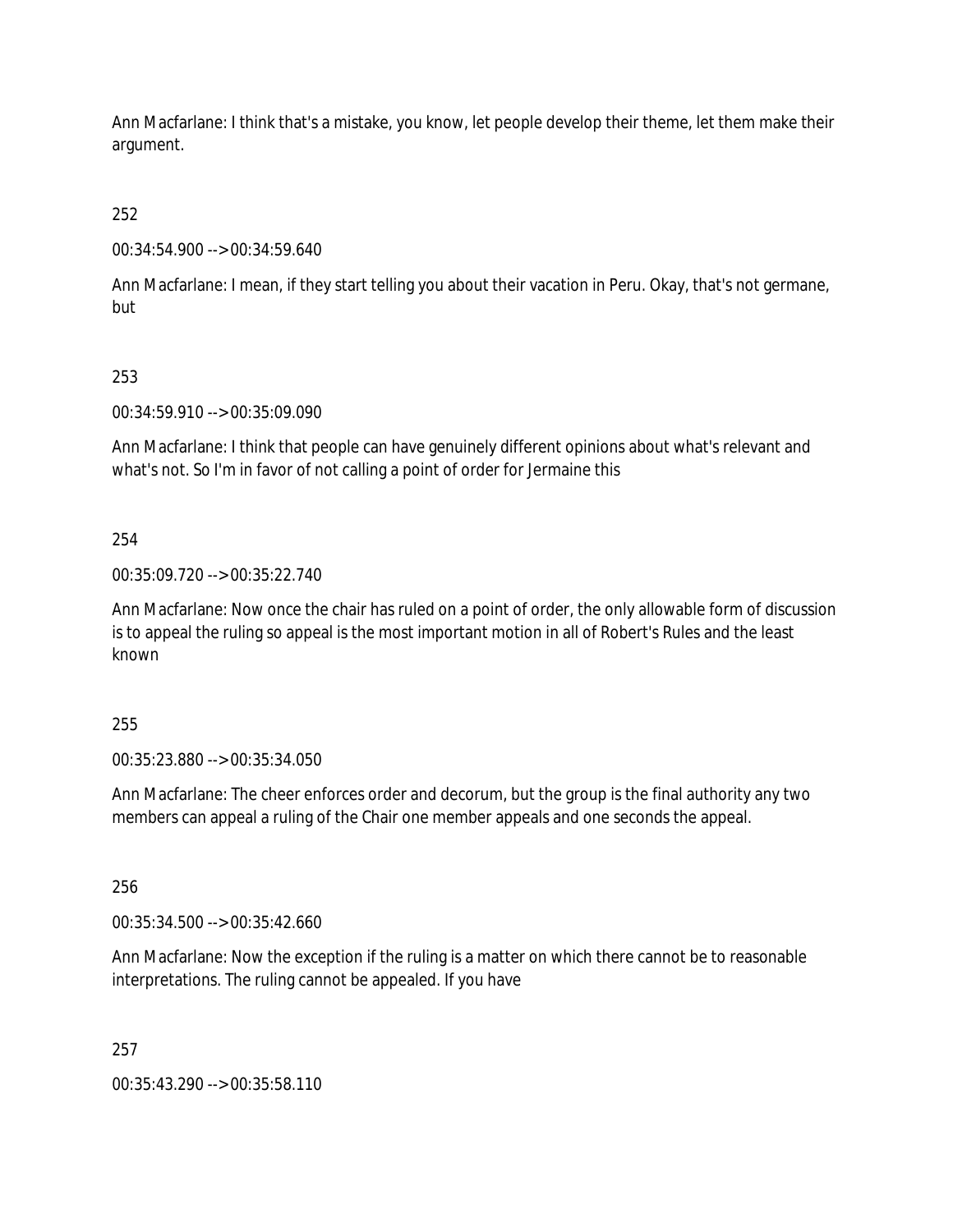Ann Macfarlane: I think that's a mistake, you know, let people develop their theme, let them make their argument.

252

00:34:54.900 --> 00:34:59.640

Ann Macfarlane: I mean, if they start telling you about their vacation in Peru. Okay, that's not germane, but

253

00:34:59.910 --> 00:35:09.090

Ann Macfarlane: I think that people can have genuinely different opinions about what's relevant and what's not. So I'm in favor of not calling a point of order for Jermaine this

254

00:35:09.720 --> 00:35:22.740

Ann Macfarlane: Now once the chair has ruled on a point of order, the only allowable form of discussion is to appeal the ruling so appeal is the most important motion in all of Robert's Rules and the least known

255

00:35:23.880 --> 00:35:34.050

Ann Macfarlane: The cheer enforces order and decorum, but the group is the final authority any two members can appeal a ruling of the Chair one member appeals and one seconds the appeal.

256

00:35:34.500 --> 00:35:42.660

Ann Macfarlane: Now the exception if the ruling is a matter on which there cannot be to reasonable interpretations. The ruling cannot be appealed. If you have

257

00:35:43.290 --> 00:35:58.110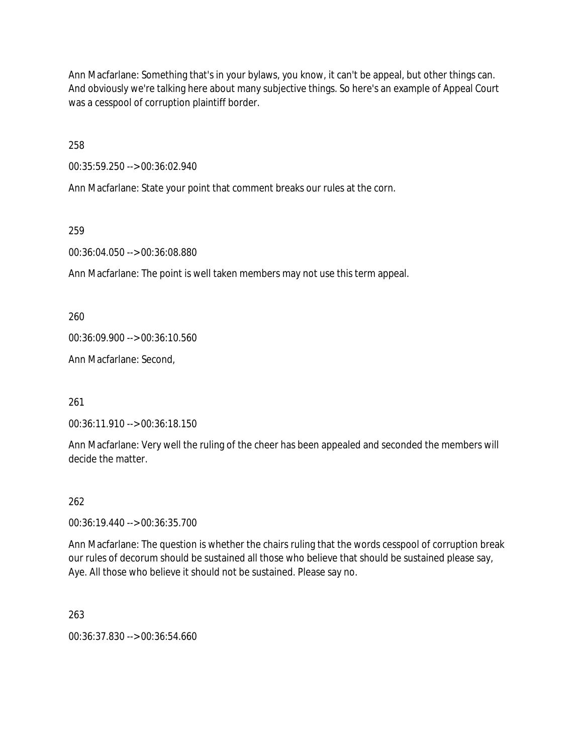Ann Macfarlane: Something that's in your bylaws, you know, it can't be appeal, but other things can. And obviously we're talking here about many subjective things. So here's an example of Appeal Court was a cesspool of corruption plaintiff border.

258

00:35:59.250 --> 00:36:02.940

Ann Macfarlane: State your point that comment breaks our rules at the corn.

259

00:36:04.050 --> 00:36:08.880

Ann Macfarlane: The point is well taken members may not use this term appeal.

260

00:36:09.900 --> 00:36:10.560

Ann Macfarlane: Second,

261

00:36:11.910 --> 00:36:18.150

Ann Macfarlane: Very well the ruling of the cheer has been appealed and seconded the members will decide the matter.

262

00:36:19.440 --> 00:36:35.700

Ann Macfarlane: The question is whether the chairs ruling that the words cesspool of corruption break our rules of decorum should be sustained all those who believe that should be sustained please say, Aye. All those who believe it should not be sustained. Please say no.

263

00:36:37.830 --> 00:36:54.660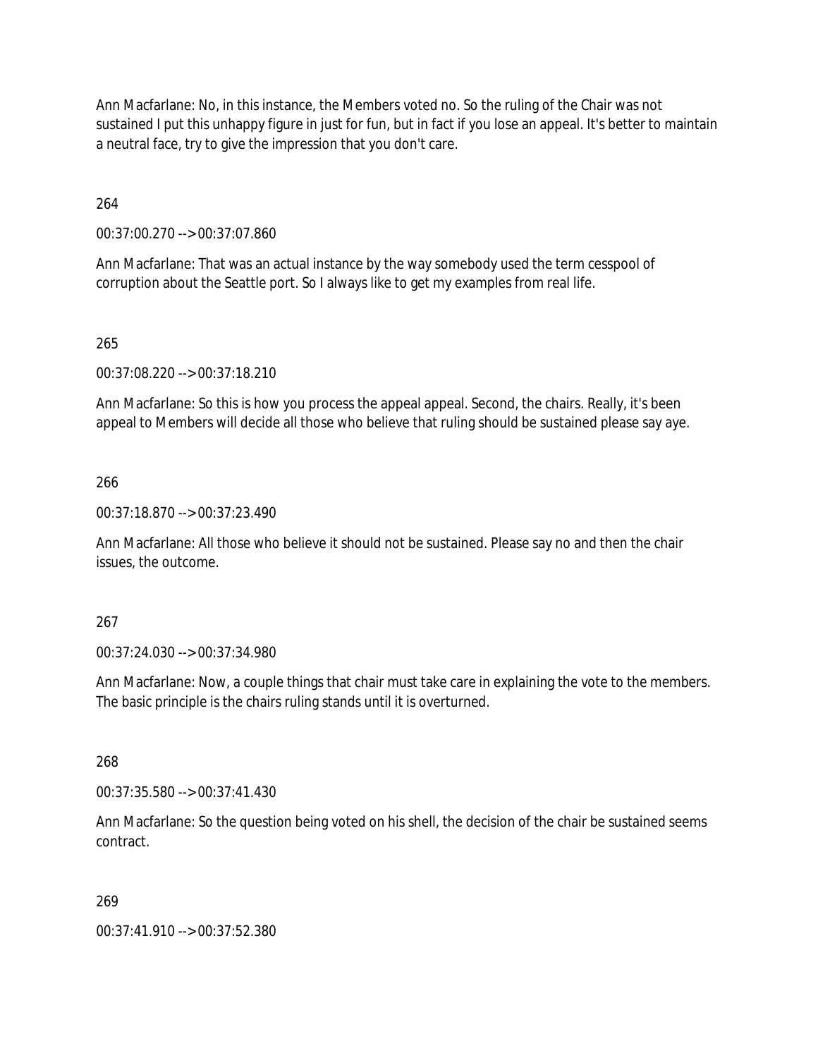Ann Macfarlane: No, in this instance, the Members voted no. So the ruling of the Chair was not sustained I put this unhappy figure in just for fun, but in fact if you lose an appeal. It's better to maintain a neutral face, try to give the impression that you don't care.

264

00:37:00.270 --> 00:37:07.860

Ann Macfarlane: That was an actual instance by the way somebody used the term cesspool of corruption about the Seattle port. So I always like to get my examples from real life.

265

00:37:08.220 --> 00:37:18.210

Ann Macfarlane: So this is how you process the appeal appeal. Second, the chairs. Really, it's been appeal to Members will decide all those who believe that ruling should be sustained please say aye.

266

00:37:18.870 --> 00:37:23.490

Ann Macfarlane: All those who believe it should not be sustained. Please say no and then the chair issues, the outcome.

267

00:37:24.030 --> 00:37:34.980

Ann Macfarlane: Now, a couple things that chair must take care in explaining the vote to the members. The basic principle is the chairs ruling stands until it is overturned.

268

00:37:35.580 --> 00:37:41.430

Ann Macfarlane: So the question being voted on his shell, the decision of the chair be sustained seems contract.

269

00:37:41.910 --> 00:37:52.380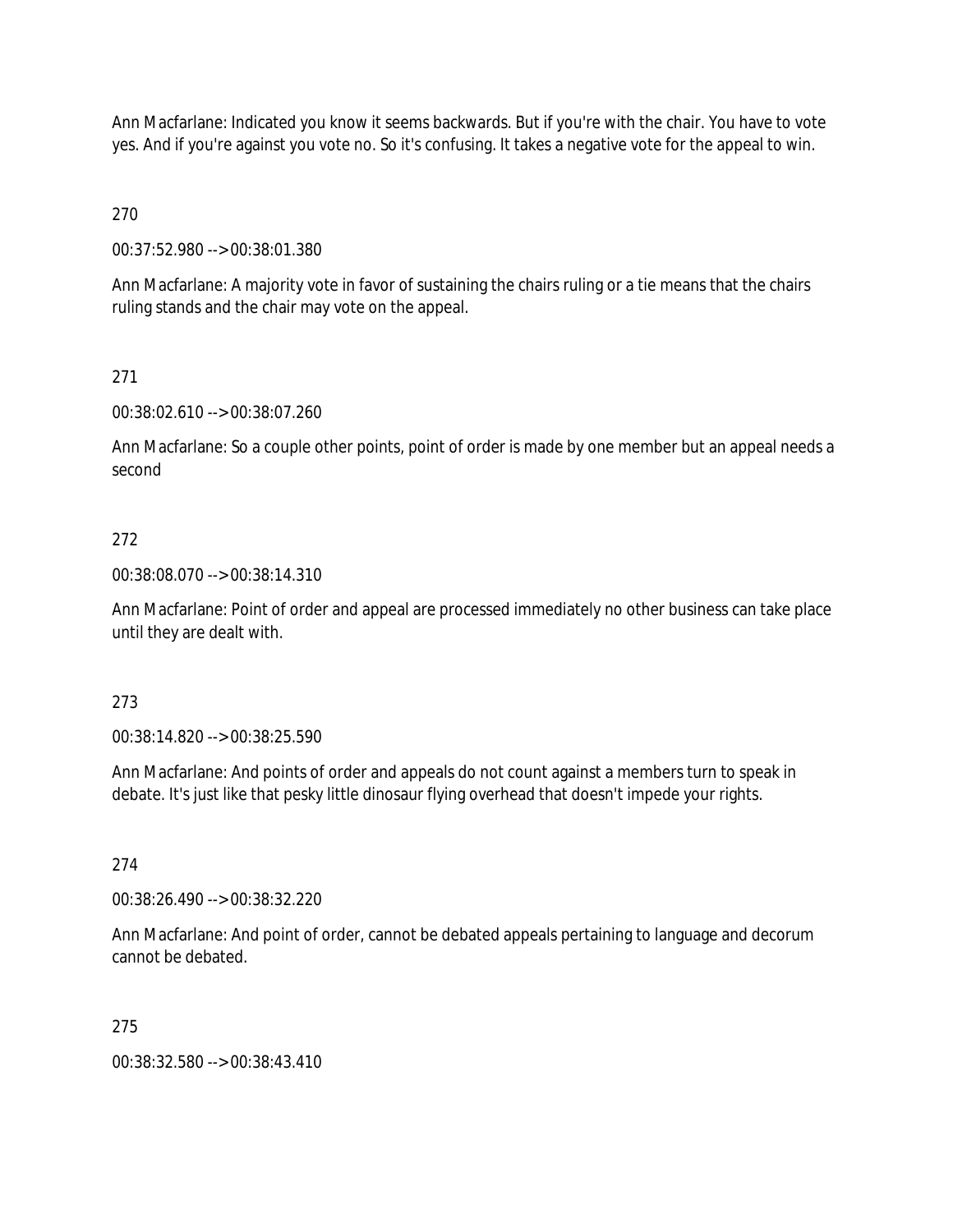Ann Macfarlane: Indicated you know it seems backwards. But if you're with the chair. You have to vote yes. And if you're against you vote no. So it's confusing. It takes a negative vote for the appeal to win.

270

00:37:52.980 --> 00:38:01.380

Ann Macfarlane: A majority vote in favor of sustaining the chairs ruling or a tie means that the chairs ruling stands and the chair may vote on the appeal.

271

00:38:02.610 --> 00:38:07.260

Ann Macfarlane: So a couple other points, point of order is made by one member but an appeal needs a second

272

00:38:08.070 --> 00:38:14.310

Ann Macfarlane: Point of order and appeal are processed immediately no other business can take place until they are dealt with.

273

00:38:14.820 --> 00:38:25.590

Ann Macfarlane: And points of order and appeals do not count against a members turn to speak in debate. It's just like that pesky little dinosaur flying overhead that doesn't impede your rights.

274

00:38:26.490 --> 00:38:32.220

Ann Macfarlane: And point of order, cannot be debated appeals pertaining to language and decorum cannot be debated.

275

00:38:32.580 --> 00:38:43.410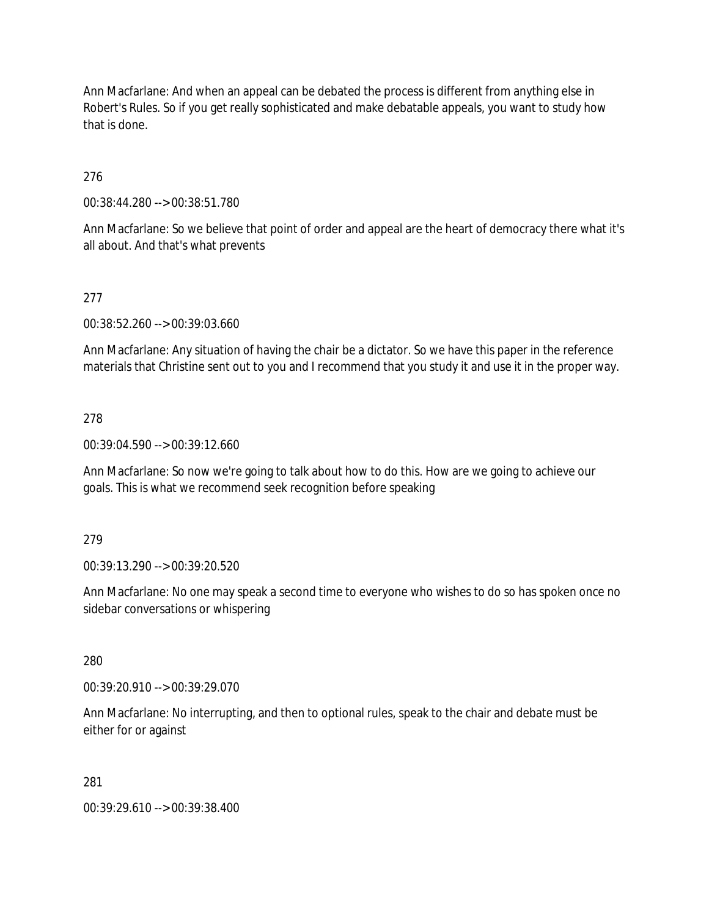Ann Macfarlane: And when an appeal can be debated the process is different from anything else in Robert's Rules. So if you get really sophisticated and make debatable appeals, you want to study how that is done.

276

00:38:44.280 --> 00:38:51.780

Ann Macfarlane: So we believe that point of order and appeal are the heart of democracy there what it's all about. And that's what prevents

277

00:38:52.260 --> 00:39:03.660

Ann Macfarlane: Any situation of having the chair be a dictator. So we have this paper in the reference materials that Christine sent out to you and I recommend that you study it and use it in the proper way.

278

00:39:04.590 --> 00:39:12.660

Ann Macfarlane: So now we're going to talk about how to do this. How are we going to achieve our goals. This is what we recommend seek recognition before speaking

279

00:39:13.290 --> 00:39:20.520

Ann Macfarlane: No one may speak a second time to everyone who wishes to do so has spoken once no sidebar conversations or whispering

280

00:39:20.910 --> 00:39:29.070

Ann Macfarlane: No interrupting, and then to optional rules, speak to the chair and debate must be either for or against

281

00:39:29.610 --> 00:39:38.400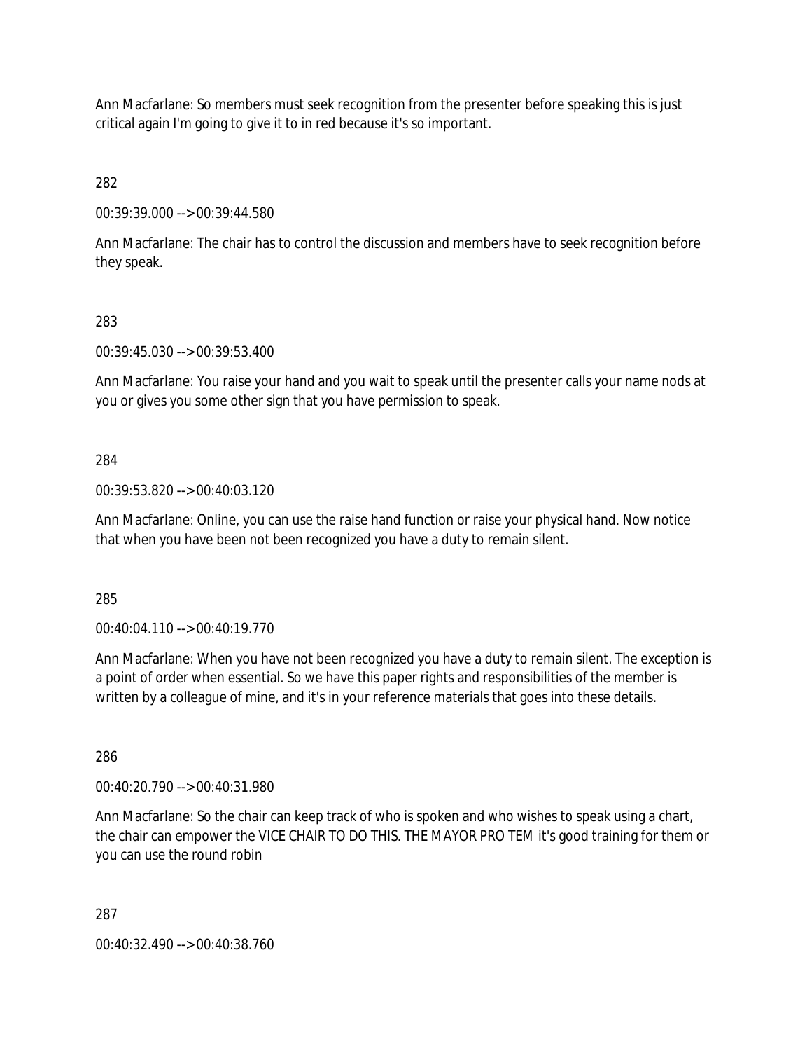Ann Macfarlane: So members must seek recognition from the presenter before speaking this is just critical again I'm going to give it to in red because it's so important.

282

00:39:39.000 --> 00:39:44.580

Ann Macfarlane: The chair has to control the discussion and members have to seek recognition before they speak.

283

00:39:45.030 --> 00:39:53.400

Ann Macfarlane: You raise your hand and you wait to speak until the presenter calls your name nods at you or gives you some other sign that you have permission to speak.

284

00:39:53.820 --> 00:40:03.120

Ann Macfarlane: Online, you can use the raise hand function or raise your physical hand. Now notice that when you have been not been recognized you have a duty to remain silent.

285

00:40:04.110 --> 00:40:19.770

Ann Macfarlane: When you have not been recognized you have a duty to remain silent. The exception is a point of order when essential. So we have this paper rights and responsibilities of the member is written by a colleague of mine, and it's in your reference materials that goes into these details.

286

00:40:20.790 --> 00:40:31.980

Ann Macfarlane: So the chair can keep track of who is spoken and who wishes to speak using a chart, the chair can empower the VICE CHAIR TO DO THIS. THE MAYOR PRO TEM it's good training for them or you can use the round robin

287

00:40:32.490 --> 00:40:38.760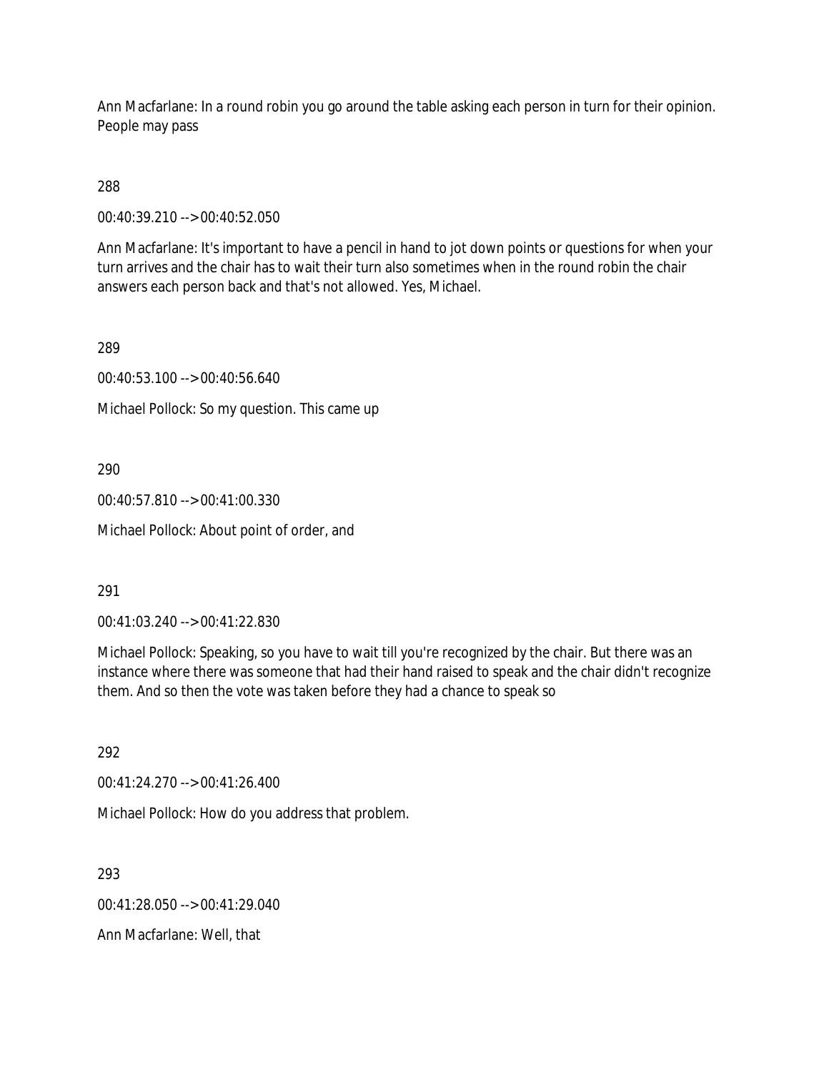Ann Macfarlane: In a round robin you go around the table asking each person in turn for their opinion. People may pass

288

00:40:39.210 --> 00:40:52.050

Ann Macfarlane: It's important to have a pencil in hand to jot down points or questions for when your turn arrives and the chair has to wait their turn also sometimes when in the round robin the chair answers each person back and that's not allowed. Yes, Michael.

289

00:40:53.100 --> 00:40:56.640

Michael Pollock: So my question. This came up

290

00:40:57.810 --> 00:41:00.330

Michael Pollock: About point of order, and

291

00:41:03.240 --> 00:41:22.830

Michael Pollock: Speaking, so you have to wait till you're recognized by the chair. But there was an instance where there was someone that had their hand raised to speak and the chair didn't recognize them. And so then the vote was taken before they had a chance to speak so

292

00:41:24.270 --> 00:41:26.400

Michael Pollock: How do you address that problem.

293

00:41:28.050 --> 00:41:29.040

Ann Macfarlane: Well, that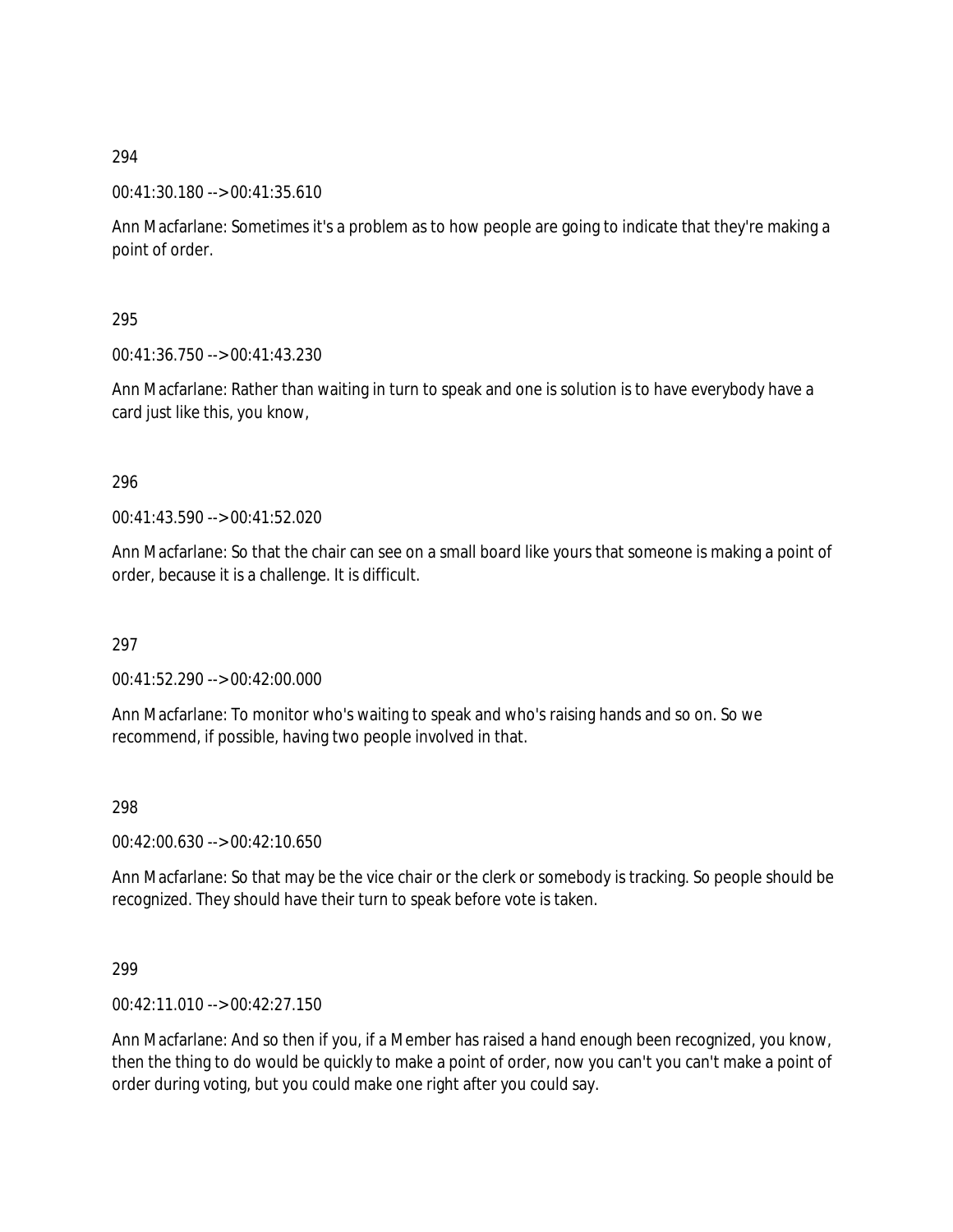294

00:41:30.180 --> 00:41:35.610

Ann Macfarlane: Sometimes it's a problem as to how people are going to indicate that they're making a point of order.

295

00:41:36.750 --> 00:41:43.230

Ann Macfarlane: Rather than waiting in turn to speak and one is solution is to have everybody have a card just like this, you know,

296

00:41:43.590 --> 00:41:52.020

Ann Macfarlane: So that the chair can see on a small board like yours that someone is making a point of order, because it is a challenge. It is difficult.

297

00:41:52.290 --> 00:42:00.000

Ann Macfarlane: To monitor who's waiting to speak and who's raising hands and so on. So we recommend, if possible, having two people involved in that.

298

00:42:00.630 --> 00:42:10.650

Ann Macfarlane: So that may be the vice chair or the clerk or somebody is tracking. So people should be recognized. They should have their turn to speak before vote is taken.

299

00:42:11.010 --> 00:42:27.150

Ann Macfarlane: And so then if you, if a Member has raised a hand enough been recognized, you know, then the thing to do would be quickly to make a point of order, now you can't you can't make a point of order during voting, but you could make one right after you could say.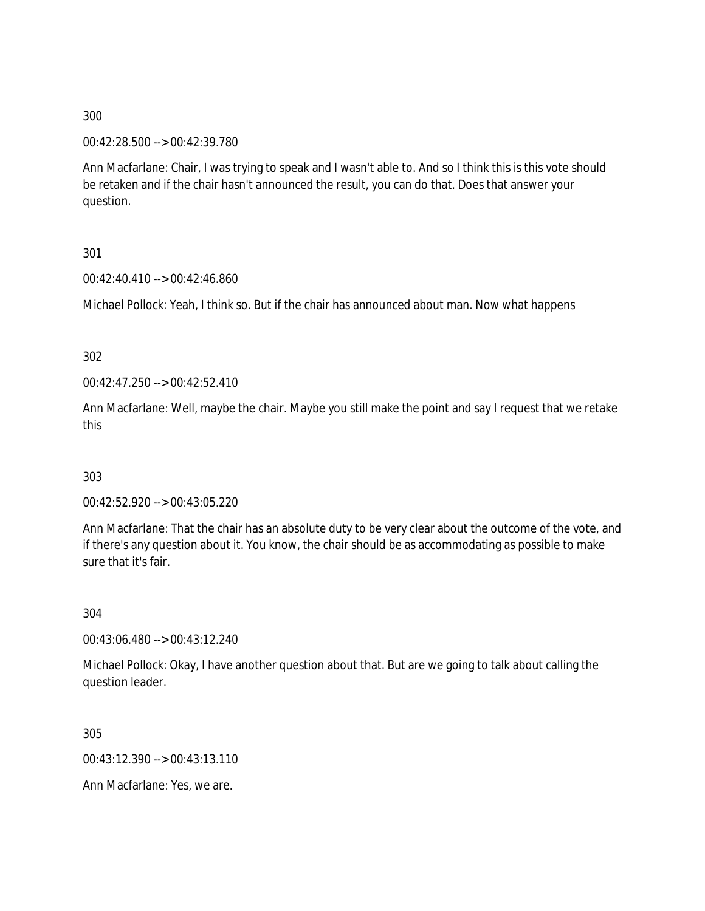300

00:42:28.500 --> 00:42:39.780

Ann Macfarlane: Chair, I was trying to speak and I wasn't able to. And so I think this is this vote should be retaken and if the chair hasn't announced the result, you can do that. Does that answer your question.

301

00:42:40.410 --> 00:42:46.860

Michael Pollock: Yeah, I think so. But if the chair has announced about man. Now what happens

302

00:42:47.250 --> 00:42:52.410

Ann Macfarlane: Well, maybe the chair. Maybe you still make the point and say I request that we retake this

303

00:42:52.920 --> 00:43:05.220

Ann Macfarlane: That the chair has an absolute duty to be very clear about the outcome of the vote, and if there's any question about it. You know, the chair should be as accommodating as possible to make sure that it's fair.

304

00:43:06.480 --> 00:43:12.240

Michael Pollock: Okay, I have another question about that. But are we going to talk about calling the question leader.

305

00:43:12.390 --> 00:43:13.110

Ann Macfarlane: Yes, we are.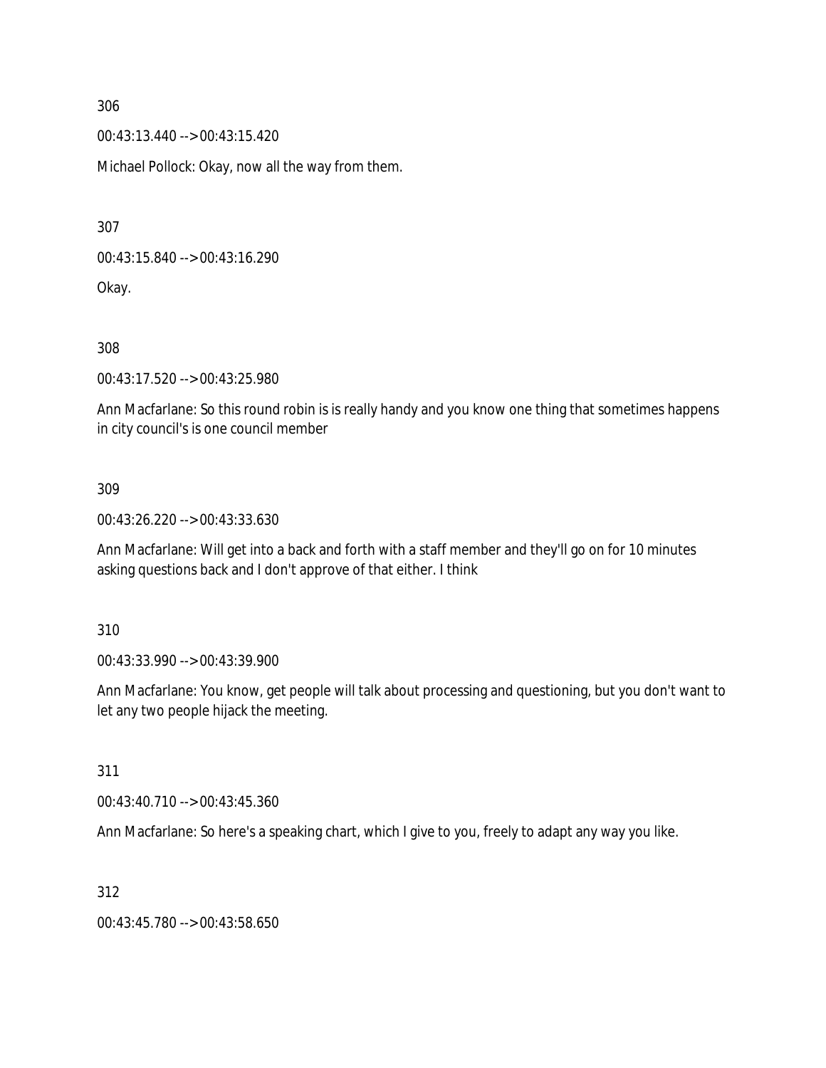306

00:43:13.440 --> 00:43:15.420

Michael Pollock: Okay, now all the way from them.

307

00:43:15.840 --> 00:43:16.290

Okay.

308

00:43:17.520 --> 00:43:25.980

Ann Macfarlane: So this round robin is is really handy and you know one thing that sometimes happens in city council's is one council member

309

00:43:26.220 --> 00:43:33.630

Ann Macfarlane: Will get into a back and forth with a staff member and they'll go on for 10 minutes asking questions back and I don't approve of that either. I think

310

00:43:33.990 --> 00:43:39.900

Ann Macfarlane: You know, get people will talk about processing and questioning, but you don't want to let any two people hijack the meeting.

311

00:43:40.710 --> 00:43:45.360

Ann Macfarlane: So here's a speaking chart, which I give to you, freely to adapt any way you like.

312

00:43:45.780 --> 00:43:58.650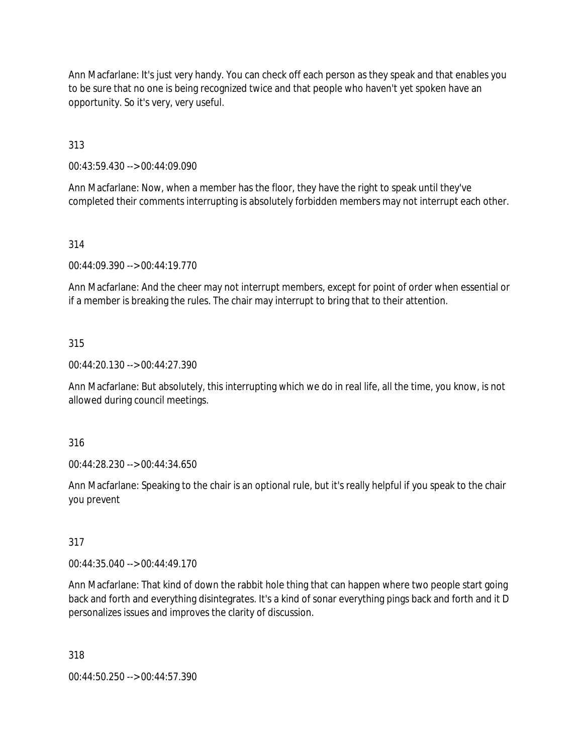Ann Macfarlane: It's just very handy. You can check off each person as they speak and that enables you to be sure that no one is being recognized twice and that people who haven't yet spoken have an opportunity. So it's very, very useful.

313

00:43:59.430 --> 00:44:09.090

Ann Macfarlane: Now, when a member has the floor, they have the right to speak until they've completed their comments interrupting is absolutely forbidden members may not interrupt each other.

314

00:44:09.390 --> 00:44:19.770

Ann Macfarlane: And the cheer may not interrupt members, except for point of order when essential or if a member is breaking the rules. The chair may interrupt to bring that to their attention.

315

00:44:20.130 --> 00:44:27.390

Ann Macfarlane: But absolutely, this interrupting which we do in real life, all the time, you know, is not allowed during council meetings.

316

00:44:28.230 --> 00:44:34.650

Ann Macfarlane: Speaking to the chair is an optional rule, but it's really helpful if you speak to the chair you prevent

317

00:44:35.040 --> 00:44:49.170

Ann Macfarlane: That kind of down the rabbit hole thing that can happen where two people start going back and forth and everything disintegrates. It's a kind of sonar everything pings back and forth and it D personalizes issues and improves the clarity of discussion.

318

00:44:50.250 --> 00:44:57.390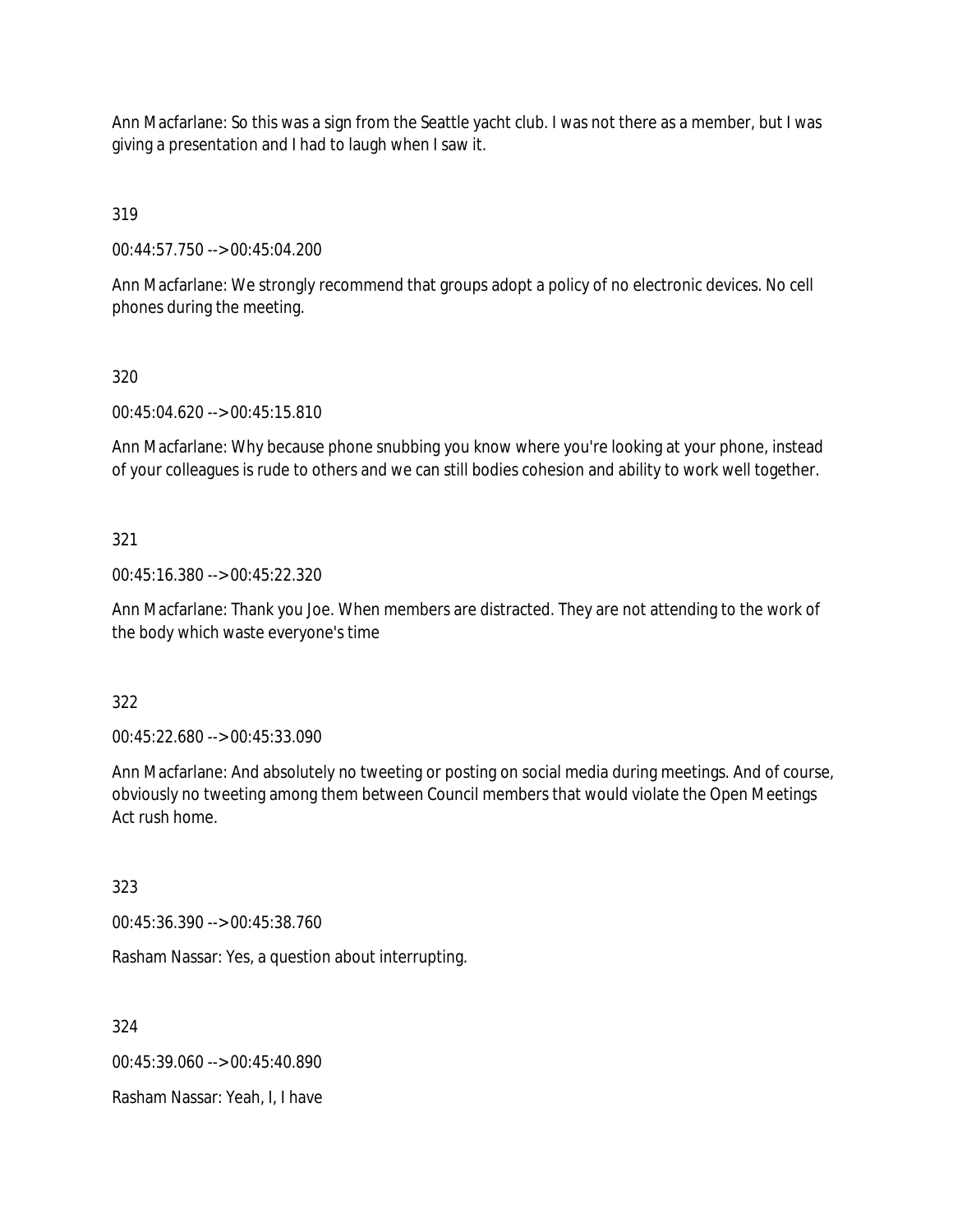Ann Macfarlane: So this was a sign from the Seattle yacht club. I was not there as a member, but I was giving a presentation and I had to laugh when I saw it.

319

00:44:57.750 --> 00:45:04.200

Ann Macfarlane: We strongly recommend that groups adopt a policy of no electronic devices. No cell phones during the meeting.

320

00:45:04.620 --> 00:45:15.810

Ann Macfarlane: Why because phone snubbing you know where you're looking at your phone, instead of your colleagues is rude to others and we can still bodies cohesion and ability to work well together.

321

00:45:16.380 --> 00:45:22.320

Ann Macfarlane: Thank you Joe. When members are distracted. They are not attending to the work of the body which waste everyone's time

322

00:45:22.680 --> 00:45:33.090

Ann Macfarlane: And absolutely no tweeting or posting on social media during meetings. And of course, obviously no tweeting among them between Council members that would violate the Open Meetings Act rush home.

323

00:45:36.390 --> 00:45:38.760

Rasham Nassar: Yes, a question about interrupting.

324

00:45:39.060 --> 00:45:40.890

Rasham Nassar: Yeah, I, I have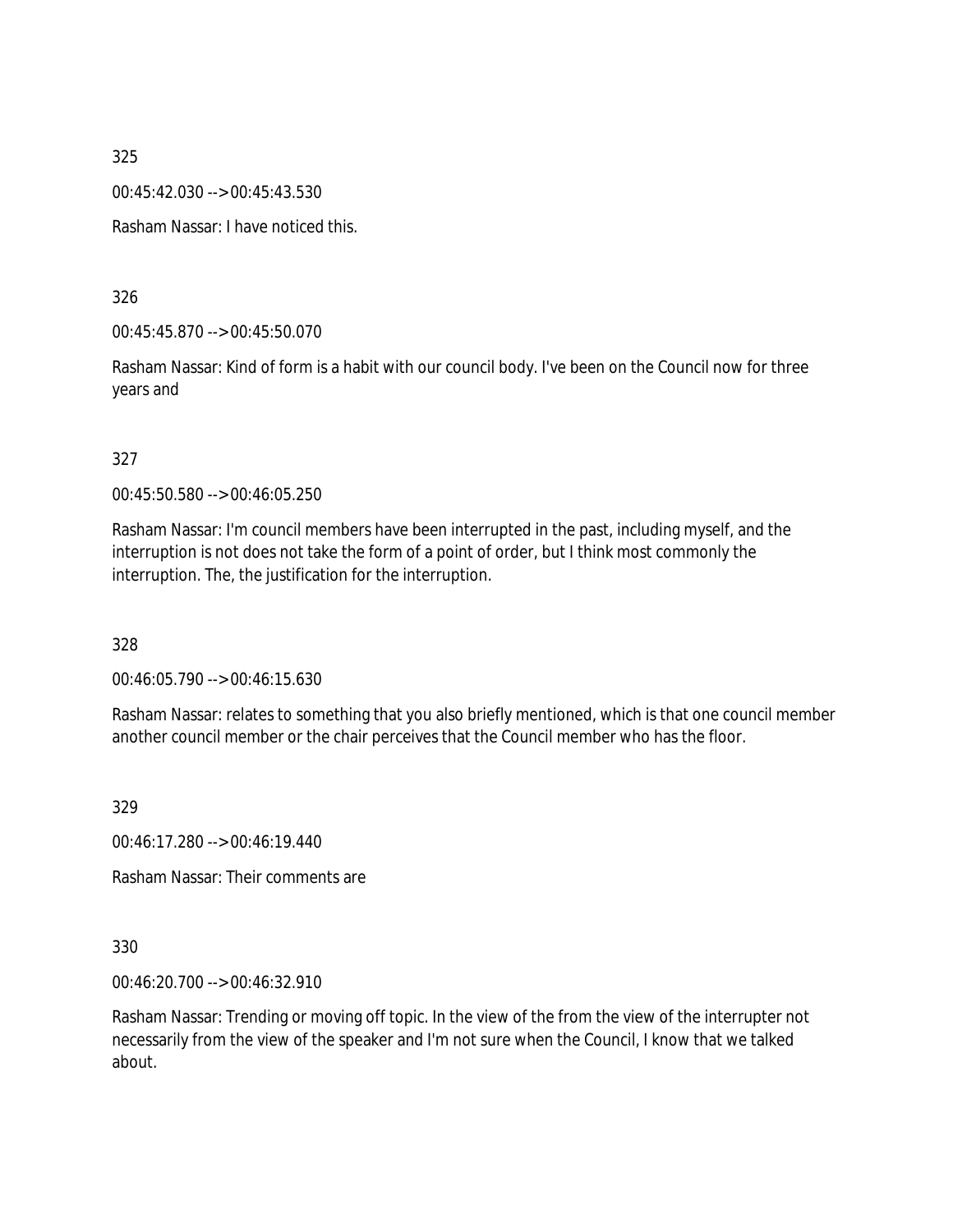325

00:45:42.030 --> 00:45:43.530

Rasham Nassar: I have noticed this.

326

00:45:45.870 --> 00:45:50.070

Rasham Nassar: Kind of form is a habit with our council body. I've been on the Council now for three years and

327

00:45:50.580 --> 00:46:05.250

Rasham Nassar: I'm council members have been interrupted in the past, including myself, and the interruption is not does not take the form of a point of order, but I think most commonly the interruption. The, the justification for the interruption.

328

00:46:05.790 --> 00:46:15.630

Rasham Nassar: relates to something that you also briefly mentioned, which is that one council member another council member or the chair perceives that the Council member who has the floor.

329

00:46:17.280 --> 00:46:19.440

Rasham Nassar: Their comments are

330

00:46:20.700 --> 00:46:32.910

Rasham Nassar: Trending or moving off topic. In the view of the from the view of the interrupter not necessarily from the view of the speaker and I'm not sure when the Council, I know that we talked about.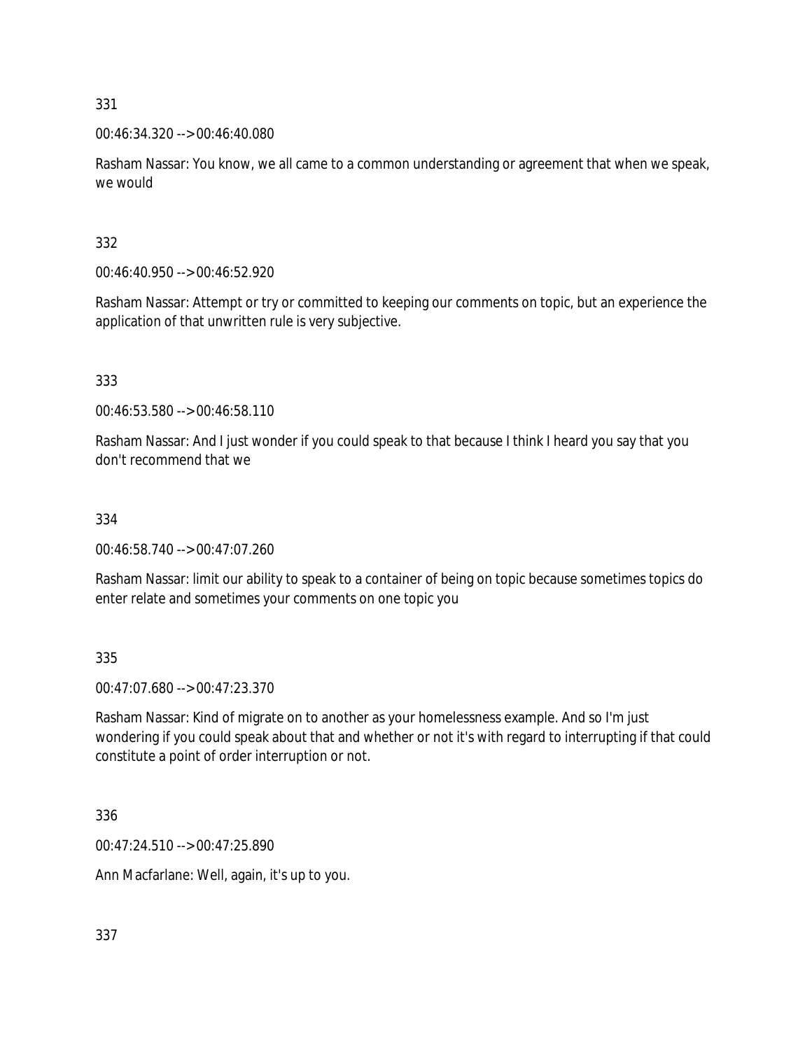331

00:46:34.320 --> 00:46:40.080

Rasham Nassar: You know, we all came to a common understanding or agreement that when we speak, we would

332

00:46:40.950 --> 00:46:52.920

Rasham Nassar: Attempt or try or committed to keeping our comments on topic, but an experience the application of that unwritten rule is very subjective.

333

00:46:53.580 --> 00:46:58.110

Rasham Nassar: And I just wonder if you could speak to that because I think I heard you say that you don't recommend that we

334

00:46:58.740 --> 00:47:07.260

Rasham Nassar: limit our ability to speak to a container of being on topic because sometimes topics do enter relate and sometimes your comments on one topic you

335

00:47:07.680 --> 00:47:23.370

Rasham Nassar: Kind of migrate on to another as your homelessness example. And so I'm just wondering if you could speak about that and whether or not it's with regard to interrupting if that could constitute a point of order interruption or not.

336

00:47:24.510 --> 00:47:25.890

Ann Macfarlane: Well, again, it's up to you.

337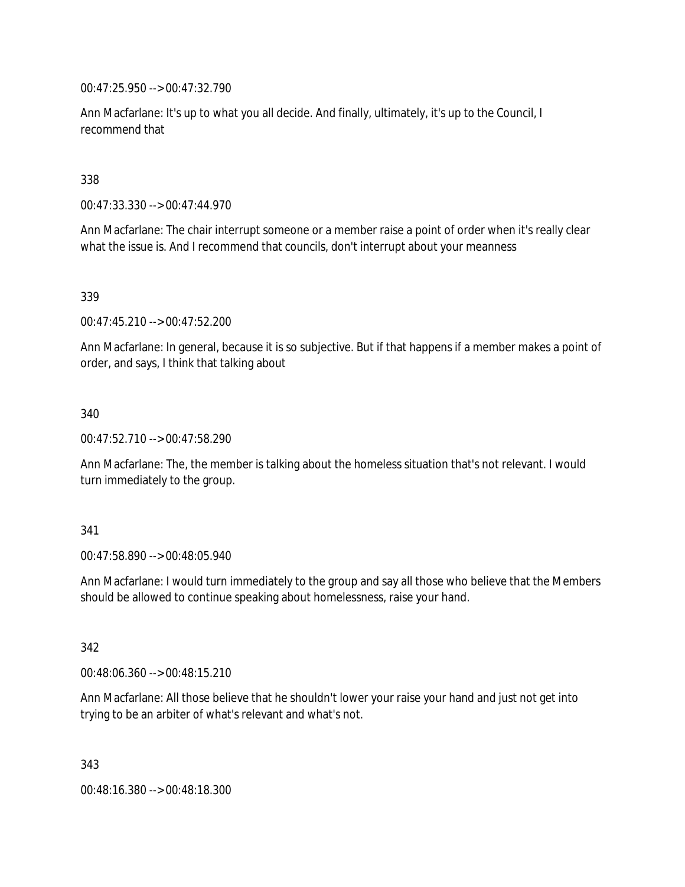00:47:25.950 --> 00:47:32.790

Ann Macfarlane: It's up to what you all decide. And finally, ultimately, it's up to the Council, I recommend that

338

00:47:33.330 --> 00:47:44.970

Ann Macfarlane: The chair interrupt someone or a member raise a point of order when it's really clear what the issue is. And I recommend that councils, don't interrupt about your meanness

339

00:47:45.210 --> 00:47:52.200

Ann Macfarlane: In general, because it is so subjective. But if that happens if a member makes a point of order, and says, I think that talking about

340

00:47:52.710 --> 00:47:58.290

Ann Macfarlane: The, the member is talking about the homeless situation that's not relevant. I would turn immediately to the group.

341

00:47:58.890 --> 00:48:05.940

Ann Macfarlane: I would turn immediately to the group and say all those who believe that the Members should be allowed to continue speaking about homelessness, raise your hand.

342

00:48:06.360 --> 00:48:15.210

Ann Macfarlane: All those believe that he shouldn't lower your raise your hand and just not get into trying to be an arbiter of what's relevant and what's not.

343

00:48:16.380 --> 00:48:18.300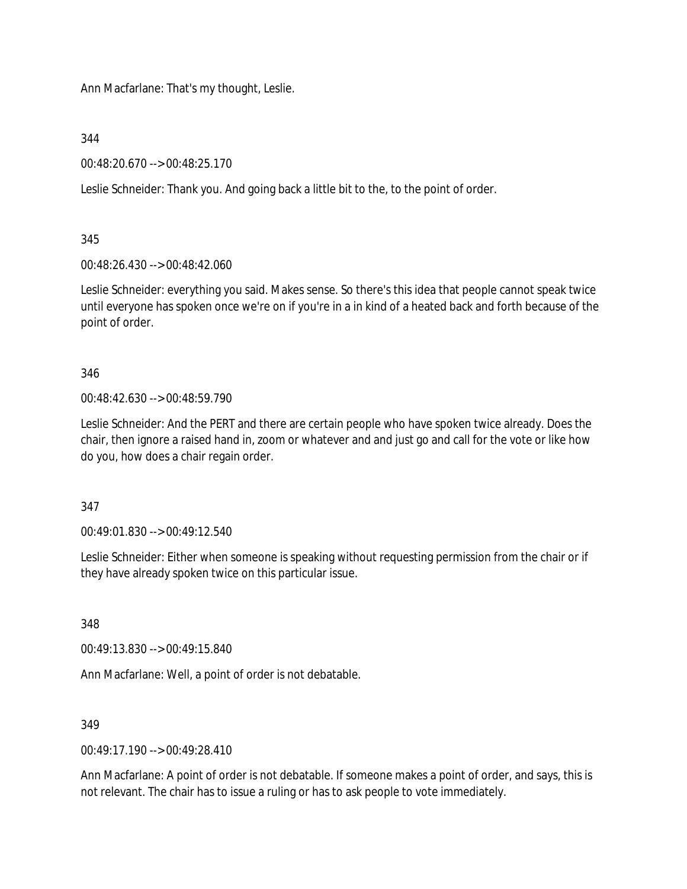Ann Macfarlane: That's my thought, Leslie.

344

00:48:20.670 --> 00:48:25.170

Leslie Schneider: Thank you. And going back a little bit to the, to the point of order.

345

00:48:26.430 --> 00:48:42.060

Leslie Schneider: everything you said. Makes sense. So there's this idea that people cannot speak twice until everyone has spoken once we're on if you're in a in kind of a heated back and forth because of the point of order.

346

00:48:42.630 --> 00:48:59.790

Leslie Schneider: And the PERT and there are certain people who have spoken twice already. Does the chair, then ignore a raised hand in, zoom or whatever and and just go and call for the vote or like how do you, how does a chair regain order.

347

00:49:01.830 --> 00:49:12.540

Leslie Schneider: Either when someone is speaking without requesting permission from the chair or if they have already spoken twice on this particular issue.

348

00:49:13.830 --> 00:49:15.840

Ann Macfarlane: Well, a point of order is not debatable.

349

00:49:17.190 --> 00:49:28.410

Ann Macfarlane: A point of order is not debatable. If someone makes a point of order, and says, this is not relevant. The chair has to issue a ruling or has to ask people to vote immediately.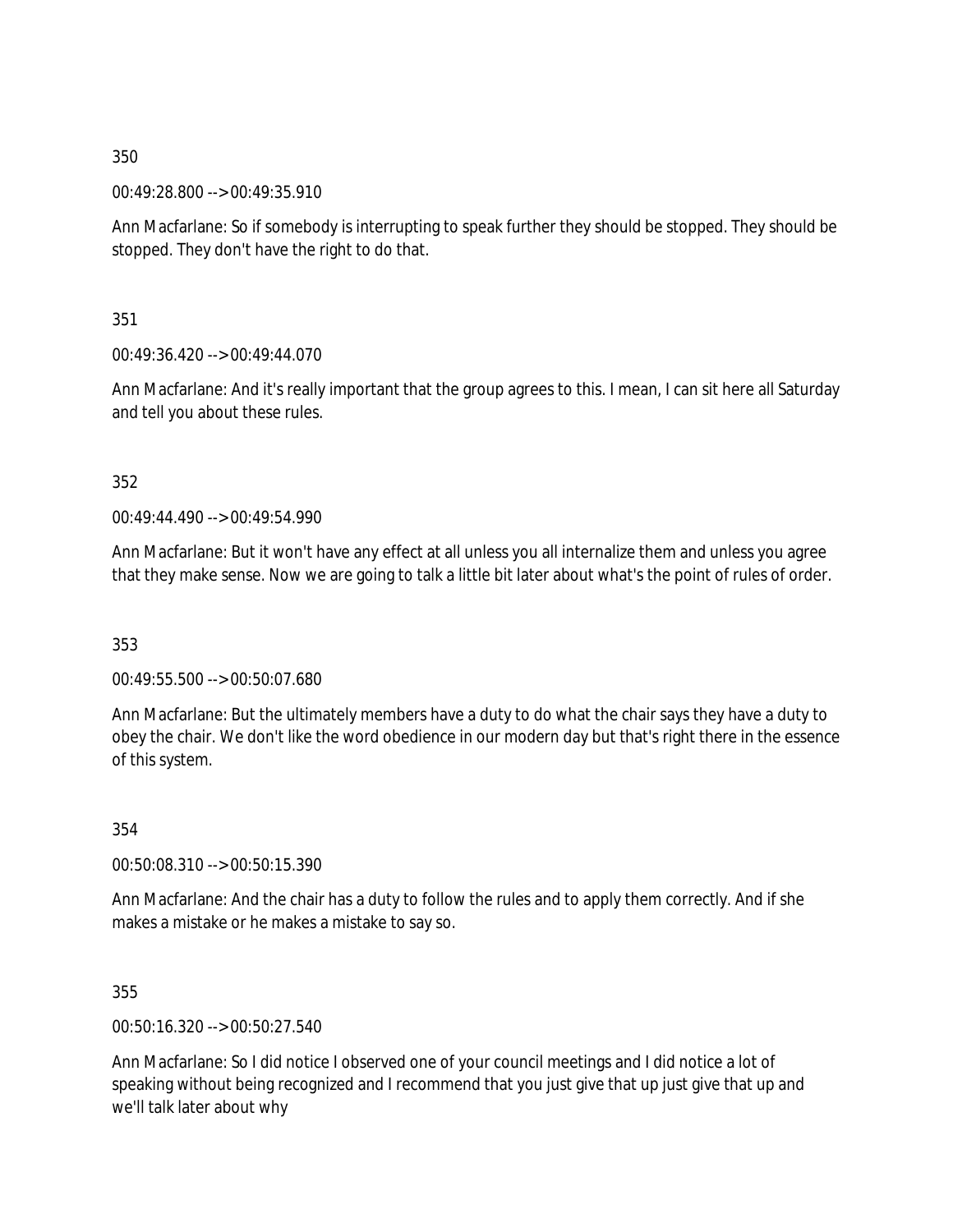350

00:49:28.800 --> 00:49:35.910

Ann Macfarlane: So if somebody is interrupting to speak further they should be stopped. They should be stopped. They don't have the right to do that.

351

00:49:36.420 --> 00:49:44.070

Ann Macfarlane: And it's really important that the group agrees to this. I mean, I can sit here all Saturday and tell you about these rules.

352

00:49:44.490 --> 00:49:54.990

Ann Macfarlane: But it won't have any effect at all unless you all internalize them and unless you agree that they make sense. Now we are going to talk a little bit later about what's the point of rules of order.

353

00:49:55.500 --> 00:50:07.680

Ann Macfarlane: But the ultimately members have a duty to do what the chair says they have a duty to obey the chair. We don't like the word obedience in our modern day but that's right there in the essence of this system.

354

00:50:08.310 --> 00:50:15.390

Ann Macfarlane: And the chair has a duty to follow the rules and to apply them correctly. And if she makes a mistake or he makes a mistake to say so.

355

00:50:16.320 --> 00:50:27.540

Ann Macfarlane: So I did notice I observed one of your council meetings and I did notice a lot of speaking without being recognized and I recommend that you just give that up just give that up and we'll talk later about why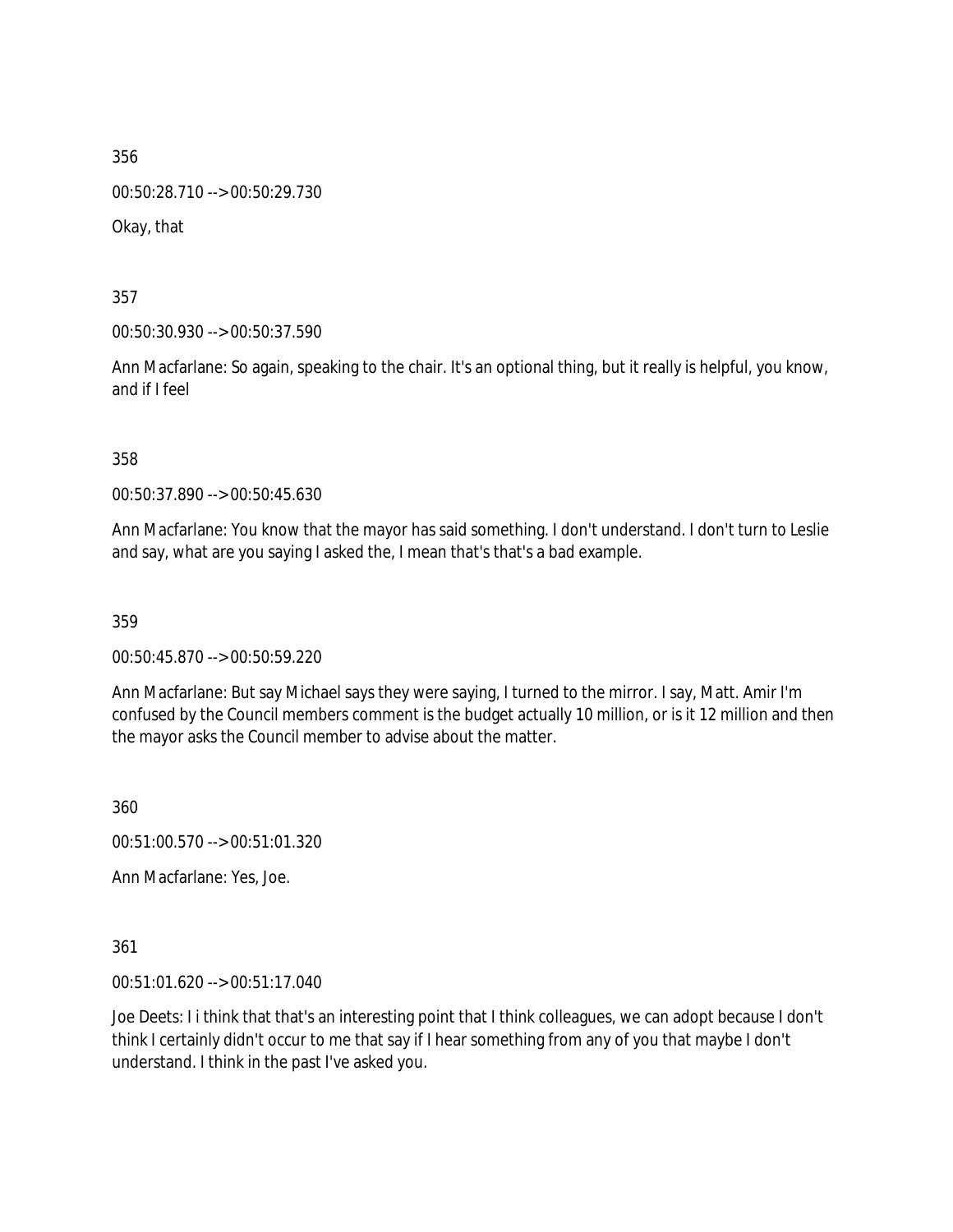356

00:50:28.710 --> 00:50:29.730

Okay, that

357

00:50:30.930 --> 00:50:37.590

Ann Macfarlane: So again, speaking to the chair. It's an optional thing, but it really is helpful, you know, and if I feel

358

00:50:37.890 --> 00:50:45.630

Ann Macfarlane: You know that the mayor has said something. I don't understand. I don't turn to Leslie and say, what are you saying I asked the, I mean that's that's a bad example.

359

00:50:45.870 --> 00:50:59.220

Ann Macfarlane: But say Michael says they were saying, I turned to the mirror. I say, Matt. Amir I'm confused by the Council members comment is the budget actually 10 million, or is it 12 million and then the mayor asks the Council member to advise about the matter.

360

00:51:00.570 --> 00:51:01.320

Ann Macfarlane: Yes, Joe.

361

00:51:01.620 --> 00:51:17.040

Joe Deets: I i think that that's an interesting point that I think colleagues, we can adopt because I don't think I certainly didn't occur to me that say if I hear something from any of you that maybe I don't understand. I think in the past I've asked you.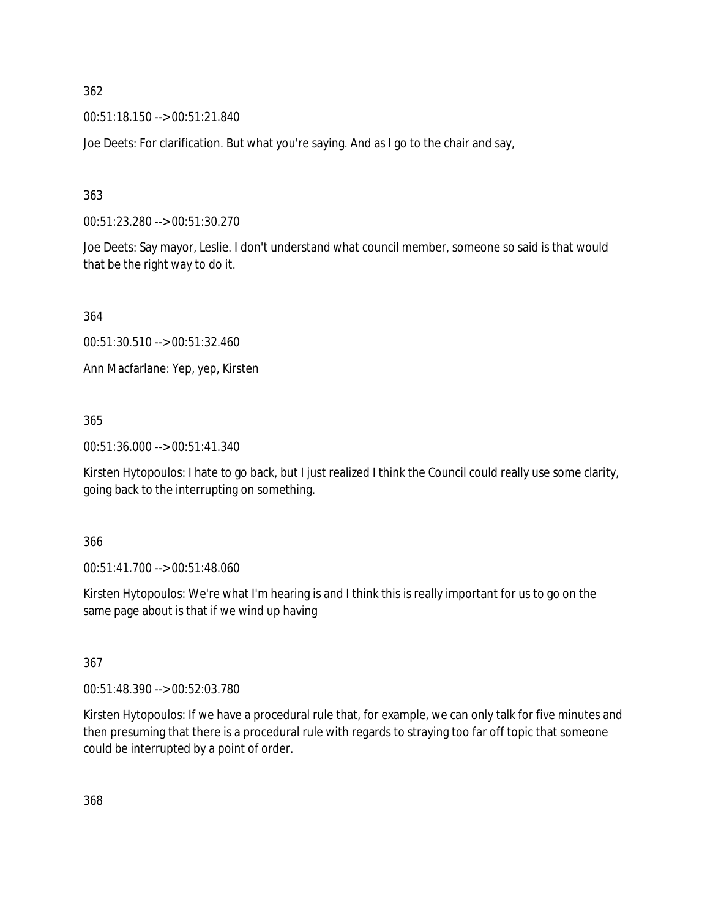362

00:51:18.150 --> 00:51:21.840

Joe Deets: For clarification. But what you're saying. And as I go to the chair and say,

363

00:51:23.280 --> 00:51:30.270

Joe Deets: Say mayor, Leslie. I don't understand what council member, someone so said is that would that be the right way to do it.

364

00:51:30.510 --> 00:51:32.460

Ann Macfarlane: Yep, yep, Kirsten

365

00:51:36.000 --> 00:51:41.340

Kirsten Hytopoulos: I hate to go back, but I just realized I think the Council could really use some clarity, going back to the interrupting on something.

366

00:51:41.700 --> 00:51:48.060

Kirsten Hytopoulos: We're what I'm hearing is and I think this is really important for us to go on the same page about is that if we wind up having

367

00:51:48.390 --> 00:52:03.780

Kirsten Hytopoulos: If we have a procedural rule that, for example, we can only talk for five minutes and then presuming that there is a procedural rule with regards to straying too far off topic that someone could be interrupted by a point of order.

368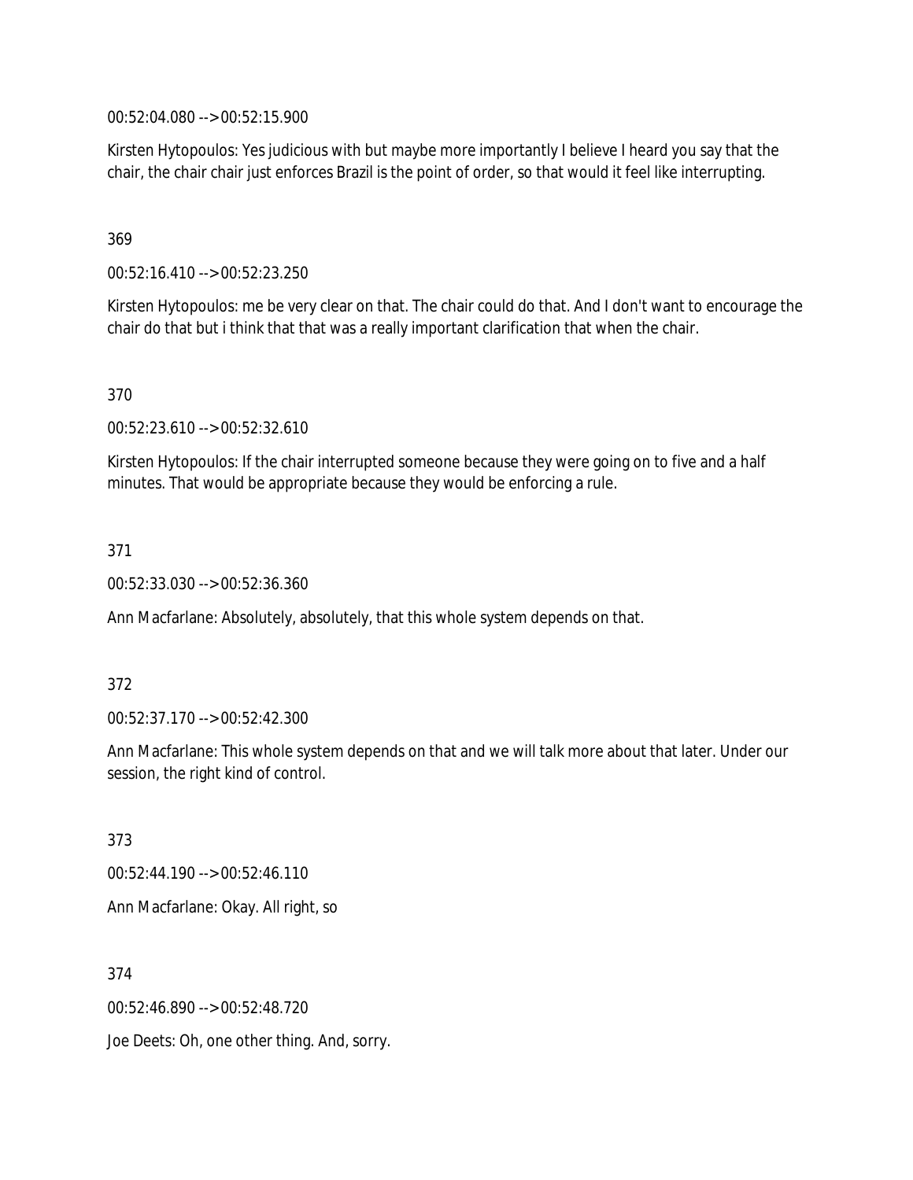00:52:04.080 --> 00:52:15.900

Kirsten Hytopoulos: Yes judicious with but maybe more importantly I believe I heard you say that the chair, the chair chair just enforces Brazil is the point of order, so that would it feel like interrupting.

369

00:52:16.410 --> 00:52:23.250

Kirsten Hytopoulos: me be very clear on that. The chair could do that. And I don't want to encourage the chair do that but i think that that was a really important clarification that when the chair.

370

00:52:23.610 --> 00:52:32.610

Kirsten Hytopoulos: If the chair interrupted someone because they were going on to five and a half minutes. That would be appropriate because they would be enforcing a rule.

371

00:52:33.030 --> 00:52:36.360

Ann Macfarlane: Absolutely, absolutely, that this whole system depends on that.

372

00:52:37.170 --> 00:52:42.300

Ann Macfarlane: This whole system depends on that and we will talk more about that later. Under our session, the right kind of control.

373

00:52:44.190 --> 00:52:46.110

Ann Macfarlane: Okay. All right, so

374

00:52:46.890 --> 00:52:48.720

Joe Deets: Oh, one other thing. And, sorry.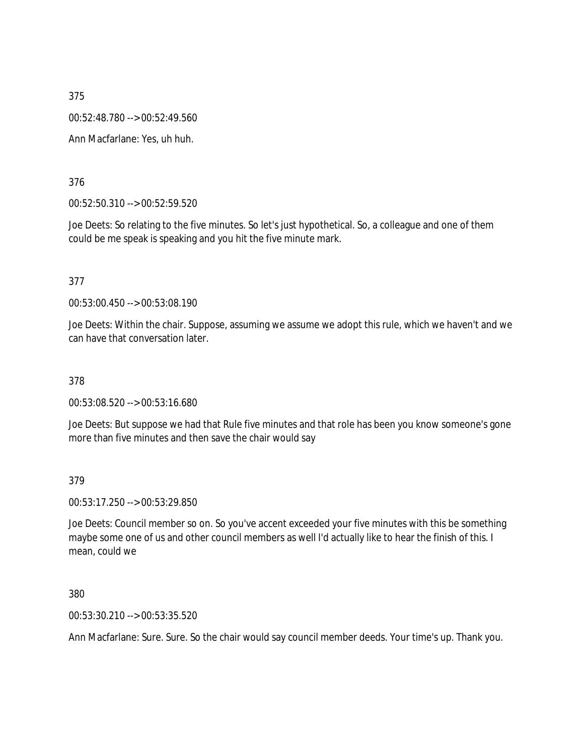375

00:52:48.780 --> 00:52:49.560

Ann Macfarlane: Yes, uh huh.

376

00:52:50.310 --> 00:52:59.520

Joe Deets: So relating to the five minutes. So let's just hypothetical. So, a colleague and one of them could be me speak is speaking and you hit the five minute mark.

377

00:53:00.450 --> 00:53:08.190

Joe Deets: Within the chair. Suppose, assuming we assume we adopt this rule, which we haven't and we can have that conversation later.

378

00:53:08.520 --> 00:53:16.680

Joe Deets: But suppose we had that Rule five minutes and that role has been you know someone's gone more than five minutes and then save the chair would say

379

00:53:17.250 --> 00:53:29.850

Joe Deets: Council member so on. So you've accent exceeded your five minutes with this be something maybe some one of us and other council members as well I'd actually like to hear the finish of this. I mean, could we

380

00:53:30.210 --> 00:53:35.520

Ann Macfarlane: Sure. Sure. So the chair would say council member deeds. Your time's up. Thank you.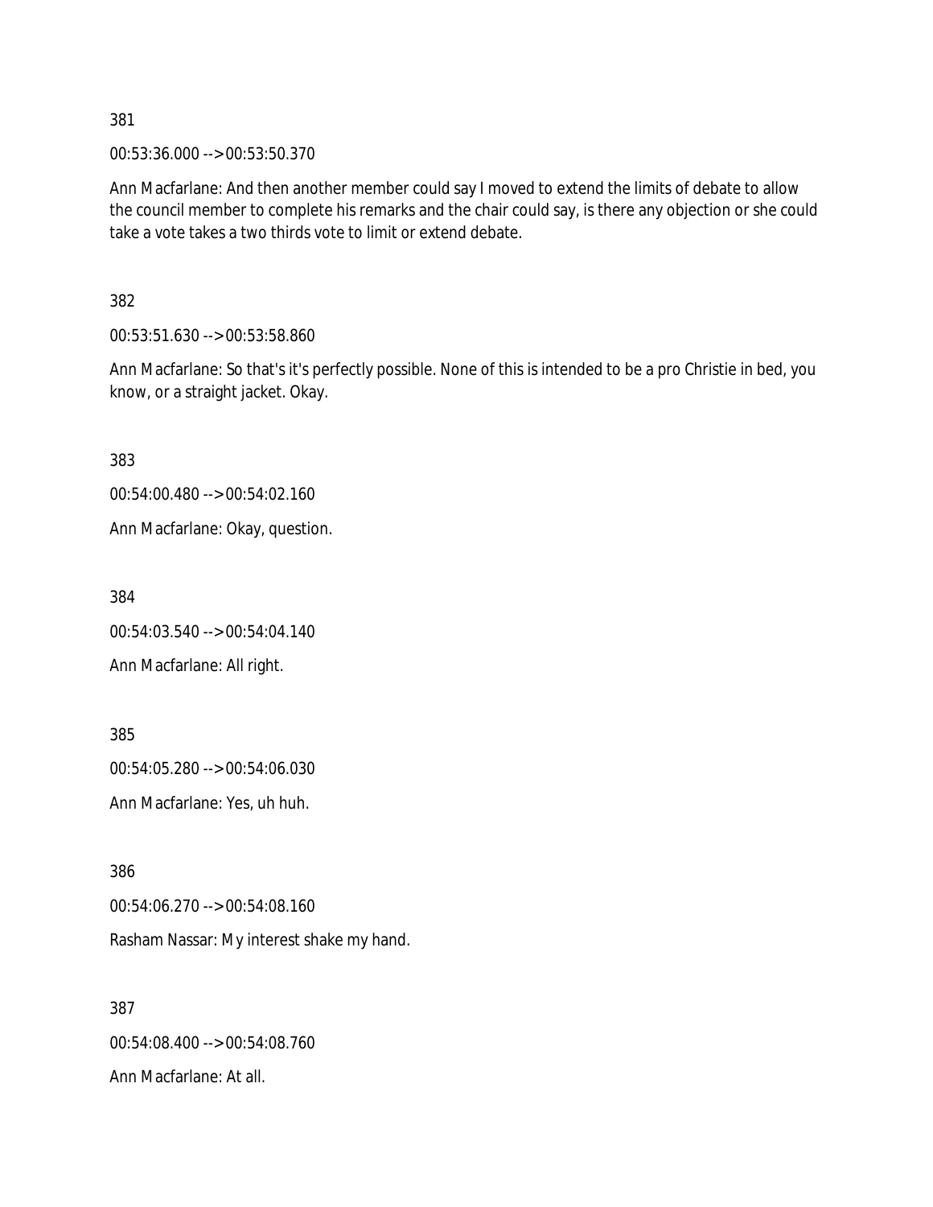381

00:53:36.000 --> 00:53:50.370

Ann Macfarlane: And then another member could say I moved to extend the limits of debate to allow the council member to complete his remarks and the chair could say, is there any objection or she could take a vote takes a two thirds vote to limit or extend debate.

382

00:53:51.630 --> 00:53:58.860

Ann Macfarlane: So that's it's perfectly possible. None of this is intended to be a pro Christie in bed, you know, or a straight jacket. Okay.

383

00:54:00.480 --> 00:54:02.160

Ann Macfarlane: Okay, question.

384

00:54:03.540 --> 00:54:04.140

Ann Macfarlane: All right.

385

00:54:05.280 --> 00:54:06.030

Ann Macfarlane: Yes, uh huh.

386

00:54:06.270 --> 00:54:08.160

Rasham Nassar: My interest shake my hand.

387

00:54:08.400 --> 00:54:08.760

Ann Macfarlane: At all.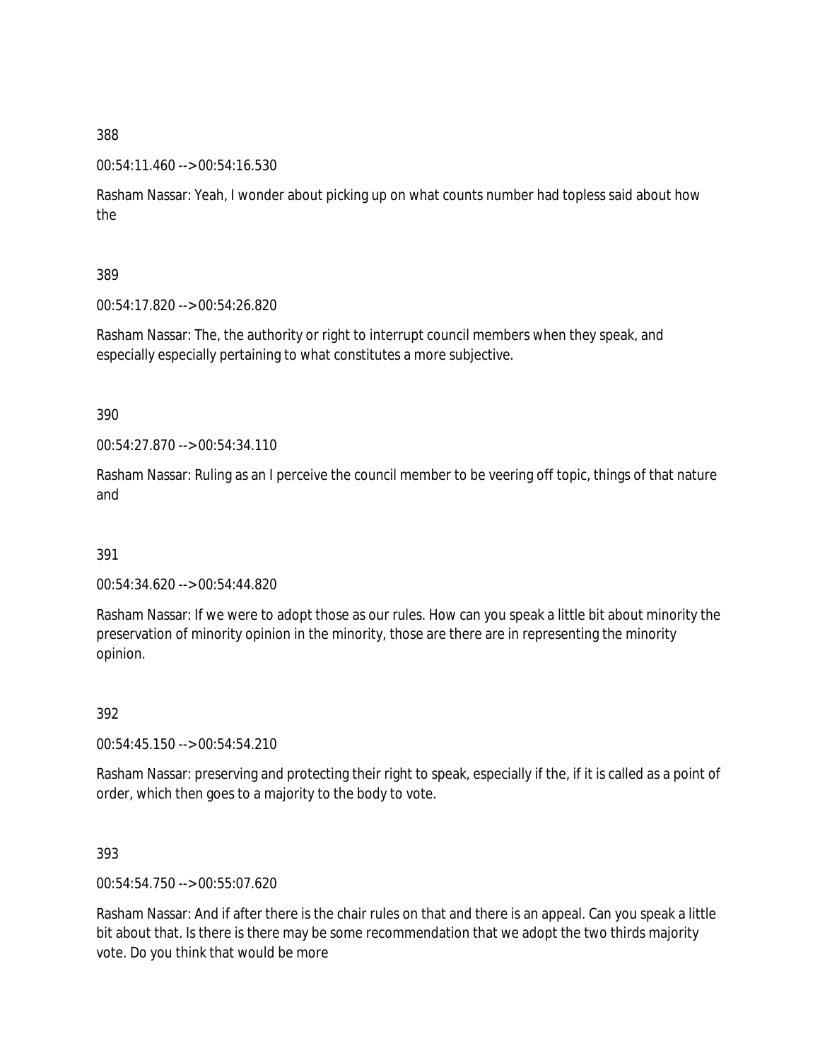388

00:54:11.460 --> 00:54:16.530

Rasham Nassar: Yeah, I wonder about picking up on what counts number had topless said about how the

389

00:54:17.820 --> 00:54:26.820

Rasham Nassar: The, the authority or right to interrupt council members when they speak, and especially especially pertaining to what constitutes a more subjective.

390

00:54:27.870 --> 00:54:34.110

Rasham Nassar: Ruling as an I perceive the council member to be veering off topic, things of that nature and

391

00:54:34.620 --> 00:54:44.820

Rasham Nassar: If we were to adopt those as our rules. How can you speak a little bit about minority the preservation of minority opinion in the minority, those are there are in representing the minority opinion.

392

00:54:45.150 --> 00:54:54.210

Rasham Nassar: preserving and protecting their right to speak, especially if the, if it is called as a point of order, which then goes to a majority to the body to vote.

393

00:54:54.750 --> 00:55:07.620

Rasham Nassar: And if after there is the chair rules on that and there is an appeal. Can you speak a little bit about that. Is there is there may be some recommendation that we adopt the two thirds majority vote. Do you think that would be more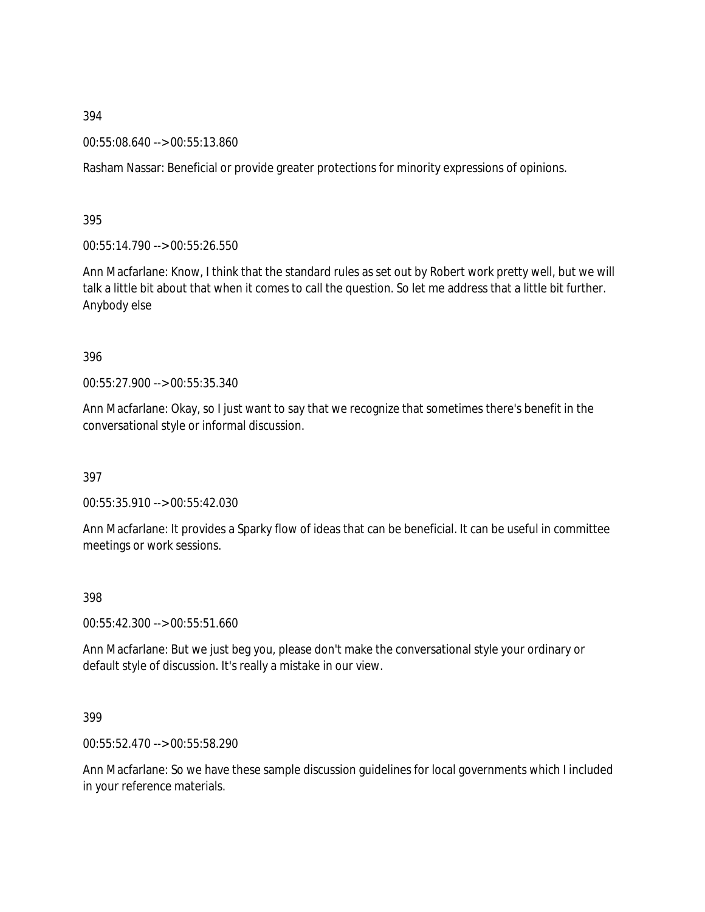394

00:55:08.640 --> 00:55:13.860

Rasham Nassar: Beneficial or provide greater protections for minority expressions of opinions.

395

00:55:14.790 --> 00:55:26.550

Ann Macfarlane: Know, I think that the standard rules as set out by Robert work pretty well, but we will talk a little bit about that when it comes to call the question. So let me address that a little bit further. Anybody else

396

00:55:27.900 --> 00:55:35.340

Ann Macfarlane: Okay, so I just want to say that we recognize that sometimes there's benefit in the conversational style or informal discussion.

397

00:55:35.910 --> 00:55:42.030

Ann Macfarlane: It provides a Sparky flow of ideas that can be beneficial. It can be useful in committee meetings or work sessions.

398

00:55:42.300 --> 00:55:51.660

Ann Macfarlane: But we just beg you, please don't make the conversational style your ordinary or default style of discussion. It's really a mistake in our view.

399

00:55:52.470 --> 00:55:58.290

Ann Macfarlane: So we have these sample discussion guidelines for local governments which I included in your reference materials.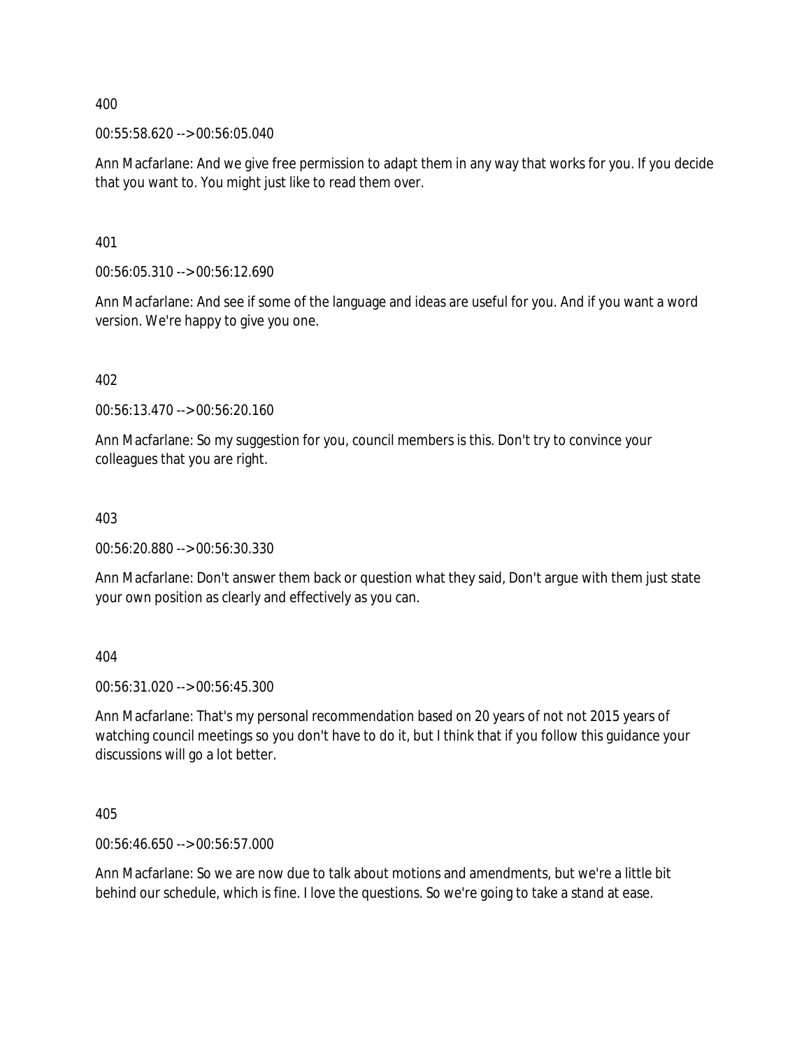400

00:55:58.620 --> 00:56:05.040

Ann Macfarlane: And we give free permission to adapt them in any way that works for you. If you decide that you want to. You might just like to read them over.

401

00:56:05.310 --> 00:56:12.690

Ann Macfarlane: And see if some of the language and ideas are useful for you. And if you want a word version. We're happy to give you one.

402

00:56:13.470 --> 00:56:20.160

Ann Macfarlane: So my suggestion for you, council members is this. Don't try to convince your colleagues that you are right.

403

00:56:20.880 --> 00:56:30.330

Ann Macfarlane: Don't answer them back or question what they said, Don't argue with them just state your own position as clearly and effectively as you can.

404

00:56:31.020 --> 00:56:45.300

Ann Macfarlane: That's my personal recommendation based on 20 years of not not 2015 years of watching council meetings so you don't have to do it, but I think that if you follow this guidance your discussions will go a lot better.

405

00:56:46.650 --> 00:56:57.000

Ann Macfarlane: So we are now due to talk about motions and amendments, but we're a little bit behind our schedule, which is fine. I love the questions. So we're going to take a stand at ease.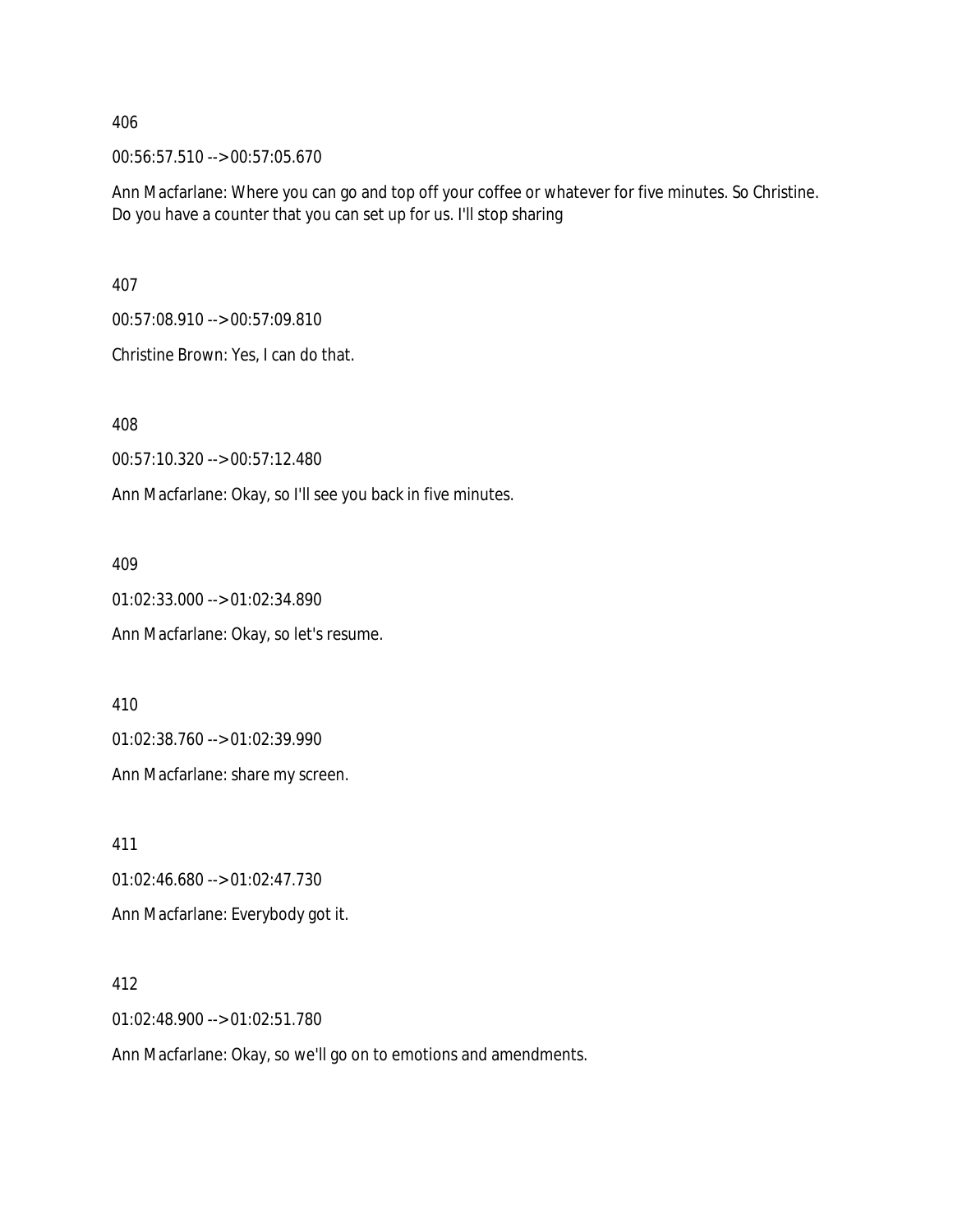406

00:56:57.510 --> 00:57:05.670

Ann Macfarlane: Where you can go and top off your coffee or whatever for five minutes. So Christine. Do you have a counter that you can set up for us. I'll stop sharing

407

00:57:08.910 --> 00:57:09.810

Christine Brown: Yes, I can do that.

408

00:57:10.320 --> 00:57:12.480

Ann Macfarlane: Okay, so I'll see you back in five minutes.

409

01:02:33.000 --> 01:02:34.890

Ann Macfarlane: Okay, so let's resume.

410

01:02:38.760 --> 01:02:39.990

Ann Macfarlane: share my screen.

411

01:02:46.680 --> 01:02:47.730

Ann Macfarlane: Everybody got it.

412

01:02:48.900 --> 01:02:51.780

Ann Macfarlane: Okay, so we'll go on to emotions and amendments.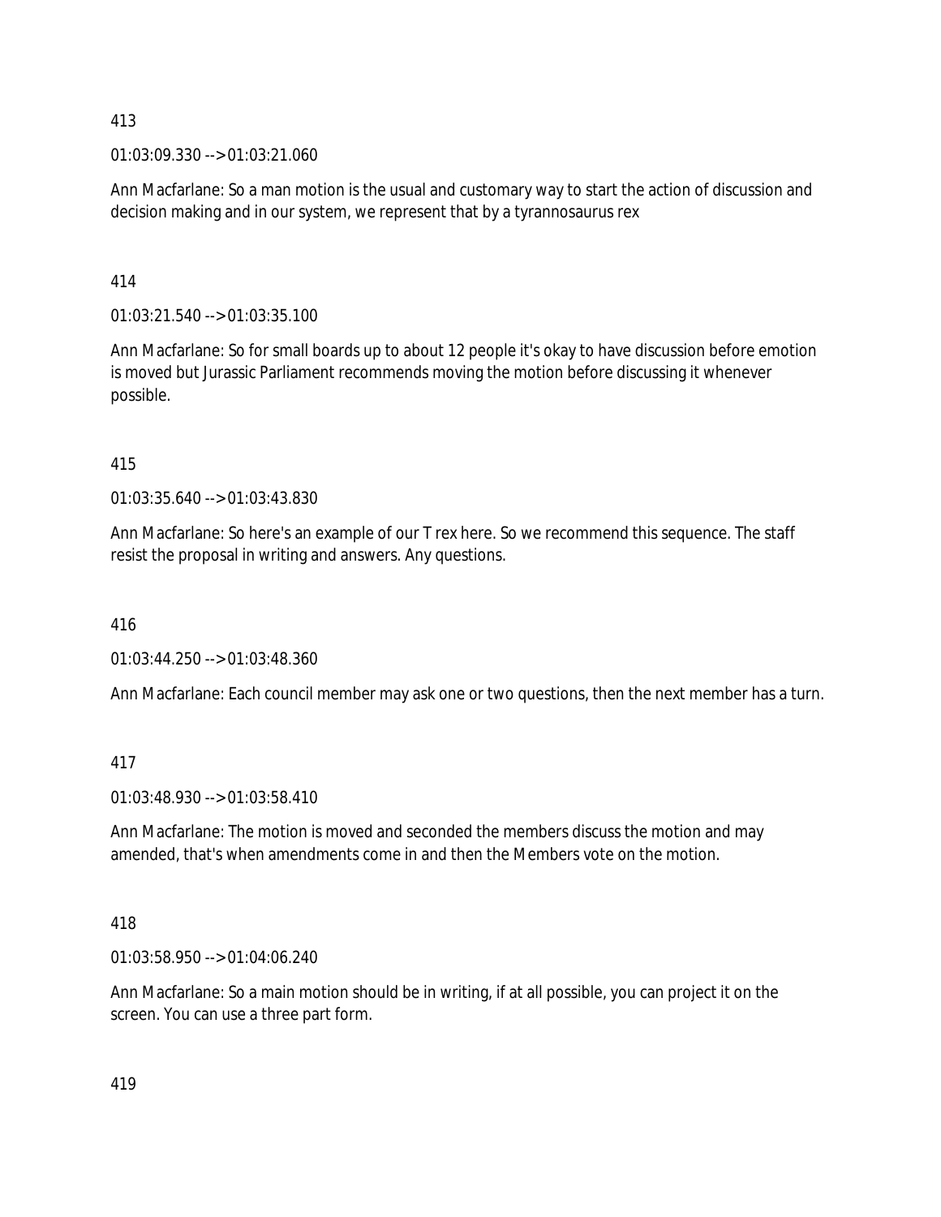413

01:03:09.330 --> 01:03:21.060

Ann Macfarlane: So a man motion is the usual and customary way to start the action of discussion and decision making and in our system, we represent that by a tyrannosaurus rex

414

01:03:21.540 --> 01:03:35.100

Ann Macfarlane: So for small boards up to about 12 people it's okay to have discussion before emotion is moved but Jurassic Parliament recommends moving the motion before discussing it whenever possible.

415

01:03:35.640 --> 01:03:43.830

Ann Macfarlane: So here's an example of our T rex here. So we recommend this sequence. The staff resist the proposal in writing and answers. Any questions.

416

01:03:44.250 --> 01:03:48.360

Ann Macfarlane: Each council member may ask one or two questions, then the next member has a turn.

417

01:03:48.930 --> 01:03:58.410

Ann Macfarlane: The motion is moved and seconded the members discuss the motion and may amended, that's when amendments come in and then the Members vote on the motion.

418

01:03:58.950 --> 01:04:06.240

Ann Macfarlane: So a main motion should be in writing, if at all possible, you can project it on the screen. You can use a three part form.

419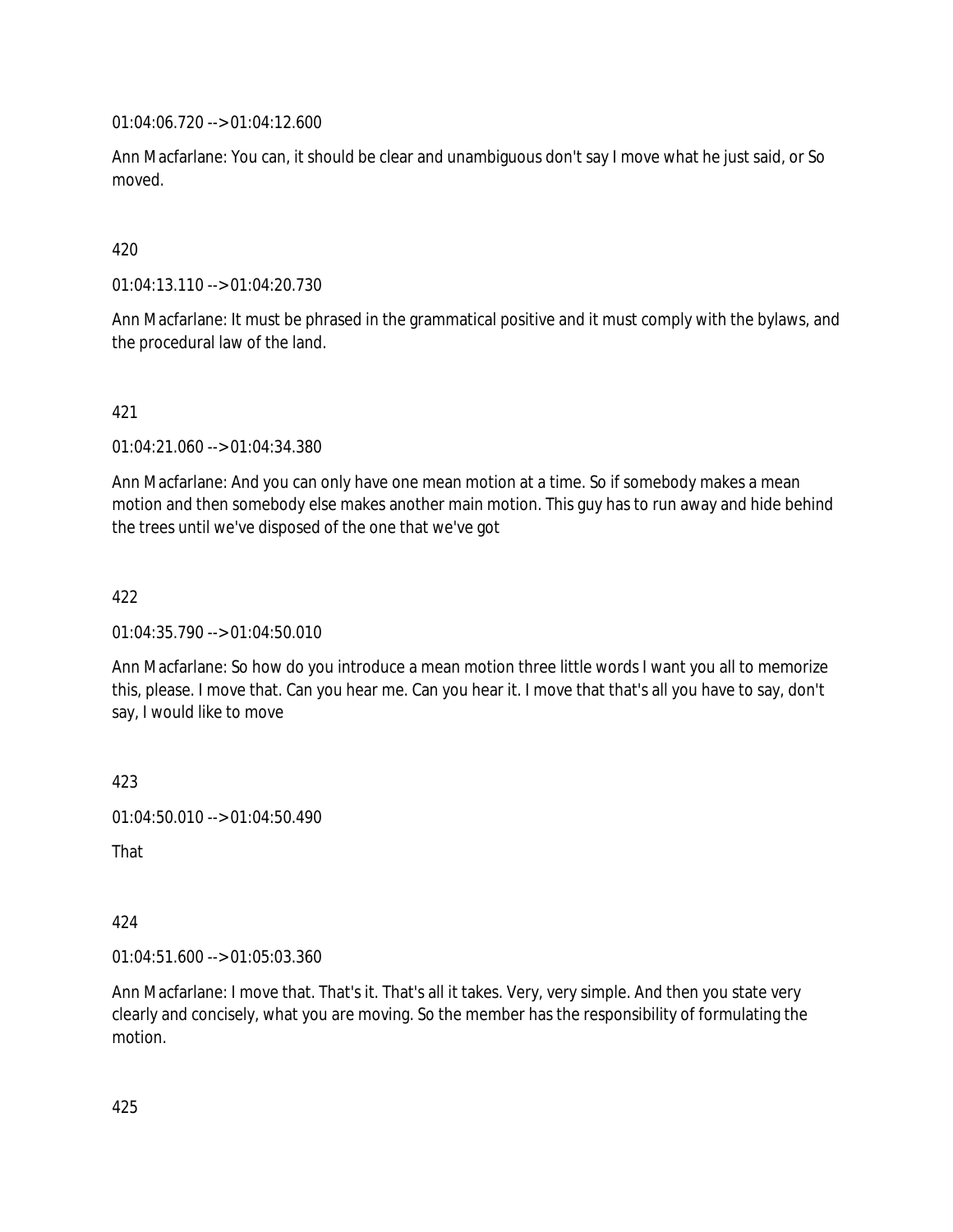01:04:06.720 --> 01:04:12.600

Ann Macfarlane: You can, it should be clear and unambiguous don't say I move what he just said, or So moved.

420

01:04:13.110 --> 01:04:20.730

Ann Macfarlane: It must be phrased in the grammatical positive and it must comply with the bylaws, and the procedural law of the land.

421

01:04:21.060 --> 01:04:34.380

Ann Macfarlane: And you can only have one mean motion at a time. So if somebody makes a mean motion and then somebody else makes another main motion. This guy has to run away and hide behind the trees until we've disposed of the one that we've got

422

01:04:35.790 --> 01:04:50.010

Ann Macfarlane: So how do you introduce a mean motion three little words I want you all to memorize this, please. I move that. Can you hear me. Can you hear it. I move that that's all you have to say, don't say, I would like to move

423

01:04:50.010 --> 01:04:50.490

That

424

01:04:51.600 --> 01:05:03.360

Ann Macfarlane: I move that. That's it. That's all it takes. Very, very simple. And then you state very clearly and concisely, what you are moving. So the member has the responsibility of formulating the motion.

425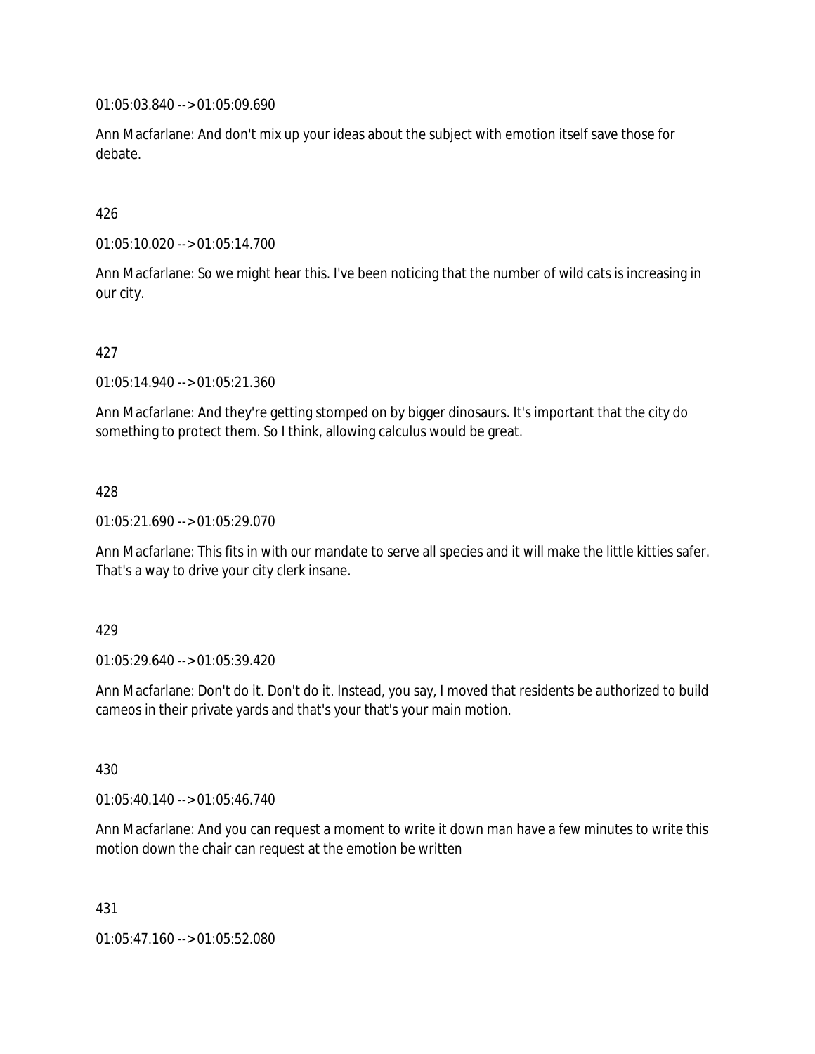01:05:03.840 --> 01:05:09.690

Ann Macfarlane: And don't mix up your ideas about the subject with emotion itself save those for debate.

426

01:05:10.020 --> 01:05:14.700

Ann Macfarlane: So we might hear this. I've been noticing that the number of wild cats is increasing in our city.

427

01:05:14.940 --> 01:05:21.360

Ann Macfarlane: And they're getting stomped on by bigger dinosaurs. It's important that the city do something to protect them. So I think, allowing calculus would be great.

428

01:05:21.690 --> 01:05:29.070

Ann Macfarlane: This fits in with our mandate to serve all species and it will make the little kitties safer. That's a way to drive your city clerk insane.

429

01:05:29.640 --> 01:05:39.420

Ann Macfarlane: Don't do it. Don't do it. Instead, you say, I moved that residents be authorized to build cameos in their private yards and that's your that's your main motion.

430

01:05:40.140 --> 01:05:46.740

Ann Macfarlane: And you can request a moment to write it down man have a few minutes to write this motion down the chair can request at the emotion be written

431

01:05:47.160 --> 01:05:52.080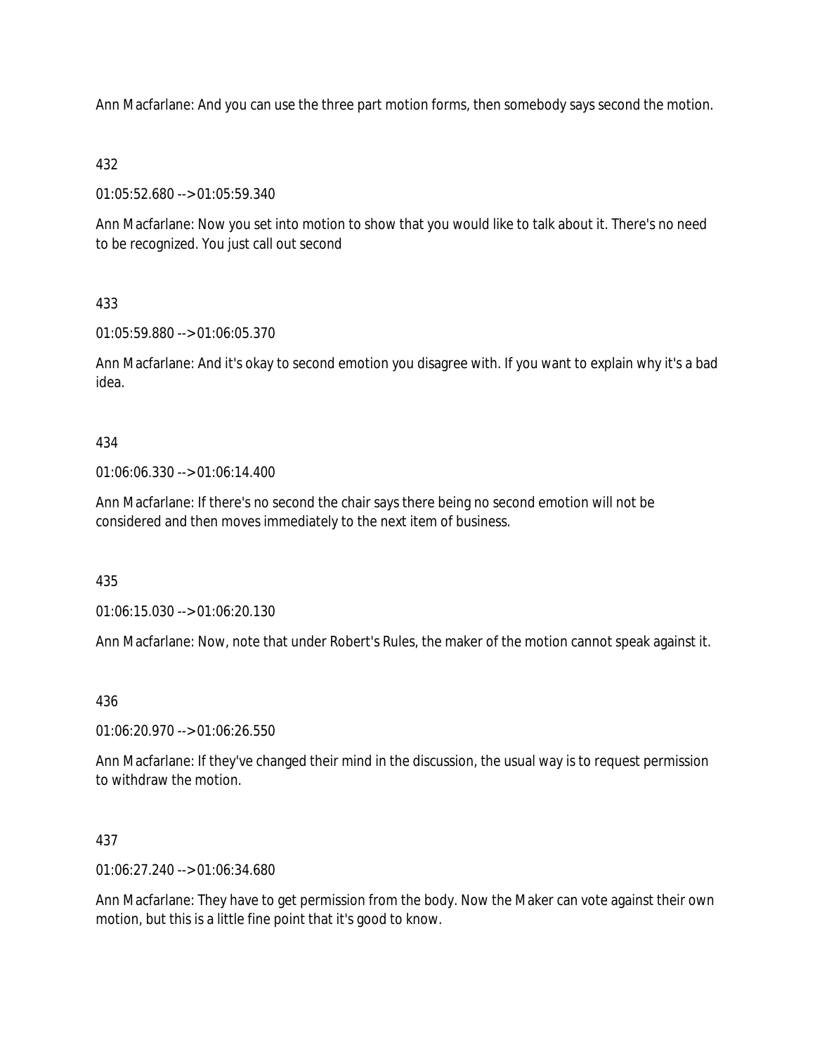Ann Macfarlane: And you can use the three part motion forms, then somebody says second the motion.

432

01:05:52.680 --> 01:05:59.340

Ann Macfarlane: Now you set into motion to show that you would like to talk about it. There's no need to be recognized. You just call out second

433

01:05:59.880 --> 01:06:05.370

Ann Macfarlane: And it's okay to second emotion you disagree with. If you want to explain why it's a bad idea.

434

01:06:06.330 --> 01:06:14.400

Ann Macfarlane: If there's no second the chair says there being no second emotion will not be considered and then moves immediately to the next item of business.

435

01:06:15.030 --> 01:06:20.130

Ann Macfarlane: Now, note that under Robert's Rules, the maker of the motion cannot speak against it.

436

01:06:20.970 --> 01:06:26.550

Ann Macfarlane: If they've changed their mind in the discussion, the usual way is to request permission to withdraw the motion.

437

01:06:27.240 --> 01:06:34.680

Ann Macfarlane: They have to get permission from the body. Now the Maker can vote against their own motion, but this is a little fine point that it's good to know.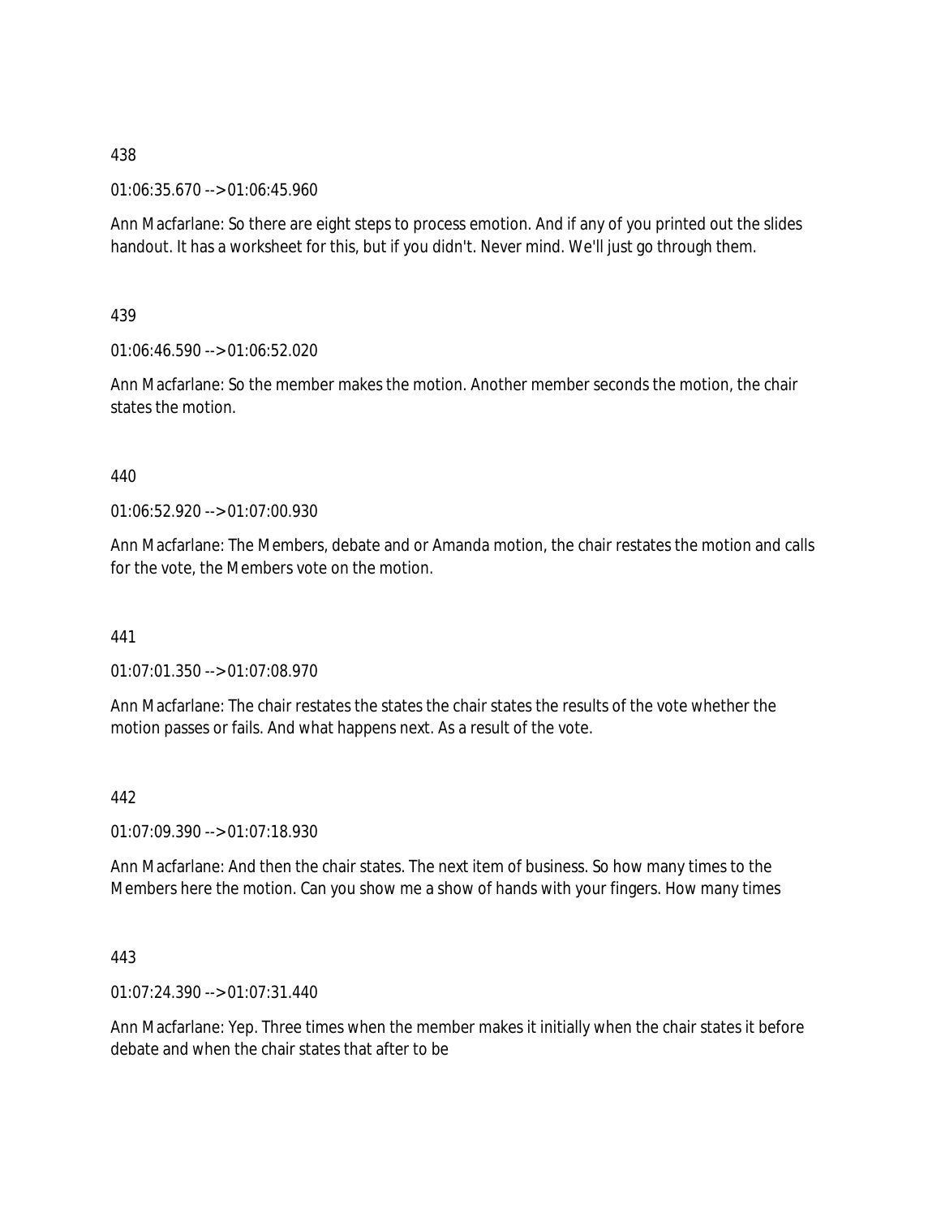438

01:06:35.670 --> 01:06:45.960

Ann Macfarlane: So there are eight steps to process emotion. And if any of you printed out the slides handout. It has a worksheet for this, but if you didn't. Never mind. We'll just go through them.

439

01:06:46.590 --> 01:06:52.020

Ann Macfarlane: So the member makes the motion. Another member seconds the motion, the chair states the motion.

440

01:06:52.920 --> 01:07:00.930

Ann Macfarlane: The Members, debate and or Amanda motion, the chair restates the motion and calls for the vote, the Members vote on the motion.

441

01:07:01.350 --> 01:07:08.970

Ann Macfarlane: The chair restates the states the chair states the results of the vote whether the motion passes or fails. And what happens next. As a result of the vote.

442

01:07:09.390 --> 01:07:18.930

Ann Macfarlane: And then the chair states. The next item of business. So how many times to the Members here the motion. Can you show me a show of hands with your fingers. How many times

443

01:07:24.390 --> 01:07:31.440

Ann Macfarlane: Yep. Three times when the member makes it initially when the chair states it before debate and when the chair states that after to be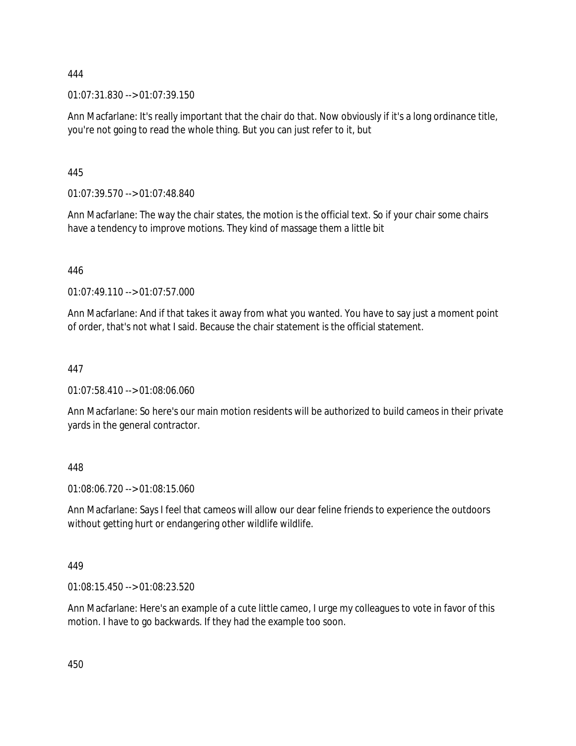444

01:07:31.830 --> 01:07:39.150

Ann Macfarlane: It's really important that the chair do that. Now obviously if it's a long ordinance title, you're not going to read the whole thing. But you can just refer to it, but

445

01:07:39.570 --> 01:07:48.840

Ann Macfarlane: The way the chair states, the motion is the official text. So if your chair some chairs have a tendency to improve motions. They kind of massage them a little bit

446

01:07:49.110 --> 01:07:57.000

Ann Macfarlane: And if that takes it away from what you wanted. You have to say just a moment point of order, that's not what I said. Because the chair statement is the official statement.

447

01:07:58.410 --> 01:08:06.060

Ann Macfarlane: So here's our main motion residents will be authorized to build cameos in their private yards in the general contractor.

448

01:08:06.720 --> 01:08:15.060

Ann Macfarlane: Says I feel that cameos will allow our dear feline friends to experience the outdoors without getting hurt or endangering other wildlife wildlife.

449

01:08:15.450 --> 01:08:23.520

Ann Macfarlane: Here's an example of a cute little cameo, I urge my colleagues to vote in favor of this motion. I have to go backwards. If they had the example too soon.

450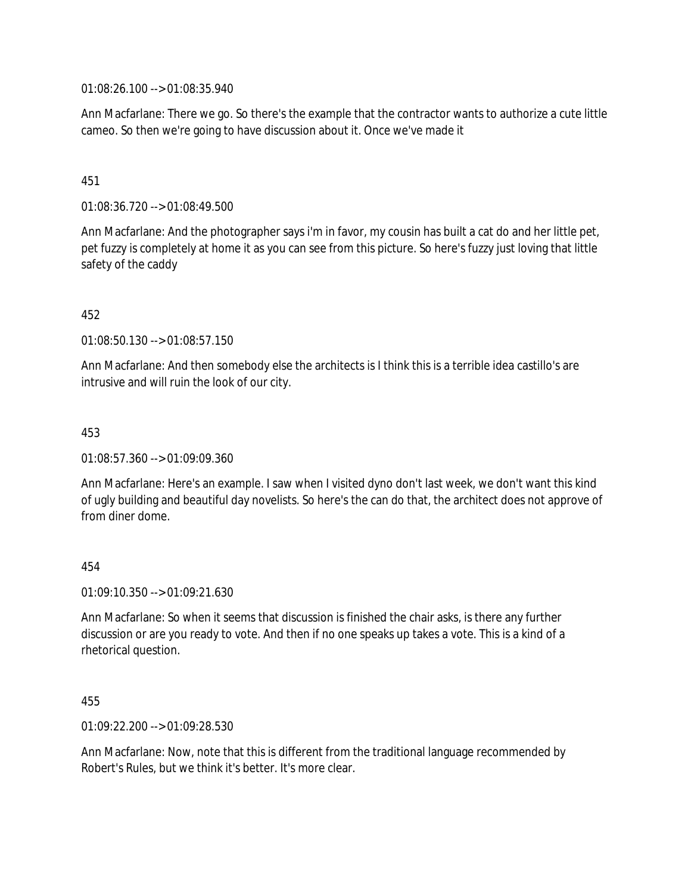01:08:26.100 --> 01:08:35.940

Ann Macfarlane: There we go. So there's the example that the contractor wants to authorize a cute little cameo. So then we're going to have discussion about it. Once we've made it

451

01:08:36.720 --> 01:08:49.500

Ann Macfarlane: And the photographer says i'm in favor, my cousin has built a cat do and her little pet, pet fuzzy is completely at home it as you can see from this picture. So here's fuzzy just loving that little safety of the caddy

452

01:08:50.130 --> 01:08:57.150

Ann Macfarlane: And then somebody else the architects is I think this is a terrible idea castillo's are intrusive and will ruin the look of our city.

453

01:08:57.360 --> 01:09:09.360

Ann Macfarlane: Here's an example. I saw when I visited dyno don't last week, we don't want this kind of ugly building and beautiful day novelists. So here's the can do that, the architect does not approve of from diner dome.

454

01:09:10.350 --> 01:09:21.630

Ann Macfarlane: So when it seems that discussion is finished the chair asks, is there any further discussion or are you ready to vote. And then if no one speaks up takes a vote. This is a kind of a rhetorical question.

455

01:09:22.200 --> 01:09:28.530

Ann Macfarlane: Now, note that this is different from the traditional language recommended by Robert's Rules, but we think it's better. It's more clear.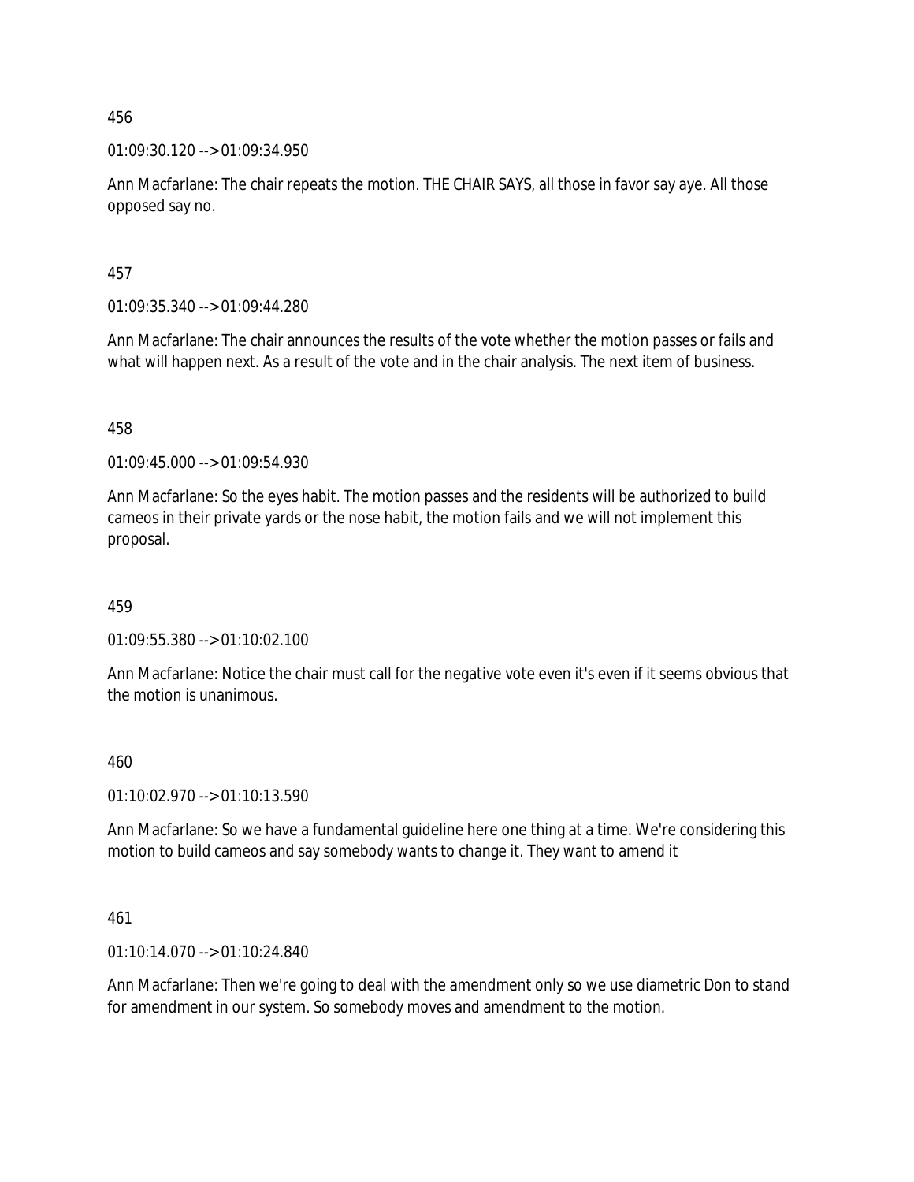456

01:09:30.120 --> 01:09:34.950

Ann Macfarlane: The chair repeats the motion. THE CHAIR SAYS, all those in favor say aye. All those opposed say no.

457

01:09:35.340 --> 01:09:44.280

Ann Macfarlane: The chair announces the results of the vote whether the motion passes or fails and what will happen next. As a result of the vote and in the chair analysis. The next item of business.

458

01:09:45.000 --> 01:09:54.930

Ann Macfarlane: So the eyes habit. The motion passes and the residents will be authorized to build cameos in their private yards or the nose habit, the motion fails and we will not implement this proposal.

459

01:09:55.380 --> 01:10:02.100

Ann Macfarlane: Notice the chair must call for the negative vote even it's even if it seems obvious that the motion is unanimous.

460

01:10:02.970 --> 01:10:13.590

Ann Macfarlane: So we have a fundamental guideline here one thing at a time. We're considering this motion to build cameos and say somebody wants to change it. They want to amend it

461

01:10:14.070 --> 01:10:24.840

Ann Macfarlane: Then we're going to deal with the amendment only so we use diametric Don to stand for amendment in our system. So somebody moves and amendment to the motion.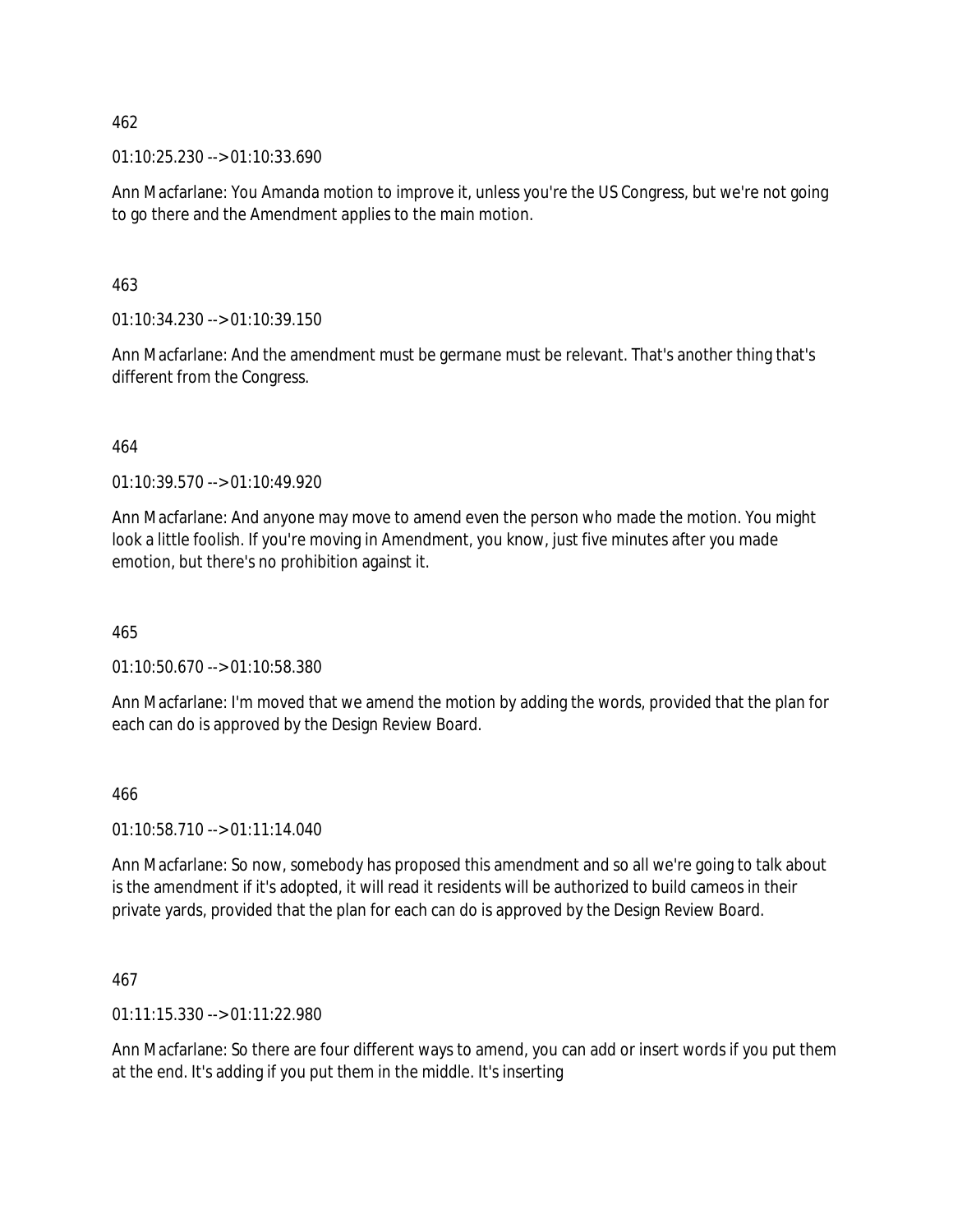462

01:10:25.230 --> 01:10:33.690

Ann Macfarlane: You Amanda motion to improve it, unless you're the US Congress, but we're not going to go there and the Amendment applies to the main motion.

463

01:10:34.230 --> 01:10:39.150

Ann Macfarlane: And the amendment must be germane must be relevant. That's another thing that's different from the Congress.

464

01:10:39.570 --> 01:10:49.920

Ann Macfarlane: And anyone may move to amend even the person who made the motion. You might look a little foolish. If you're moving in Amendment, you know, just five minutes after you made emotion, but there's no prohibition against it.

465

01:10:50.670 --> 01:10:58.380

Ann Macfarlane: I'm moved that we amend the motion by adding the words, provided that the plan for each can do is approved by the Design Review Board.

466

01:10:58.710 --> 01:11:14.040

Ann Macfarlane: So now, somebody has proposed this amendment and so all we're going to talk about is the amendment if it's adopted, it will read it residents will be authorized to build cameos in their private yards, provided that the plan for each can do is approved by the Design Review Board.

467

01:11:15.330 --> 01:11:22.980

Ann Macfarlane: So there are four different ways to amend, you can add or insert words if you put them at the end. It's adding if you put them in the middle. It's inserting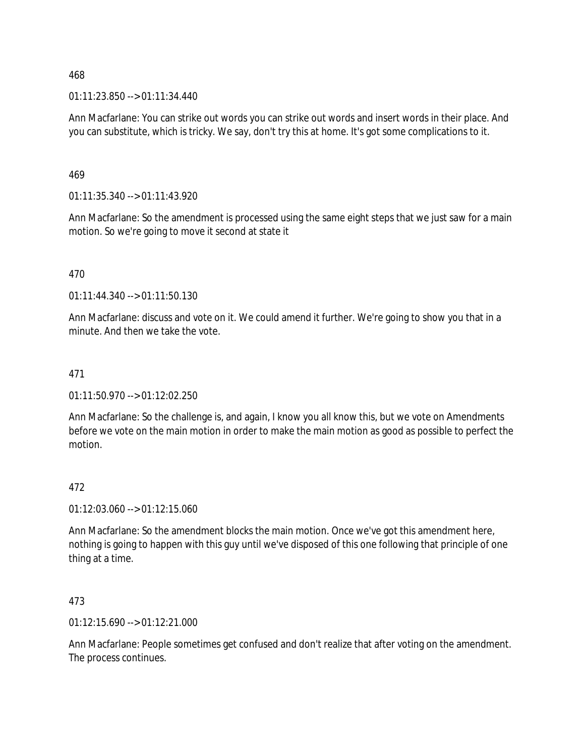468

01:11:23.850 --> 01:11:34.440

Ann Macfarlane: You can strike out words you can strike out words and insert words in their place. And you can substitute, which is tricky. We say, don't try this at home. It's got some complications to it.

469

01:11:35.340 --> 01:11:43.920

Ann Macfarlane: So the amendment is processed using the same eight steps that we just saw for a main motion. So we're going to move it second at state it

470

01:11:44.340 --> 01:11:50.130

Ann Macfarlane: discuss and vote on it. We could amend it further. We're going to show you that in a minute. And then we take the vote.

471

01:11:50.970 --> 01:12:02.250

Ann Macfarlane: So the challenge is, and again, I know you all know this, but we vote on Amendments before we vote on the main motion in order to make the main motion as good as possible to perfect the motion.

472

01:12:03.060 --> 01:12:15.060

Ann Macfarlane: So the amendment blocks the main motion. Once we've got this amendment here, nothing is going to happen with this guy until we've disposed of this one following that principle of one thing at a time.

473

01:12:15.690 --> 01:12:21.000

Ann Macfarlane: People sometimes get confused and don't realize that after voting on the amendment. The process continues.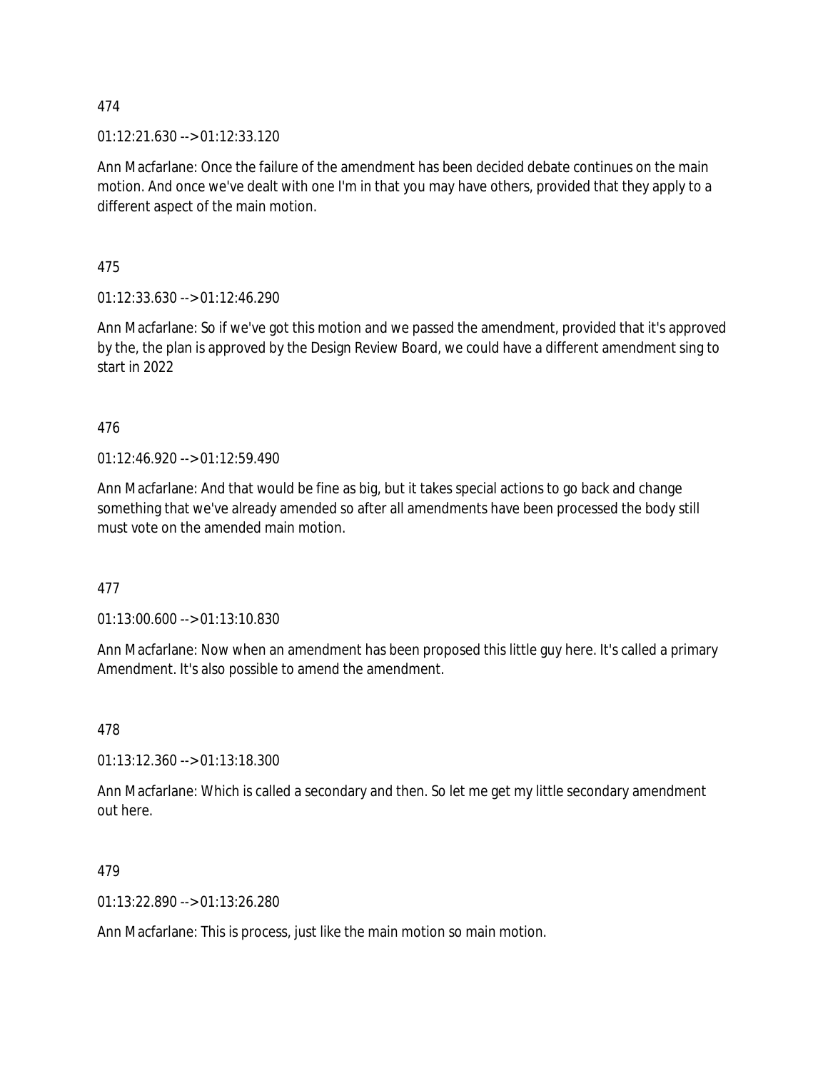474

01:12:21.630 --> 01:12:33.120

Ann Macfarlane: Once the failure of the amendment has been decided debate continues on the main motion. And once we've dealt with one I'm in that you may have others, provided that they apply to a different aspect of the main motion.

475

01:12:33.630 --> 01:12:46.290

Ann Macfarlane: So if we've got this motion and we passed the amendment, provided that it's approved by the, the plan is approved by the Design Review Board, we could have a different amendment sing to start in 2022

476

01:12:46.920 --> 01:12:59.490

Ann Macfarlane: And that would be fine as big, but it takes special actions to go back and change something that we've already amended so after all amendments have been processed the body still must vote on the amended main motion.

477

01:13:00.600 --> 01:13:10.830

Ann Macfarlane: Now when an amendment has been proposed this little guy here. It's called a primary Amendment. It's also possible to amend the amendment.

478

01:13:12.360 --> 01:13:18.300

Ann Macfarlane: Which is called a secondary and then. So let me get my little secondary amendment out here.

479

01:13:22.890 --> 01:13:26.280

Ann Macfarlane: This is process, just like the main motion so main motion.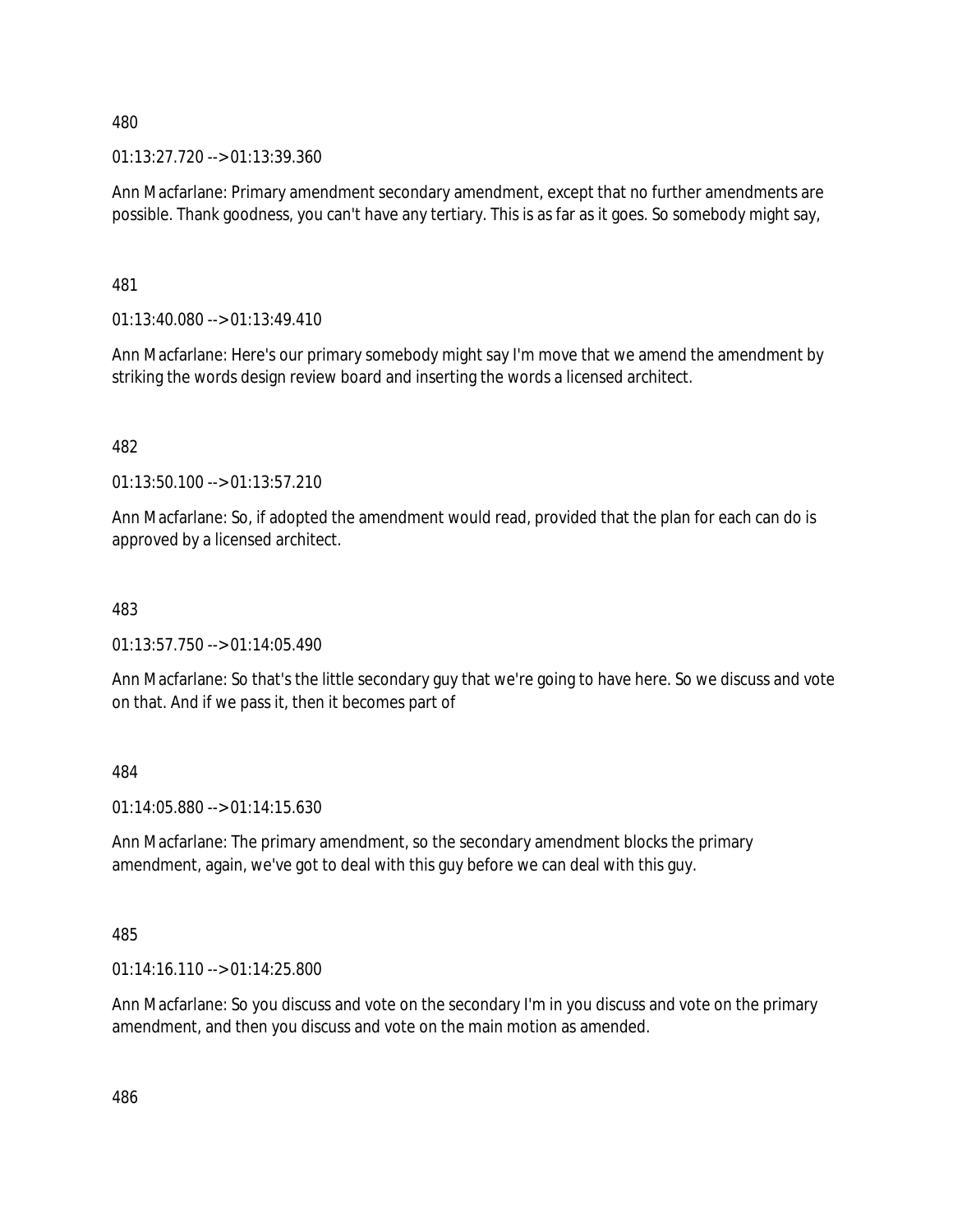480

01:13:27.720 --> 01:13:39.360

Ann Macfarlane: Primary amendment secondary amendment, except that no further amendments are possible. Thank goodness, you can't have any tertiary. This is as far as it goes. So somebody might say,

481

01:13:40.080 --> 01:13:49.410

Ann Macfarlane: Here's our primary somebody might say I'm move that we amend the amendment by striking the words design review board and inserting the words a licensed architect.

482

01:13:50.100 --> 01:13:57.210

Ann Macfarlane: So, if adopted the amendment would read, provided that the plan for each can do is approved by a licensed architect.

483

01:13:57.750 --> 01:14:05.490

Ann Macfarlane: So that's the little secondary guy that we're going to have here. So we discuss and vote on that. And if we pass it, then it becomes part of

484

01:14:05.880 --> 01:14:15.630

Ann Macfarlane: The primary amendment, so the secondary amendment blocks the primary amendment, again, we've got to deal with this guy before we can deal with this guy.

485

01:14:16.110 --> 01:14:25.800

Ann Macfarlane: So you discuss and vote on the secondary I'm in you discuss and vote on the primary amendment, and then you discuss and vote on the main motion as amended.

486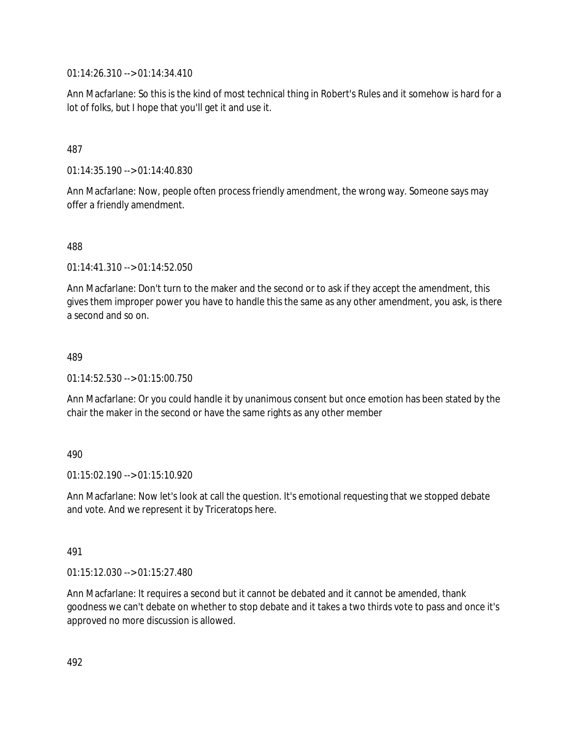01:14:26.310 --> 01:14:34.410

Ann Macfarlane: So this is the kind of most technical thing in Robert's Rules and it somehow is hard for a lot of folks, but I hope that you'll get it and use it.

487

01:14:35.190 --> 01:14:40.830

Ann Macfarlane: Now, people often process friendly amendment, the wrong way. Someone says may offer a friendly amendment.

488

01:14:41.310 --> 01:14:52.050

Ann Macfarlane: Don't turn to the maker and the second or to ask if they accept the amendment, this gives them improper power you have to handle this the same as any other amendment, you ask, is there a second and so on.

489

01:14:52.530 --> 01:15:00.750

Ann Macfarlane: Or you could handle it by unanimous consent but once emotion has been stated by the chair the maker in the second or have the same rights as any other member

490

01:15:02.190 --> 01:15:10.920

Ann Macfarlane: Now let's look at call the question. It's emotional requesting that we stopped debate and vote. And we represent it by Triceratops here.

491

01:15:12.030 --> 01:15:27.480

Ann Macfarlane: It requires a second but it cannot be debated and it cannot be amended, thank goodness we can't debate on whether to stop debate and it takes a two thirds vote to pass and once it's approved no more discussion is allowed.

492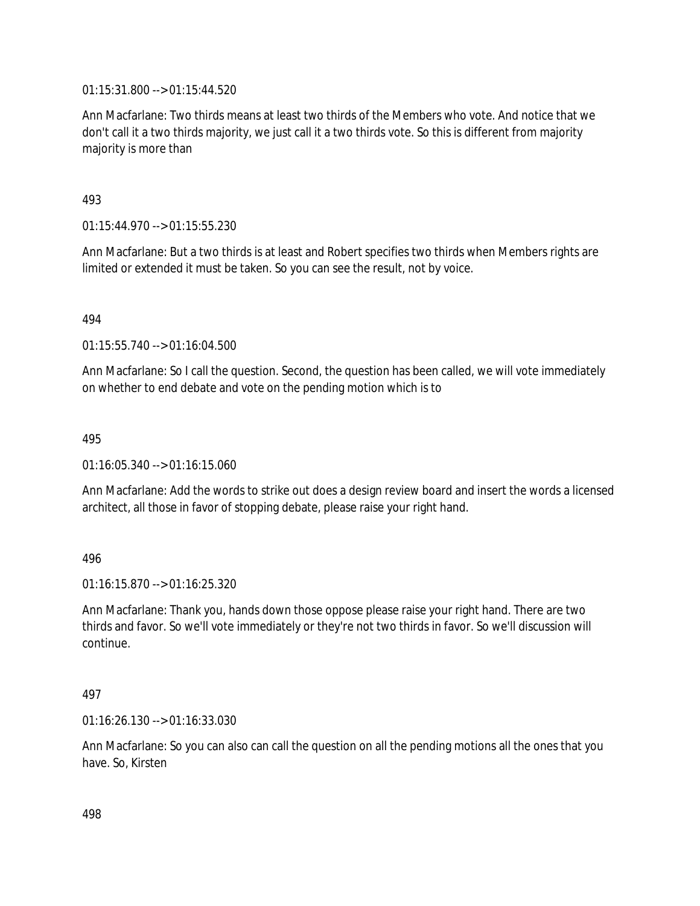01:15:31.800 --> 01:15:44.520

Ann Macfarlane: Two thirds means at least two thirds of the Members who vote. And notice that we don't call it a two thirds majority, we just call it a two thirds vote. So this is different from majority majority is more than

493

01:15:44.970 --> 01:15:55.230

Ann Macfarlane: But a two thirds is at least and Robert specifies two thirds when Members rights are limited or extended it must be taken. So you can see the result, not by voice.

494

01:15:55.740 --> 01:16:04.500

Ann Macfarlane: So I call the question. Second, the question has been called, we will vote immediately on whether to end debate and vote on the pending motion which is to

495

01:16:05.340 --> 01:16:15.060

Ann Macfarlane: Add the words to strike out does a design review board and insert the words a licensed architect, all those in favor of stopping debate, please raise your right hand.

496

01:16:15.870 --> 01:16:25.320

Ann Macfarlane: Thank you, hands down those oppose please raise your right hand. There are two thirds and favor. So we'll vote immediately or they're not two thirds in favor. So we'll discussion will continue.

497

01:16:26.130 --> 01:16:33.030

Ann Macfarlane: So you can also can call the question on all the pending motions all the ones that you have. So, Kirsten

498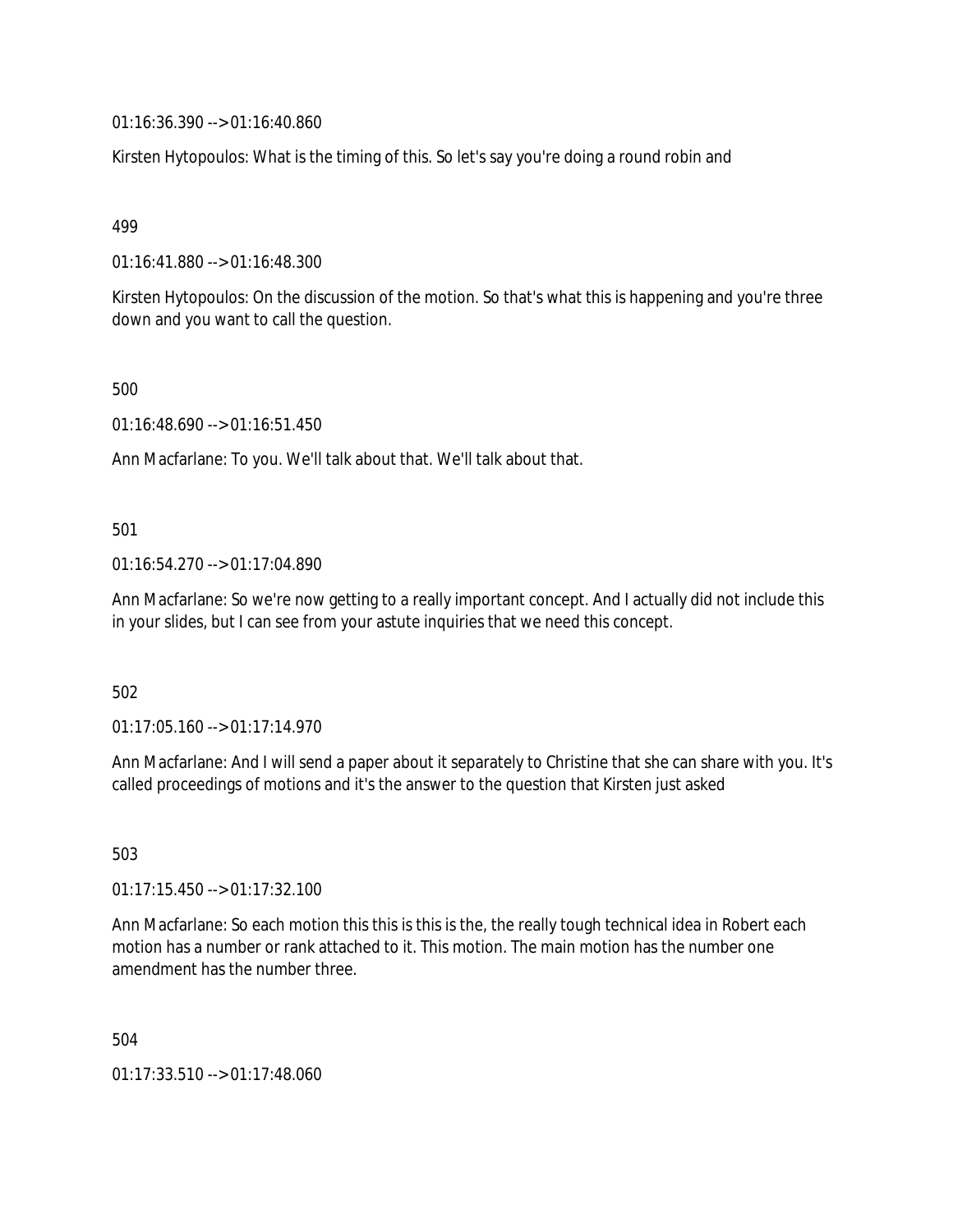01:16:36.390 --> 01:16:40.860

Kirsten Hytopoulos: What is the timing of this. So let's say you're doing a round robin and

499

01:16:41.880 --> 01:16:48.300

Kirsten Hytopoulos: On the discussion of the motion. So that's what this is happening and you're three down and you want to call the question.

500

01:16:48.690 --> 01:16:51.450

Ann Macfarlane: To you. We'll talk about that. We'll talk about that.

501

01:16:54.270 --> 01:17:04.890

Ann Macfarlane: So we're now getting to a really important concept. And I actually did not include this in your slides, but I can see from your astute inquiries that we need this concept.

502

01:17:05.160 --> 01:17:14.970

Ann Macfarlane: And I will send a paper about it separately to Christine that she can share with you. It's called proceedings of motions and it's the answer to the question that Kirsten just asked

503

01:17:15.450 --> 01:17:32.100

Ann Macfarlane: So each motion this this is this is the, the really tough technical idea in Robert each motion has a number or rank attached to it. This motion. The main motion has the number one amendment has the number three.

504

01:17:33.510 --> 01:17:48.060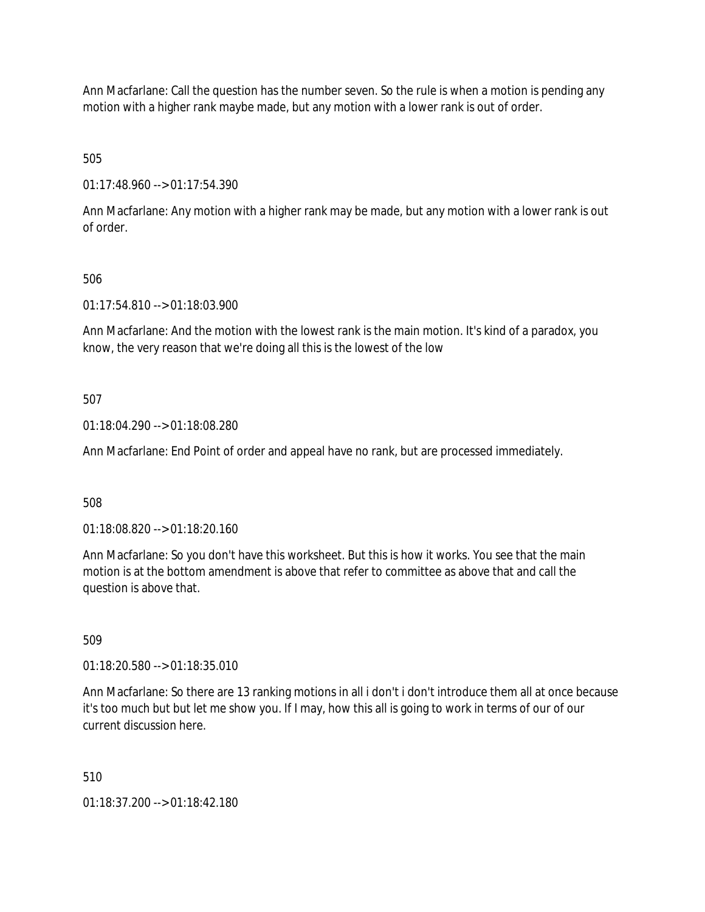Ann Macfarlane: Call the question has the number seven. So the rule is when a motion is pending any motion with a higher rank maybe made, but any motion with a lower rank is out of order.

505

01:17:48.960 --> 01:17:54.390

Ann Macfarlane: Any motion with a higher rank may be made, but any motion with a lower rank is out of order.

506

01:17:54.810 --> 01:18:03.900

Ann Macfarlane: And the motion with the lowest rank is the main motion. It's kind of a paradox, you know, the very reason that we're doing all this is the lowest of the low

507

01:18:04.290 --> 01:18:08.280

Ann Macfarlane: End Point of order and appeal have no rank, but are processed immediately.

508

01:18:08.820 --> 01:18:20.160

Ann Macfarlane: So you don't have this worksheet. But this is how it works. You see that the main motion is at the bottom amendment is above that refer to committee as above that and call the question is above that.

509

01:18:20.580 --> 01:18:35.010

Ann Macfarlane: So there are 13 ranking motions in all i don't i don't introduce them all at once because it's too much but but let me show you. If I may, how this all is going to work in terms of our of our current discussion here.

510

01:18:37.200 --> 01:18:42.180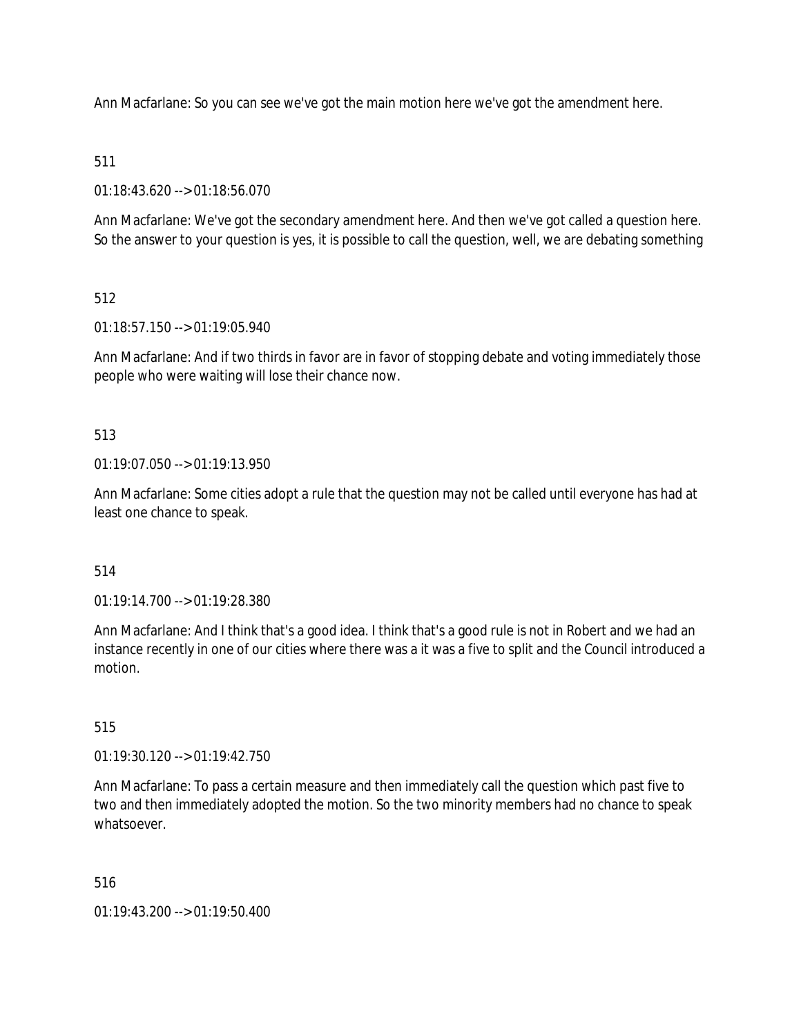Ann Macfarlane: So you can see we've got the main motion here we've got the amendment here.

511

01:18:43.620 --> 01:18:56.070

Ann Macfarlane: We've got the secondary amendment here. And then we've got called a question here. So the answer to your question is yes, it is possible to call the question, well, we are debating something

512

01:18:57.150 --> 01:19:05.940

Ann Macfarlane: And if two thirds in favor are in favor of stopping debate and voting immediately those people who were waiting will lose their chance now.

513

01:19:07.050 --> 01:19:13.950

Ann Macfarlane: Some cities adopt a rule that the question may not be called until everyone has had at least one chance to speak.

514

01:19:14.700 --> 01:19:28.380

Ann Macfarlane: And I think that's a good idea. I think that's a good rule is not in Robert and we had an instance recently in one of our cities where there was a it was a five to split and the Council introduced a motion.

515

01:19:30.120 --> 01:19:42.750

Ann Macfarlane: To pass a certain measure and then immediately call the question which past five to two and then immediately adopted the motion. So the two minority members had no chance to speak whatsoever.

516

01:19:43.200 --> 01:19:50.400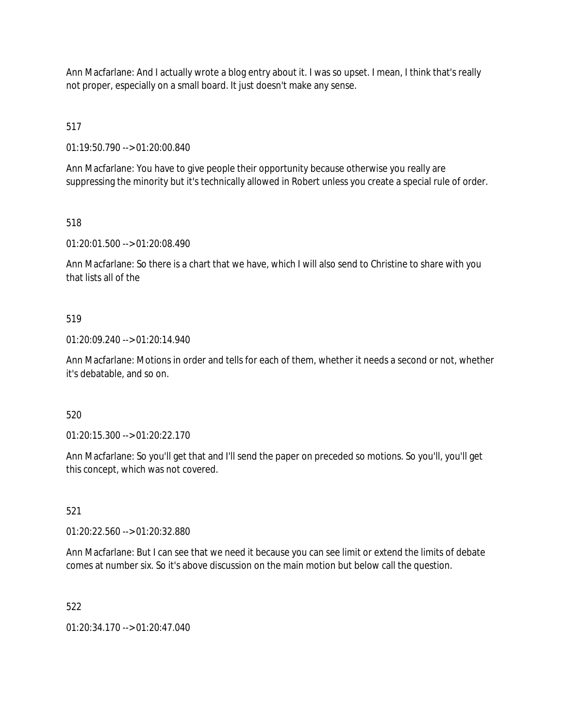Ann Macfarlane: And I actually wrote a blog entry about it. I was so upset. I mean, I think that's really not proper, especially on a small board. It just doesn't make any sense.

517

01:19:50.790 --> 01:20:00.840

Ann Macfarlane: You have to give people their opportunity because otherwise you really are suppressing the minority but it's technically allowed in Robert unless you create a special rule of order.

518

01:20:01.500 --> 01:20:08.490

Ann Macfarlane: So there is a chart that we have, which I will also send to Christine to share with you that lists all of the

519

01:20:09.240 --> 01:20:14.940

Ann Macfarlane: Motions in order and tells for each of them, whether it needs a second or not, whether it's debatable, and so on.

520

01:20:15.300 --> 01:20:22.170

Ann Macfarlane: So you'll get that and I'll send the paper on preceded so motions. So you'll, you'll get this concept, which was not covered.

521

01:20:22.560 --> 01:20:32.880

Ann Macfarlane: But I can see that we need it because you can see limit or extend the limits of debate comes at number six. So it's above discussion on the main motion but below call the question.

522

01:20:34.170 --> 01:20:47.040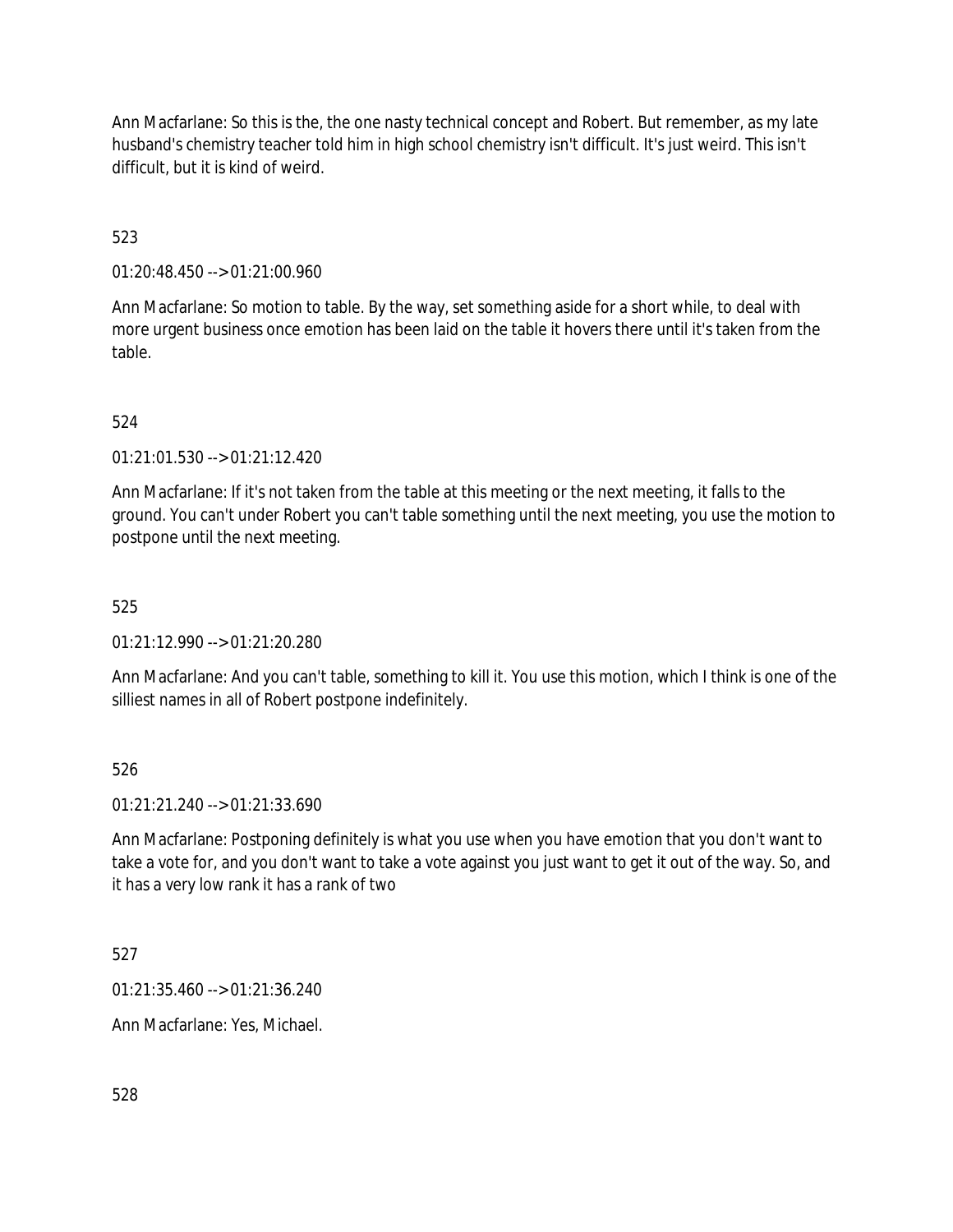Ann Macfarlane: So this is the, the one nasty technical concept and Robert. But remember, as my late husband's chemistry teacher told him in high school chemistry isn't difficult. It's just weird. This isn't difficult, but it is kind of weird.

523

01:20:48.450 --> 01:21:00.960

Ann Macfarlane: So motion to table. By the way, set something aside for a short while, to deal with more urgent business once emotion has been laid on the table it hovers there until it's taken from the table.

524

01:21:01.530 --> 01:21:12.420

Ann Macfarlane: If it's not taken from the table at this meeting or the next meeting, it falls to the ground. You can't under Robert you can't table something until the next meeting, you use the motion to postpone until the next meeting.

525

01:21:12.990 --> 01:21:20.280

Ann Macfarlane: And you can't table, something to kill it. You use this motion, which I think is one of the silliest names in all of Robert postpone indefinitely.

526

01:21:21.240 --> 01:21:33.690

Ann Macfarlane: Postponing definitely is what you use when you have emotion that you don't want to take a vote for, and you don't want to take a vote against you just want to get it out of the way. So, and it has a very low rank it has a rank of two

527

01:21:35.460 --> 01:21:36.240

Ann Macfarlane: Yes, Michael.

528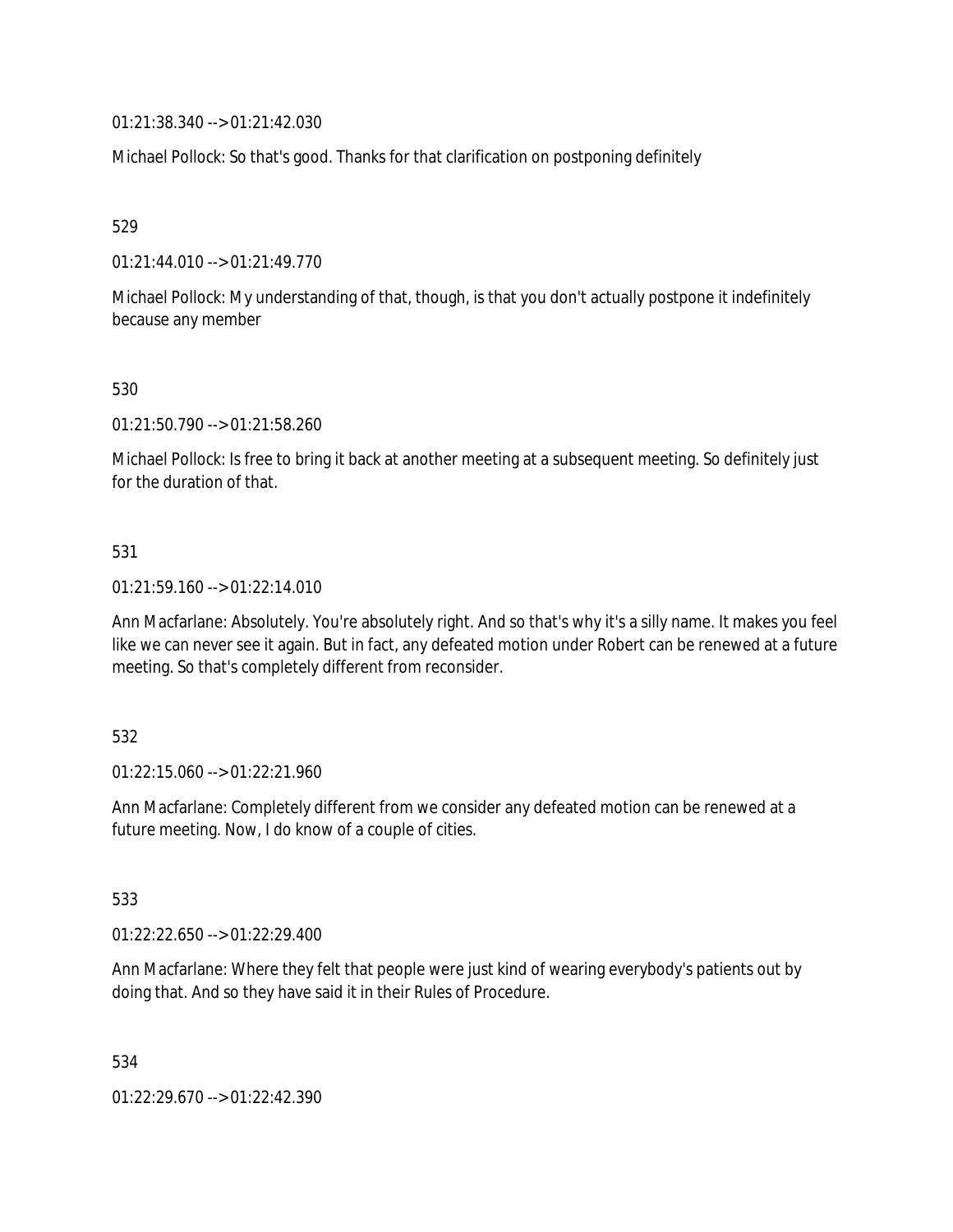01:21:38.340 --> 01:21:42.030

Michael Pollock: So that's good. Thanks for that clarification on postponing definitely

529

01:21:44.010 --> 01:21:49.770

Michael Pollock: My understanding of that, though, is that you don't actually postpone it indefinitely because any member

530

01:21:50.790 --> 01:21:58.260

Michael Pollock: Is free to bring it back at another meeting at a subsequent meeting. So definitely just for the duration of that.

531

01:21:59.160 --> 01:22:14.010

Ann Macfarlane: Absolutely. You're absolutely right. And so that's why it's a silly name. It makes you feel like we can never see it again. But in fact, any defeated motion under Robert can be renewed at a future meeting. So that's completely different from reconsider.

532

01:22:15.060 --> 01:22:21.960

Ann Macfarlane: Completely different from we consider any defeated motion can be renewed at a future meeting. Now, I do know of a couple of cities.

533

01:22:22.650 --> 01:22:29.400

Ann Macfarlane: Where they felt that people were just kind of wearing everybody's patients out by doing that. And so they have said it in their Rules of Procedure.

534

01:22:29.670 --> 01:22:42.390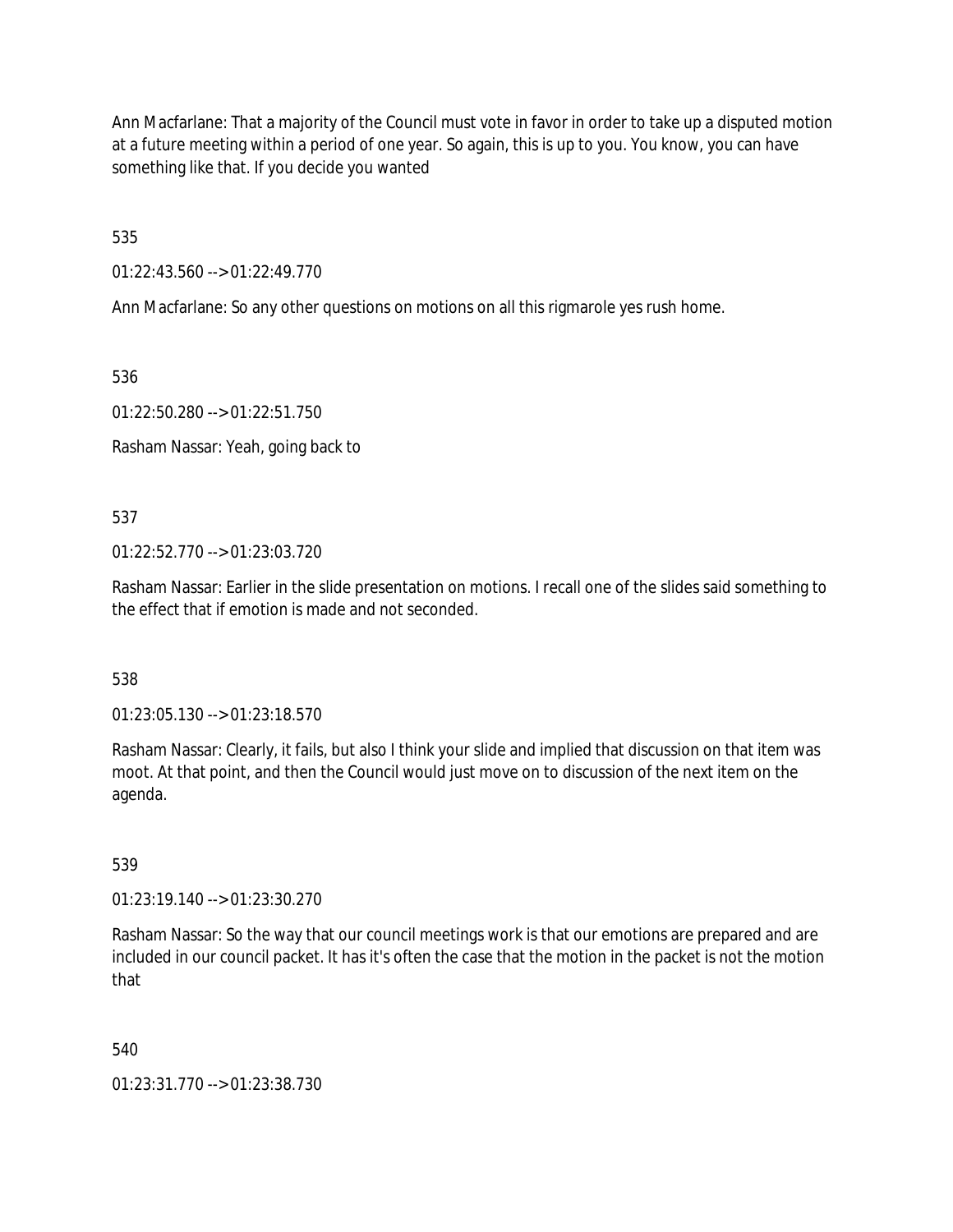Ann Macfarlane: That a majority of the Council must vote in favor in order to take up a disputed motion at a future meeting within a period of one year. So again, this is up to you. You know, you can have something like that. If you decide you wanted

535

01:22:43.560 --> 01:22:49.770

Ann Macfarlane: So any other questions on motions on all this rigmarole yes rush home.

536

01:22:50.280 --> 01:22:51.750

Rasham Nassar: Yeah, going back to

537

01:22:52.770 --> 01:23:03.720

Rasham Nassar: Earlier in the slide presentation on motions. I recall one of the slides said something to the effect that if emotion is made and not seconded.

538

01:23:05.130 --> 01:23:18.570

Rasham Nassar: Clearly, it fails, but also I think your slide and implied that discussion on that item was moot. At that point, and then the Council would just move on to discussion of the next item on the agenda.

539

01:23:19.140 --> 01:23:30.270

Rasham Nassar: So the way that our council meetings work is that our emotions are prepared and are included in our council packet. It has it's often the case that the motion in the packet is not the motion that

540

01:23:31.770 --> 01:23:38.730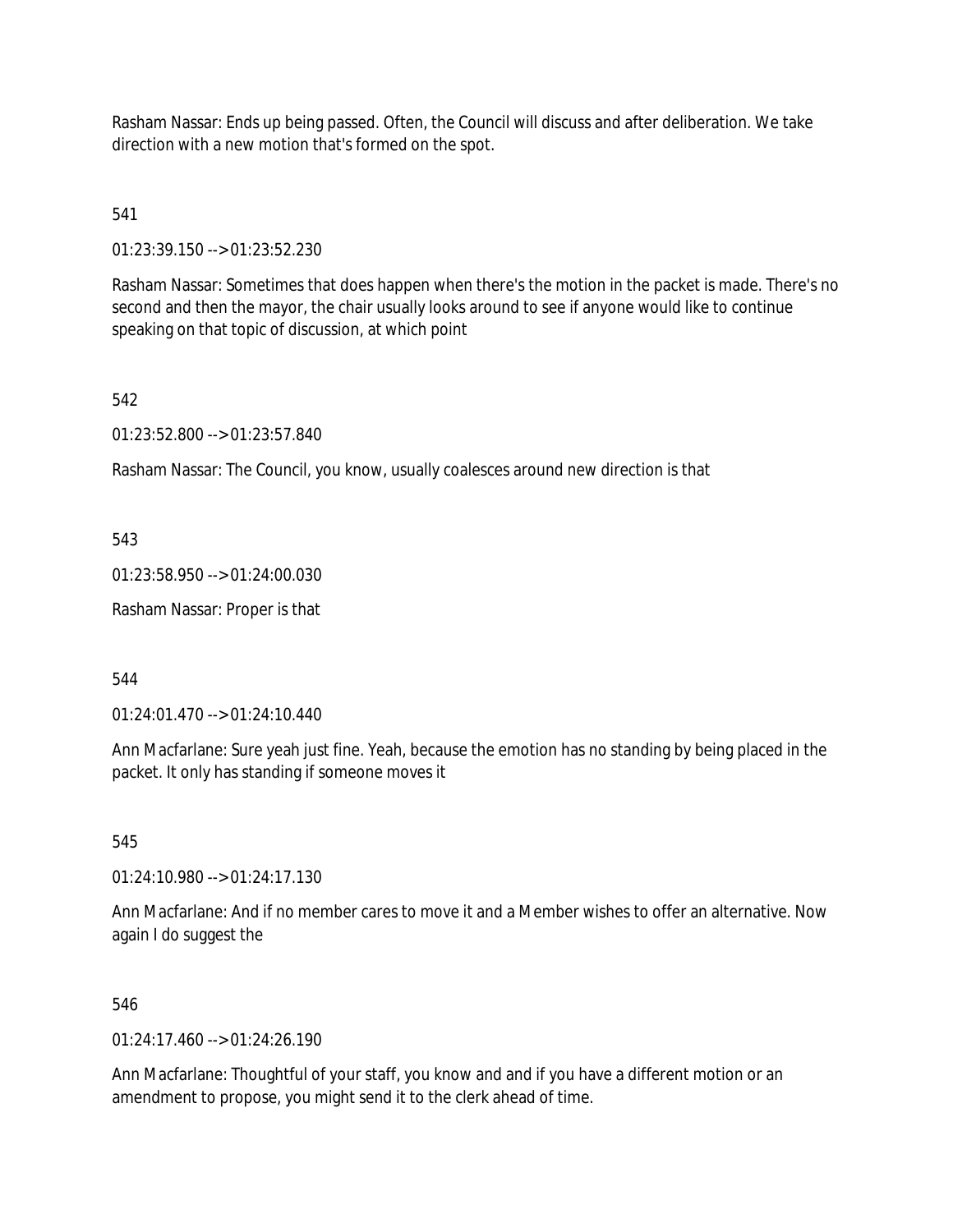Rasham Nassar: Ends up being passed. Often, the Council will discuss and after deliberation. We take direction with a new motion that's formed on the spot.

541

01:23:39.150 --> 01:23:52.230

Rasham Nassar: Sometimes that does happen when there's the motion in the packet is made. There's no second and then the mayor, the chair usually looks around to see if anyone would like to continue speaking on that topic of discussion, at which point

542

01:23:52.800 --> 01:23:57.840

Rasham Nassar: The Council, you know, usually coalesces around new direction is that

543

01:23:58.950 --> 01:24:00.030

Rasham Nassar: Proper is that

544

01:24:01.470 --> 01:24:10.440

Ann Macfarlane: Sure yeah just fine. Yeah, because the emotion has no standing by being placed in the packet. It only has standing if someone moves it

545

01:24:10.980 --> 01:24:17.130

Ann Macfarlane: And if no member cares to move it and a Member wishes to offer an alternative. Now again I do suggest the

546

01:24:17.460 --> 01:24:26.190

Ann Macfarlane: Thoughtful of your staff, you know and and if you have a different motion or an amendment to propose, you might send it to the clerk ahead of time.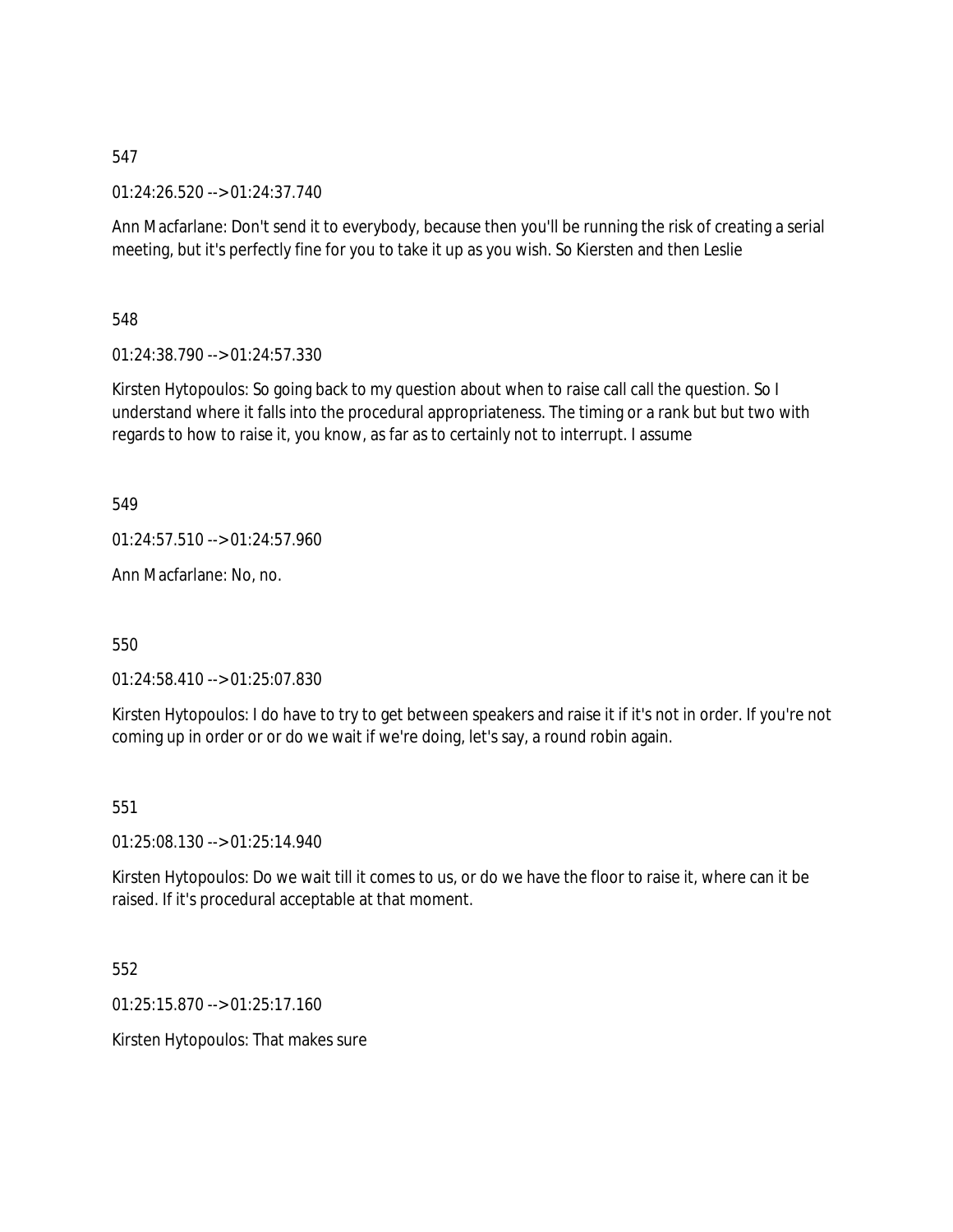547

01:24:26.520 --> 01:24:37.740

Ann Macfarlane: Don't send it to everybody, because then you'll be running the risk of creating a serial meeting, but it's perfectly fine for you to take it up as you wish. So Kiersten and then Leslie

548

01:24:38.790 --> 01:24:57.330

Kirsten Hytopoulos: So going back to my question about when to raise call call the question. So I understand where it falls into the procedural appropriateness. The timing or a rank but but two with regards to how to raise it, you know, as far as to certainly not to interrupt. I assume

549

01:24:57.510 --> 01:24:57.960

Ann Macfarlane: No, no.

550

01:24:58.410 --> 01:25:07.830

Kirsten Hytopoulos: I do have to try to get between speakers and raise it if it's not in order. If you're not coming up in order or or do we wait if we're doing, let's say, a round robin again.

551

01:25:08.130 --> 01:25:14.940

Kirsten Hytopoulos: Do we wait till it comes to us, or do we have the floor to raise it, where can it be raised. If it's procedural acceptable at that moment.

552

01:25:15.870 --> 01:25:17.160

Kirsten Hytopoulos: That makes sure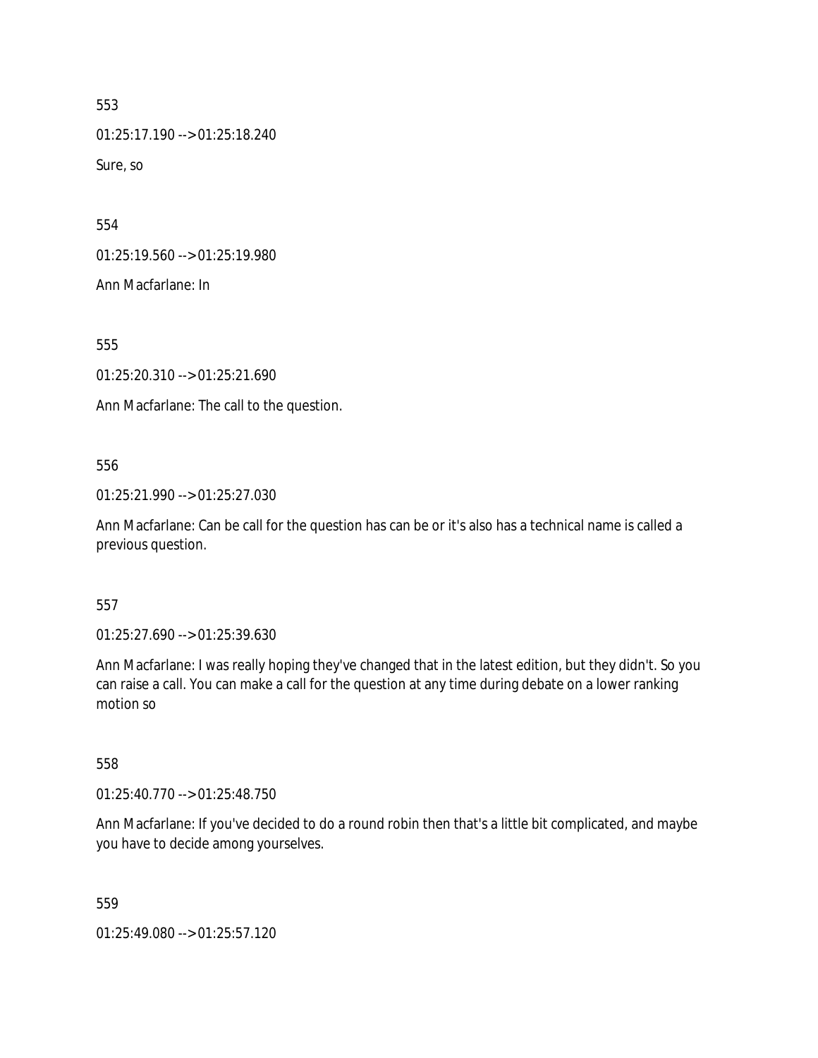553

01:25:17.190 --> 01:25:18.240

Sure, so

554

01:25:19.560 --> 01:25:19.980

Ann Macfarlane: In

555

01:25:20.310 --> 01:25:21.690

Ann Macfarlane: The call to the question.

556

01:25:21.990 --> 01:25:27.030

Ann Macfarlane: Can be call for the question has can be or it's also has a technical name is called a previous question.

557

01:25:27.690 --> 01:25:39.630

Ann Macfarlane: I was really hoping they've changed that in the latest edition, but they didn't. So you can raise a call. You can make a call for the question at any time during debate on a lower ranking motion so

558

01:25:40.770 --> 01:25:48.750

Ann Macfarlane: If you've decided to do a round robin then that's a little bit complicated, and maybe you have to decide among yourselves.

559

01:25:49.080 --> 01:25:57.120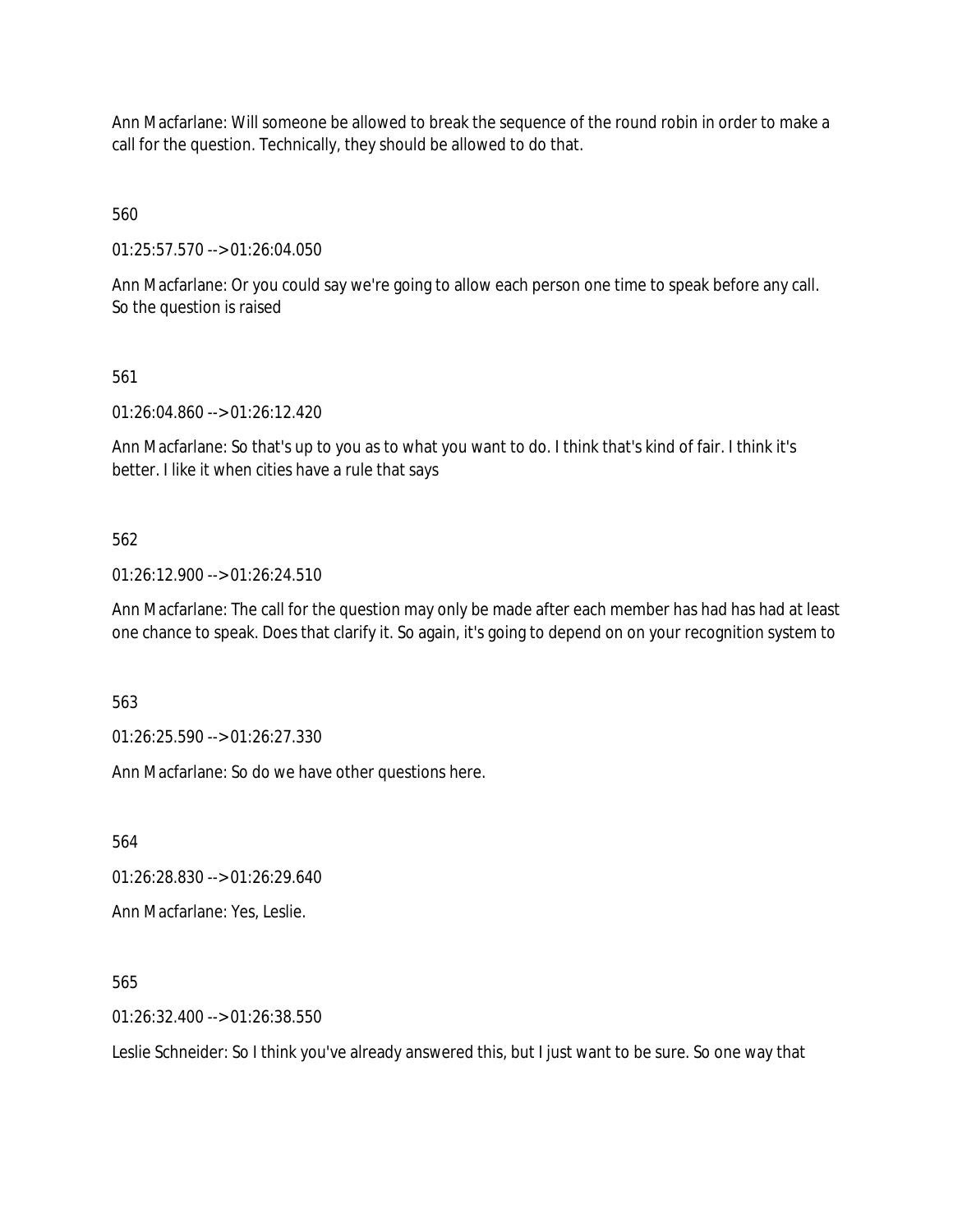Ann Macfarlane: Will someone be allowed to break the sequence of the round robin in order to make a call for the question. Technically, they should be allowed to do that.

560

01:25:57.570 --> 01:26:04.050

Ann Macfarlane: Or you could say we're going to allow each person one time to speak before any call. So the question is raised

561

01:26:04.860 --> 01:26:12.420

Ann Macfarlane: So that's up to you as to what you want to do. I think that's kind of fair. I think it's better. I like it when cities have a rule that says

562

01:26:12.900 --> 01:26:24.510

Ann Macfarlane: The call for the question may only be made after each member has had has had at least one chance to speak. Does that clarify it. So again, it's going to depend on on your recognition system to

563

01:26:25.590 --> 01:26:27.330

Ann Macfarlane: So do we have other questions here.

564

01:26:28.830 --> 01:26:29.640

Ann Macfarlane: Yes, Leslie.

565

01:26:32.400 --> 01:26:38.550

Leslie Schneider: So I think you've already answered this, but I just want to be sure. So one way that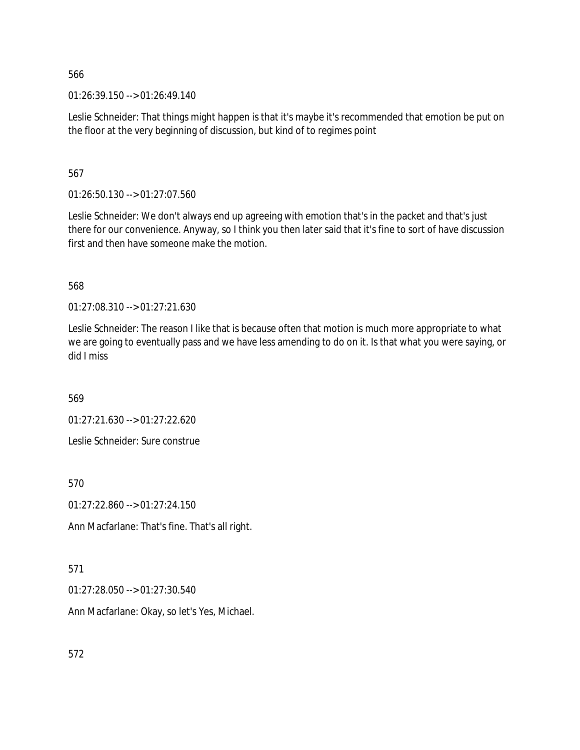566

01:26:39.150 --> 01:26:49.140

Leslie Schneider: That things might happen is that it's maybe it's recommended that emotion be put on the floor at the very beginning of discussion, but kind of to regimes point

567

01:26:50.130 --> 01:27:07.560

Leslie Schneider: We don't always end up agreeing with emotion that's in the packet and that's just there for our convenience. Anyway, so I think you then later said that it's fine to sort of have discussion first and then have someone make the motion.

568

01:27:08.310 --> 01:27:21.630

Leslie Schneider: The reason I like that is because often that motion is much more appropriate to what we are going to eventually pass and we have less amending to do on it. Is that what you were saying, or did I miss

569

01:27:21.630 --> 01:27:22.620

Leslie Schneider: Sure construe

570

01:27:22.860 --> 01:27:24.150

Ann Macfarlane: That's fine. That's all right.

571

01:27:28.050 --> 01:27:30.540

Ann Macfarlane: Okay, so let's Yes, Michael.

572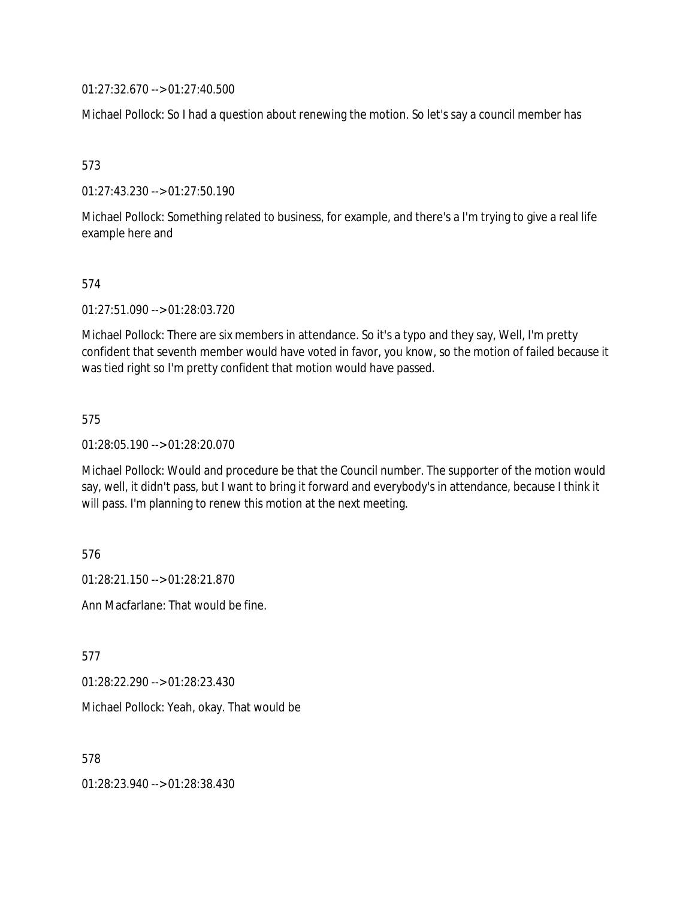01:27:32.670 --> 01:27:40.500

Michael Pollock: So I had a question about renewing the motion. So let's say a council member has

573

01:27:43.230 --> 01:27:50.190

Michael Pollock: Something related to business, for example, and there's a I'm trying to give a real life example here and

574

01:27:51.090 --> 01:28:03.720

Michael Pollock: There are six members in attendance. So it's a typo and they say, Well, I'm pretty confident that seventh member would have voted in favor, you know, so the motion of failed because it was tied right so I'm pretty confident that motion would have passed.

575

01:28:05.190 --> 01:28:20.070

Michael Pollock: Would and procedure be that the Council number. The supporter of the motion would say, well, it didn't pass, but I want to bring it forward and everybody's in attendance, because I think it will pass. I'm planning to renew this motion at the next meeting.

576

01:28:21.150 --> 01:28:21.870

Ann Macfarlane: That would be fine.

577

01:28:22.290 --> 01:28:23.430

Michael Pollock: Yeah, okay. That would be

578

01:28:23.940 --> 01:28:38.430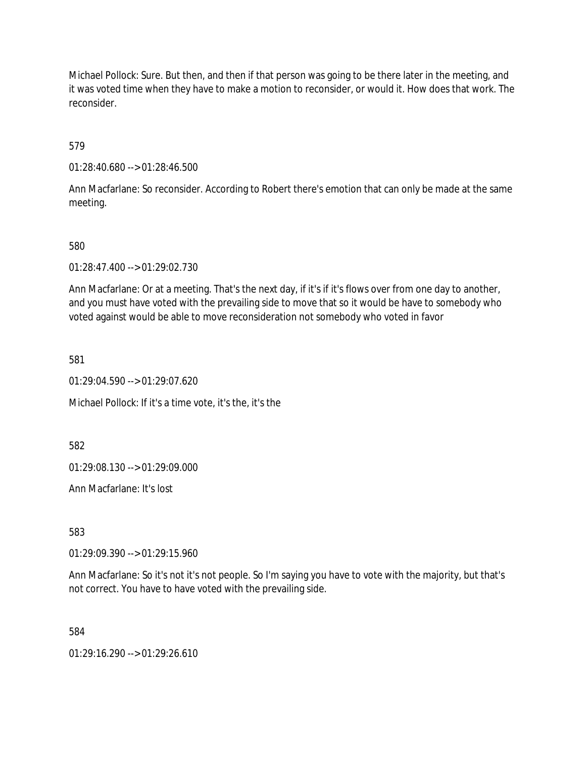Michael Pollock: Sure. But then, and then if that person was going to be there later in the meeting, and it was voted time when they have to make a motion to reconsider, or would it. How does that work. The reconsider.

579

01:28:40.680 --> 01:28:46.500

Ann Macfarlane: So reconsider. According to Robert there's emotion that can only be made at the same meeting.

580

01:28:47.400 --> 01:29:02.730

Ann Macfarlane: Or at a meeting. That's the next day, if it's if it's flows over from one day to another, and you must have voted with the prevailing side to move that so it would be have to somebody who voted against would be able to move reconsideration not somebody who voted in favor

581

01:29:04.590 --> 01:29:07.620

Michael Pollock: If it's a time vote, it's the, it's the

582

01:29:08.130 --> 01:29:09.000

Ann Macfarlane: It's lost

583

01:29:09.390 --> 01:29:15.960

Ann Macfarlane: So it's not it's not people. So I'm saying you have to vote with the majority, but that's not correct. You have to have voted with the prevailing side.

584

01:29:16.290 --> 01:29:26.610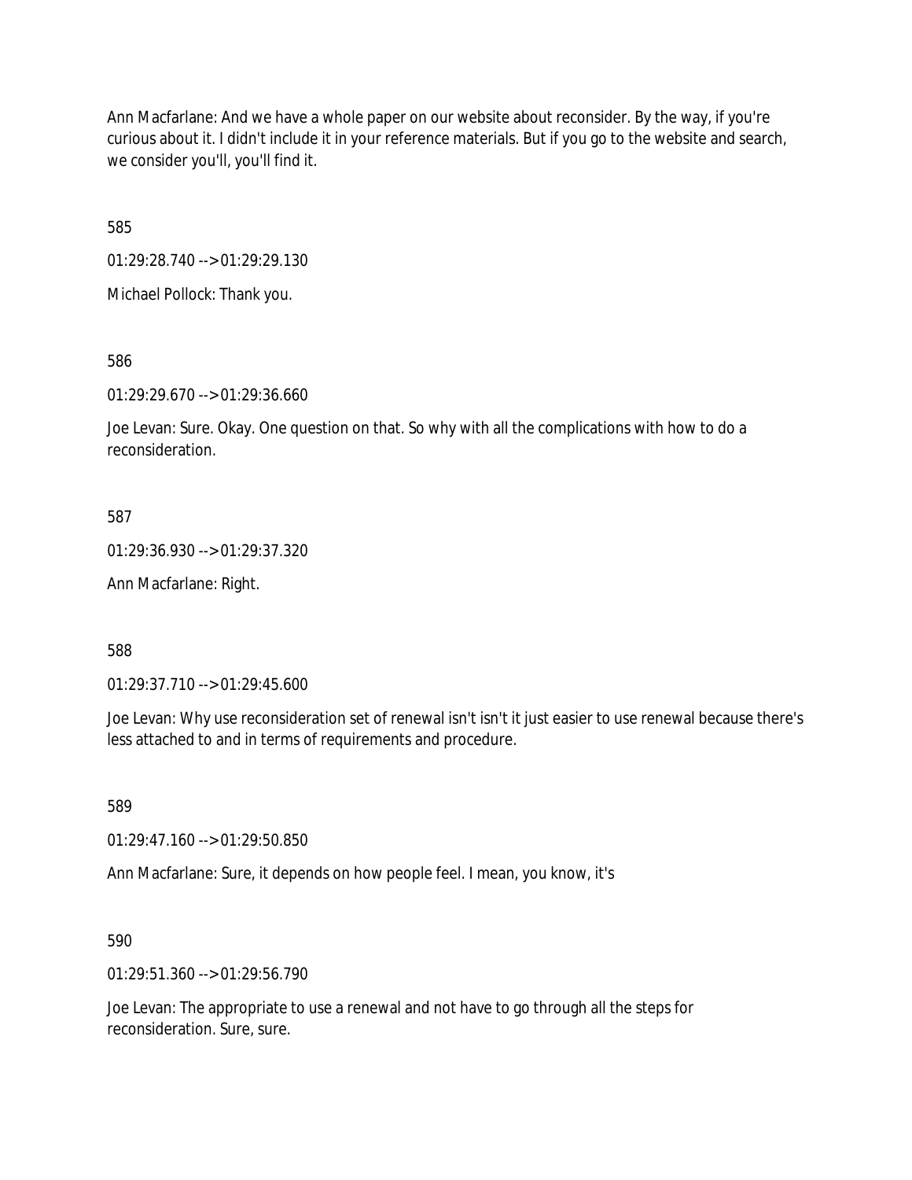Ann Macfarlane: And we have a whole paper on our website about reconsider. By the way, if you're curious about it. I didn't include it in your reference materials. But if you go to the website and search, we consider you'll, you'll find it.

585

01:29:28.740 --> 01:29:29.130

Michael Pollock: Thank you.

586

01:29:29.670 --> 01:29:36.660

Joe Levan: Sure. Okay. One question on that. So why with all the complications with how to do a reconsideration.

587

01:29:36.930 --> 01:29:37.320

Ann Macfarlane: Right.

588

01:29:37.710 --> 01:29:45.600

Joe Levan: Why use reconsideration set of renewal isn't isn't it just easier to use renewal because there's less attached to and in terms of requirements and procedure.

589

01:29:47.160 --> 01:29:50.850

Ann Macfarlane: Sure, it depends on how people feel. I mean, you know, it's

590

01:29:51.360 --> 01:29:56.790

Joe Levan: The appropriate to use a renewal and not have to go through all the steps for reconsideration. Sure, sure.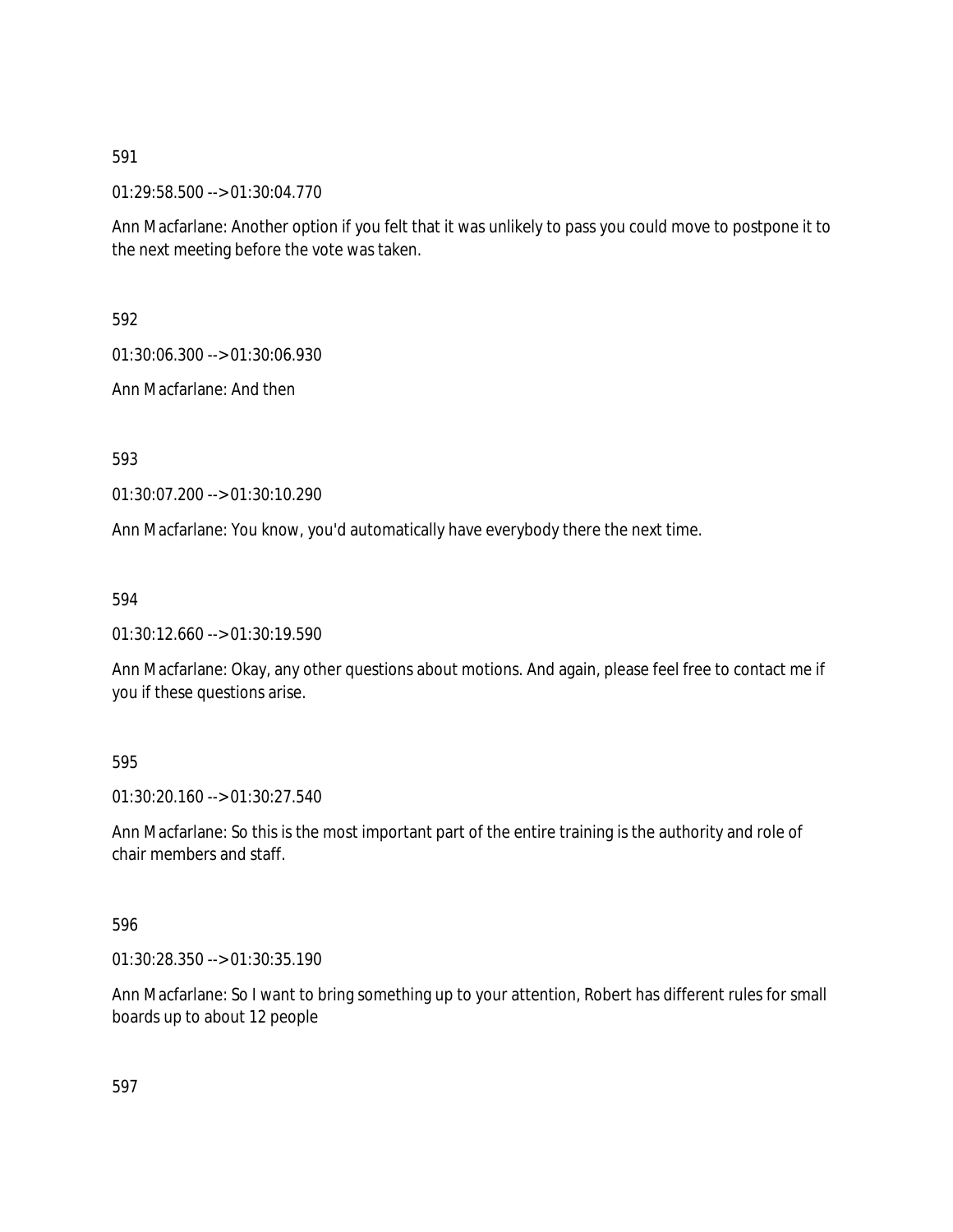591

01:29:58.500 --> 01:30:04.770

Ann Macfarlane: Another option if you felt that it was unlikely to pass you could move to postpone it to the next meeting before the vote was taken.

592

01:30:06.300 --> 01:30:06.930

Ann Macfarlane: And then

593

01:30:07.200 --> 01:30:10.290

Ann Macfarlane: You know, you'd automatically have everybody there the next time.

594

01:30:12.660 --> 01:30:19.590

Ann Macfarlane: Okay, any other questions about motions. And again, please feel free to contact me if you if these questions arise.

595

01:30:20.160 --> 01:30:27.540

Ann Macfarlane: So this is the most important part of the entire training is the authority and role of chair members and staff.

596

01:30:28.350 --> 01:30:35.190

Ann Macfarlane: So I want to bring something up to your attention, Robert has different rules for small boards up to about 12 people

597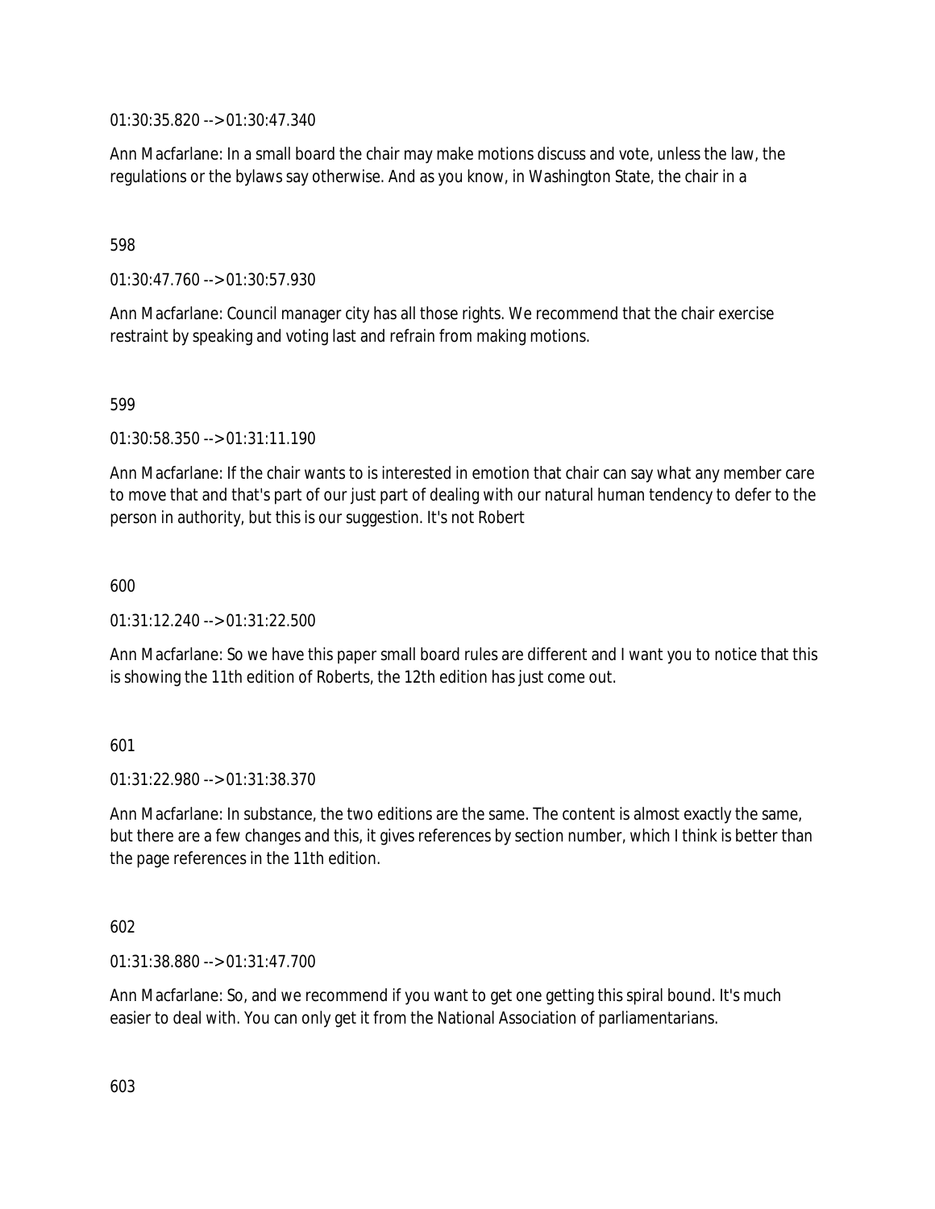01:30:35.820 --> 01:30:47.340

Ann Macfarlane: In a small board the chair may make motions discuss and vote, unless the law, the regulations or the bylaws say otherwise. And as you know, in Washington State, the chair in a

598

01:30:47.760 --> 01:30:57.930

Ann Macfarlane: Council manager city has all those rights. We recommend that the chair exercise restraint by speaking and voting last and refrain from making motions.

599

01:30:58.350 --> 01:31:11.190

Ann Macfarlane: If the chair wants to is interested in emotion that chair can say what any member care to move that and that's part of our just part of dealing with our natural human tendency to defer to the person in authority, but this is our suggestion. It's not Robert

600

01:31:12.240 --> 01:31:22.500

Ann Macfarlane: So we have this paper small board rules are different and I want you to notice that this is showing the 11th edition of Roberts, the 12th edition has just come out.

601

01:31:22.980 --> 01:31:38.370

Ann Macfarlane: In substance, the two editions are the same. The content is almost exactly the same, but there are a few changes and this, it gives references by section number, which I think is better than the page references in the 11th edition.

602

01:31:38.880 --> 01:31:47.700

Ann Macfarlane: So, and we recommend if you want to get one getting this spiral bound. It's much easier to deal with. You can only get it from the National Association of parliamentarians.

603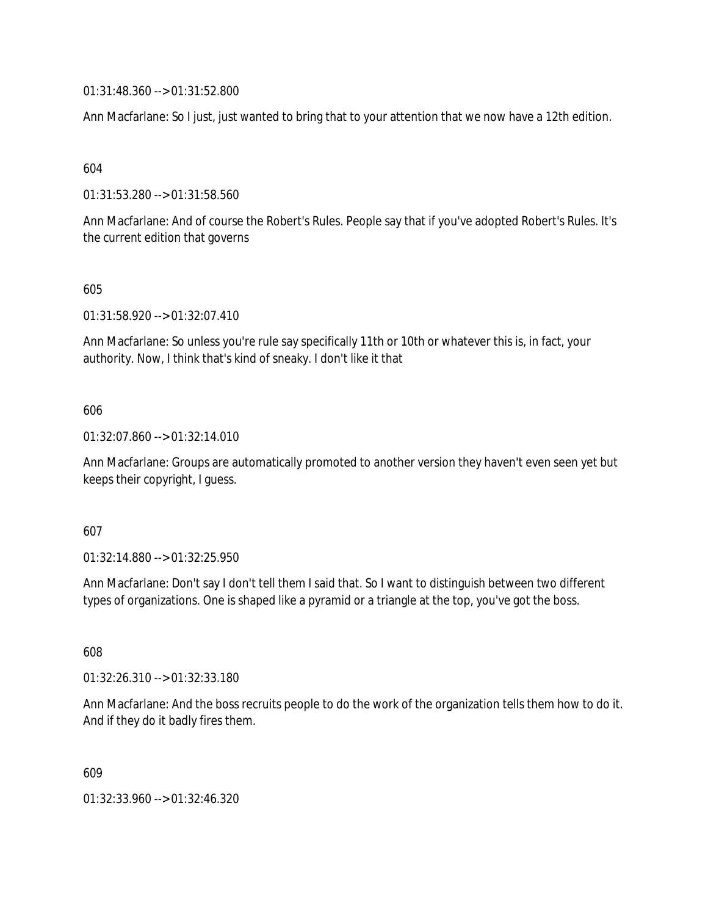01:31:48.360 --> 01:31:52.800

Ann Macfarlane: So I just, just wanted to bring that to your attention that we now have a 12th edition.

604

01:31:53.280 --> 01:31:58.560

Ann Macfarlane: And of course the Robert's Rules. People say that if you've adopted Robert's Rules. It's the current edition that governs

605

01:31:58.920 --> 01:32:07.410

Ann Macfarlane: So unless you're rule say specifically 11th or 10th or whatever this is, in fact, your authority. Now, I think that's kind of sneaky. I don't like it that

606

01:32:07.860 --> 01:32:14.010

Ann Macfarlane: Groups are automatically promoted to another version they haven't even seen yet but keeps their copyright, I guess.

607

01:32:14.880 --> 01:32:25.950

Ann Macfarlane: Don't say I don't tell them I said that. So I want to distinguish between two different types of organizations. One is shaped like a pyramid or a triangle at the top, you've got the boss.

608

01:32:26.310 --> 01:32:33.180

Ann Macfarlane: And the boss recruits people to do the work of the organization tells them how to do it. And if they do it badly fires them.

609

01:32:33.960 --> 01:32:46.320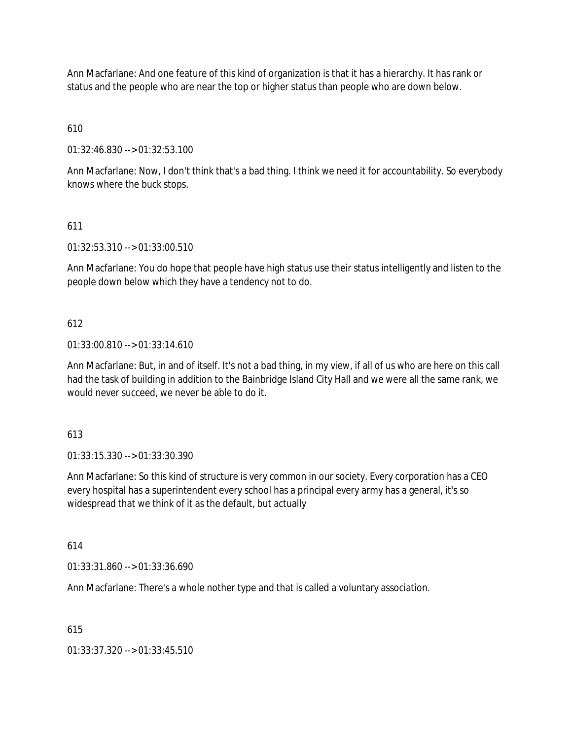Ann Macfarlane: And one feature of this kind of organization is that it has a hierarchy. It has rank or status and the people who are near the top or higher status than people who are down below.

610

01:32:46.830 --> 01:32:53.100

Ann Macfarlane: Now, I don't think that's a bad thing. I think we need it for accountability. So everybody knows where the buck stops.

611

01:32:53.310 --> 01:33:00.510

Ann Macfarlane: You do hope that people have high status use their status intelligently and listen to the people down below which they have a tendency not to do.

612

01:33:00.810 --> 01:33:14.610

Ann Macfarlane: But, in and of itself. It's not a bad thing, in my view, if all of us who are here on this call had the task of building in addition to the Bainbridge Island City Hall and we were all the same rank, we would never succeed, we never be able to do it.

613

01:33:15.330 --> 01:33:30.390

Ann Macfarlane: So this kind of structure is very common in our society. Every corporation has a CEO every hospital has a superintendent every school has a principal every army has a general, it's so widespread that we think of it as the default, but actually

614

01:33:31.860 --> 01:33:36.690

Ann Macfarlane: There's a whole nother type and that is called a voluntary association.

615

01:33:37.320 --> 01:33:45.510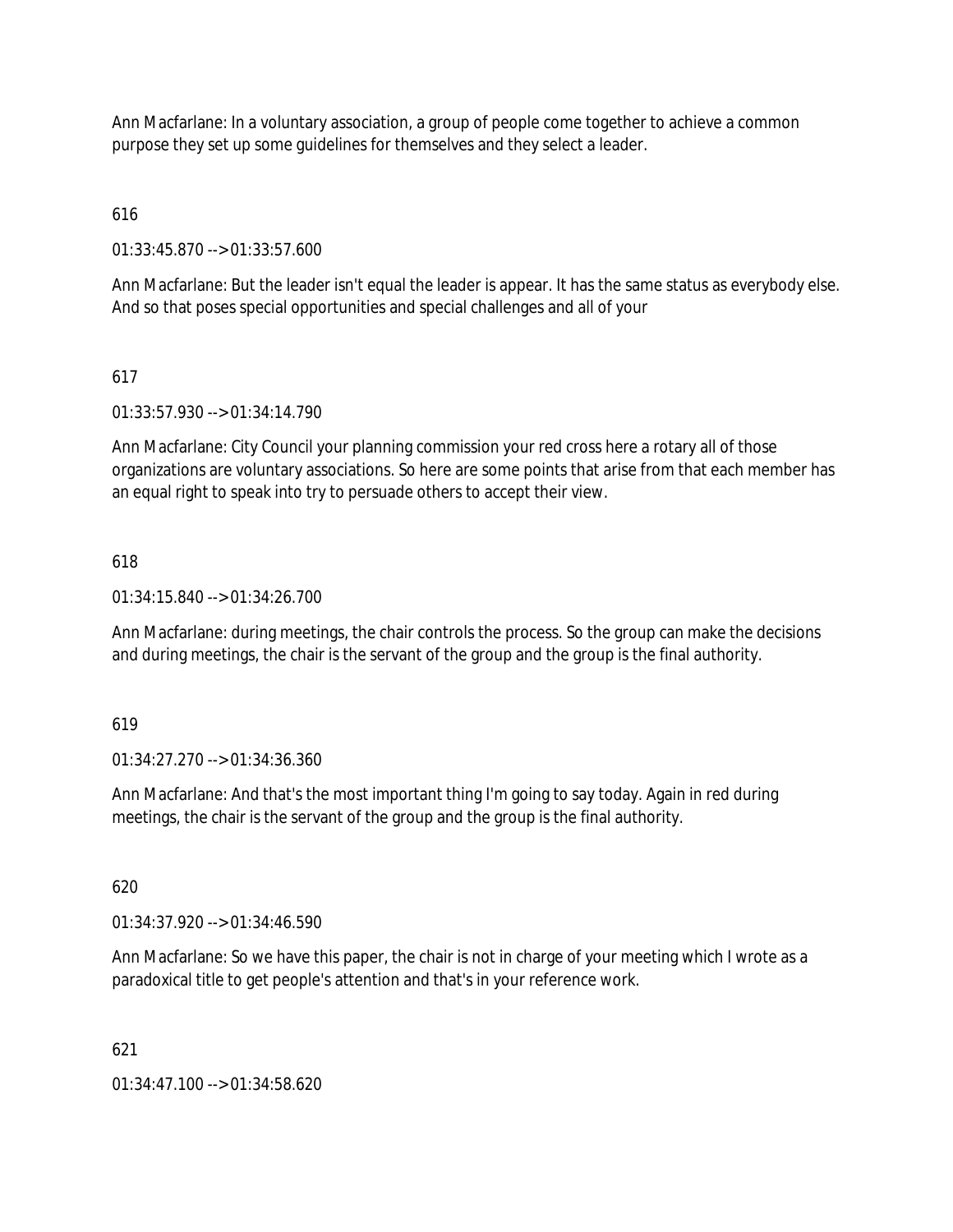Ann Macfarlane: In a voluntary association, a group of people come together to achieve a common purpose they set up some guidelines for themselves and they select a leader.

616

01:33:45.870 --> 01:33:57.600

Ann Macfarlane: But the leader isn't equal the leader is appear. It has the same status as everybody else. And so that poses special opportunities and special challenges and all of your

617

01:33:57.930 --> 01:34:14.790

Ann Macfarlane: City Council your planning commission your red cross here a rotary all of those organizations are voluntary associations. So here are some points that arise from that each member has an equal right to speak into try to persuade others to accept their view.

618

01:34:15.840 --> 01:34:26.700

Ann Macfarlane: during meetings, the chair controls the process. So the group can make the decisions and during meetings, the chair is the servant of the group and the group is the final authority.

619

01:34:27.270 --> 01:34:36.360

Ann Macfarlane: And that's the most important thing I'm going to say today. Again in red during meetings, the chair is the servant of the group and the group is the final authority.

620

01:34:37.920 --> 01:34:46.590

Ann Macfarlane: So we have this paper, the chair is not in charge of your meeting which I wrote as a paradoxical title to get people's attention and that's in your reference work.

621

01:34:47.100 --> 01:34:58.620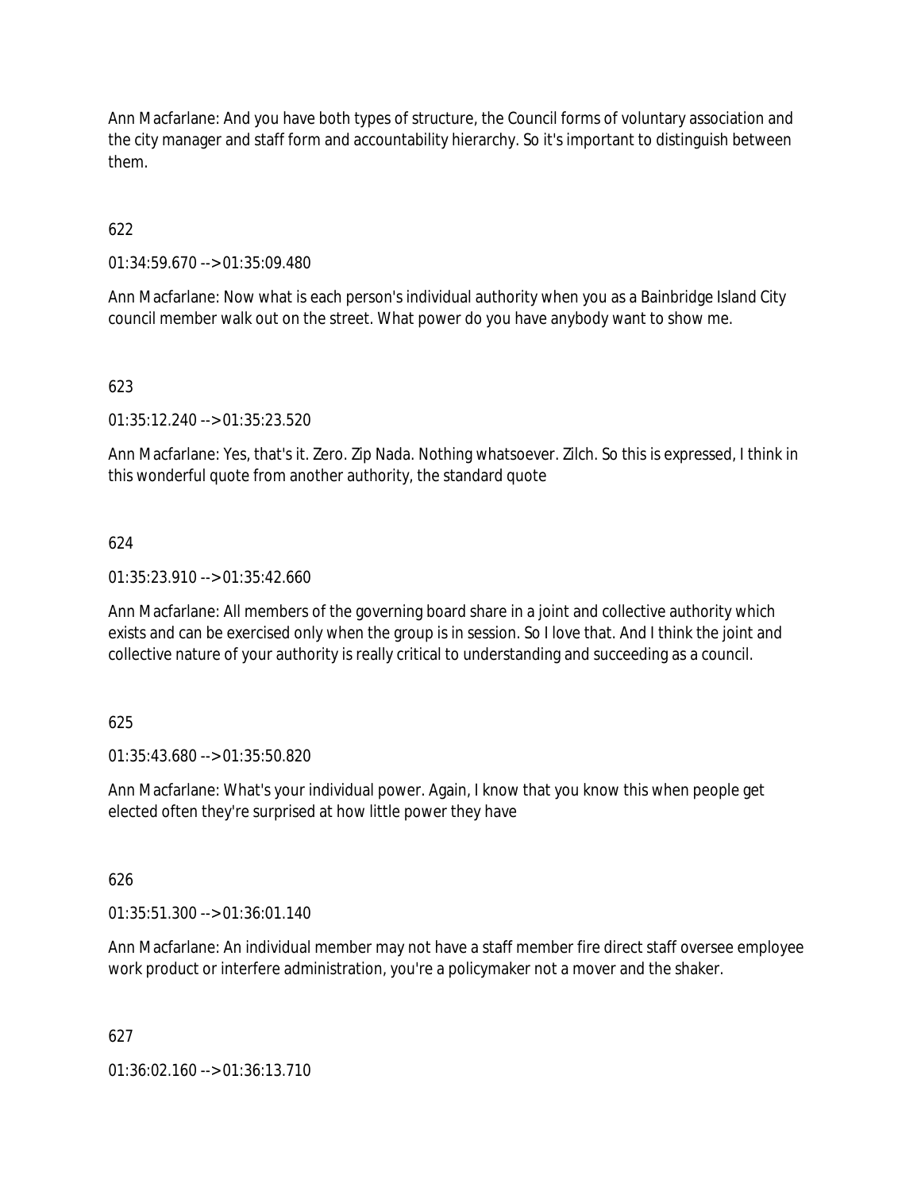Ann Macfarlane: And you have both types of structure, the Council forms of voluntary association and the city manager and staff form and accountability hierarchy. So it's important to distinguish between them.

622

01:34:59.670 --> 01:35:09.480

Ann Macfarlane: Now what is each person's individual authority when you as a Bainbridge Island City council member walk out on the street. What power do you have anybody want to show me.

623

01:35:12.240 --> 01:35:23.520

Ann Macfarlane: Yes, that's it. Zero. Zip Nada. Nothing whatsoever. Zilch. So this is expressed, I think in this wonderful quote from another authority, the standard quote

624

01:35:23.910 --> 01:35:42.660

Ann Macfarlane: All members of the governing board share in a joint and collective authority which exists and can be exercised only when the group is in session. So I love that. And I think the joint and collective nature of your authority is really critical to understanding and succeeding as a council.

625

01:35:43.680 --> 01:35:50.820

Ann Macfarlane: What's your individual power. Again, I know that you know this when people get elected often they're surprised at how little power they have

626

01:35:51.300 --> 01:36:01.140

Ann Macfarlane: An individual member may not have a staff member fire direct staff oversee employee work product or interfere administration, you're a policymaker not a mover and the shaker.

627

01:36:02.160 --> 01:36:13.710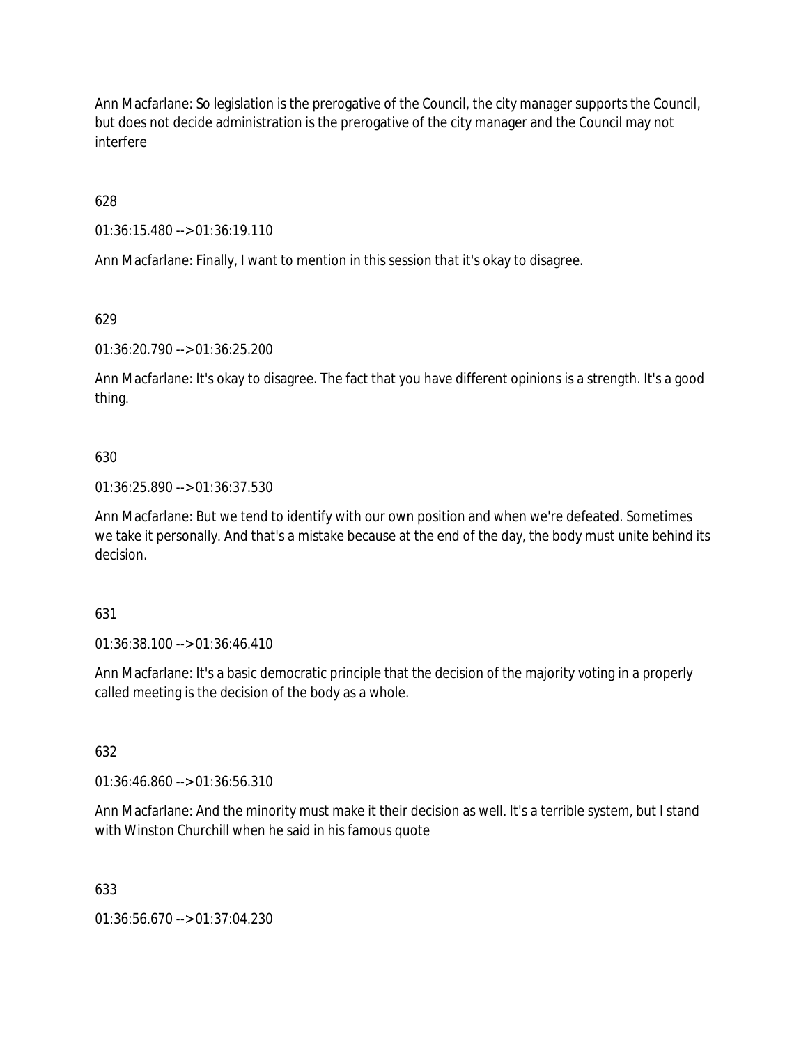Ann Macfarlane: So legislation is the prerogative of the Council, the city manager supports the Council, but does not decide administration is the prerogative of the city manager and the Council may not interfere

628

01:36:15.480 --> 01:36:19.110

Ann Macfarlane: Finally, I want to mention in this session that it's okay to disagree.

629

01:36:20.790 --> 01:36:25.200

Ann Macfarlane: It's okay to disagree. The fact that you have different opinions is a strength. It's a good thing.

630

01:36:25.890 --> 01:36:37.530

Ann Macfarlane: But we tend to identify with our own position and when we're defeated. Sometimes we take it personally. And that's a mistake because at the end of the day, the body must unite behind its decision.

631

01:36:38.100 --> 01:36:46.410

Ann Macfarlane: It's a basic democratic principle that the decision of the majority voting in a properly called meeting is the decision of the body as a whole.

632

01:36:46.860 --> 01:36:56.310

Ann Macfarlane: And the minority must make it their decision as well. It's a terrible system, but I stand with Winston Churchill when he said in his famous quote

633

01:36:56.670 --> 01:37:04.230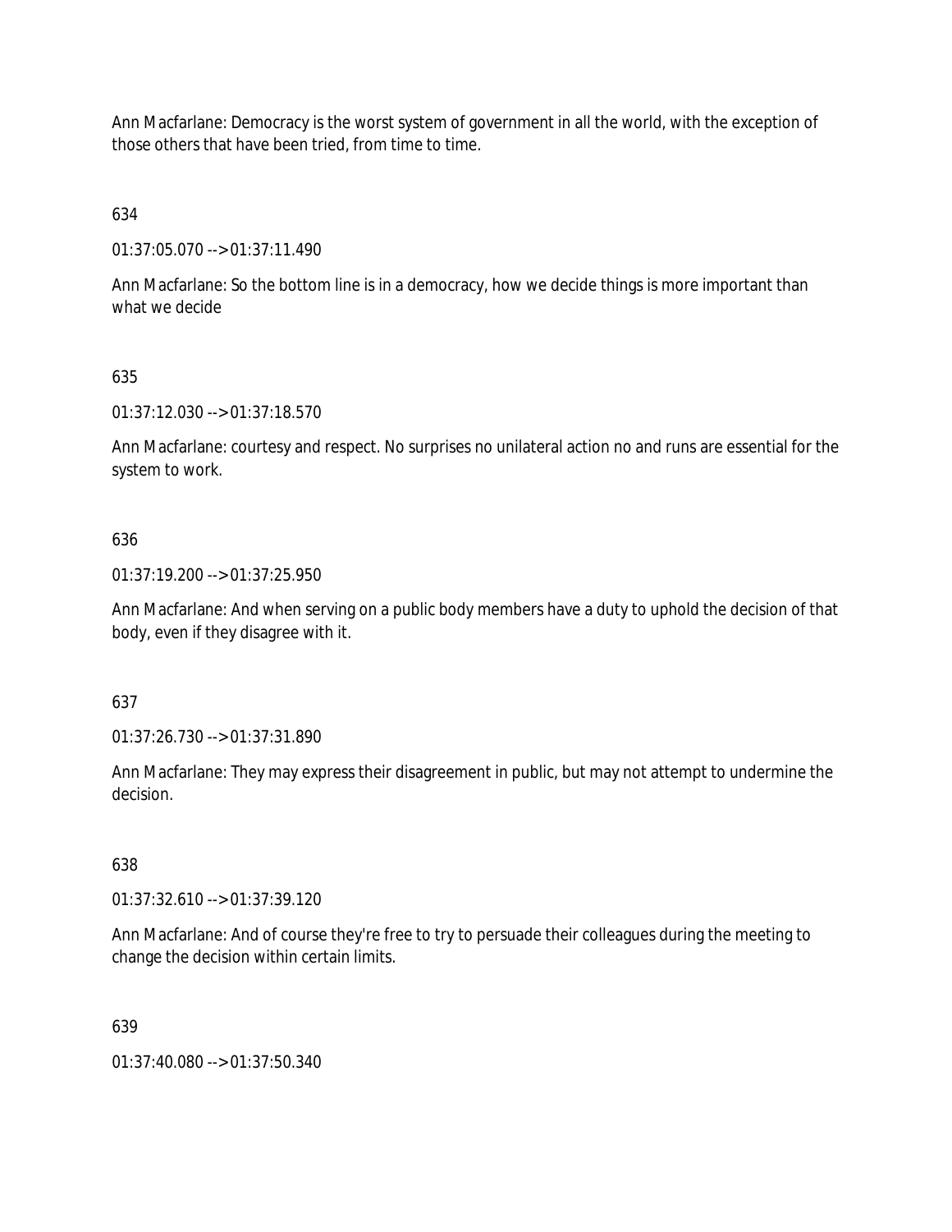Ann Macfarlane: Democracy is the worst system of government in all the world, with the exception of those others that have been tried, from time to time.

634

01:37:05.070 --> 01:37:11.490

Ann Macfarlane: So the bottom line is in a democracy, how we decide things is more important than what we decide

635

01:37:12.030 --> 01:37:18.570

Ann Macfarlane: courtesy and respect. No surprises no unilateral action no and runs are essential for the system to work.

636

01:37:19.200 --> 01:37:25.950

Ann Macfarlane: And when serving on a public body members have a duty to uphold the decision of that body, even if they disagree with it.

637

01:37:26.730 --> 01:37:31.890

Ann Macfarlane: They may express their disagreement in public, but may not attempt to undermine the decision.

638

01:37:32.610 --> 01:37:39.120

Ann Macfarlane: And of course they're free to try to persuade their colleagues during the meeting to change the decision within certain limits.

639

01:37:40.080 --> 01:37:50.340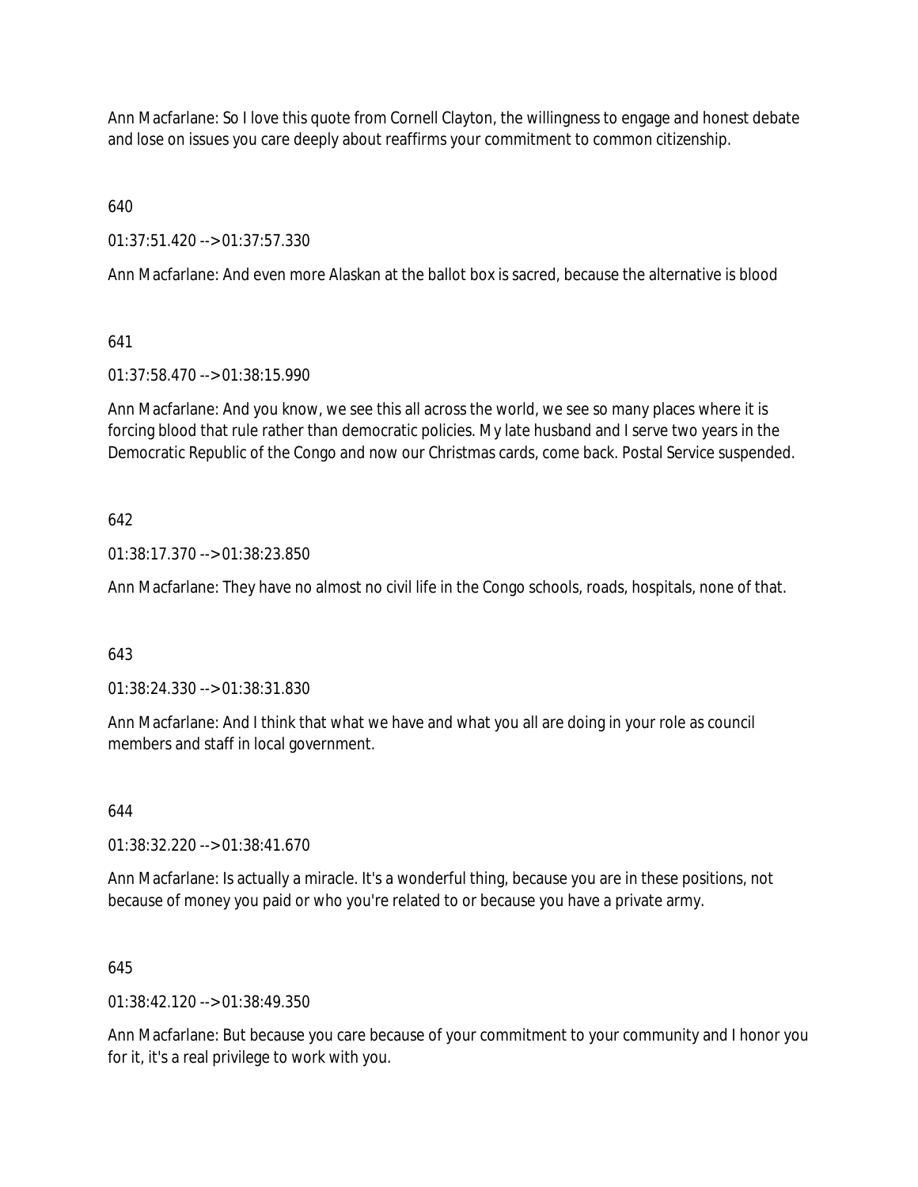Ann Macfarlane: So I love this quote from Cornell Clayton, the willingness to engage and honest debate and lose on issues you care deeply about reaffirms your commitment to common citizenship.

640

01:37:51.420 --> 01:37:57.330

Ann Macfarlane: And even more Alaskan at the ballot box is sacred, because the alternative is blood

641

01:37:58.470 --> 01:38:15.990

Ann Macfarlane: And you know, we see this all across the world, we see so many places where it is forcing blood that rule rather than democratic policies. My late husband and I serve two years in the Democratic Republic of the Congo and now our Christmas cards, come back. Postal Service suspended.

642

01:38:17.370 --> 01:38:23.850

Ann Macfarlane: They have no almost no civil life in the Congo schools, roads, hospitals, none of that.

643

01:38:24.330 --> 01:38:31.830

Ann Macfarlane: And I think that what we have and what you all are doing in your role as council members and staff in local government.

644

01:38:32.220 --> 01:38:41.670

Ann Macfarlane: Is actually a miracle. It's a wonderful thing, because you are in these positions, not because of money you paid or who you're related to or because you have a private army.

645

01:38:42.120 --> 01:38:49.350

Ann Macfarlane: But because you care because of your commitment to your community and I honor you for it, it's a real privilege to work with you.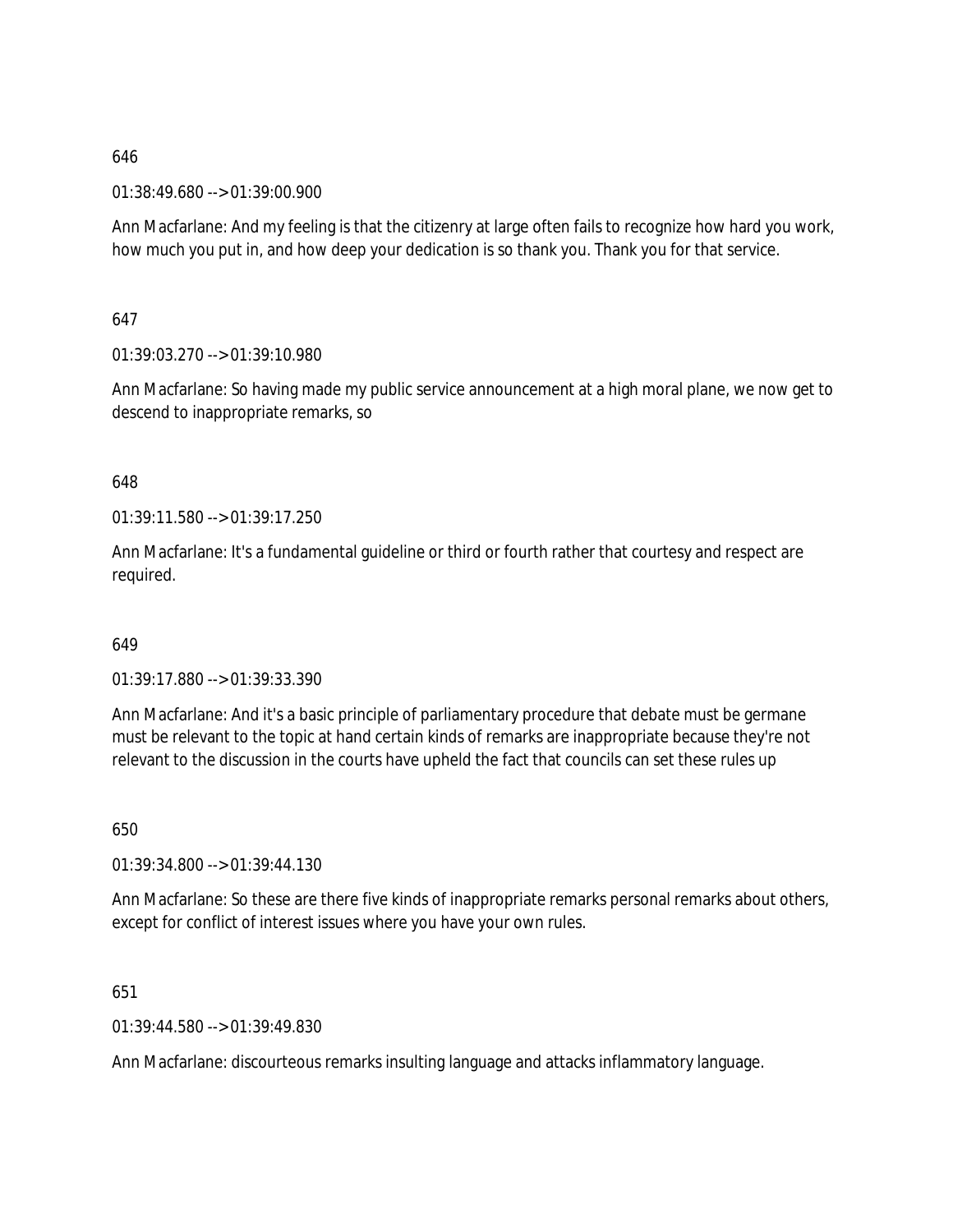646

01:38:49.680 --> 01:39:00.900

Ann Macfarlane: And my feeling is that the citizenry at large often fails to recognize how hard you work, how much you put in, and how deep your dedication is so thank you. Thank you for that service.

647

01:39:03.270 --> 01:39:10.980

Ann Macfarlane: So having made my public service announcement at a high moral plane, we now get to descend to inappropriate remarks, so

648

01:39:11.580 --> 01:39:17.250

Ann Macfarlane: It's a fundamental guideline or third or fourth rather that courtesy and respect are required.

649

01:39:17.880 --> 01:39:33.390

Ann Macfarlane: And it's a basic principle of parliamentary procedure that debate must be germane must be relevant to the topic at hand certain kinds of remarks are inappropriate because they're not relevant to the discussion in the courts have upheld the fact that councils can set these rules up

650

01:39:34.800 --> 01:39:44.130

Ann Macfarlane: So these are there five kinds of inappropriate remarks personal remarks about others, except for conflict of interest issues where you have your own rules.

651

01:39:44.580 --> 01:39:49.830

Ann Macfarlane: discourteous remarks insulting language and attacks inflammatory language.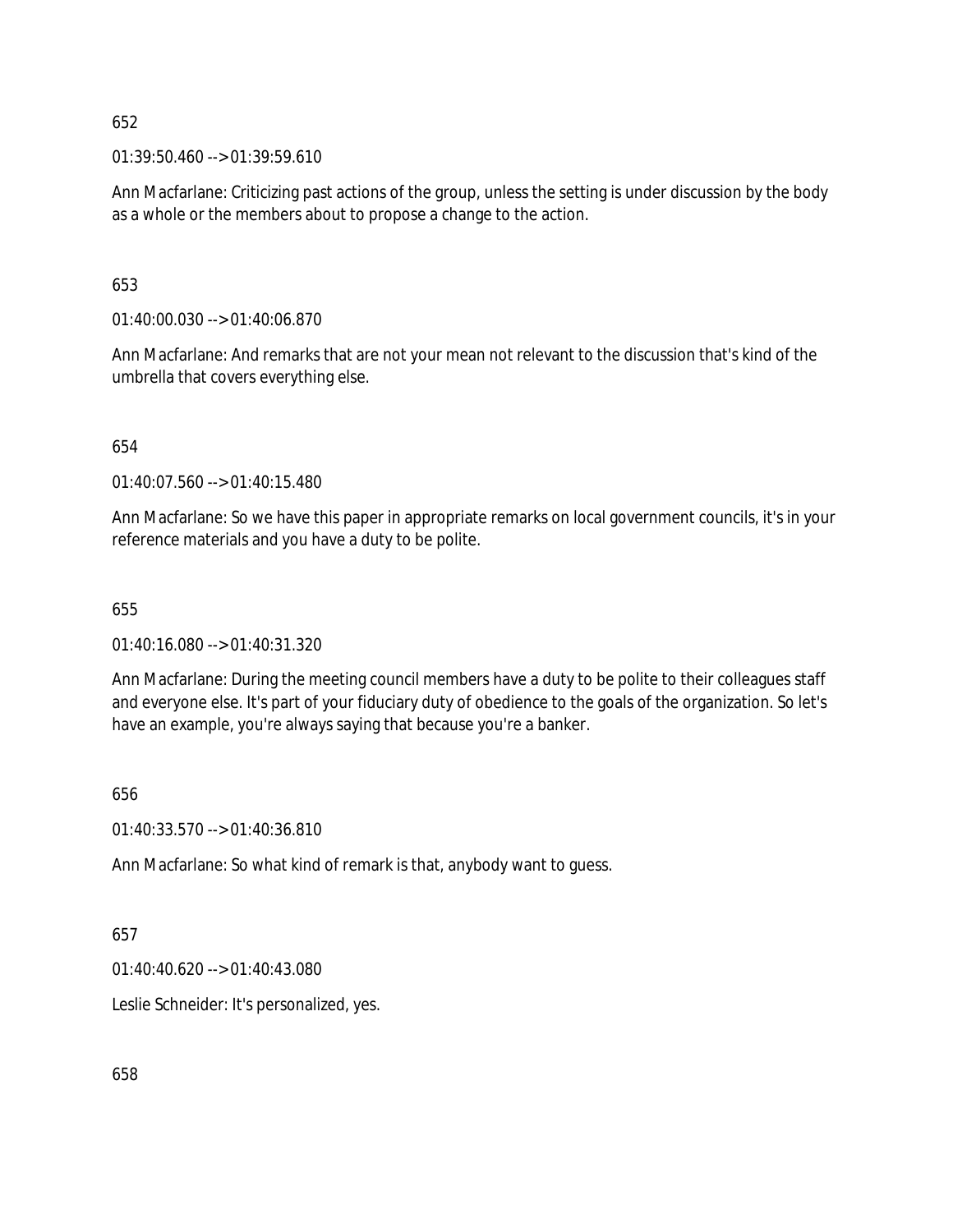652

01:39:50.460 --> 01:39:59.610

Ann Macfarlane: Criticizing past actions of the group, unless the setting is under discussion by the body as a whole or the members about to propose a change to the action.

653

01:40:00.030 --> 01:40:06.870

Ann Macfarlane: And remarks that are not your mean not relevant to the discussion that's kind of the umbrella that covers everything else.

654

01:40:07.560 --> 01:40:15.480

Ann Macfarlane: So we have this paper in appropriate remarks on local government councils, it's in your reference materials and you have a duty to be polite.

655

01:40:16.080 --> 01:40:31.320

Ann Macfarlane: During the meeting council members have a duty to be polite to their colleagues staff and everyone else. It's part of your fiduciary duty of obedience to the goals of the organization. So let's have an example, you're always saying that because you're a banker.

656

01:40:33.570 --> 01:40:36.810

Ann Macfarlane: So what kind of remark is that, anybody want to guess.

657

01:40:40.620 --> 01:40:43.080

Leslie Schneider: It's personalized, yes.

658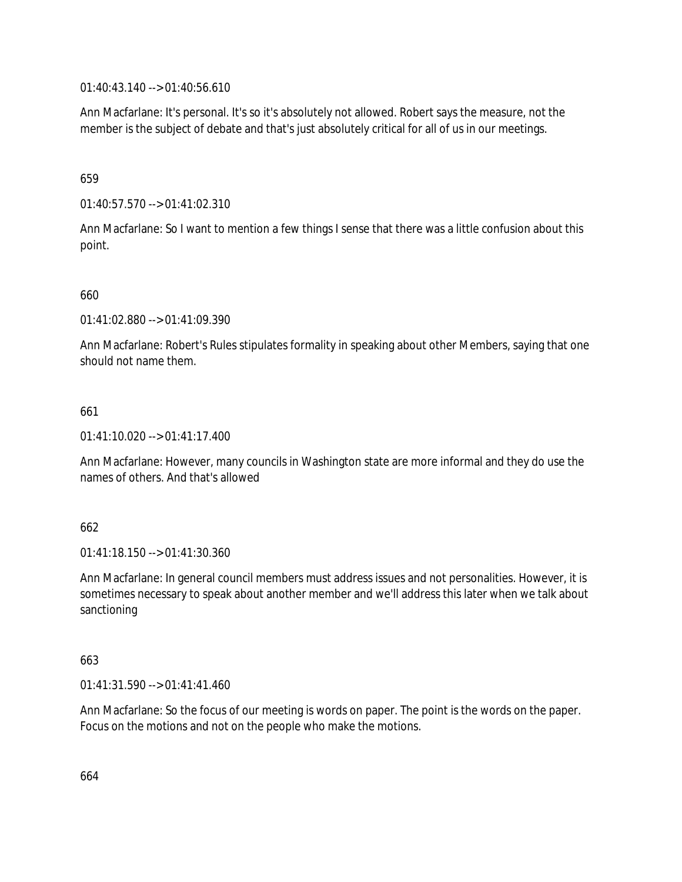01:40:43.140 --> 01:40:56.610

Ann Macfarlane: It's personal. It's so it's absolutely not allowed. Robert says the measure, not the member is the subject of debate and that's just absolutely critical for all of us in our meetings.

659

01:40:57.570 --> 01:41:02.310

Ann Macfarlane: So I want to mention a few things I sense that there was a little confusion about this point.

660

01:41:02.880 --> 01:41:09.390

Ann Macfarlane: Robert's Rules stipulates formality in speaking about other Members, saying that one should not name them.

661

01:41:10.020 --> 01:41:17.400

Ann Macfarlane: However, many councils in Washington state are more informal and they do use the names of others. And that's allowed

662

01:41:18.150 --> 01:41:30.360

Ann Macfarlane: In general council members must address issues and not personalities. However, it is sometimes necessary to speak about another member and we'll address this later when we talk about sanctioning

663

01:41:31.590 --> 01:41:41.460

Ann Macfarlane: So the focus of our meeting is words on paper. The point is the words on the paper. Focus on the motions and not on the people who make the motions.

664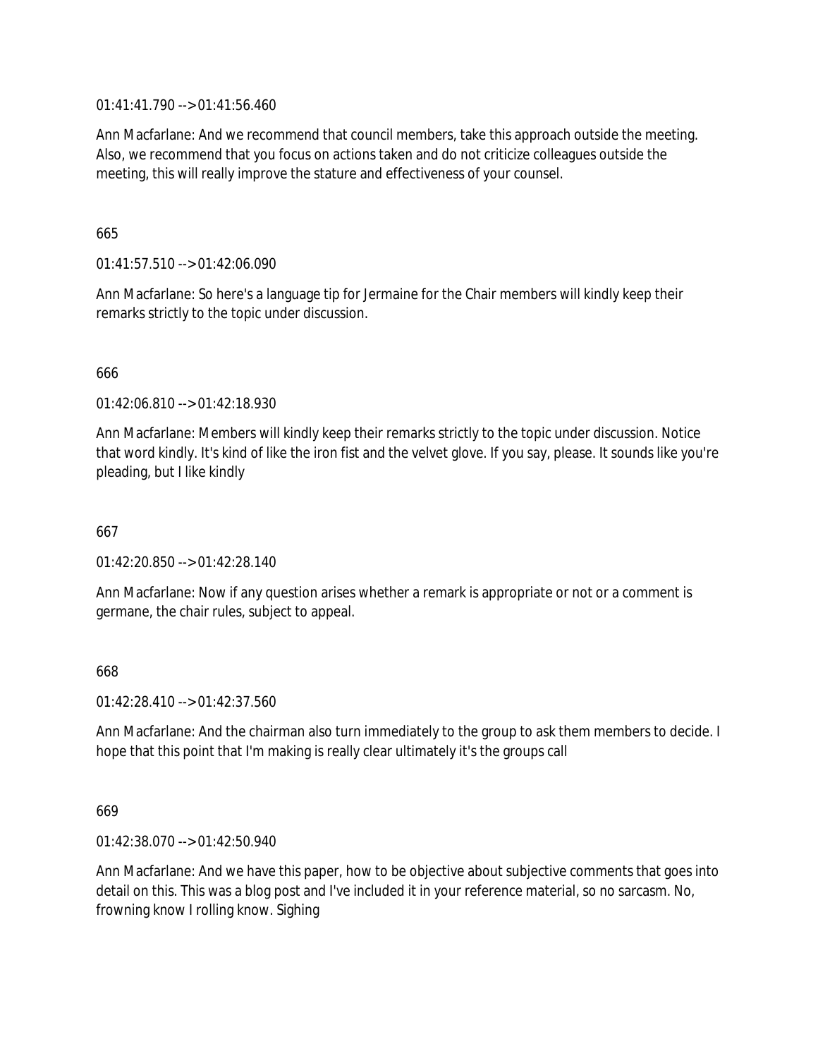01:41:41.790 --> 01:41:56.460

Ann Macfarlane: And we recommend that council members, take this approach outside the meeting. Also, we recommend that you focus on actions taken and do not criticize colleagues outside the meeting, this will really improve the stature and effectiveness of your counsel.

665

01:41:57.510 --> 01:42:06.090

Ann Macfarlane: So here's a language tip for Jermaine for the Chair members will kindly keep their remarks strictly to the topic under discussion.

666

01:42:06.810 --> 01:42:18.930

Ann Macfarlane: Members will kindly keep their remarks strictly to the topic under discussion. Notice that word kindly. It's kind of like the iron fist and the velvet glove. If you say, please. It sounds like you're pleading, but I like kindly

667

01:42:20.850 --> 01:42:28.140

Ann Macfarlane: Now if any question arises whether a remark is appropriate or not or a comment is germane, the chair rules, subject to appeal.

668

01:42:28.410 --> 01:42:37.560

Ann Macfarlane: And the chairman also turn immediately to the group to ask them members to decide. I hope that this point that I'm making is really clear ultimately it's the groups call

669

01:42:38.070 --> 01:42:50.940

Ann Macfarlane: And we have this paper, how to be objective about subjective comments that goes into detail on this. This was a blog post and I've included it in your reference material, so no sarcasm. No, frowning know I rolling know. Sighing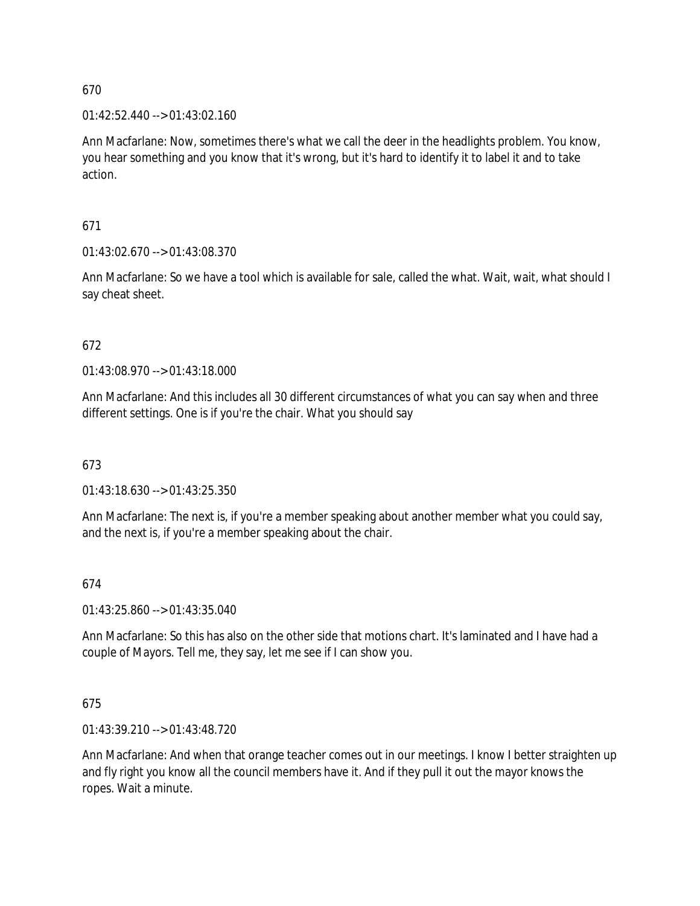670

01:42:52.440 --> 01:43:02.160

Ann Macfarlane: Now, sometimes there's what we call the deer in the headlights problem. You know, you hear something and you know that it's wrong, but it's hard to identify it to label it and to take action.

671

01:43:02.670 --> 01:43:08.370

Ann Macfarlane: So we have a tool which is available for sale, called the what. Wait, wait, what should I say cheat sheet.

672

01:43:08.970 --> 01:43:18.000

Ann Macfarlane: And this includes all 30 different circumstances of what you can say when and three different settings. One is if you're the chair. What you should say

673

01:43:18.630 --> 01:43:25.350

Ann Macfarlane: The next is, if you're a member speaking about another member what you could say, and the next is, if you're a member speaking about the chair.

674

01:43:25.860 --> 01:43:35.040

Ann Macfarlane: So this has also on the other side that motions chart. It's laminated and I have had a couple of Mayors. Tell me, they say, let me see if I can show you.

675

01:43:39.210 --> 01:43:48.720

Ann Macfarlane: And when that orange teacher comes out in our meetings. I know I better straighten up and fly right you know all the council members have it. And if they pull it out the mayor knows the ropes. Wait a minute.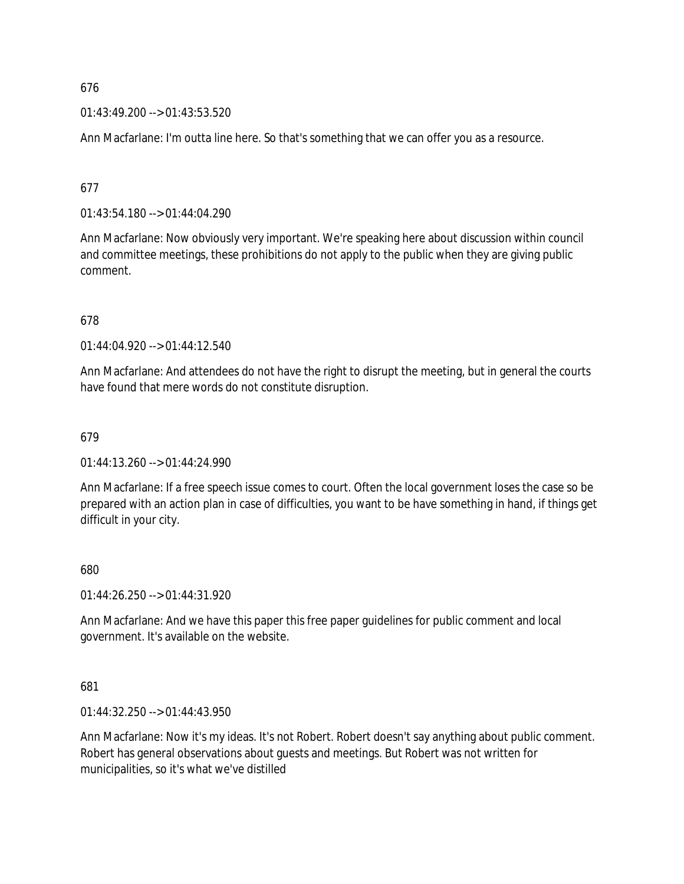676

01:43:49.200 --> 01:43:53.520

Ann Macfarlane: I'm outta line here. So that's something that we can offer you as a resource.

677

01:43:54.180 --> 01:44:04.290

Ann Macfarlane: Now obviously very important. We're speaking here about discussion within council and committee meetings, these prohibitions do not apply to the public when they are giving public comment.

678

01:44:04.920 --> 01:44:12.540

Ann Macfarlane: And attendees do not have the right to disrupt the meeting, but in general the courts have found that mere words do not constitute disruption.

679

01:44:13.260 --> 01:44:24.990

Ann Macfarlane: If a free speech issue comes to court. Often the local government loses the case so be prepared with an action plan in case of difficulties, you want to be have something in hand, if things get difficult in your city.

680

01:44:26.250 --> 01:44:31.920

Ann Macfarlane: And we have this paper this free paper guidelines for public comment and local government. It's available on the website.

681

01:44:32.250 --> 01:44:43.950

Ann Macfarlane: Now it's my ideas. It's not Robert. Robert doesn't say anything about public comment. Robert has general observations about guests and meetings. But Robert was not written for municipalities, so it's what we've distilled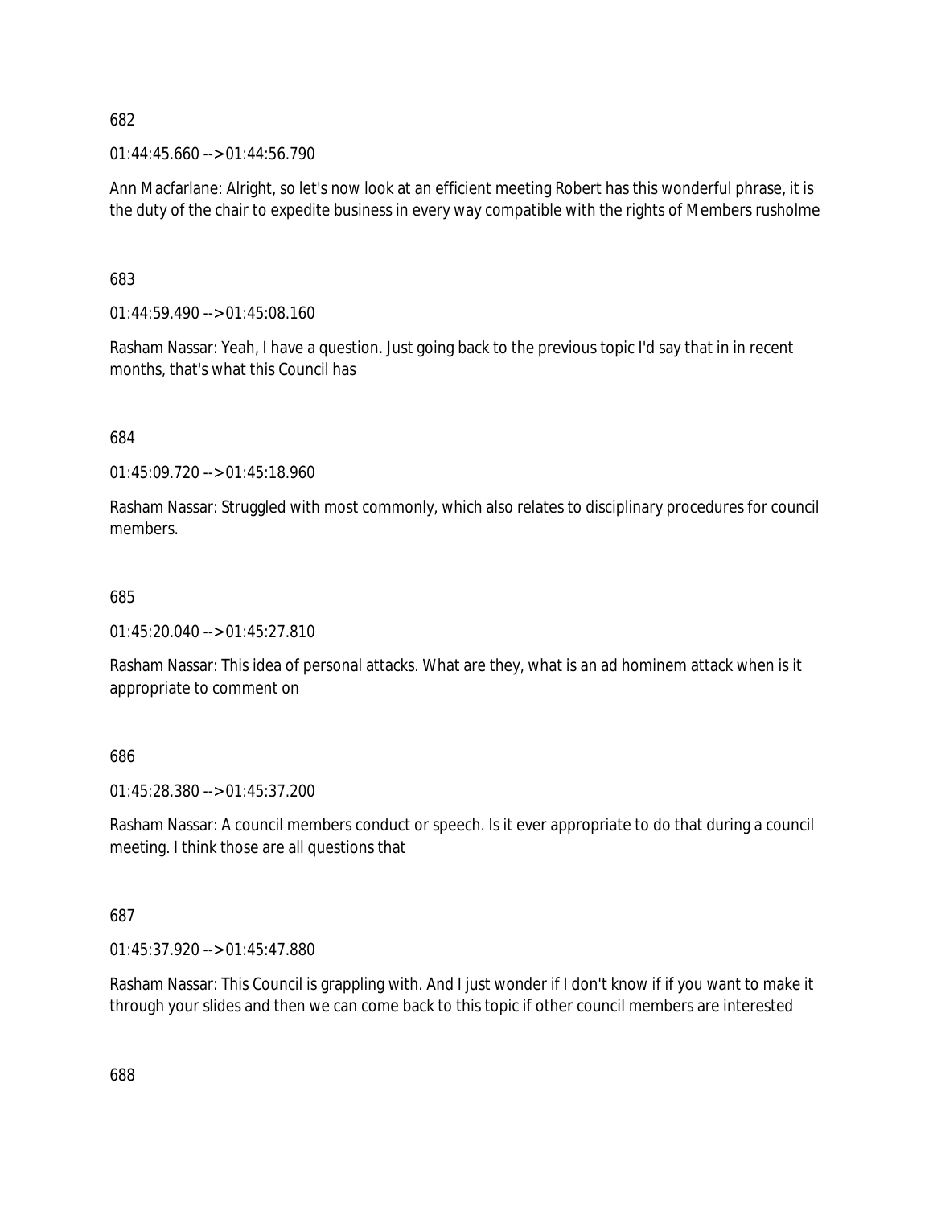682

01:44:45.660 --> 01:44:56.790

Ann Macfarlane: Alright, so let's now look at an efficient meeting Robert has this wonderful phrase, it is the duty of the chair to expedite business in every way compatible with the rights of Members rusholme

683

01:44:59.490 --> 01:45:08.160

Rasham Nassar: Yeah, I have a question. Just going back to the previous topic I'd say that in in recent months, that's what this Council has

684

01:45:09.720 --> 01:45:18.960

Rasham Nassar: Struggled with most commonly, which also relates to disciplinary procedures for council members.

685

01:45:20.040 --> 01:45:27.810

Rasham Nassar: This idea of personal attacks. What are they, what is an ad hominem attack when is it appropriate to comment on

686

01:45:28.380 --> 01:45:37.200

Rasham Nassar: A council members conduct or speech. Is it ever appropriate to do that during a council meeting. I think those are all questions that

687

01:45:37.920 --> 01:45:47.880

Rasham Nassar: This Council is grappling with. And I just wonder if I don't know if if you want to make it through your slides and then we can come back to this topic if other council members are interested

688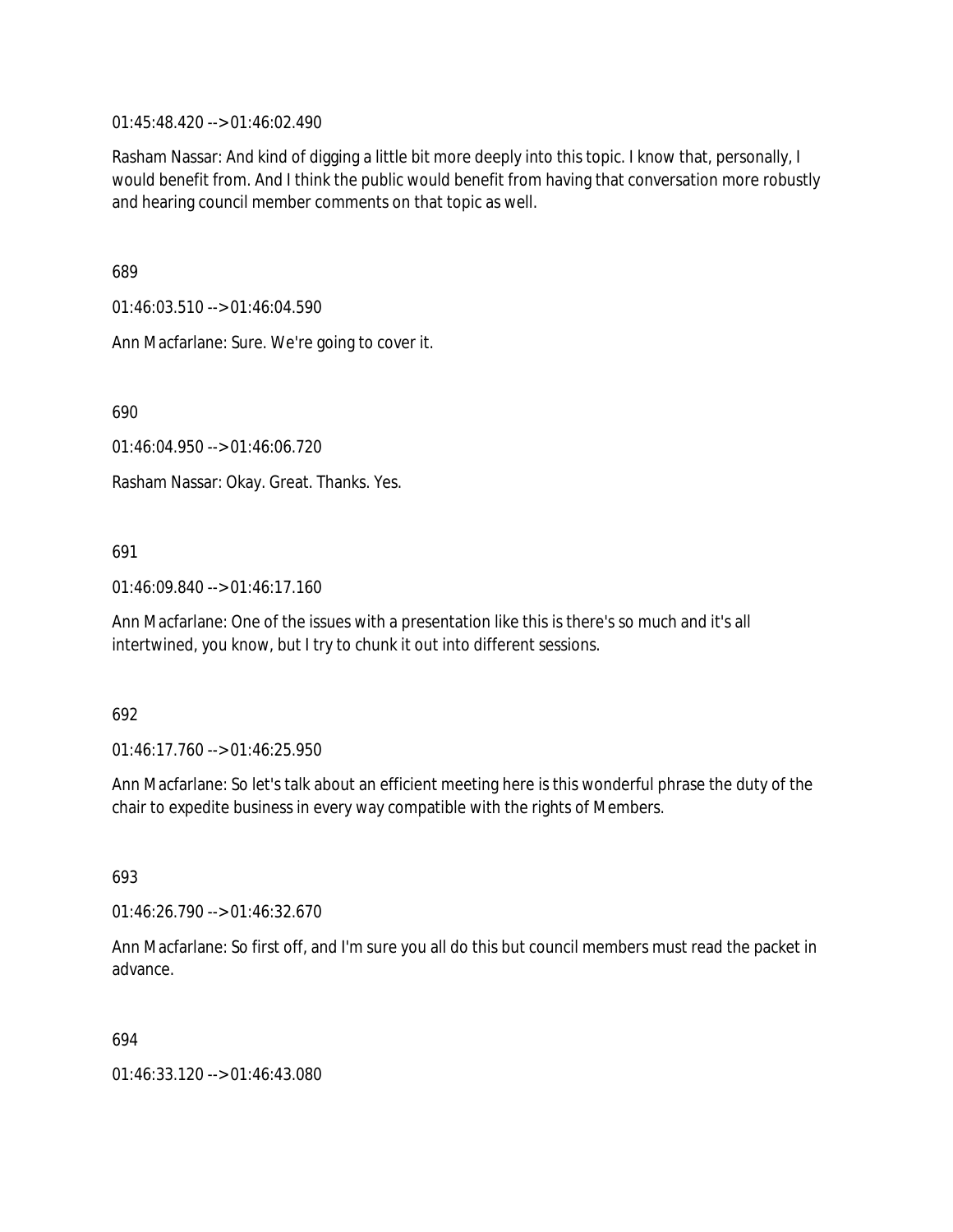01:45:48.420 --> 01:46:02.490

Rasham Nassar: And kind of digging a little bit more deeply into this topic. I know that, personally, I would benefit from. And I think the public would benefit from having that conversation more robustly and hearing council member comments on that topic as well.

689

01:46:03.510 --> 01:46:04.590

Ann Macfarlane: Sure. We're going to cover it.

690

01:46:04.950 --> 01:46:06.720

Rasham Nassar: Okay. Great. Thanks. Yes.

691

01:46:09.840 --> 01:46:17.160

Ann Macfarlane: One of the issues with a presentation like this is there's so much and it's all intertwined, you know, but I try to chunk it out into different sessions.

692

01:46:17.760 --> 01:46:25.950

Ann Macfarlane: So let's talk about an efficient meeting here is this wonderful phrase the duty of the chair to expedite business in every way compatible with the rights of Members.

693

01:46:26.790 --> 01:46:32.670

Ann Macfarlane: So first off, and I'm sure you all do this but council members must read the packet in advance.

694

01:46:33.120 --> 01:46:43.080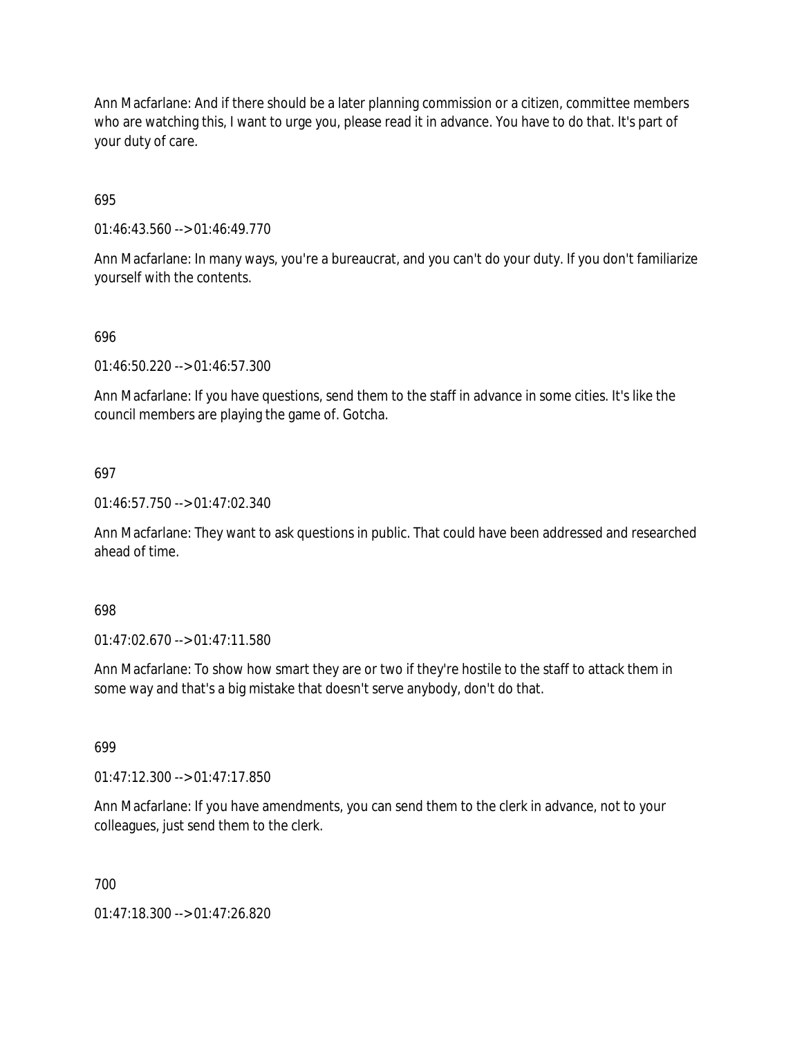Ann Macfarlane: And if there should be a later planning commission or a citizen, committee members who are watching this, I want to urge you, please read it in advance. You have to do that. It's part of your duty of care.

695

01:46:43.560 --> 01:46:49.770

Ann Macfarlane: In many ways, you're a bureaucrat, and you can't do your duty. If you don't familiarize yourself with the contents.

696

01:46:50.220 --> 01:46:57.300

Ann Macfarlane: If you have questions, send them to the staff in advance in some cities. It's like the council members are playing the game of. Gotcha.

697

01:46:57.750 --> 01:47:02.340

Ann Macfarlane: They want to ask questions in public. That could have been addressed and researched ahead of time.

698

01:47:02.670 --> 01:47:11.580

Ann Macfarlane: To show how smart they are or two if they're hostile to the staff to attack them in some way and that's a big mistake that doesn't serve anybody, don't do that.

699

01:47:12.300 --> 01:47:17.850

Ann Macfarlane: If you have amendments, you can send them to the clerk in advance, not to your colleagues, just send them to the clerk.

700

01:47:18.300 --> 01:47:26.820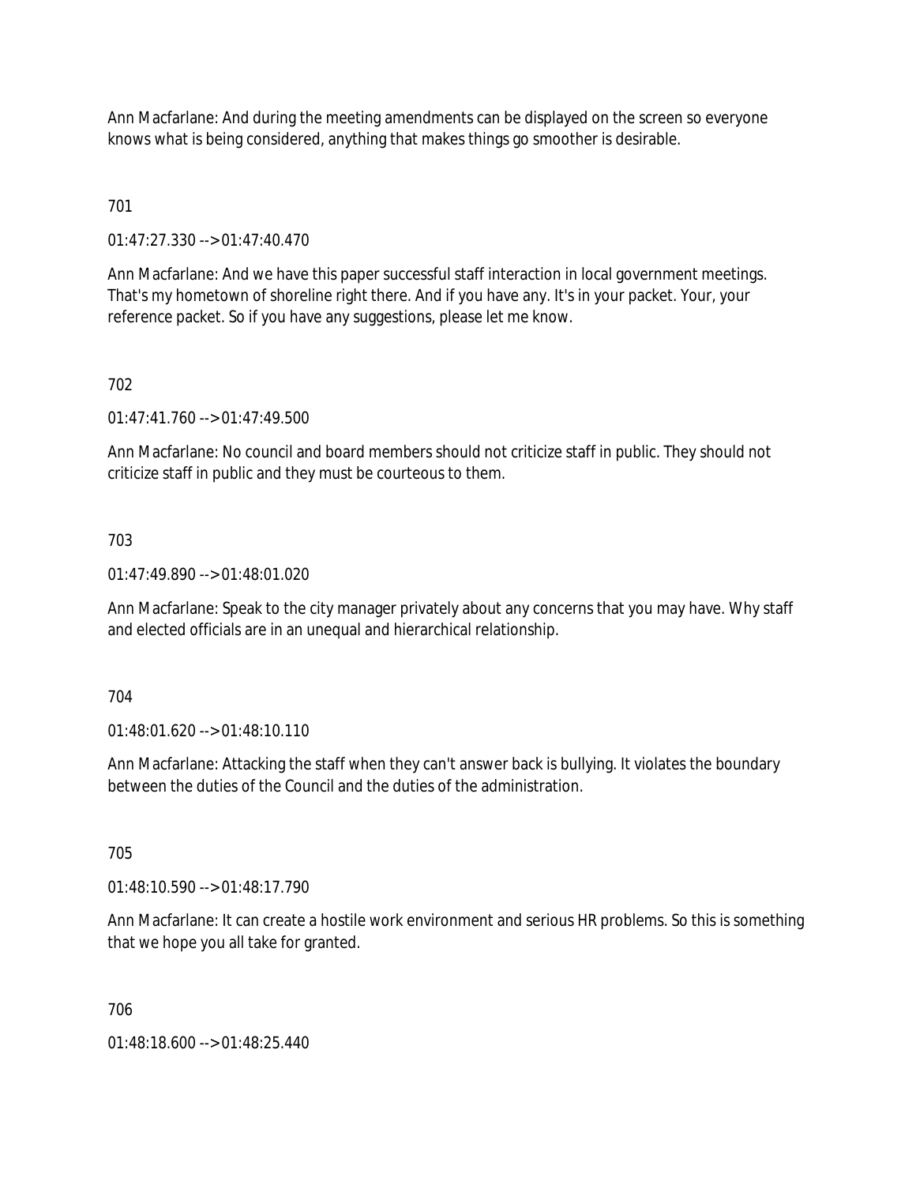Ann Macfarlane: And during the meeting amendments can be displayed on the screen so everyone knows what is being considered, anything that makes things go smoother is desirable.

701

01:47:27.330 --> 01:47:40.470

Ann Macfarlane: And we have this paper successful staff interaction in local government meetings. That's my hometown of shoreline right there. And if you have any. It's in your packet. Your, your reference packet. So if you have any suggestions, please let me know.

702

01:47:41.760 --> 01:47:49.500

Ann Macfarlane: No council and board members should not criticize staff in public. They should not criticize staff in public and they must be courteous to them.

703

01:47:49.890 --> 01:48:01.020

Ann Macfarlane: Speak to the city manager privately about any concerns that you may have. Why staff and elected officials are in an unequal and hierarchical relationship.

704

01:48:01.620 --> 01:48:10.110

Ann Macfarlane: Attacking the staff when they can't answer back is bullying. It violates the boundary between the duties of the Council and the duties of the administration.

705

01:48:10.590 --> 01:48:17.790

Ann Macfarlane: It can create a hostile work environment and serious HR problems. So this is something that we hope you all take for granted.

706

01:48:18.600 --> 01:48:25.440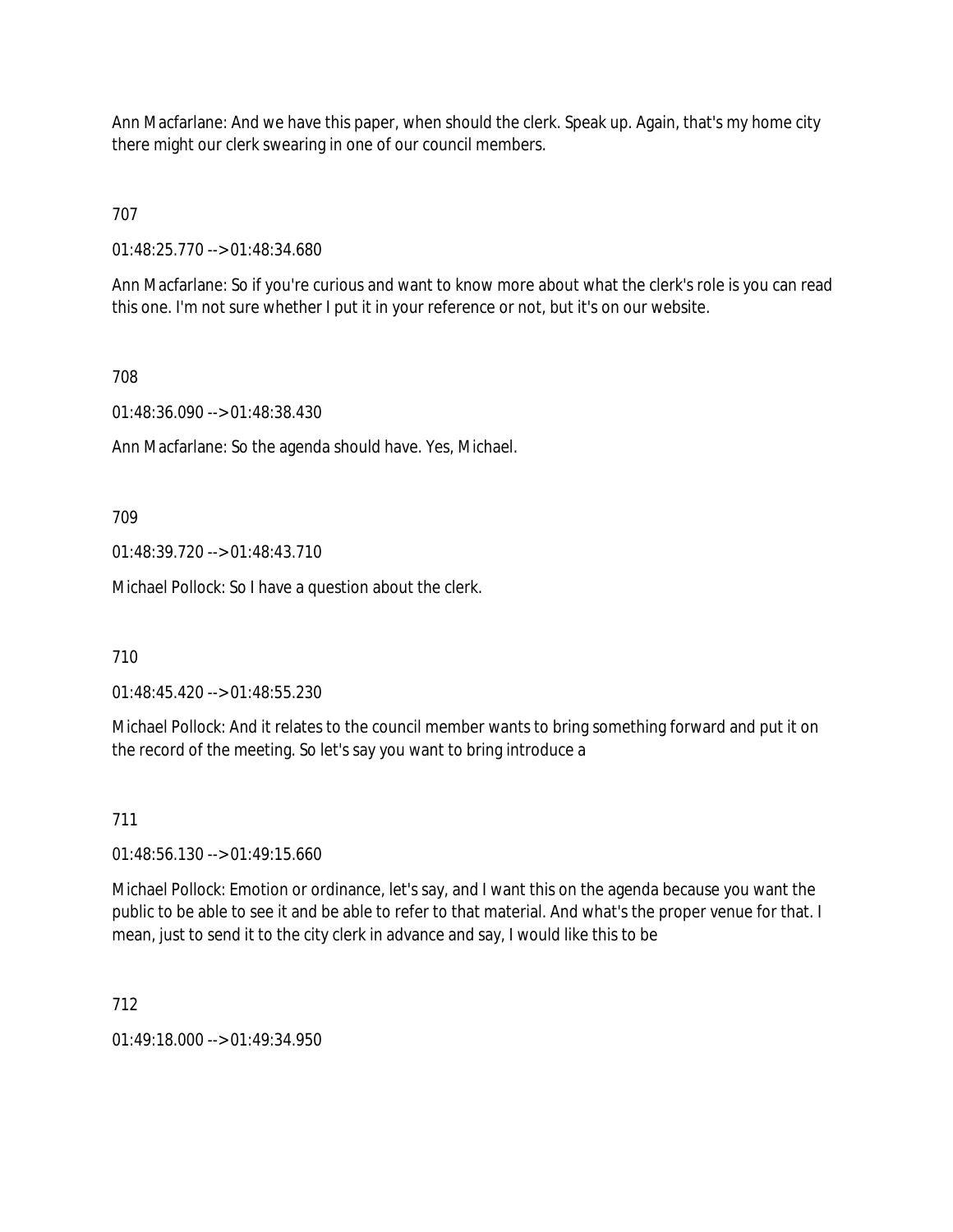Ann Macfarlane: And we have this paper, when should the clerk. Speak up. Again, that's my home city there might our clerk swearing in one of our council members.

707

01:48:25.770 --> 01:48:34.680

Ann Macfarlane: So if you're curious and want to know more about what the clerk's role is you can read this one. I'm not sure whether I put it in your reference or not, but it's on our website.

708

01:48:36.090 --> 01:48:38.430

Ann Macfarlane: So the agenda should have. Yes, Michael.

709

01:48:39.720 --> 01:48:43.710

Michael Pollock: So I have a question about the clerk.

710

01:48:45.420 --> 01:48:55.230

Michael Pollock: And it relates to the council member wants to bring something forward and put it on the record of the meeting. So let's say you want to bring introduce a

711

01:48:56.130 --> 01:49:15.660

Michael Pollock: Emotion or ordinance, let's say, and I want this on the agenda because you want the public to be able to see it and be able to refer to that material. And what's the proper venue for that. I mean, just to send it to the city clerk in advance and say, I would like this to be

712

01:49:18.000 --> 01:49:34.950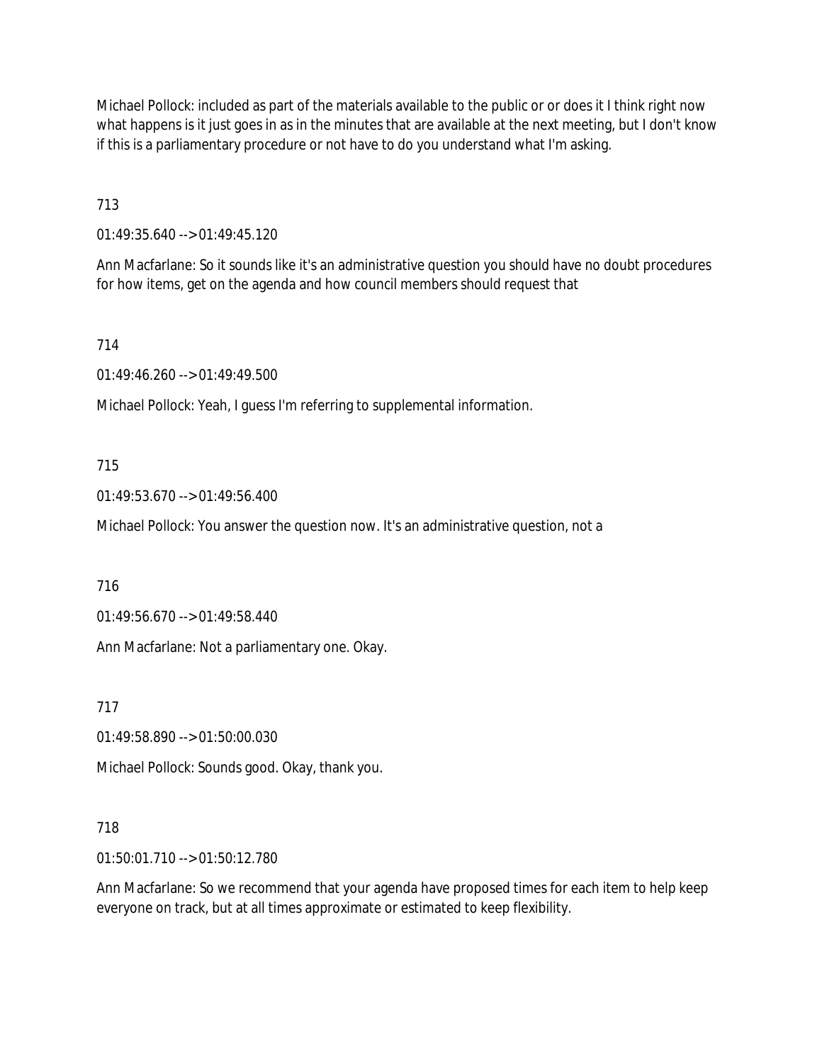Michael Pollock: included as part of the materials available to the public or or does it I think right now what happens is it just goes in as in the minutes that are available at the next meeting, but I don't know if this is a parliamentary procedure or not have to do you understand what I'm asking.

713

01:49:35.640 --> 01:49:45.120

Ann Macfarlane: So it sounds like it's an administrative question you should have no doubt procedures for how items, get on the agenda and how council members should request that

714

01:49:46.260 --> 01:49:49.500

Michael Pollock: Yeah, I guess I'm referring to supplemental information.

715

01:49:53.670 --> 01:49:56.400

Michael Pollock: You answer the question now. It's an administrative question, not a

716

01:49:56.670 --> 01:49:58.440

Ann Macfarlane: Not a parliamentary one. Okay.

717

01:49:58.890 --> 01:50:00.030

Michael Pollock: Sounds good. Okay, thank you.

718

01:50:01.710 --> 01:50:12.780

Ann Macfarlane: So we recommend that your agenda have proposed times for each item to help keep everyone on track, but at all times approximate or estimated to keep flexibility.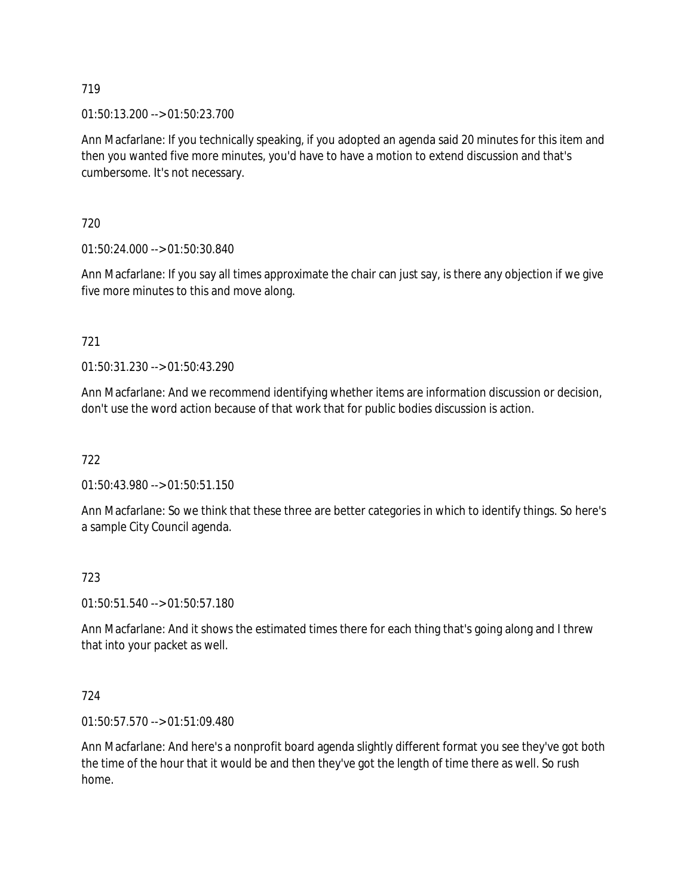719

01:50:13.200 --> 01:50:23.700

Ann Macfarlane: If you technically speaking, if you adopted an agenda said 20 minutes for this item and then you wanted five more minutes, you'd have to have a motion to extend discussion and that's cumbersome. It's not necessary.

720

01:50:24.000 --> 01:50:30.840

Ann Macfarlane: If you say all times approximate the chair can just say, is there any objection if we give five more minutes to this and move along.

721

01:50:31.230 --> 01:50:43.290

Ann Macfarlane: And we recommend identifying whether items are information discussion or decision, don't use the word action because of that work that for public bodies discussion is action.

722

01:50:43.980 --> 01:50:51.150

Ann Macfarlane: So we think that these three are better categories in which to identify things. So here's a sample City Council agenda.

723

01:50:51.540 --> 01:50:57.180

Ann Macfarlane: And it shows the estimated times there for each thing that's going along and I threw that into your packet as well.

724

01:50:57.570 --> 01:51:09.480

Ann Macfarlane: And here's a nonprofit board agenda slightly different format you see they've got both the time of the hour that it would be and then they've got the length of time there as well. So rush home.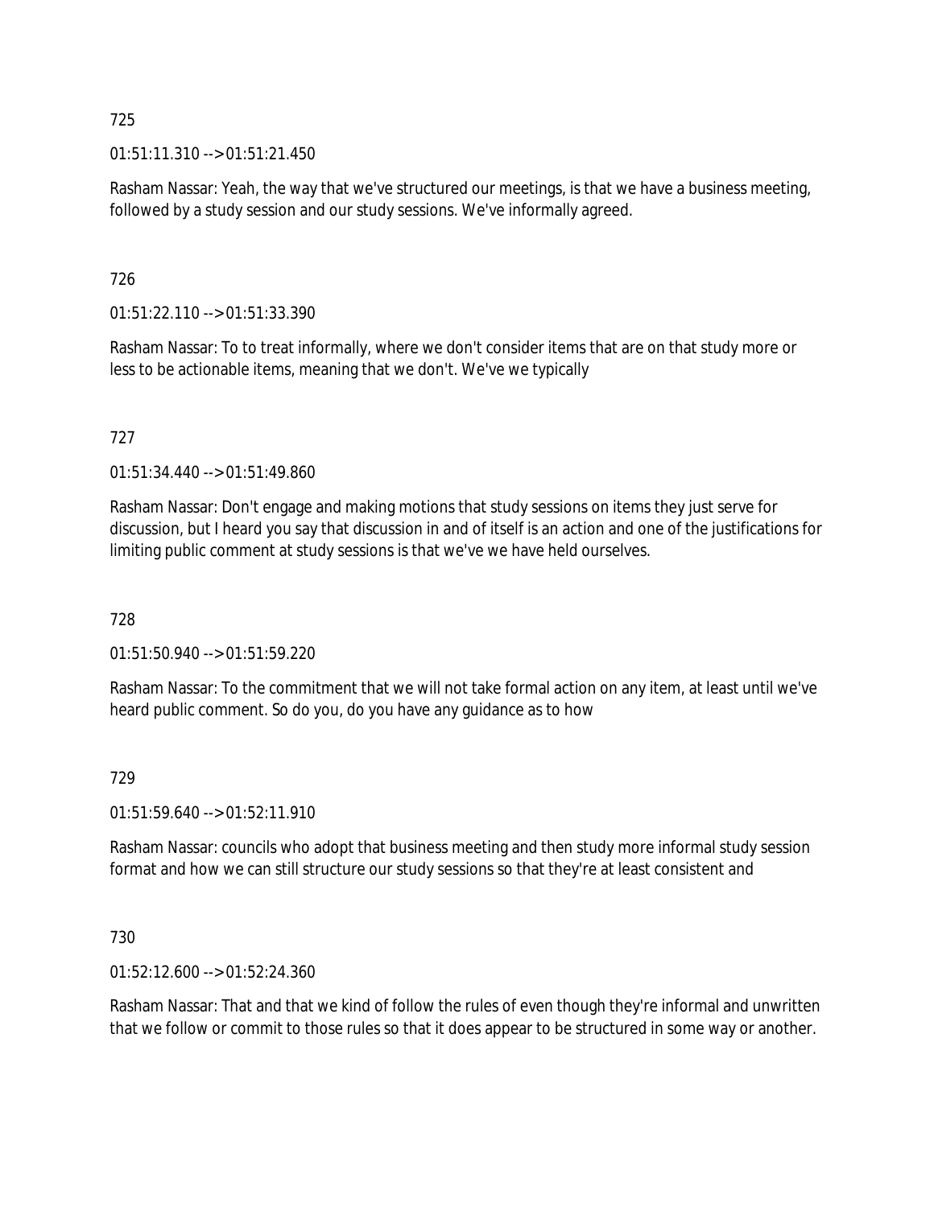725

01:51:11.310 --> 01:51:21.450

Rasham Nassar: Yeah, the way that we've structured our meetings, is that we have a business meeting, followed by a study session and our study sessions. We've informally agreed.

726

01:51:22.110 --> 01:51:33.390

Rasham Nassar: To to treat informally, where we don't consider items that are on that study more or less to be actionable items, meaning that we don't. We've we typically

727

01:51:34.440 --> 01:51:49.860

Rasham Nassar: Don't engage and making motions that study sessions on items they just serve for discussion, but I heard you say that discussion in and of itself is an action and one of the justifications for limiting public comment at study sessions is that we've we have held ourselves.

728

01:51:50.940 --> 01:51:59.220

Rasham Nassar: To the commitment that we will not take formal action on any item, at least until we've heard public comment. So do you, do you have any guidance as to how

729

01:51:59.640 --> 01:52:11.910

Rasham Nassar: councils who adopt that business meeting and then study more informal study session format and how we can still structure our study sessions so that they're at least consistent and

730

01:52:12.600 --> 01:52:24.360

Rasham Nassar: That and that we kind of follow the rules of even though they're informal and unwritten that we follow or commit to those rules so that it does appear to be structured in some way or another.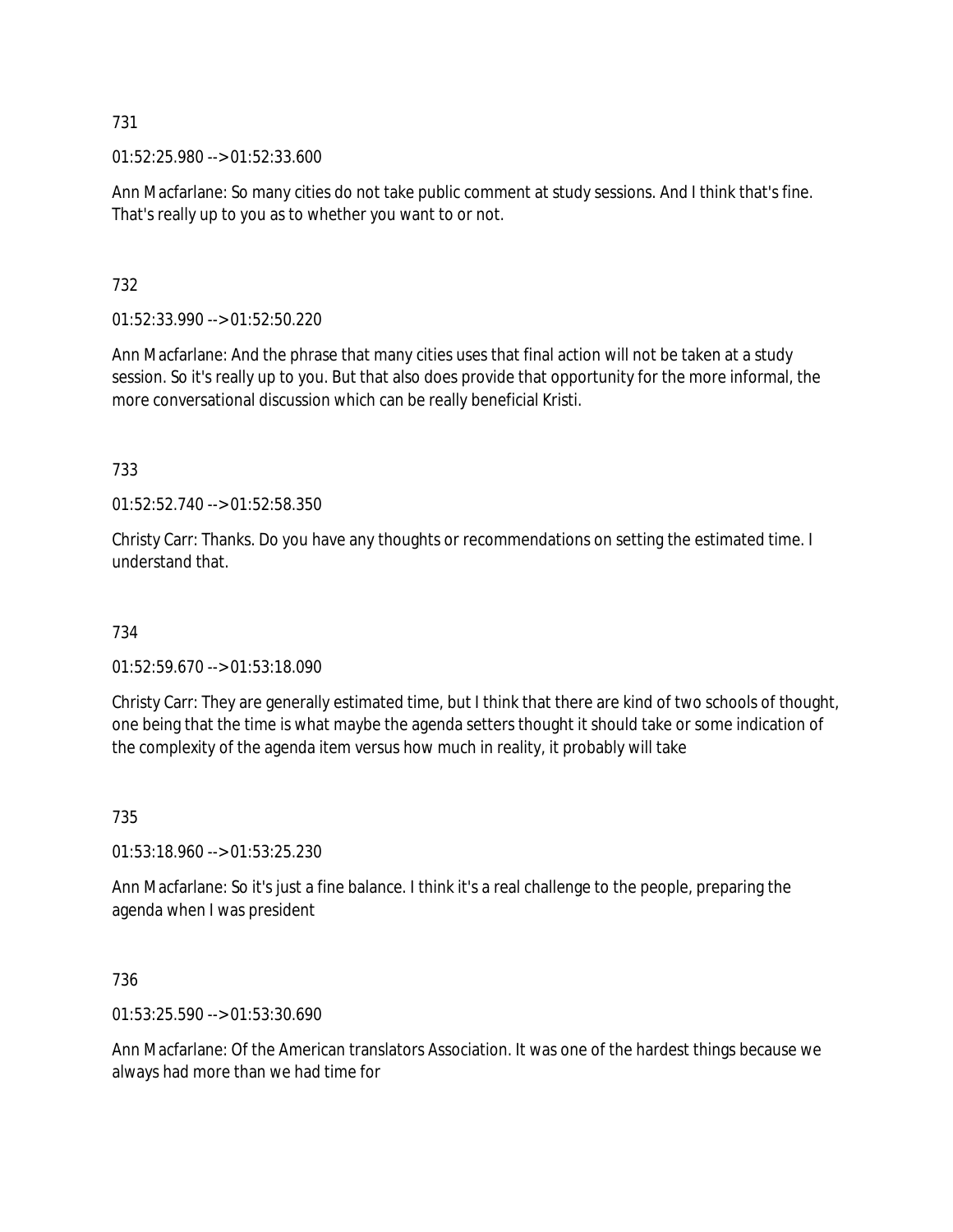731

01:52:25.980 --> 01:52:33.600

Ann Macfarlane: So many cities do not take public comment at study sessions. And I think that's fine. That's really up to you as to whether you want to or not.

732

01:52:33.990 --> 01:52:50.220

Ann Macfarlane: And the phrase that many cities uses that final action will not be taken at a study session. So it's really up to you. But that also does provide that opportunity for the more informal, the more conversational discussion which can be really beneficial Kristi.

733

01:52:52.740 --> 01:52:58.350

Christy Carr: Thanks. Do you have any thoughts or recommendations on setting the estimated time. I understand that.

734

01:52:59.670 --> 01:53:18.090

Christy Carr: They are generally estimated time, but I think that there are kind of two schools of thought, one being that the time is what maybe the agenda setters thought it should take or some indication of the complexity of the agenda item versus how much in reality, it probably will take

735

01:53:18.960 --> 01:53:25.230

Ann Macfarlane: So it's just a fine balance. I think it's a real challenge to the people, preparing the agenda when I was president

736

01:53:25.590 --> 01:53:30.690

Ann Macfarlane: Of the American translators Association. It was one of the hardest things because we always had more than we had time for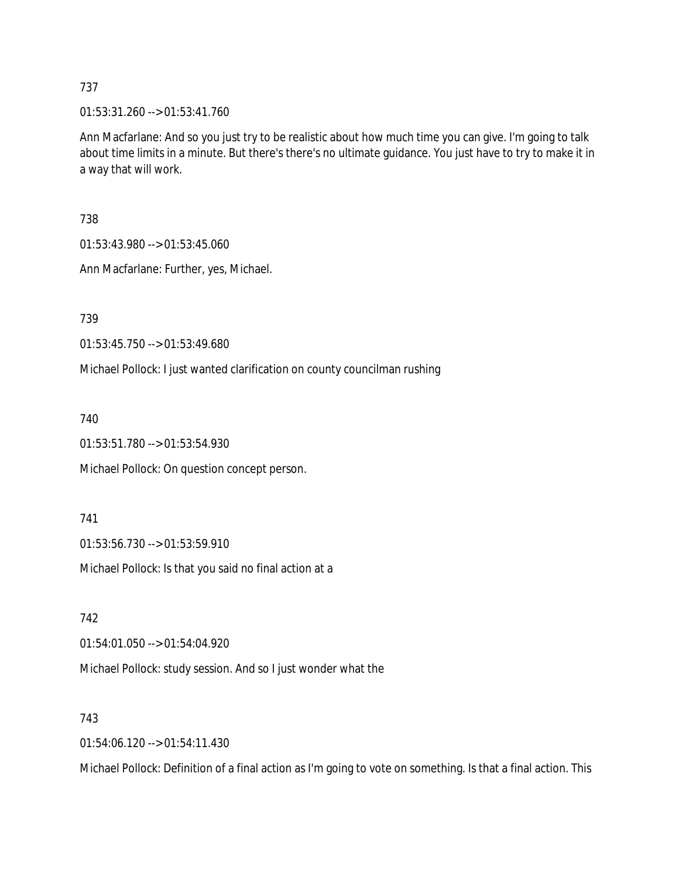737

01:53:31.260 --> 01:53:41.760

Ann Macfarlane: And so you just try to be realistic about how much time you can give. I'm going to talk about time limits in a minute. But there's there's no ultimate guidance. You just have to try to make it in a way that will work.

738

01:53:43.980 --> 01:53:45.060

Ann Macfarlane: Further, yes, Michael.

739

01:53:45.750 --> 01:53:49.680

Michael Pollock: I just wanted clarification on county councilman rushing

740

01:53:51.780 --> 01:53:54.930

Michael Pollock: On question concept person.

741

01:53:56.730 --> 01:53:59.910

Michael Pollock: Is that you said no final action at a

742

01:54:01.050 --> 01:54:04.920

Michael Pollock: study session. And so I just wonder what the

743

01:54:06.120 --> 01:54:11.430

Michael Pollock: Definition of a final action as I'm going to vote on something. Is that a final action. This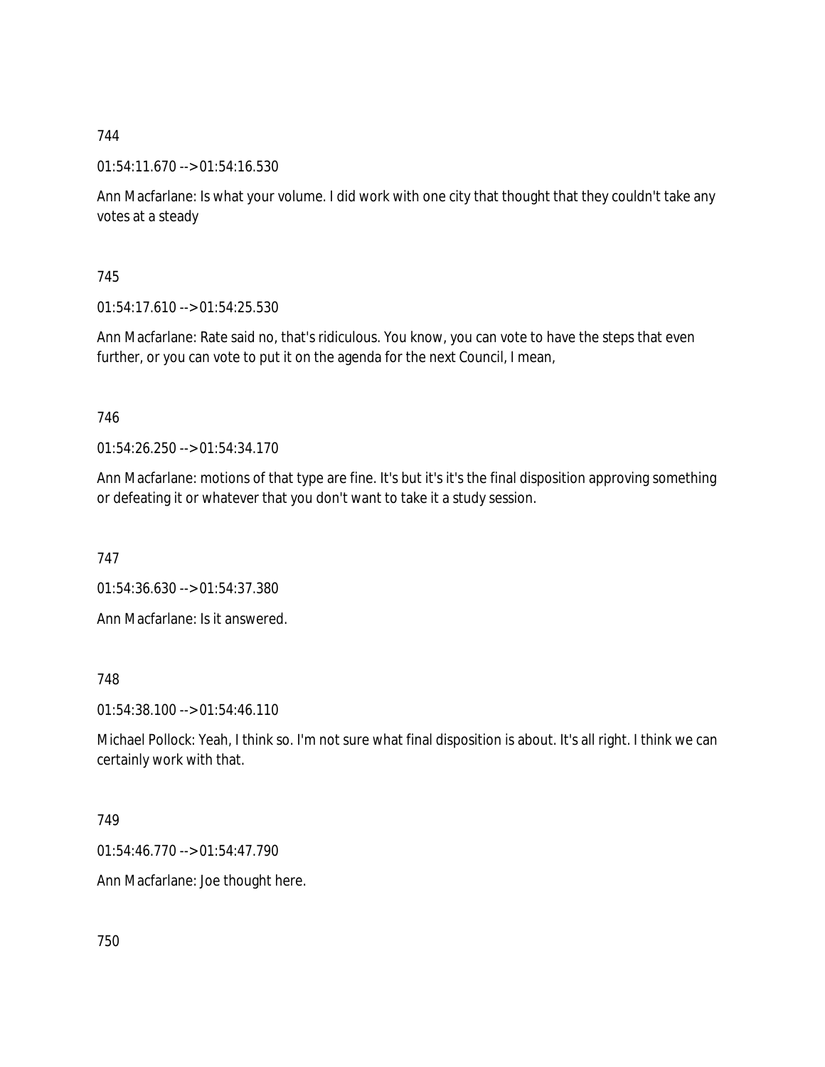744

01:54:11.670 --> 01:54:16.530

Ann Macfarlane: Is what your volume. I did work with one city that thought that they couldn't take any votes at a steady

745

01:54:17.610 --> 01:54:25.530

Ann Macfarlane: Rate said no, that's ridiculous. You know, you can vote to have the steps that even further, or you can vote to put it on the agenda for the next Council, I mean,

746

01:54:26.250 --> 01:54:34.170

Ann Macfarlane: motions of that type are fine. It's but it's it's the final disposition approving something or defeating it or whatever that you don't want to take it a study session.

747

01:54:36.630 --> 01:54:37.380

Ann Macfarlane: Is it answered.

748

01:54:38.100 --> 01:54:46.110

Michael Pollock: Yeah, I think so. I'm not sure what final disposition is about. It's all right. I think we can certainly work with that.

749

01:54:46.770 --> 01:54:47.790

Ann Macfarlane: Joe thought here.

750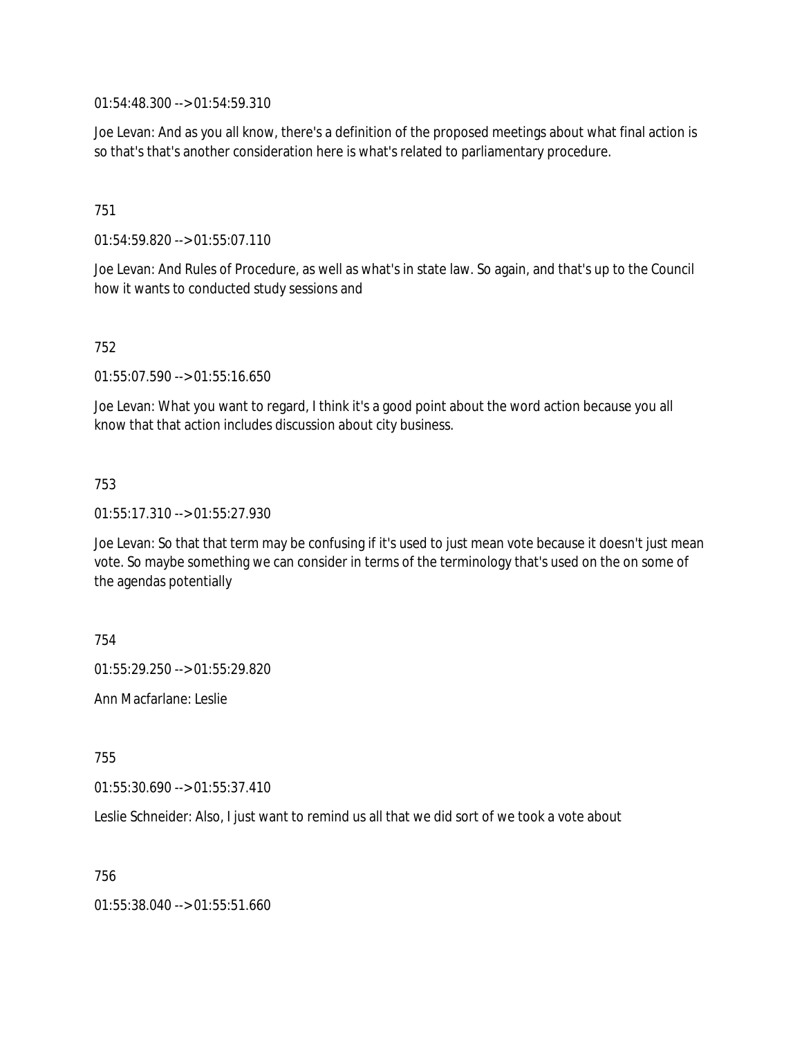01:54:48.300 --> 01:54:59.310

Joe Levan: And as you all know, there's a definition of the proposed meetings about what final action is so that's that's another consideration here is what's related to parliamentary procedure.

751

01:54:59.820 --> 01:55:07.110

Joe Levan: And Rules of Procedure, as well as what's in state law. So again, and that's up to the Council how it wants to conducted study sessions and

752

01:55:07.590 --> 01:55:16.650

Joe Levan: What you want to regard, I think it's a good point about the word action because you all know that that action includes discussion about city business.

753

01:55:17.310 --> 01:55:27.930

Joe Levan: So that that term may be confusing if it's used to just mean vote because it doesn't just mean vote. So maybe something we can consider in terms of the terminology that's used on the on some of the agendas potentially

754

01:55:29.250 --> 01:55:29.820

Ann Macfarlane: Leslie

755

01:55:30.690 --> 01:55:37.410

Leslie Schneider: Also, I just want to remind us all that we did sort of we took a vote about

756

01:55:38.040 --> 01:55:51.660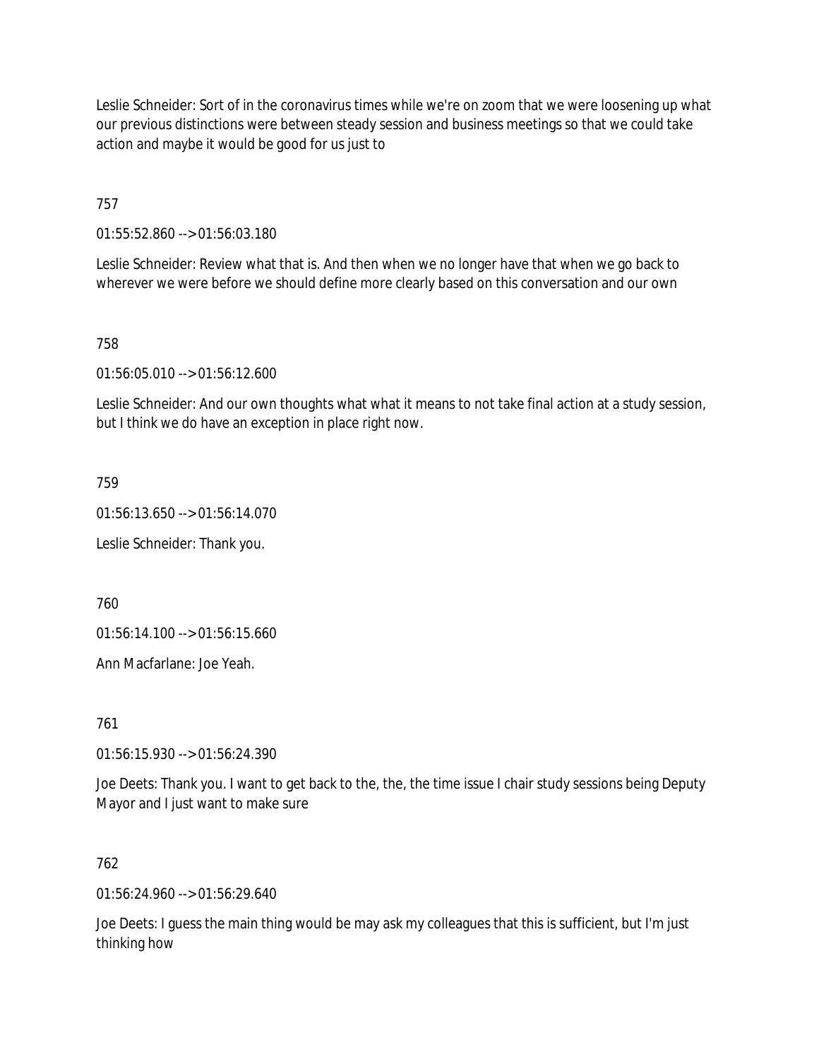Leslie Schneider: Sort of in the coronavirus times while we're on zoom that we were loosening up what our previous distinctions were between steady session and business meetings so that we could take action and maybe it would be good for us just to

757

01:55:52.860 --> 01:56:03.180

Leslie Schneider: Review what that is. And then when we no longer have that when we go back to wherever we were before we should define more clearly based on this conversation and our own

758

01:56:05.010 --> 01:56:12.600

Leslie Schneider: And our own thoughts what what it means to not take final action at a study session, but I think we do have an exception in place right now.

759

01:56:13.650 --> 01:56:14.070

Leslie Schneider: Thank you.

760

01:56:14.100 --> 01:56:15.660

Ann Macfarlane: Joe Yeah.

761

01:56:15.930 --> 01:56:24.390

Joe Deets: Thank you. I want to get back to the, the, the time issue I chair study sessions being Deputy Mayor and I just want to make sure

762

01:56:24.960 --> 01:56:29.640

Joe Deets: I guess the main thing would be may ask my colleagues that this is sufficient, but I'm just thinking how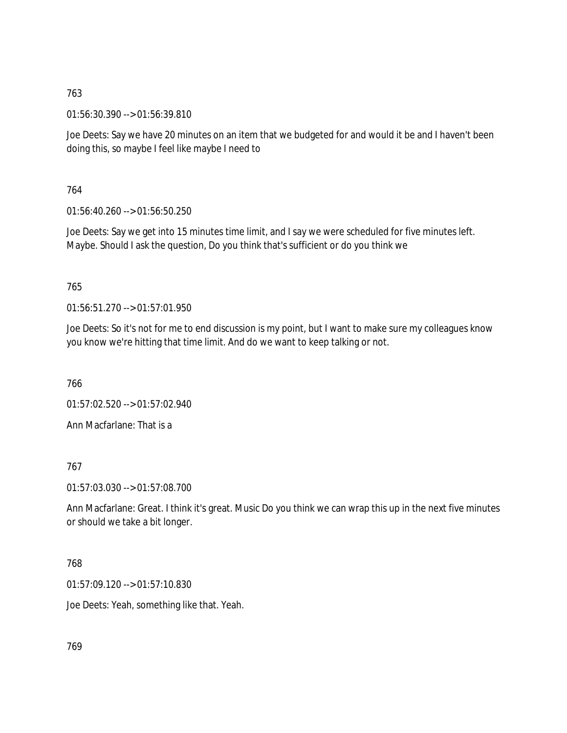763

01:56:30.390 --> 01:56:39.810

Joe Deets: Say we have 20 minutes on an item that we budgeted for and would it be and I haven't been doing this, so maybe I feel like maybe I need to

764

01:56:40.260 --> 01:56:50.250

Joe Deets: Say we get into 15 minutes time limit, and I say we were scheduled for five minutes left. Maybe. Should I ask the question, Do you think that's sufficient or do you think we

765

01:56:51.270 --> 01:57:01.950

Joe Deets: So it's not for me to end discussion is my point, but I want to make sure my colleagues know you know we're hitting that time limit. And do we want to keep talking or not.

766

01:57:02.520 --> 01:57:02.940

Ann Macfarlane: That is a

767

01:57:03.030 --> 01:57:08.700

Ann Macfarlane: Great. I think it's great. Music Do you think we can wrap this up in the next five minutes or should we take a bit longer.

768

01:57:09.120 --> 01:57:10.830

Joe Deets: Yeah, something like that. Yeah.

769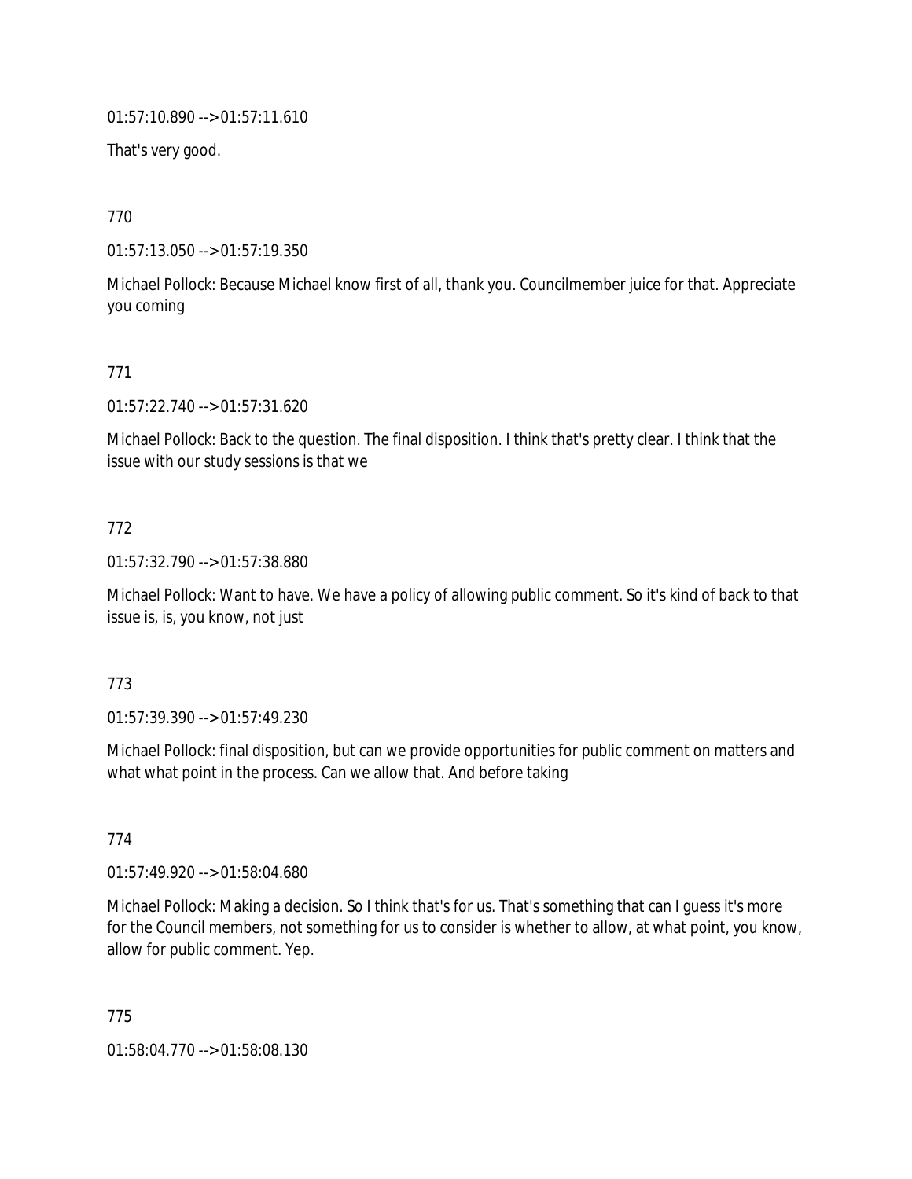01:57:10.890 --> 01:57:11.610

That's very good.

770

01:57:13.050 --> 01:57:19.350

Michael Pollock: Because Michael know first of all, thank you. Councilmember juice for that. Appreciate you coming

771

01:57:22.740 --> 01:57:31.620

Michael Pollock: Back to the question. The final disposition. I think that's pretty clear. I think that the issue with our study sessions is that we

772

01:57:32.790 --> 01:57:38.880

Michael Pollock: Want to have. We have a policy of allowing public comment. So it's kind of back to that issue is, is, you know, not just

773

01:57:39.390 --> 01:57:49.230

Michael Pollock: final disposition, but can we provide opportunities for public comment on matters and what what point in the process. Can we allow that. And before taking

774

01:57:49.920 --> 01:58:04.680

Michael Pollock: Making a decision. So I think that's for us. That's something that can I guess it's more for the Council members, not something for us to consider is whether to allow, at what point, you know, allow for public comment. Yep.

775

01:58:04.770 --> 01:58:08.130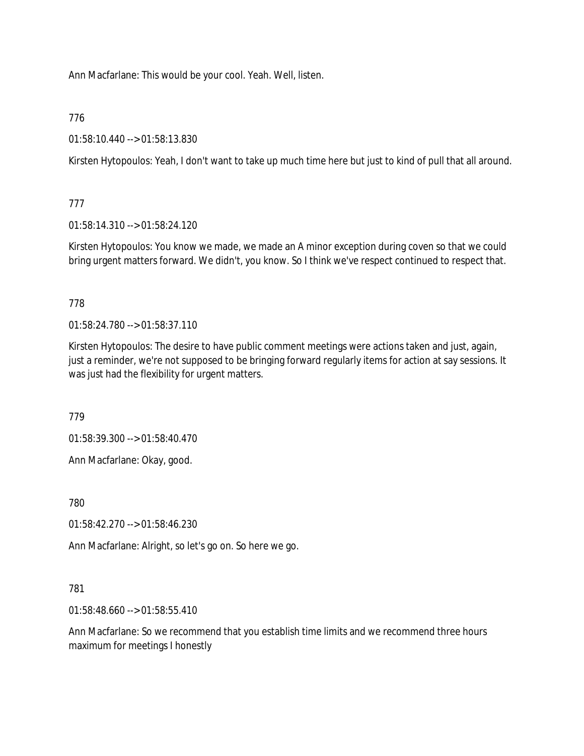Ann Macfarlane: This would be your cool. Yeah. Well, listen.

776

01:58:10.440 --> 01:58:13.830

Kirsten Hytopoulos: Yeah, I don't want to take up much time here but just to kind of pull that all around.

777

01:58:14.310 --> 01:58:24.120

Kirsten Hytopoulos: You know we made, we made an A minor exception during coven so that we could bring urgent matters forward. We didn't, you know. So I think we've respect continued to respect that.

778

01:58:24.780 --> 01:58:37.110

Kirsten Hytopoulos: The desire to have public comment meetings were actions taken and just, again, just a reminder, we're not supposed to be bringing forward regularly items for action at say sessions. It was just had the flexibility for urgent matters.

779

01:58:39.300 --> 01:58:40.470

Ann Macfarlane: Okay, good.

780

01:58:42.270 --> 01:58:46.230

Ann Macfarlane: Alright, so let's go on. So here we go.

781

01:58:48.660 --> 01:58:55.410

Ann Macfarlane: So we recommend that you establish time limits and we recommend three hours maximum for meetings I honestly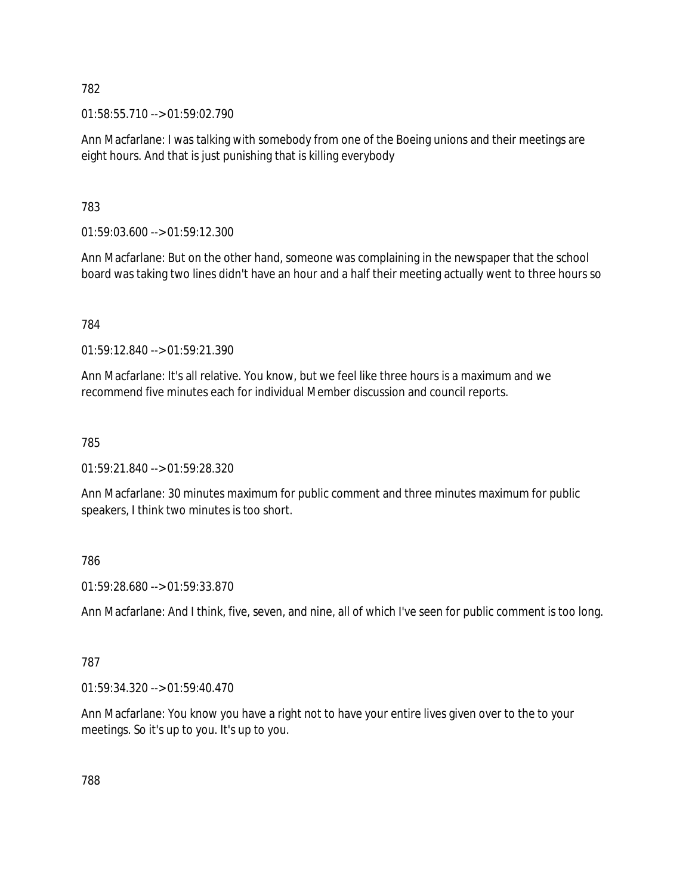782

01:58:55.710 --> 01:59:02.790

Ann Macfarlane: I was talking with somebody from one of the Boeing unions and their meetings are eight hours. And that is just punishing that is killing everybody

783

01:59:03.600 --> 01:59:12.300

Ann Macfarlane: But on the other hand, someone was complaining in the newspaper that the school board was taking two lines didn't have an hour and a half their meeting actually went to three hours so

784

01:59:12.840 --> 01:59:21.390

Ann Macfarlane: It's all relative. You know, but we feel like three hours is a maximum and we recommend five minutes each for individual Member discussion and council reports.

785

01:59:21.840 --> 01:59:28.320

Ann Macfarlane: 30 minutes maximum for public comment and three minutes maximum for public speakers, I think two minutes is too short.

786

01:59:28.680 --> 01:59:33.870

Ann Macfarlane: And I think, five, seven, and nine, all of which I've seen for public comment is too long.

787

01:59:34.320 --> 01:59:40.470

Ann Macfarlane: You know you have a right not to have your entire lives given over to the to your meetings. So it's up to you. It's up to you.

788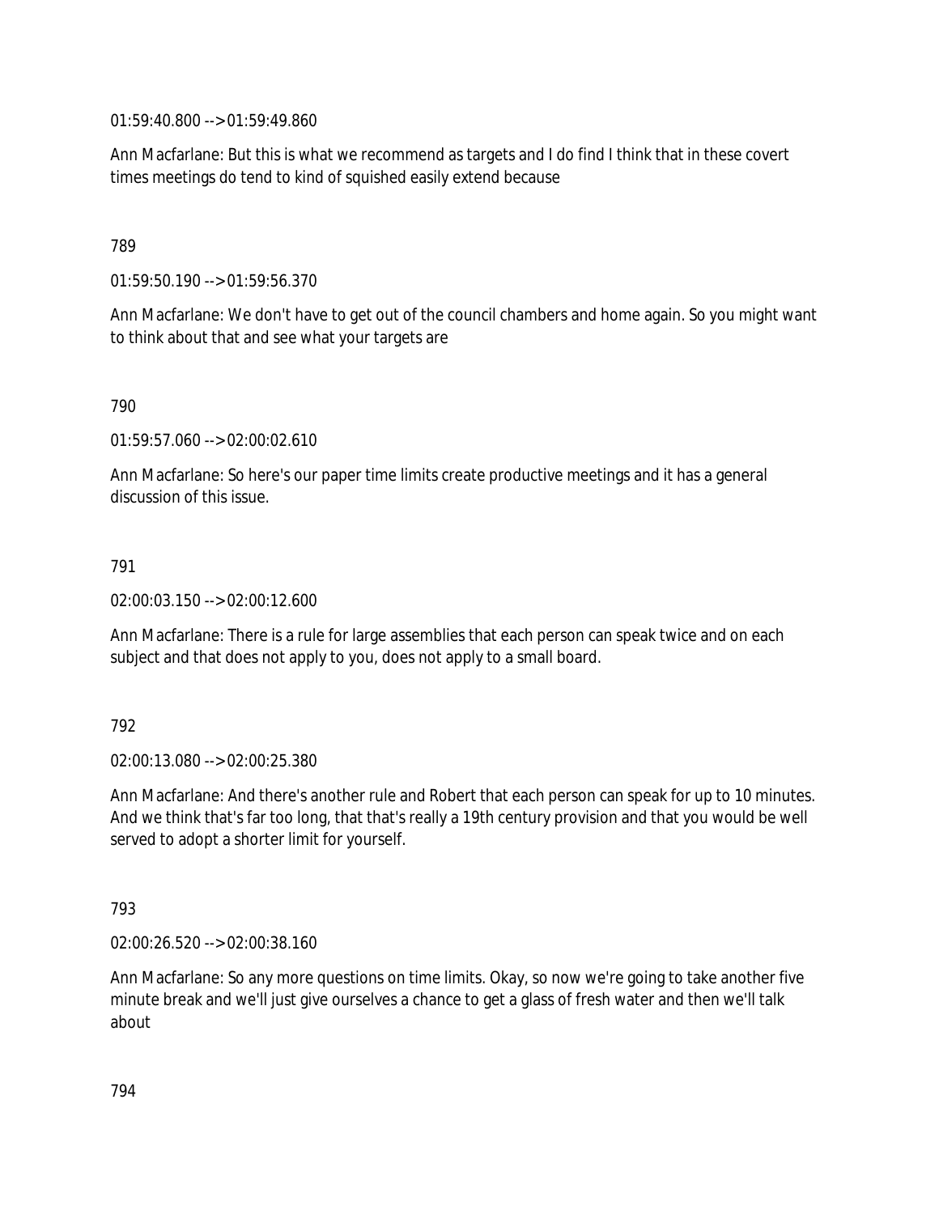01:59:40.800 --> 01:59:49.860

Ann Macfarlane: But this is what we recommend as targets and I do find I think that in these covert times meetings do tend to kind of squished easily extend because

789

01:59:50.190 --> 01:59:56.370

Ann Macfarlane: We don't have to get out of the council chambers and home again. So you might want to think about that and see what your targets are

790

01:59:57.060 --> 02:00:02.610

Ann Macfarlane: So here's our paper time limits create productive meetings and it has a general discussion of this issue.

791

02:00:03.150 --> 02:00:12.600

Ann Macfarlane: There is a rule for large assemblies that each person can speak twice and on each subject and that does not apply to you, does not apply to a small board.

792

02:00:13.080 --> 02:00:25.380

Ann Macfarlane: And there's another rule and Robert that each person can speak for up to 10 minutes. And we think that's far too long, that that's really a 19th century provision and that you would be well served to adopt a shorter limit for yourself.

793

02:00:26.520 --> 02:00:38.160

Ann Macfarlane: So any more questions on time limits. Okay, so now we're going to take another five minute break and we'll just give ourselves a chance to get a glass of fresh water and then we'll talk about

794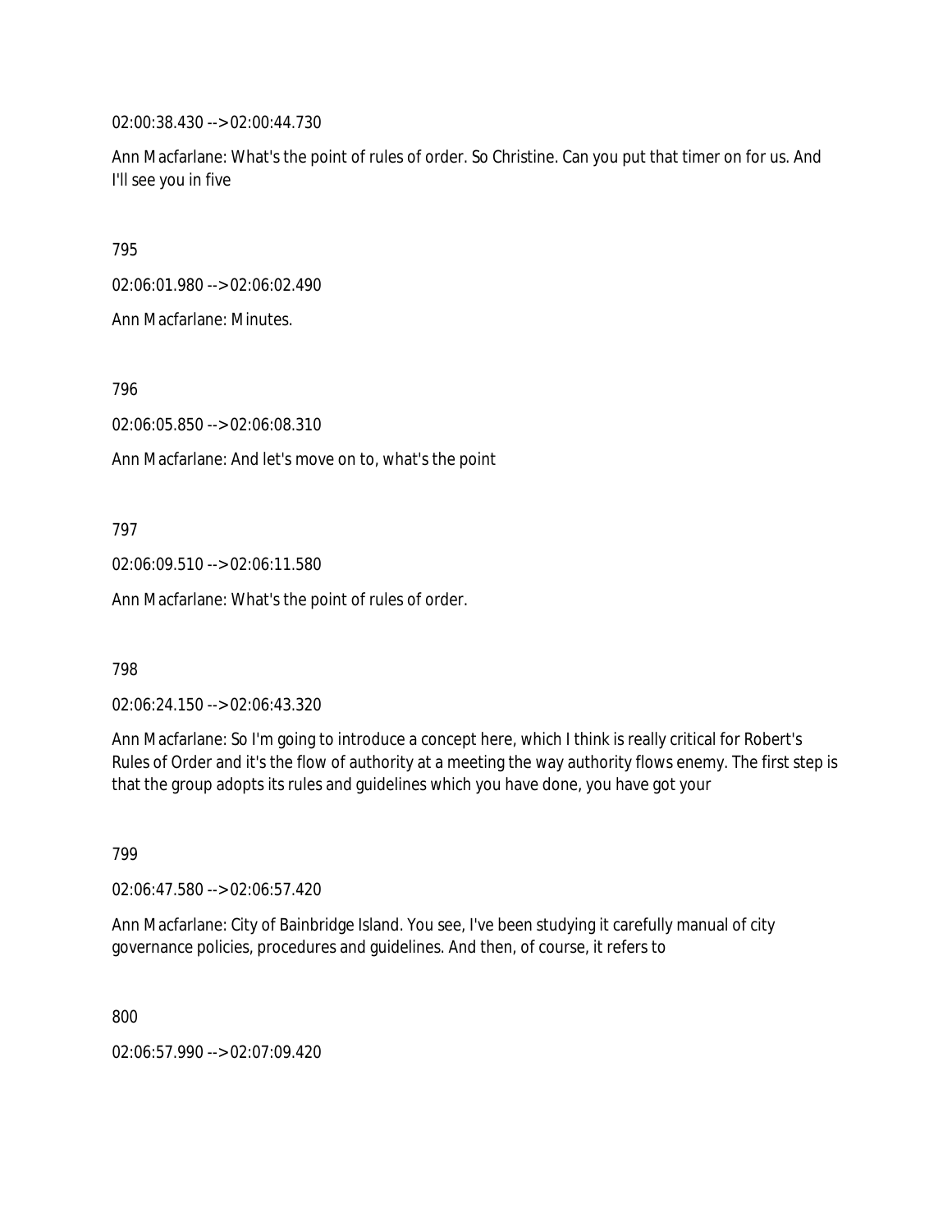02:00:38.430 --> 02:00:44.730

Ann Macfarlane: What's the point of rules of order. So Christine. Can you put that timer on for us. And I'll see you in five

795

02:06:01.980 --> 02:06:02.490

Ann Macfarlane: Minutes.

796

02:06:05.850 --> 02:06:08.310

Ann Macfarlane: And let's move on to, what's the point

797

02:06:09.510 --> 02:06:11.580

Ann Macfarlane: What's the point of rules of order.

798

02:06:24.150 --> 02:06:43.320

Ann Macfarlane: So I'm going to introduce a concept here, which I think is really critical for Robert's Rules of Order and it's the flow of authority at a meeting the way authority flows enemy. The first step is that the group adopts its rules and guidelines which you have done, you have got your

799

02:06:47.580 --> 02:06:57.420

Ann Macfarlane: City of Bainbridge Island. You see, I've been studying it carefully manual of city governance policies, procedures and guidelines. And then, of course, it refers to

800

02:06:57.990 --> 02:07:09.420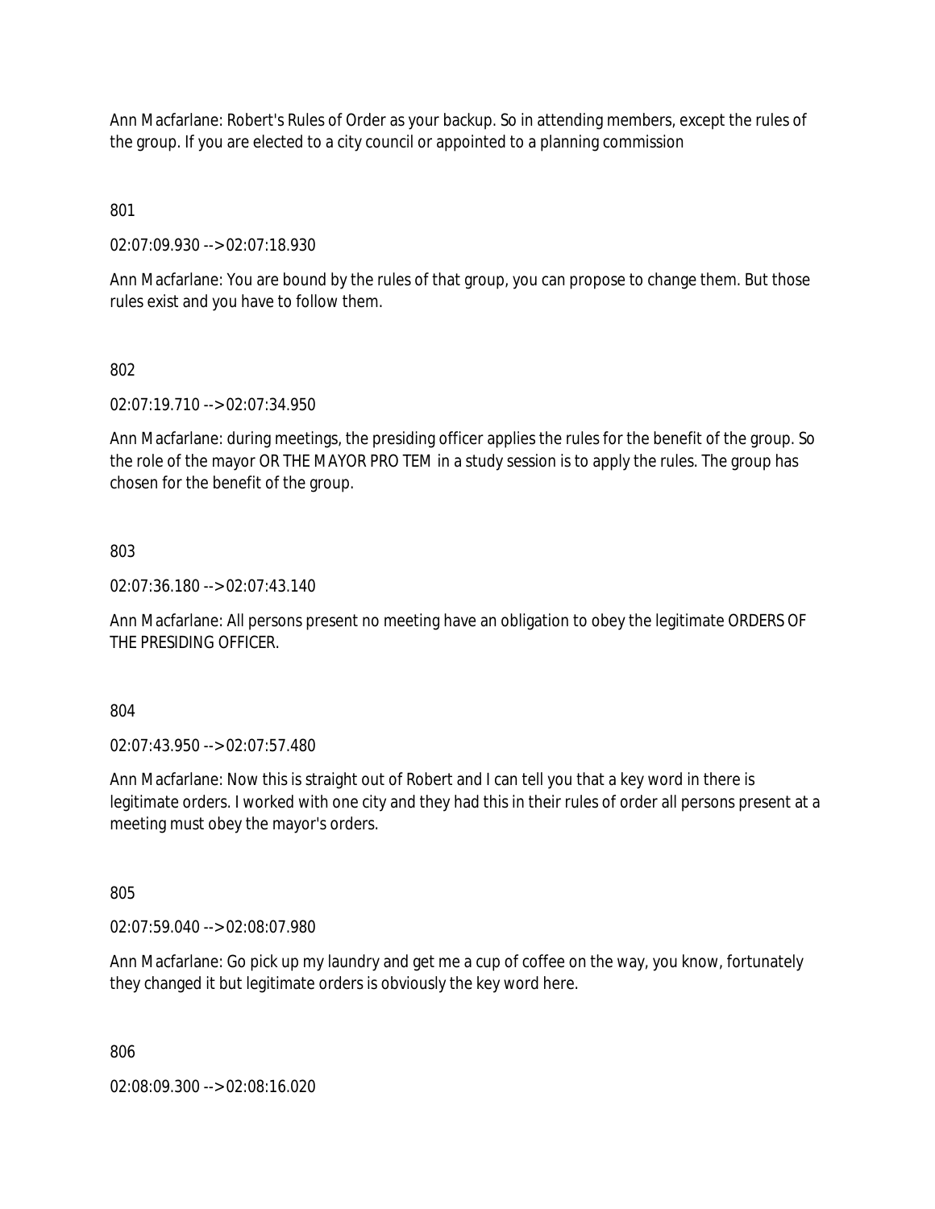Ann Macfarlane: Robert's Rules of Order as your backup. So in attending members, except the rules of the group. If you are elected to a city council or appointed to a planning commission

801

02:07:09.930 --> 02:07:18.930

Ann Macfarlane: You are bound by the rules of that group, you can propose to change them. But those rules exist and you have to follow them.

802

02:07:19.710 --> 02:07:34.950

Ann Macfarlane: during meetings, the presiding officer applies the rules for the benefit of the group. So the role of the mayor OR THE MAYOR PRO TEM in a study session is to apply the rules. The group has chosen for the benefit of the group.

803

02:07:36.180 --> 02:07:43.140

Ann Macfarlane: All persons present no meeting have an obligation to obey the legitimate ORDERS OF THE PRESIDING OFFICER.

804

02:07:43.950 --> 02:07:57.480

Ann Macfarlane: Now this is straight out of Robert and I can tell you that a key word in there is legitimate orders. I worked with one city and they had this in their rules of order all persons present at a meeting must obey the mayor's orders.

805

02:07:59.040 --> 02:08:07.980

Ann Macfarlane: Go pick up my laundry and get me a cup of coffee on the way, you know, fortunately they changed it but legitimate orders is obviously the key word here.

806

02:08:09.300 --> 02:08:16.020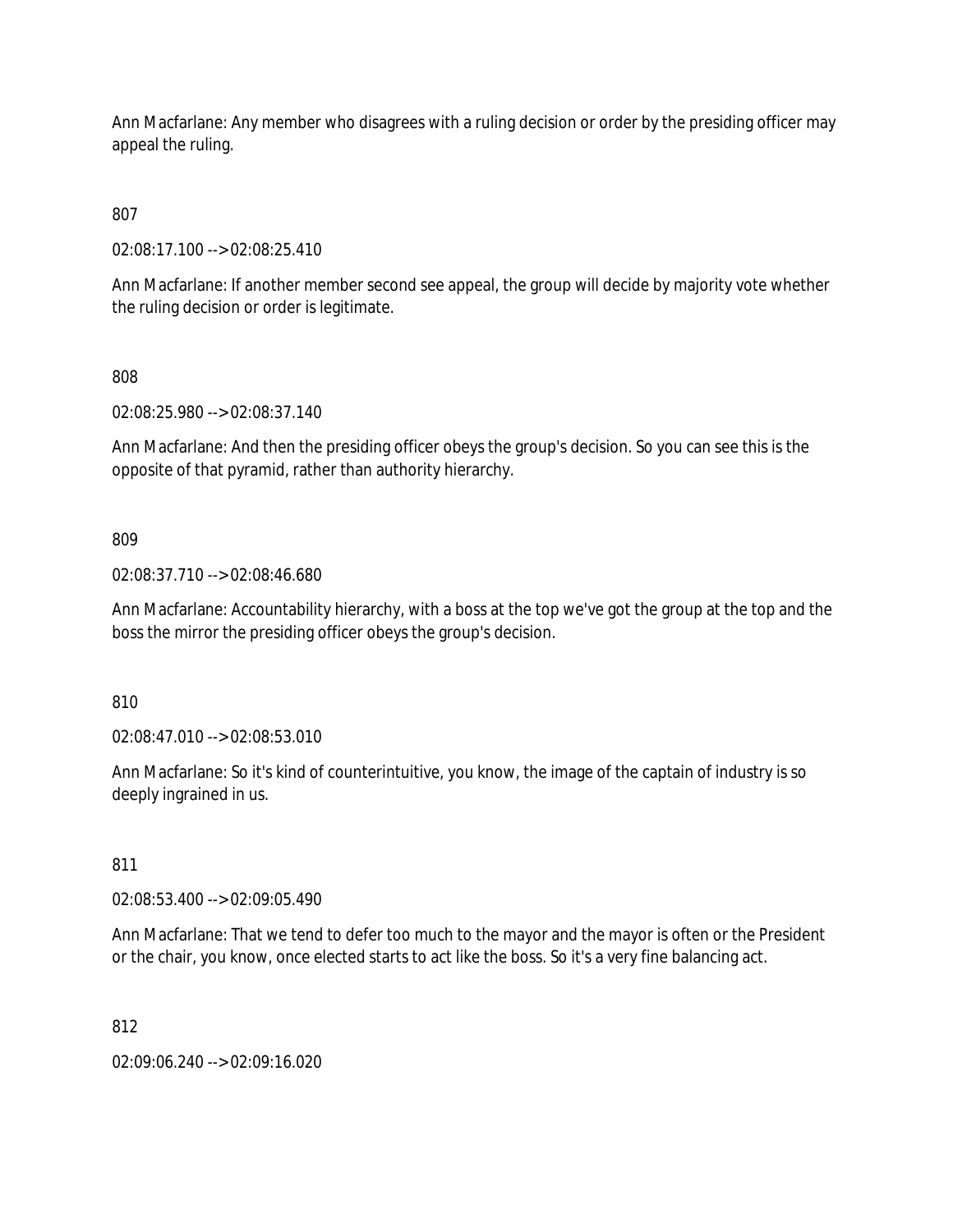Ann Macfarlane: Any member who disagrees with a ruling decision or order by the presiding officer may appeal the ruling.

807

02:08:17.100 --> 02:08:25.410

Ann Macfarlane: If another member second see appeal, the group will decide by majority vote whether the ruling decision or order is legitimate.

808

02:08:25.980 --> 02:08:37.140

Ann Macfarlane: And then the presiding officer obeys the group's decision. So you can see this is the opposite of that pyramid, rather than authority hierarchy.

809

02:08:37.710 --> 02:08:46.680

Ann Macfarlane: Accountability hierarchy, with a boss at the top we've got the group at the top and the boss the mirror the presiding officer obeys the group's decision.

810

02:08:47.010 --> 02:08:53.010

Ann Macfarlane: So it's kind of counterintuitive, you know, the image of the captain of industry is so deeply ingrained in us.

811

02:08:53.400 --> 02:09:05.490

Ann Macfarlane: That we tend to defer too much to the mayor and the mayor is often or the President or the chair, you know, once elected starts to act like the boss. So it's a very fine balancing act.

812

02:09:06.240 --> 02:09:16.020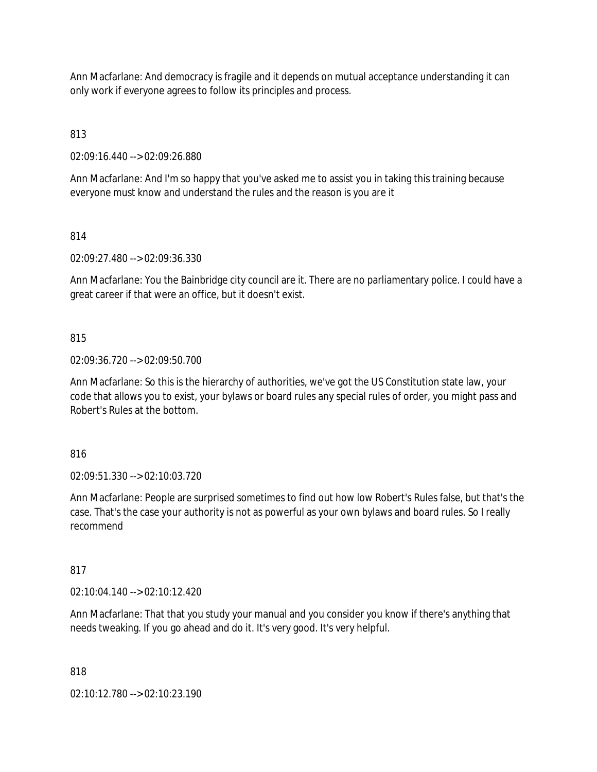Ann Macfarlane: And democracy is fragile and it depends on mutual acceptance understanding it can only work if everyone agrees to follow its principles and process.

813

02:09:16.440 --> 02:09:26.880

Ann Macfarlane: And I'm so happy that you've asked me to assist you in taking this training because everyone must know and understand the rules and the reason is you are it

814

02:09:27.480 --> 02:09:36.330

Ann Macfarlane: You the Bainbridge city council are it. There are no parliamentary police. I could have a great career if that were an office, but it doesn't exist.

815

02:09:36.720 --> 02:09:50.700

Ann Macfarlane: So this is the hierarchy of authorities, we've got the US Constitution state law, your code that allows you to exist, your bylaws or board rules any special rules of order, you might pass and Robert's Rules at the bottom.

816

02:09:51.330 --> 02:10:03.720

Ann Macfarlane: People are surprised sometimes to find out how low Robert's Rules false, but that's the case. That's the case your authority is not as powerful as your own bylaws and board rules. So I really recommend

817

02:10:04.140 --> 02:10:12.420

Ann Macfarlane: That that you study your manual and you consider you know if there's anything that needs tweaking. If you go ahead and do it. It's very good. It's very helpful.

818

02:10:12.780 --> 02:10:23.190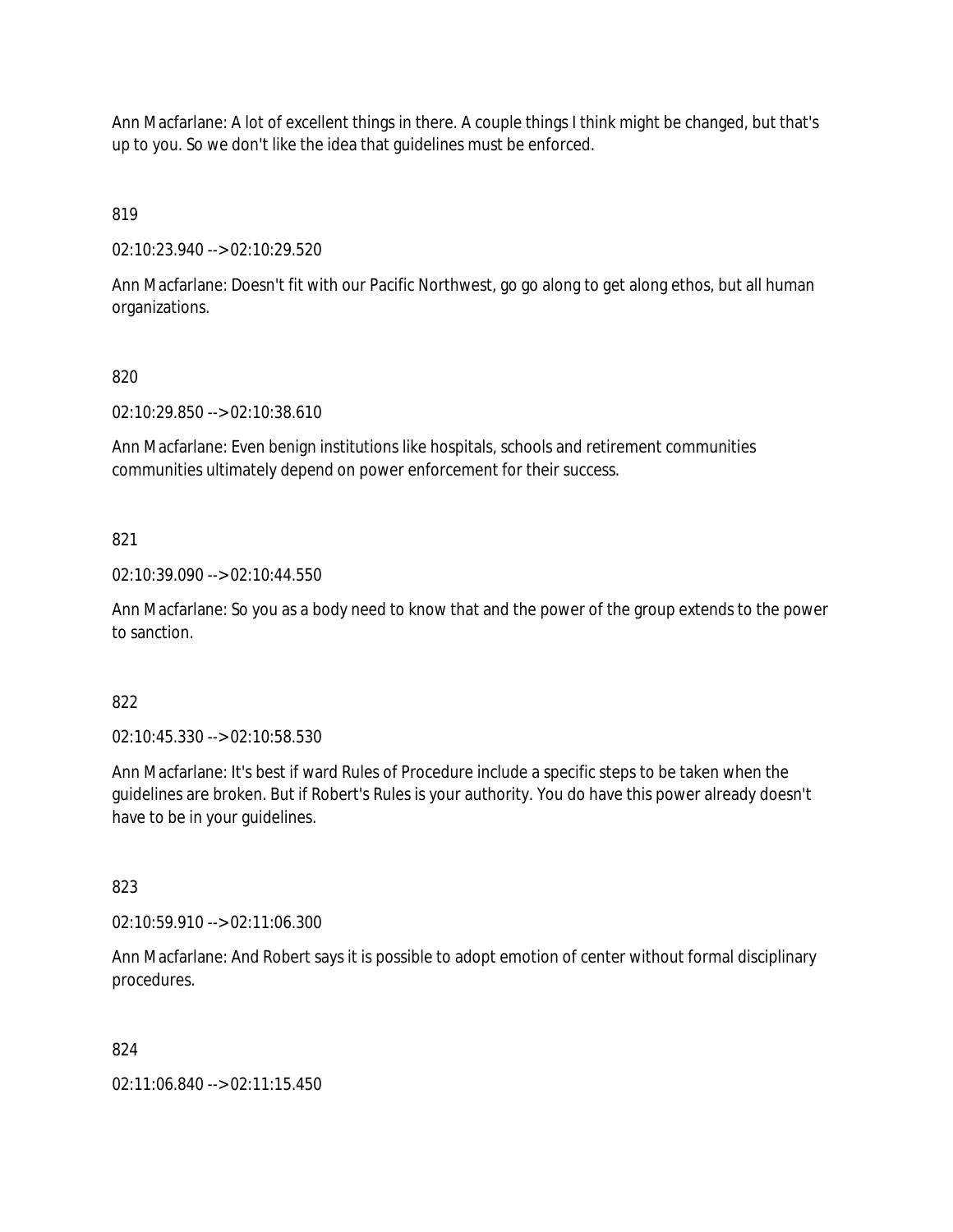Ann Macfarlane: A lot of excellent things in there. A couple things I think might be changed, but that's up to you. So we don't like the idea that guidelines must be enforced.

819

02:10:23.940 --> 02:10:29.520

Ann Macfarlane: Doesn't fit with our Pacific Northwest, go go along to get along ethos, but all human organizations.

820

02:10:29.850 --> 02:10:38.610

Ann Macfarlane: Even benign institutions like hospitals, schools and retirement communities communities ultimately depend on power enforcement for their success.

821

02:10:39.090 --> 02:10:44.550

Ann Macfarlane: So you as a body need to know that and the power of the group extends to the power to sanction.

822

02:10:45.330 --> 02:10:58.530

Ann Macfarlane: It's best if ward Rules of Procedure include a specific steps to be taken when the guidelines are broken. But if Robert's Rules is your authority. You do have this power already doesn't have to be in your guidelines.

823

02:10:59.910 --> 02:11:06.300

Ann Macfarlane: And Robert says it is possible to adopt emotion of center without formal disciplinary procedures.

824

02:11:06.840 --> 02:11:15.450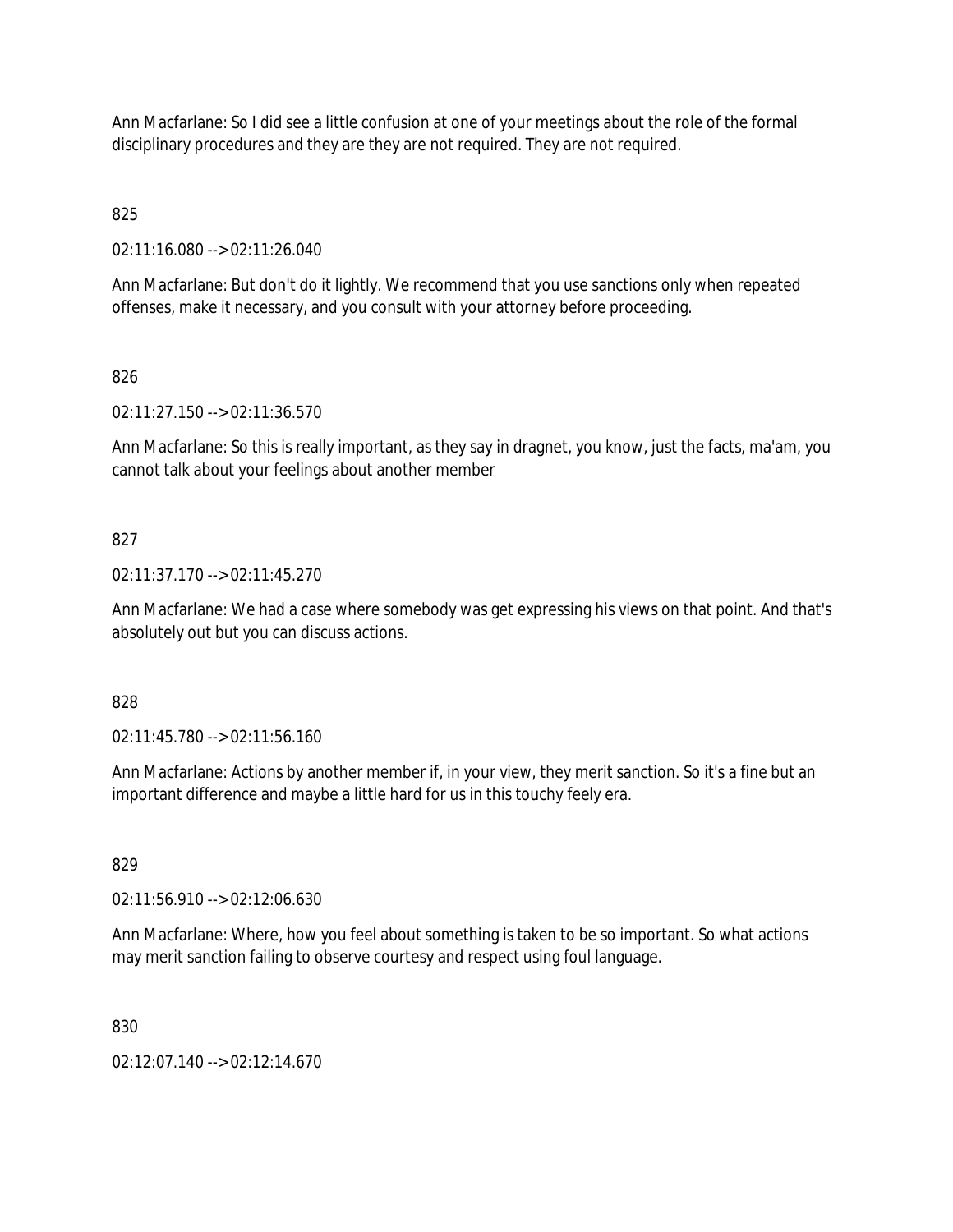Ann Macfarlane: So I did see a little confusion at one of your meetings about the role of the formal disciplinary procedures and they are they are not required. They are not required.

825

02:11:16.080 --> 02:11:26.040

Ann Macfarlane: But don't do it lightly. We recommend that you use sanctions only when repeated offenses, make it necessary, and you consult with your attorney before proceeding.

826

02:11:27.150 --> 02:11:36.570

Ann Macfarlane: So this is really important, as they say in dragnet, you know, just the facts, ma'am, you cannot talk about your feelings about another member

827

02:11:37.170 --> 02:11:45.270

Ann Macfarlane: We had a case where somebody was get expressing his views on that point. And that's absolutely out but you can discuss actions.

828

02:11:45.780 --> 02:11:56.160

Ann Macfarlane: Actions by another member if, in your view, they merit sanction. So it's a fine but an important difference and maybe a little hard for us in this touchy feely era.

829

02:11:56.910 --> 02:12:06.630

Ann Macfarlane: Where, how you feel about something is taken to be so important. So what actions may merit sanction failing to observe courtesy and respect using foul language.

830

02:12:07.140 --> 02:12:14.670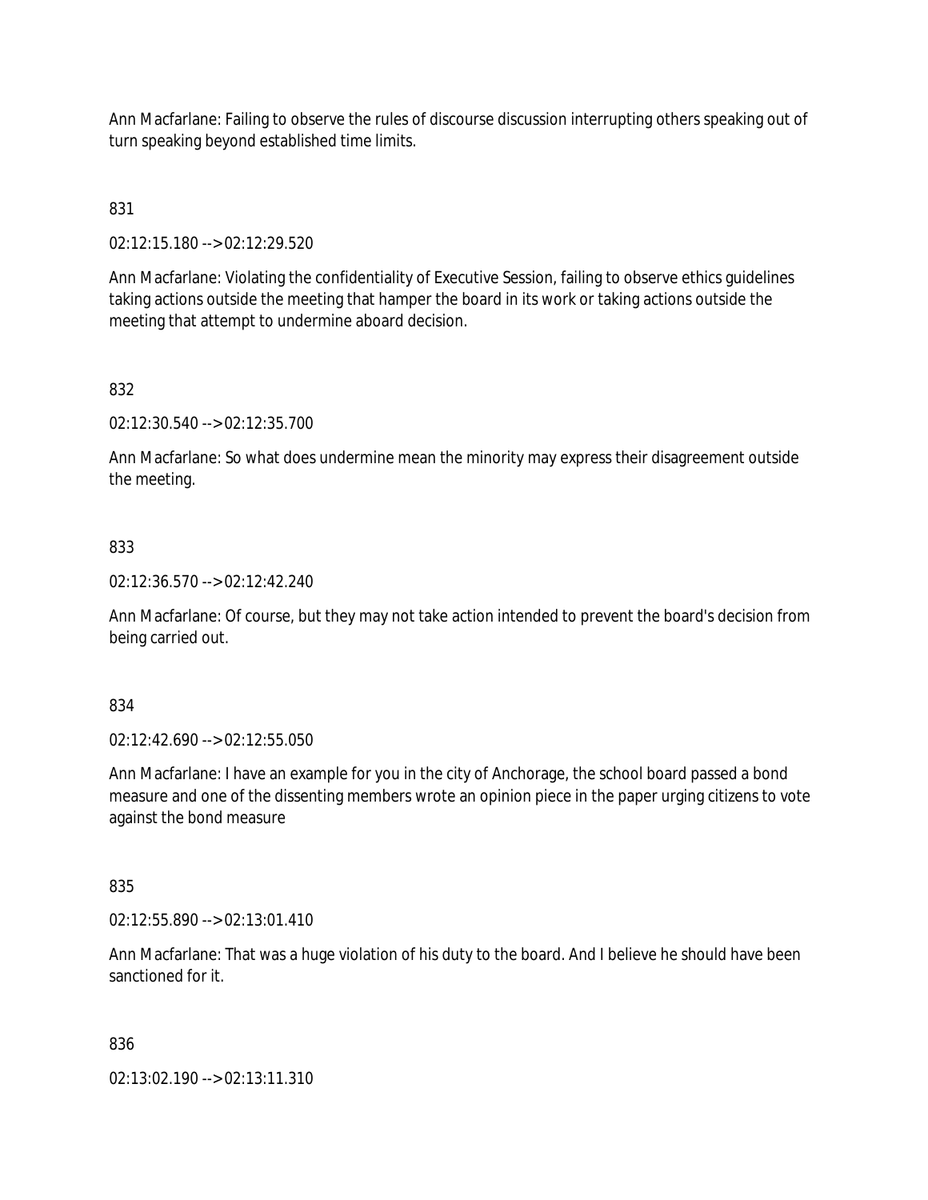Ann Macfarlane: Failing to observe the rules of discourse discussion interrupting others speaking out of turn speaking beyond established time limits.

831

02:12:15.180 --> 02:12:29.520

Ann Macfarlane: Violating the confidentiality of Executive Session, failing to observe ethics guidelines taking actions outside the meeting that hamper the board in its work or taking actions outside the meeting that attempt to undermine aboard decision.

832

02:12:30.540 --> 02:12:35.700

Ann Macfarlane: So what does undermine mean the minority may express their disagreement outside the meeting.

833

02:12:36.570 --> 02:12:42.240

Ann Macfarlane: Of course, but they may not take action intended to prevent the board's decision from being carried out.

834

02:12:42.690 --> 02:12:55.050

Ann Macfarlane: I have an example for you in the city of Anchorage, the school board passed a bond measure and one of the dissenting members wrote an opinion piece in the paper urging citizens to vote against the bond measure

835

02:12:55.890 --> 02:13:01.410

Ann Macfarlane: That was a huge violation of his duty to the board. And I believe he should have been sanctioned for it.

836

02:13:02.190 --> 02:13:11.310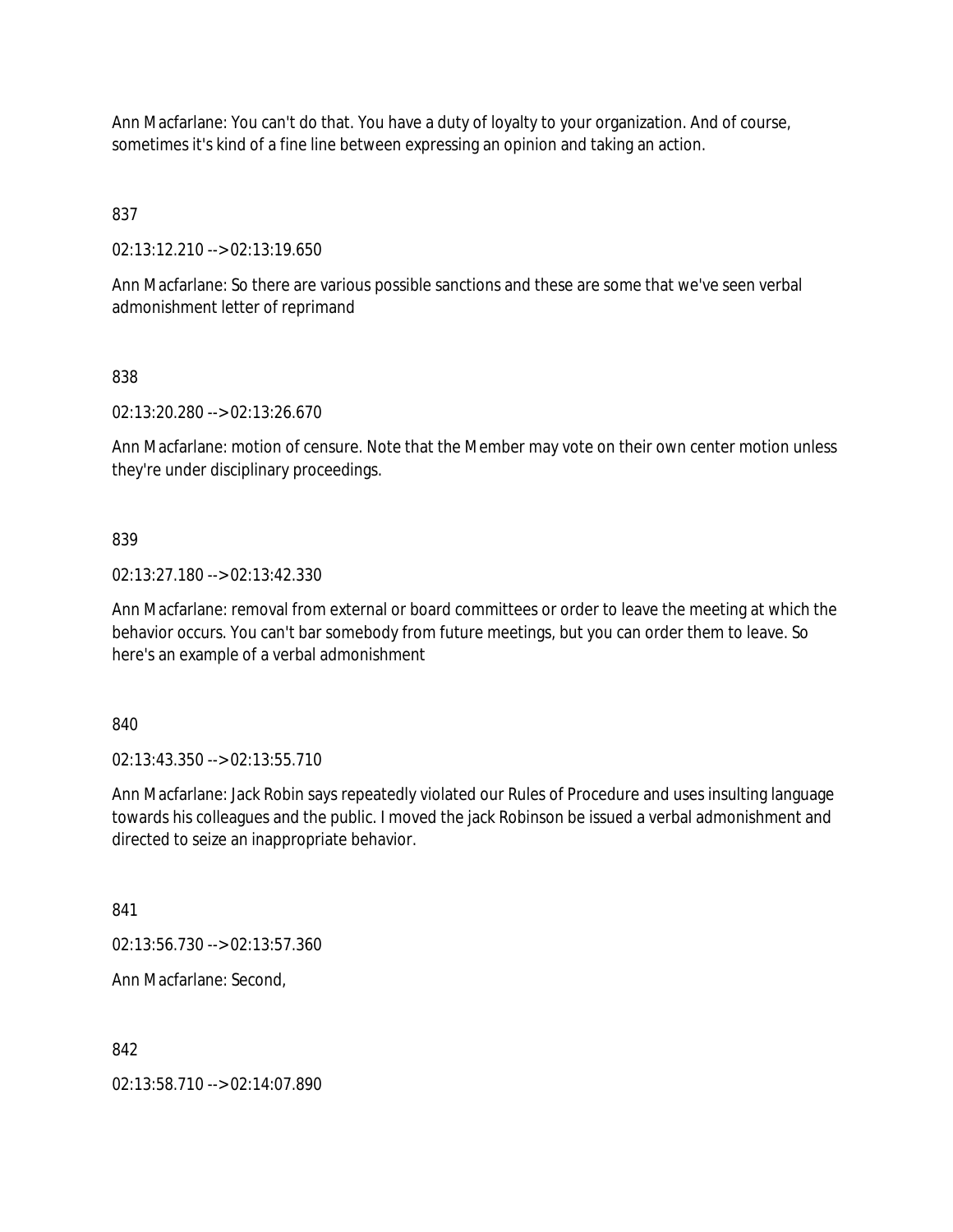Ann Macfarlane: You can't do that. You have a duty of loyalty to your organization. And of course, sometimes it's kind of a fine line between expressing an opinion and taking an action.

837

02:13:12.210 --> 02:13:19.650

Ann Macfarlane: So there are various possible sanctions and these are some that we've seen verbal admonishment letter of reprimand

838

02:13:20.280 --> 02:13:26.670

Ann Macfarlane: motion of censure. Note that the Member may vote on their own center motion unless they're under disciplinary proceedings.

839

02:13:27.180 --> 02:13:42.330

Ann Macfarlane: removal from external or board committees or order to leave the meeting at which the behavior occurs. You can't bar somebody from future meetings, but you can order them to leave. So here's an example of a verbal admonishment

840

02:13:43.350 --> 02:13:55.710

Ann Macfarlane: Jack Robin says repeatedly violated our Rules of Procedure and uses insulting language towards his colleagues and the public. I moved the jack Robinson be issued a verbal admonishment and directed to seize an inappropriate behavior.

841

02:13:56.730 --> 02:13:57.360

Ann Macfarlane: Second,

842

02:13:58.710 --> 02:14:07.890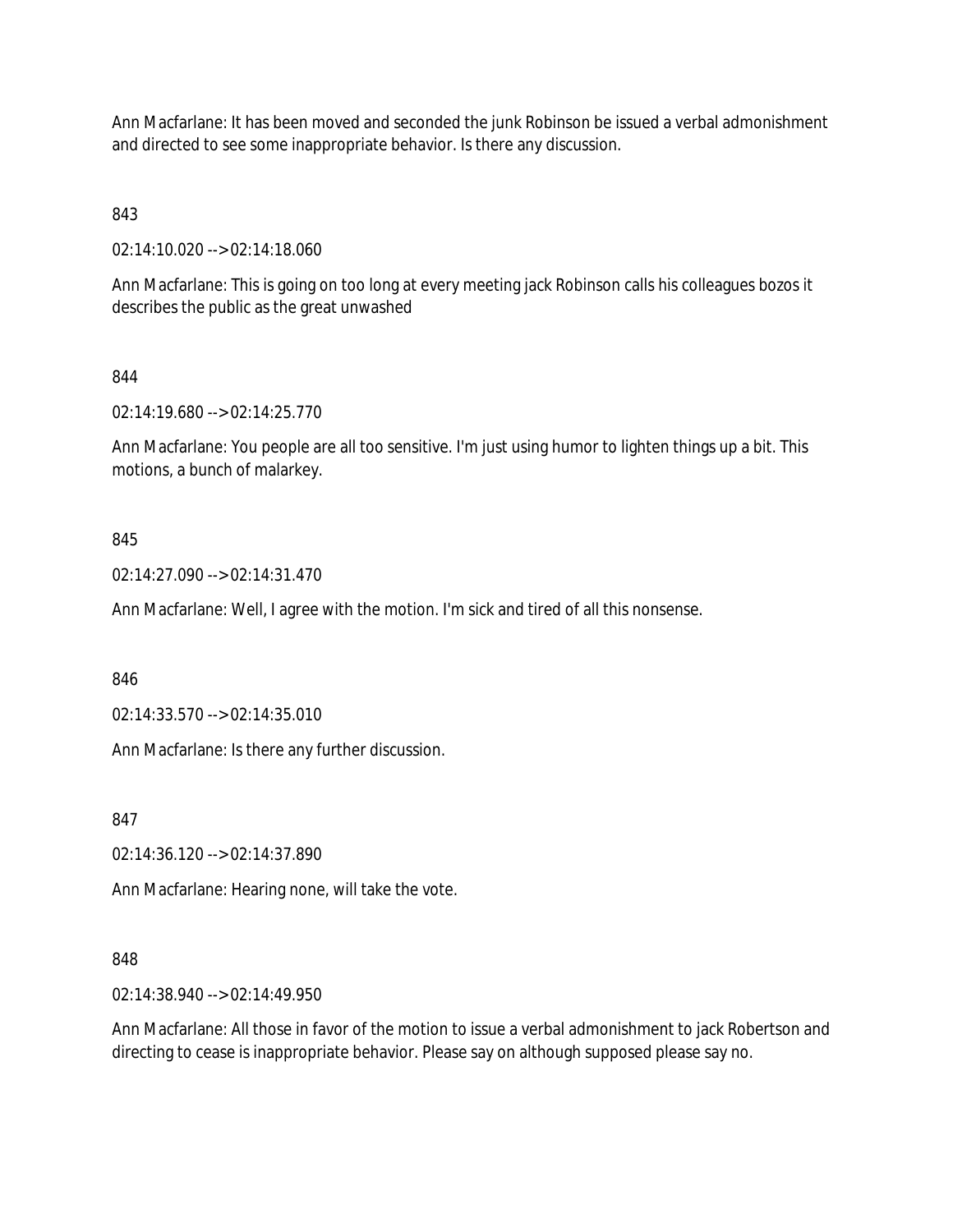Ann Macfarlane: It has been moved and seconded the junk Robinson be issued a verbal admonishment and directed to see some inappropriate behavior. Is there any discussion.

843

02:14:10.020 --> 02:14:18.060

Ann Macfarlane: This is going on too long at every meeting jack Robinson calls his colleagues bozos it describes the public as the great unwashed

844

02:14:19.680 --> 02:14:25.770

Ann Macfarlane: You people are all too sensitive. I'm just using humor to lighten things up a bit. This motions, a bunch of malarkey.

845

02:14:27.090 --> 02:14:31.470

Ann Macfarlane: Well, I agree with the motion. I'm sick and tired of all this nonsense.

846

02:14:33.570 --> 02:14:35.010

Ann Macfarlane: Is there any further discussion.

847

02:14:36.120 --> 02:14:37.890

Ann Macfarlane: Hearing none, will take the vote.

848

02:14:38.940 --> 02:14:49.950

Ann Macfarlane: All those in favor of the motion to issue a verbal admonishment to jack Robertson and directing to cease is inappropriate behavior. Please say on although supposed please say no.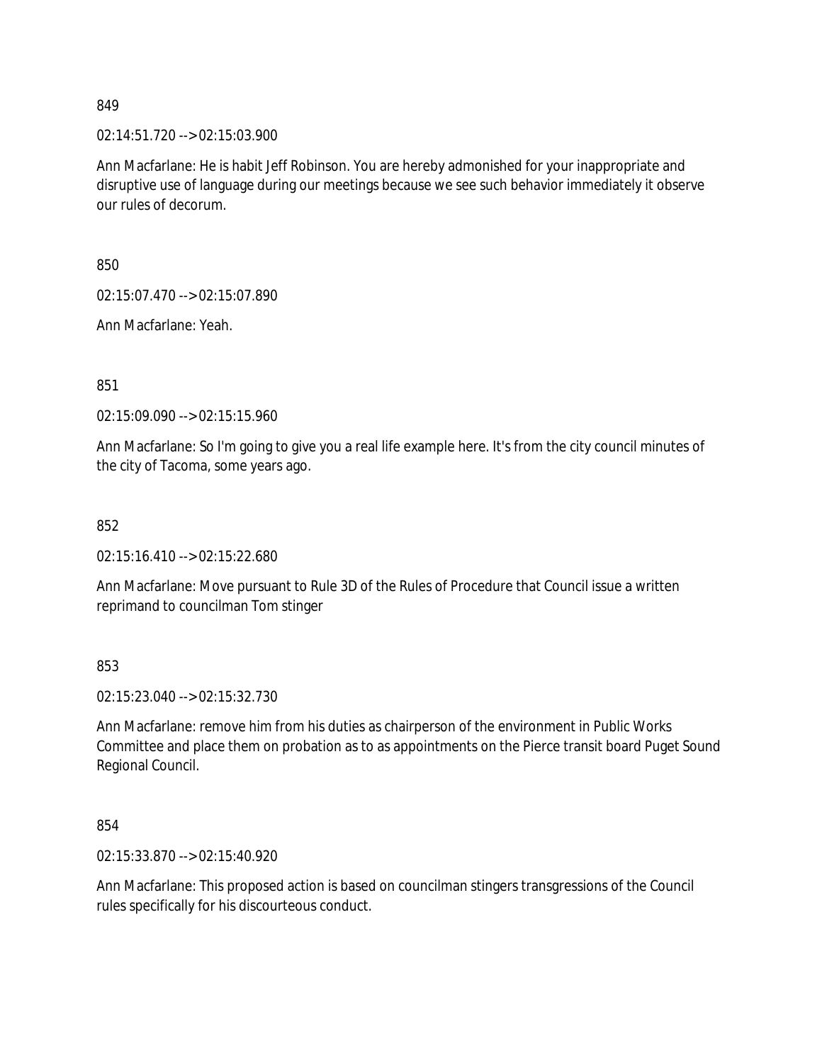849

02:14:51.720 --> 02:15:03.900

Ann Macfarlane: He is habit Jeff Robinson. You are hereby admonished for your inappropriate and disruptive use of language during our meetings because we see such behavior immediately it observe our rules of decorum.

850

02:15:07.470 --> 02:15:07.890

Ann Macfarlane: Yeah.

851

02:15:09.090 --> 02:15:15.960

Ann Macfarlane: So I'm going to give you a real life example here. It's from the city council minutes of the city of Tacoma, some years ago.

852

02:15:16.410 --> 02:15:22.680

Ann Macfarlane: Move pursuant to Rule 3D of the Rules of Procedure that Council issue a written reprimand to councilman Tom stinger

853

02:15:23.040 --> 02:15:32.730

Ann Macfarlane: remove him from his duties as chairperson of the environment in Public Works Committee and place them on probation as to as appointments on the Pierce transit board Puget Sound Regional Council.

854

02:15:33.870 --> 02:15:40.920

Ann Macfarlane: This proposed action is based on councilman stingers transgressions of the Council rules specifically for his discourteous conduct.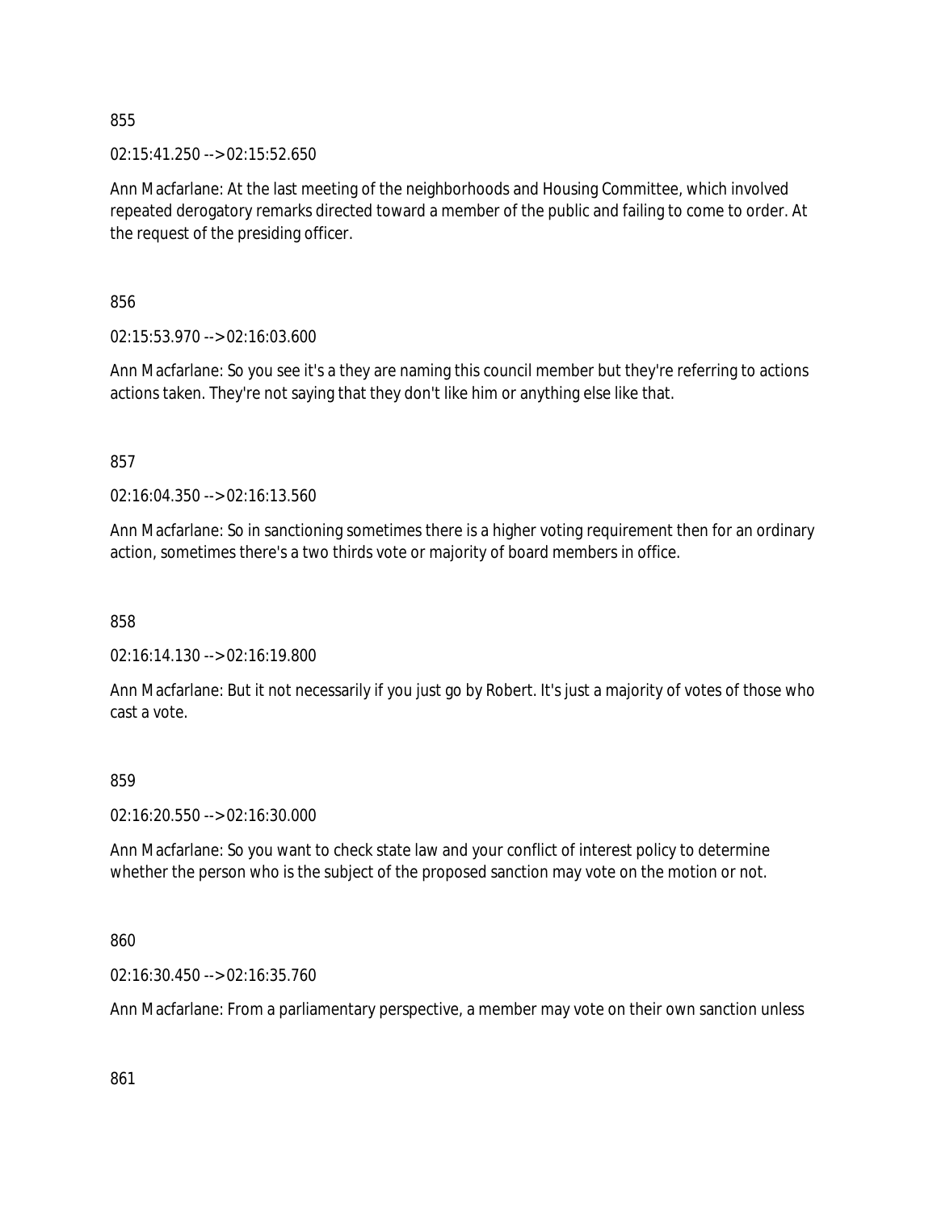855

02:15:41.250 --> 02:15:52.650

Ann Macfarlane: At the last meeting of the neighborhoods and Housing Committee, which involved repeated derogatory remarks directed toward a member of the public and failing to come to order. At the request of the presiding officer.

856

02:15:53.970 --> 02:16:03.600

Ann Macfarlane: So you see it's a they are naming this council member but they're referring to actions actions taken. They're not saying that they don't like him or anything else like that.

857

02:16:04.350 --> 02:16:13.560

Ann Macfarlane: So in sanctioning sometimes there is a higher voting requirement then for an ordinary action, sometimes there's a two thirds vote or majority of board members in office.

858

02:16:14.130 --> 02:16:19.800

Ann Macfarlane: But it not necessarily if you just go by Robert. It's just a majority of votes of those who cast a vote.

859

02:16:20.550 --> 02:16:30.000

Ann Macfarlane: So you want to check state law and your conflict of interest policy to determine whether the person who is the subject of the proposed sanction may vote on the motion or not.

860

02:16:30.450 --> 02:16:35.760

Ann Macfarlane: From a parliamentary perspective, a member may vote on their own sanction unless

861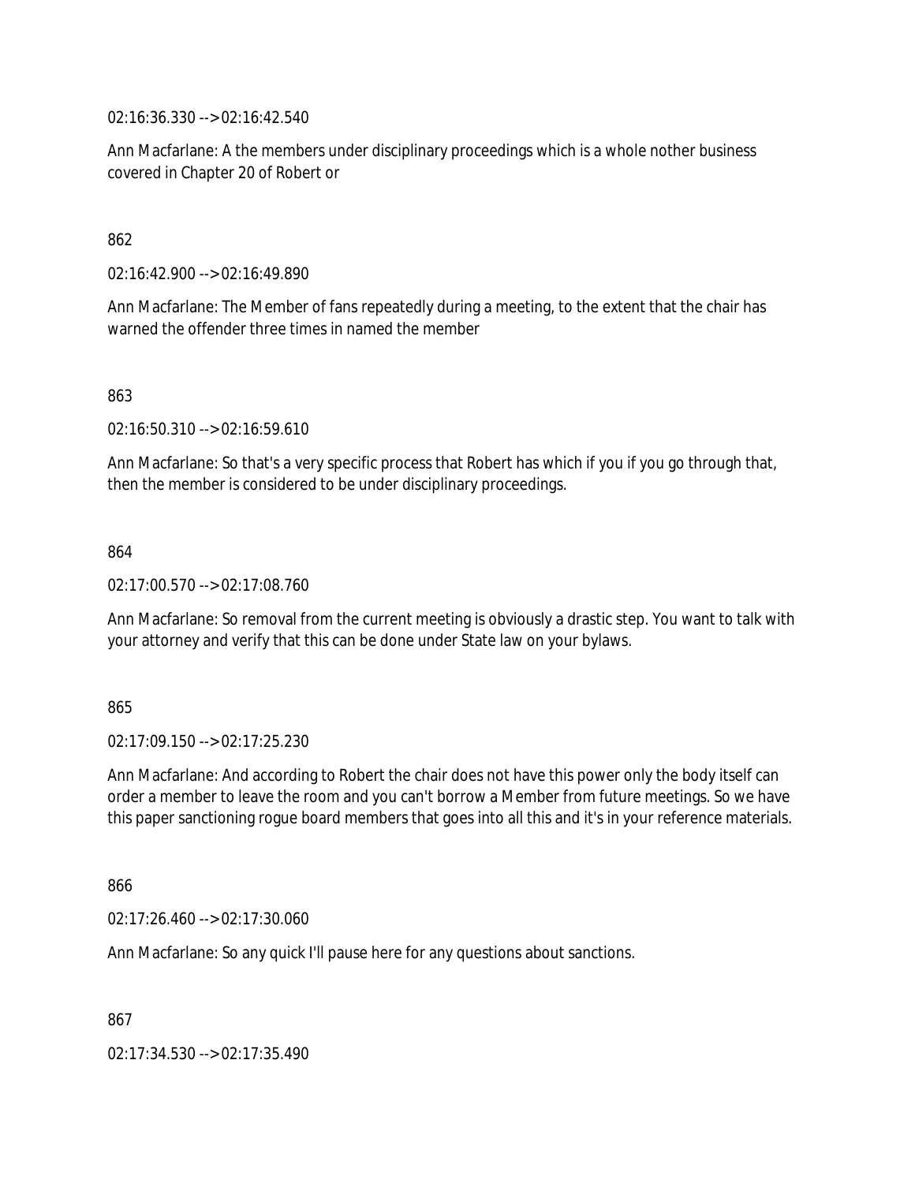02:16:36.330 --> 02:16:42.540

Ann Macfarlane: A the members under disciplinary proceedings which is a whole nother business covered in Chapter 20 of Robert or

862

02:16:42.900 --> 02:16:49.890

Ann Macfarlane: The Member of fans repeatedly during a meeting, to the extent that the chair has warned the offender three times in named the member

863

02:16:50.310 --> 02:16:59.610

Ann Macfarlane: So that's a very specific process that Robert has which if you if you go through that, then the member is considered to be under disciplinary proceedings.

864

02:17:00.570 --> 02:17:08.760

Ann Macfarlane: So removal from the current meeting is obviously a drastic step. You want to talk with your attorney and verify that this can be done under State law on your bylaws.

865

02:17:09.150 --> 02:17:25.230

Ann Macfarlane: And according to Robert the chair does not have this power only the body itself can order a member to leave the room and you can't borrow a Member from future meetings. So we have this paper sanctioning rogue board members that goes into all this and it's in your reference materials.

866

02:17:26.460 --> 02:17:30.060

Ann Macfarlane: So any quick I'll pause here for any questions about sanctions.

867

02:17:34.530 --> 02:17:35.490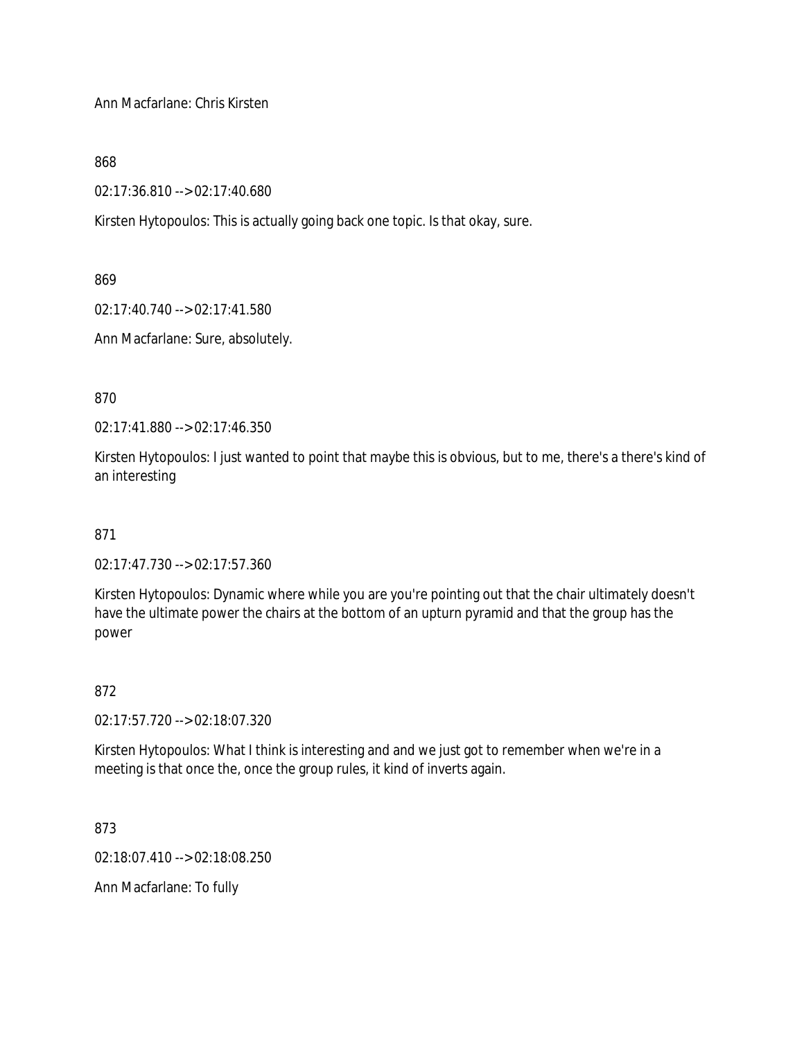Ann Macfarlane: Chris Kirsten

868

02:17:36.810 --> 02:17:40.680

Kirsten Hytopoulos: This is actually going back one topic. Is that okay, sure.

869

02:17:40.740 --> 02:17:41.580

Ann Macfarlane: Sure, absolutely.

870

02:17:41.880 --> 02:17:46.350

Kirsten Hytopoulos: I just wanted to point that maybe this is obvious, but to me, there's a there's kind of an interesting

871

02:17:47.730 --> 02:17:57.360

Kirsten Hytopoulos: Dynamic where while you are you're pointing out that the chair ultimately doesn't have the ultimate power the chairs at the bottom of an upturn pyramid and that the group has the power

872

02:17:57.720 --> 02:18:07.320

Kirsten Hytopoulos: What I think is interesting and and we just got to remember when we're in a meeting is that once the, once the group rules, it kind of inverts again.

873

02:18:07.410 --> 02:18:08.250

Ann Macfarlane: To fully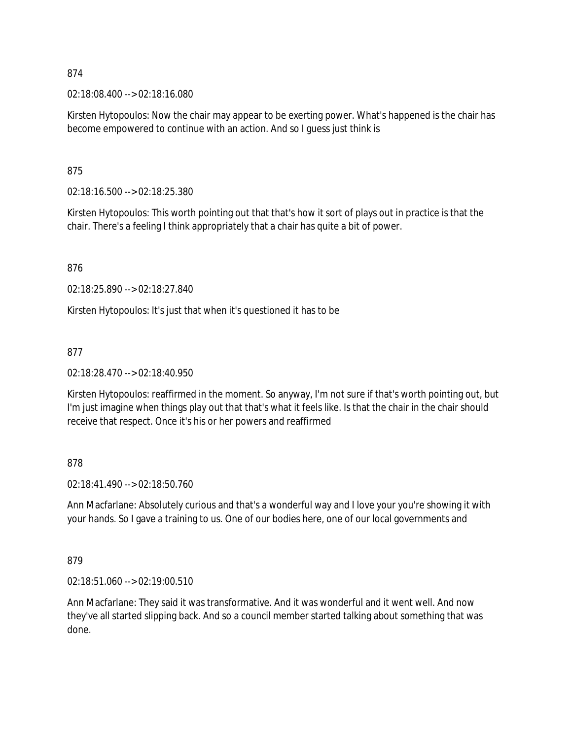874

02:18:08.400 --> 02:18:16.080

Kirsten Hytopoulos: Now the chair may appear to be exerting power. What's happened is the chair has become empowered to continue with an action. And so I guess just think is

875

02:18:16.500 --> 02:18:25.380

Kirsten Hytopoulos: This worth pointing out that that's how it sort of plays out in practice is that the chair. There's a feeling I think appropriately that a chair has quite a bit of power.

876

02:18:25.890 --> 02:18:27.840

Kirsten Hytopoulos: It's just that when it's questioned it has to be

877

02:18:28.470 --> 02:18:40.950

Kirsten Hytopoulos: reaffirmed in the moment. So anyway, I'm not sure if that's worth pointing out, but I'm just imagine when things play out that that's what it feels like. Is that the chair in the chair should receive that respect. Once it's his or her powers and reaffirmed

878

02:18:41.490 --> 02:18:50.760

Ann Macfarlane: Absolutely curious and that's a wonderful way and I love your you're showing it with your hands. So I gave a training to us. One of our bodies here, one of our local governments and

879

02:18:51.060 --> 02:19:00.510

Ann Macfarlane: They said it was transformative. And it was wonderful and it went well. And now they've all started slipping back. And so a council member started talking about something that was done.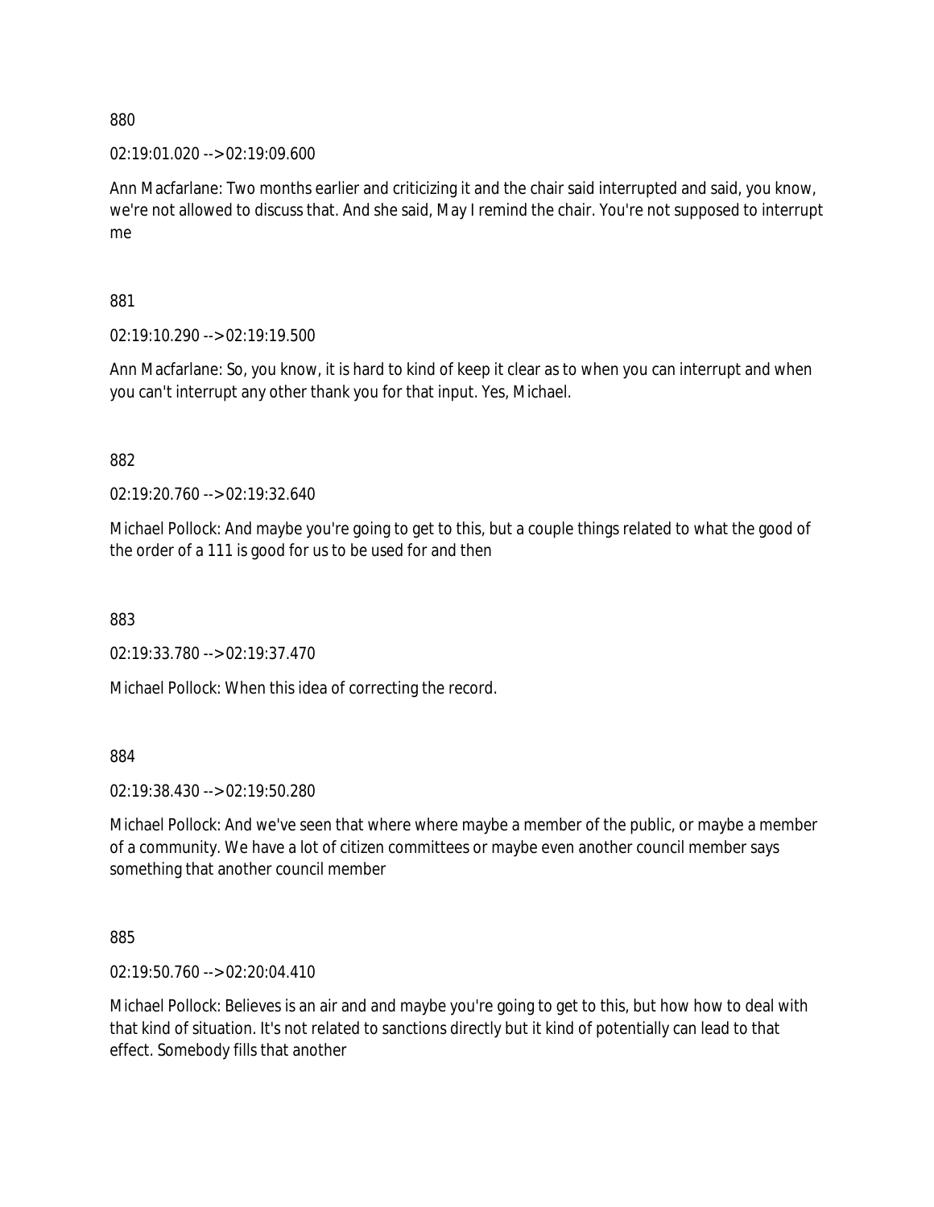880

02:19:01.020 --> 02:19:09.600

Ann Macfarlane: Two months earlier and criticizing it and the chair said interrupted and said, you know, we're not allowed to discuss that. And she said, May I remind the chair. You're not supposed to interrupt me

881

02:19:10.290 --> 02:19:19.500

Ann Macfarlane: So, you know, it is hard to kind of keep it clear as to when you can interrupt and when you can't interrupt any other thank you for that input. Yes, Michael.

882

02:19:20.760 --> 02:19:32.640

Michael Pollock: And maybe you're going to get to this, but a couple things related to what the good of the order of a 111 is good for us to be used for and then

883

02:19:33.780 --> 02:19:37.470

Michael Pollock: When this idea of correcting the record.

884

02:19:38.430 --> 02:19:50.280

Michael Pollock: And we've seen that where where maybe a member of the public, or maybe a member of a community. We have a lot of citizen committees or maybe even another council member says something that another council member

885

02:19:50.760 --> 02:20:04.410

Michael Pollock: Believes is an air and and maybe you're going to get to this, but how how to deal with that kind of situation. It's not related to sanctions directly but it kind of potentially can lead to that effect. Somebody fills that another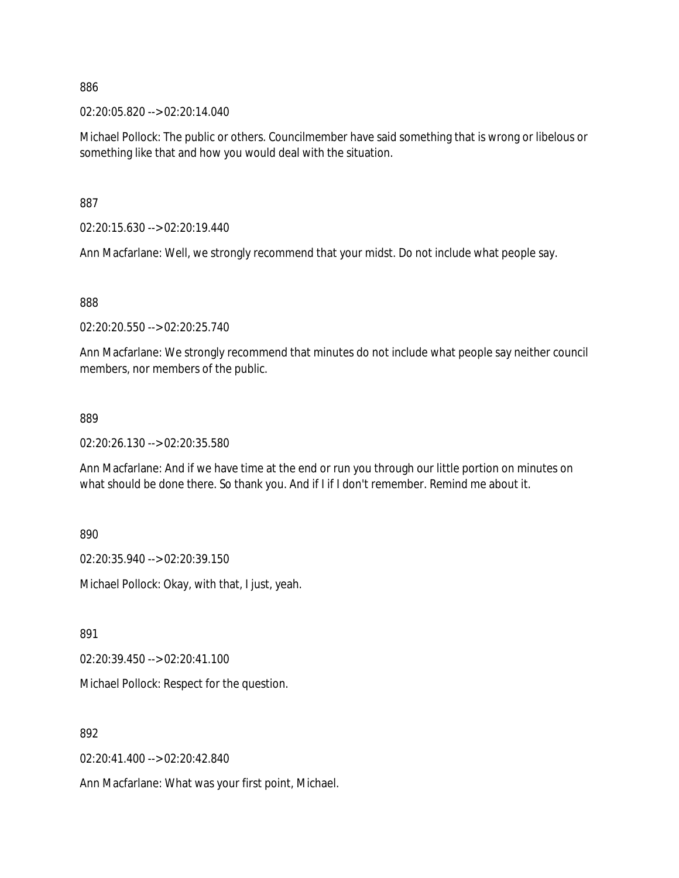886

02:20:05.820 --> 02:20:14.040

Michael Pollock: The public or others. Councilmember have said something that is wrong or libelous or something like that and how you would deal with the situation.

887

02:20:15.630 --> 02:20:19.440

Ann Macfarlane: Well, we strongly recommend that your midst. Do not include what people say.

888

02:20:20.550 --> 02:20:25.740

Ann Macfarlane: We strongly recommend that minutes do not include what people say neither council members, nor members of the public.

889

02:20:26.130 --> 02:20:35.580

Ann Macfarlane: And if we have time at the end or run you through our little portion on minutes on what should be done there. So thank you. And if I if I don't remember. Remind me about it.

890

02:20:35.940 --> 02:20:39.150

Michael Pollock: Okay, with that, I just, yeah.

891

02:20:39.450 --> 02:20:41.100

Michael Pollock: Respect for the question.

892

02:20:41.400 --> 02:20:42.840

Ann Macfarlane: What was your first point, Michael.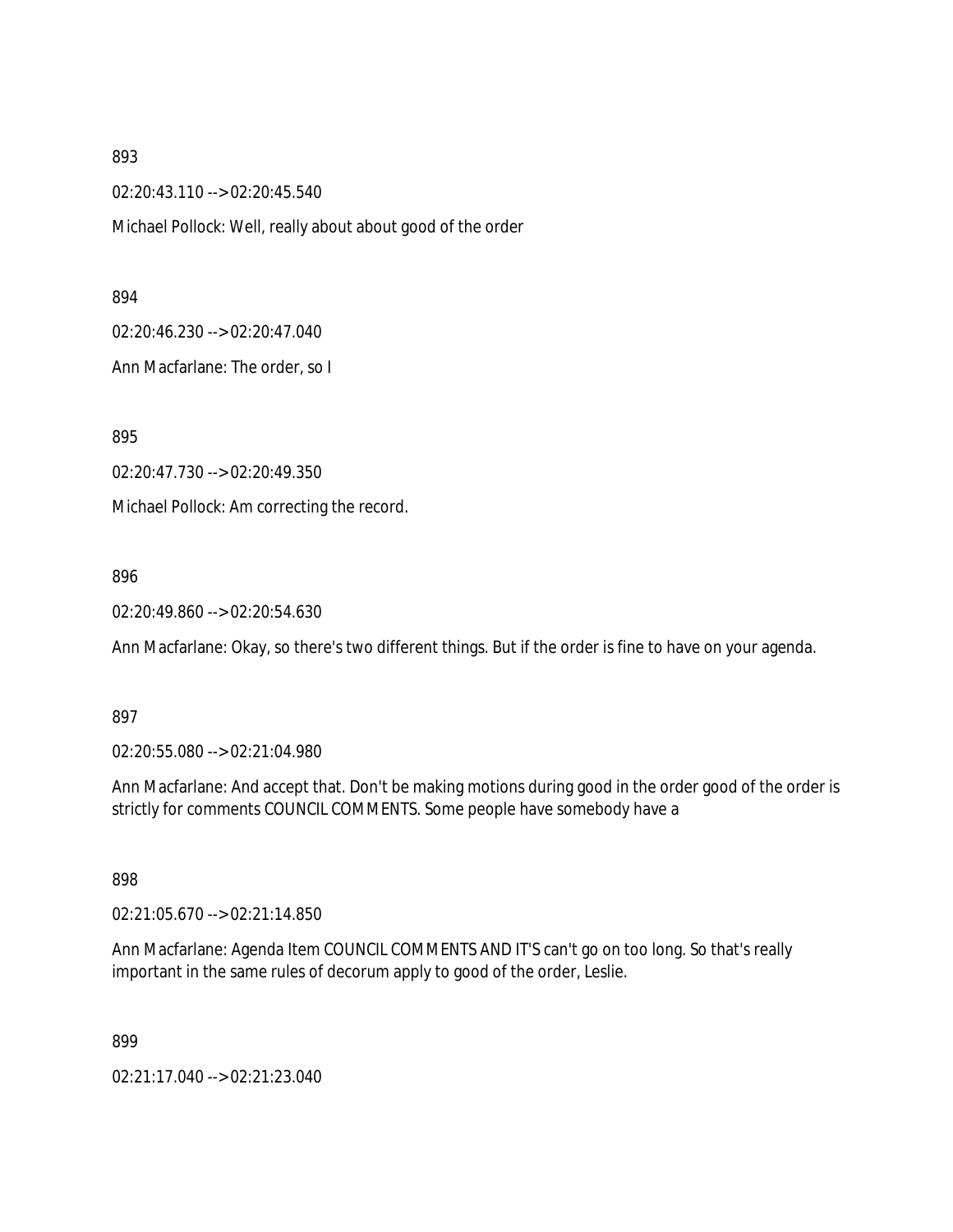893

02:20:43.110 --> 02:20:45.540

Michael Pollock: Well, really about about good of the order

894

02:20:46.230 --> 02:20:47.040

Ann Macfarlane: The order, so I

895

02:20:47.730 --> 02:20:49.350

Michael Pollock: Am correcting the record.

896

02:20:49.860 --> 02:20:54.630

Ann Macfarlane: Okay, so there's two different things. But if the order is fine to have on your agenda.

897

02:20:55.080 --> 02:21:04.980

Ann Macfarlane: And accept that. Don't be making motions during good in the order good of the order is strictly for comments COUNCIL COMMENTS. Some people have somebody have a

898

02:21:05.670 --> 02:21:14.850

Ann Macfarlane: Agenda Item COUNCIL COMMENTS AND IT'S can't go on too long. So that's really important in the same rules of decorum apply to good of the order, Leslie.

899

02:21:17.040 --> 02:21:23.040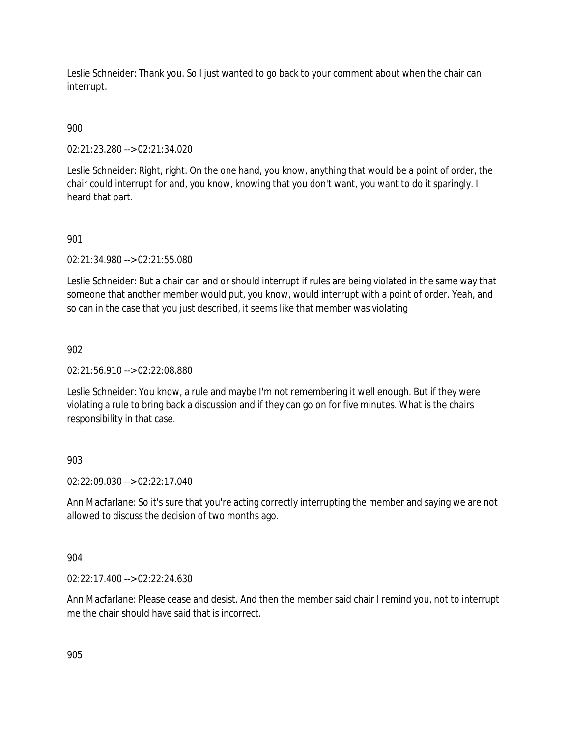Leslie Schneider: Thank you. So I just wanted to go back to your comment about when the chair can interrupt.

900

02:21:23.280 --> 02:21:34.020

Leslie Schneider: Right, right. On the one hand, you know, anything that would be a point of order, the chair could interrupt for and, you know, knowing that you don't want, you want to do it sparingly. I heard that part.

901

02:21:34.980 --> 02:21:55.080

Leslie Schneider: But a chair can and or should interrupt if rules are being violated in the same way that someone that another member would put, you know, would interrupt with a point of order. Yeah, and so can in the case that you just described, it seems like that member was violating

902

02:21:56.910 --> 02:22:08.880

Leslie Schneider: You know, a rule and maybe I'm not remembering it well enough. But if they were violating a rule to bring back a discussion and if they can go on for five minutes. What is the chairs responsibility in that case.

903

02:22:09.030 --> 02:22:17.040

Ann Macfarlane: So it's sure that you're acting correctly interrupting the member and saying we are not allowed to discuss the decision of two months ago.

904

02:22:17.400 --> 02:22:24.630

Ann Macfarlane: Please cease and desist. And then the member said chair I remind you, not to interrupt me the chair should have said that is incorrect.

905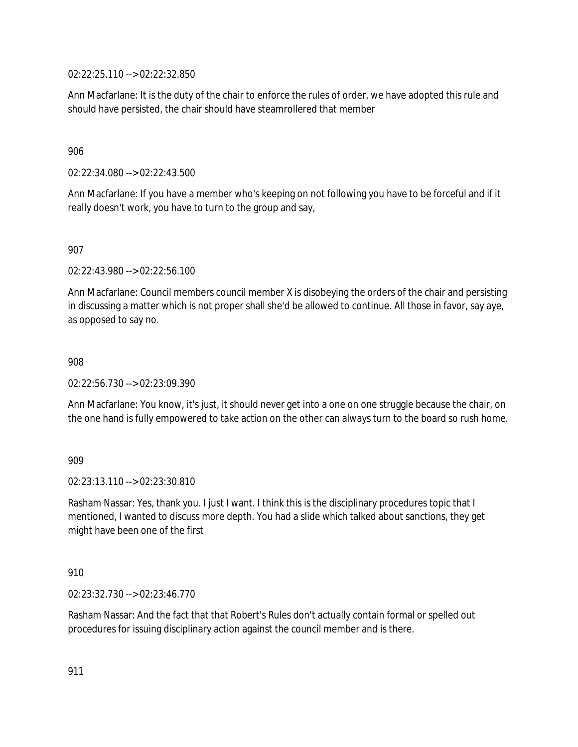02:22:25.110 --> 02:22:32.850

Ann Macfarlane: It is the duty of the chair to enforce the rules of order, we have adopted this rule and should have persisted, the chair should have steamrollered that member

906

02:22:34.080 --> 02:22:43.500

Ann Macfarlane: If you have a member who's keeping on not following you have to be forceful and if it really doesn't work, you have to turn to the group and say,

907

02:22:43.980 --> 02:22:56.100

Ann Macfarlane: Council members council member X is disobeying the orders of the chair and persisting in discussing a matter which is not proper shall she'd be allowed to continue. All those in favor, say aye, as opposed to say no.

908

02:22:56.730 --> 02:23:09.390

Ann Macfarlane: You know, it's just, it should never get into a one on one struggle because the chair, on the one hand is fully empowered to take action on the other can always turn to the board so rush home.

909

02:23:13.110 --> 02:23:30.810

Rasham Nassar: Yes, thank you. I just I want. I think this is the disciplinary procedures topic that I mentioned, I wanted to discuss more depth. You had a slide which talked about sanctions, they get might have been one of the first

910

02:23:32.730 --> 02:23:46.770

Rasham Nassar: And the fact that that Robert's Rules don't actually contain formal or spelled out procedures for issuing disciplinary action against the council member and is there.

911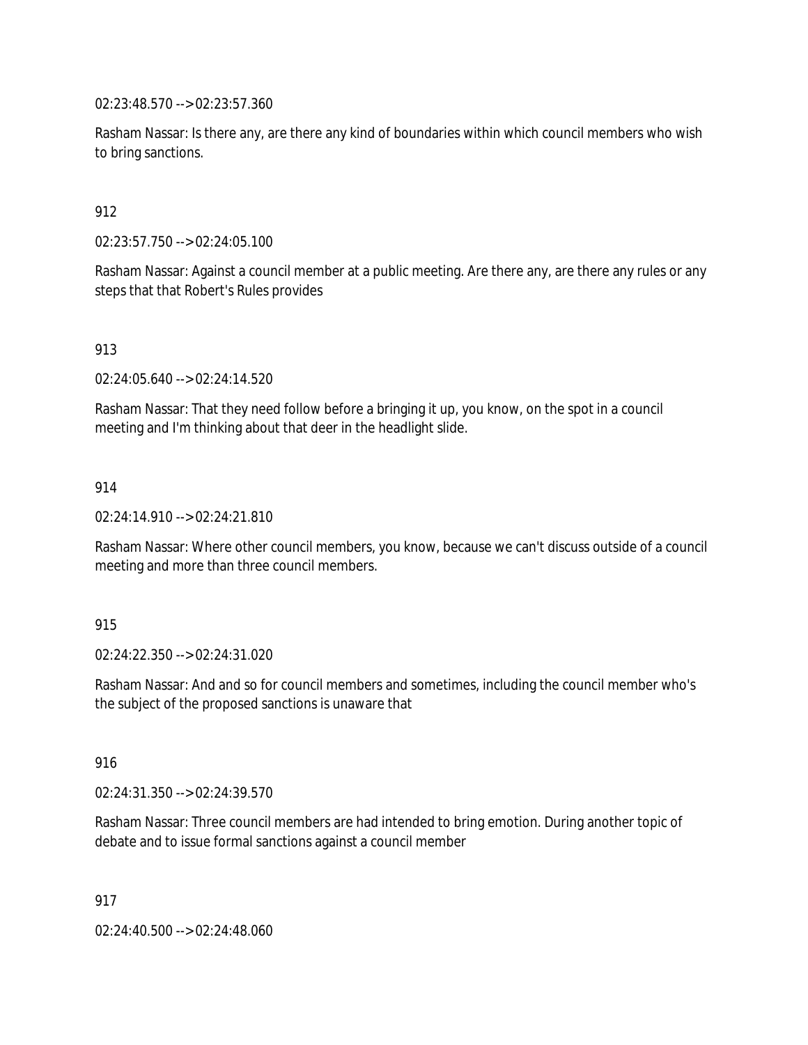02:23:48.570 --> 02:23:57.360

Rasham Nassar: Is there any, are there any kind of boundaries within which council members who wish to bring sanctions.

912

02:23:57.750 --> 02:24:05.100

Rasham Nassar: Against a council member at a public meeting. Are there any, are there any rules or any steps that that Robert's Rules provides

913

02:24:05.640 --> 02:24:14.520

Rasham Nassar: That they need follow before a bringing it up, you know, on the spot in a council meeting and I'm thinking about that deer in the headlight slide.

914

02:24:14.910 --> 02:24:21.810

Rasham Nassar: Where other council members, you know, because we can't discuss outside of a council meeting and more than three council members.

915

02:24:22.350 --> 02:24:31.020

Rasham Nassar: And and so for council members and sometimes, including the council member who's the subject of the proposed sanctions is unaware that

916

02:24:31.350 --> 02:24:39.570

Rasham Nassar: Three council members are had intended to bring emotion. During another topic of debate and to issue formal sanctions against a council member

917

02:24:40.500 --> 02:24:48.060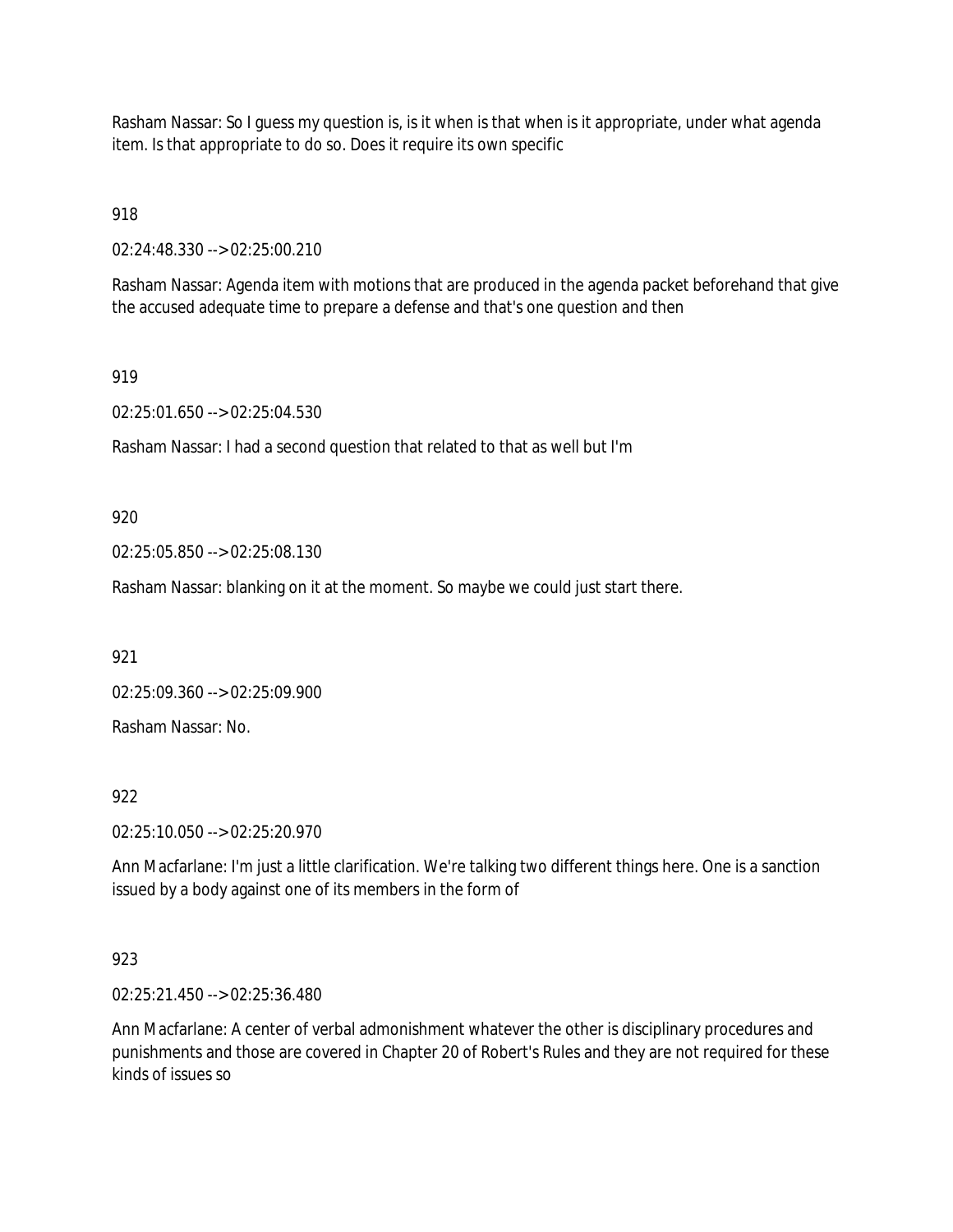Rasham Nassar: So I guess my question is, is it when is that when is it appropriate, under what agenda item. Is that appropriate to do so. Does it require its own specific

918

02:24:48.330 --> 02:25:00.210

Rasham Nassar: Agenda item with motions that are produced in the agenda packet beforehand that give the accused adequate time to prepare a defense and that's one question and then

919

02:25:01.650 --> 02:25:04.530

Rasham Nassar: I had a second question that related to that as well but I'm

920

02:25:05.850 --> 02:25:08.130

Rasham Nassar: blanking on it at the moment. So maybe we could just start there.

921

02:25:09.360 --> 02:25:09.900

Rasham Nassar: No.

922

02:25:10.050 --> 02:25:20.970

Ann Macfarlane: I'm just a little clarification. We're talking two different things here. One is a sanction issued by a body against one of its members in the form of

923

02:25:21.450 --> 02:25:36.480

Ann Macfarlane: A center of verbal admonishment whatever the other is disciplinary procedures and punishments and those are covered in Chapter 20 of Robert's Rules and they are not required for these kinds of issues so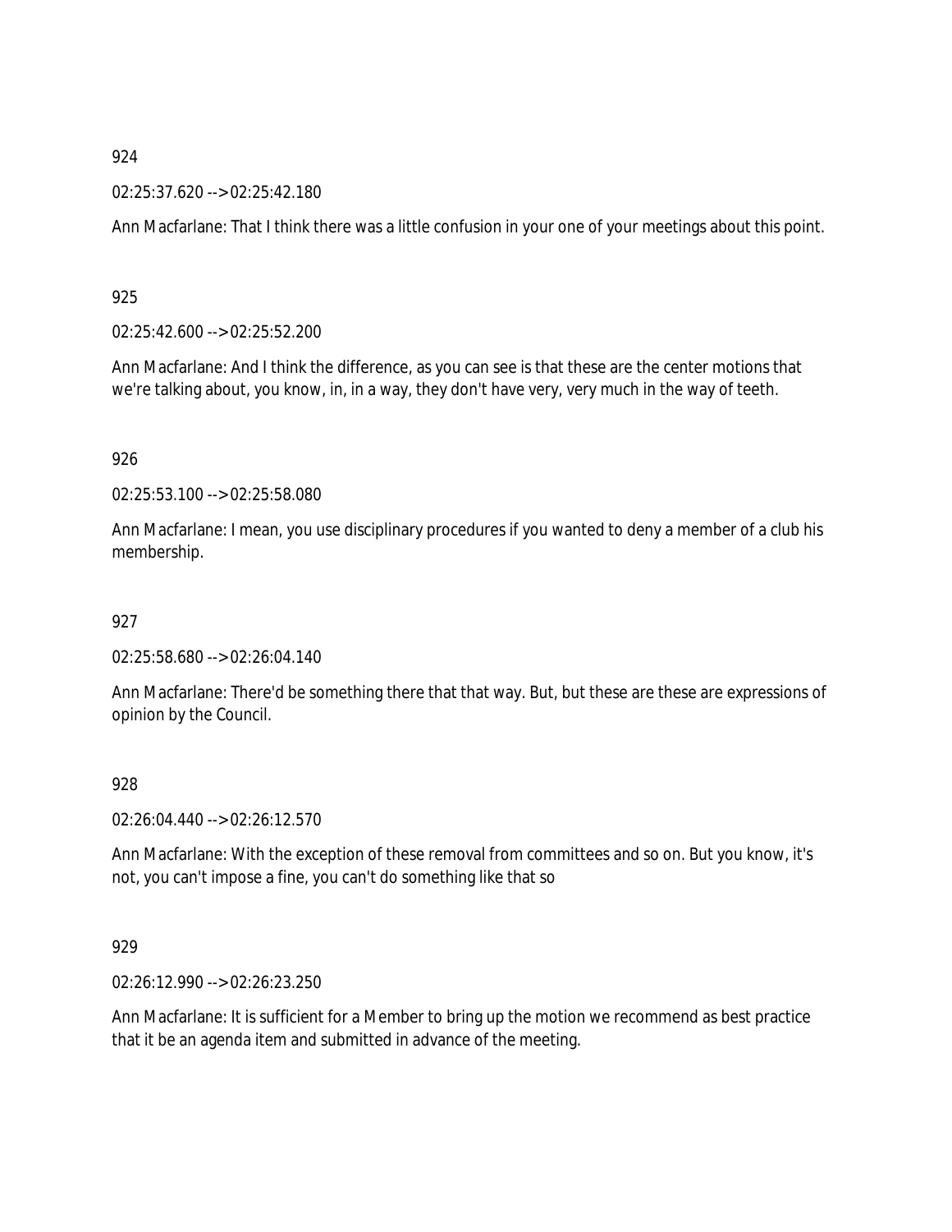924

02:25:37.620 --> 02:25:42.180

Ann Macfarlane: That I think there was a little confusion in your one of your meetings about this point.

925

02:25:42.600 --> 02:25:52.200

Ann Macfarlane: And I think the difference, as you can see is that these are the center motions that we're talking about, you know, in, in a way, they don't have very, very much in the way of teeth.

926

02:25:53.100 --> 02:25:58.080

Ann Macfarlane: I mean, you use disciplinary procedures if you wanted to deny a member of a club his membership.

927

02:25:58.680 --> 02:26:04.140

Ann Macfarlane: There'd be something there that that way. But, but these are these are expressions of opinion by the Council.

928

02:26:04.440 --> 02:26:12.570

Ann Macfarlane: With the exception of these removal from committees and so on. But you know, it's not, you can't impose a fine, you can't do something like that so

929

02:26:12.990 --> 02:26:23.250

Ann Macfarlane: It is sufficient for a Member to bring up the motion we recommend as best practice that it be an agenda item and submitted in advance of the meeting.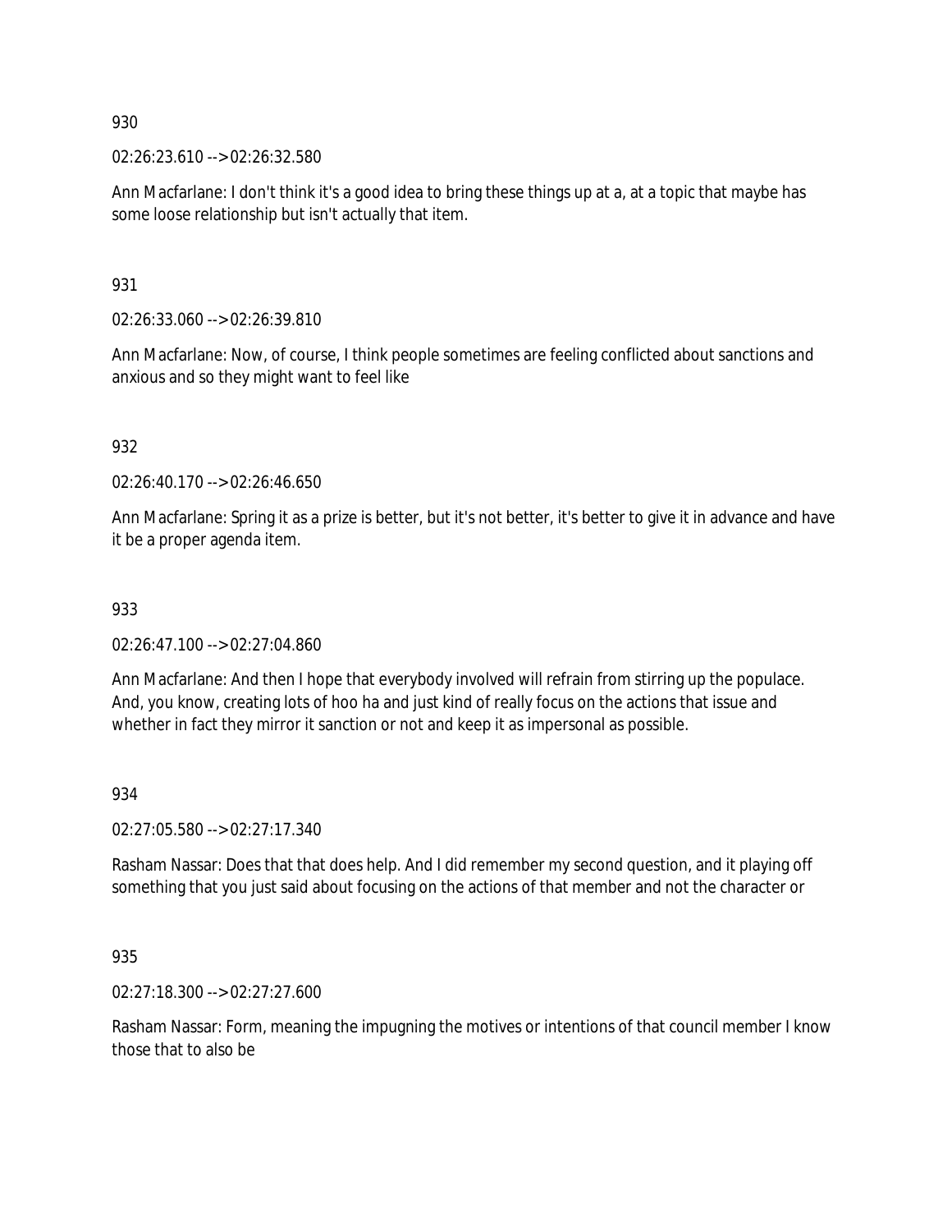930

02:26:23.610 --> 02:26:32.580

Ann Macfarlane: I don't think it's a good idea to bring these things up at a, at a topic that maybe has some loose relationship but isn't actually that item.

931

02:26:33.060 --> 02:26:39.810

Ann Macfarlane: Now, of course, I think people sometimes are feeling conflicted about sanctions and anxious and so they might want to feel like

932

02:26:40.170 --> 02:26:46.650

Ann Macfarlane: Spring it as a prize is better, but it's not better, it's better to give it in advance and have it be a proper agenda item.

933

02:26:47.100 --> 02:27:04.860

Ann Macfarlane: And then I hope that everybody involved will refrain from stirring up the populace. And, you know, creating lots of hoo ha and just kind of really focus on the actions that issue and whether in fact they mirror it sanction or not and keep it as impersonal as possible.

934

02:27:05.580 --> 02:27:17.340

Rasham Nassar: Does that that does help. And I did remember my second question, and it playing off something that you just said about focusing on the actions of that member and not the character or

935

02:27:18.300 --> 02:27:27.600

Rasham Nassar: Form, meaning the impugning the motives or intentions of that council member I know those that to also be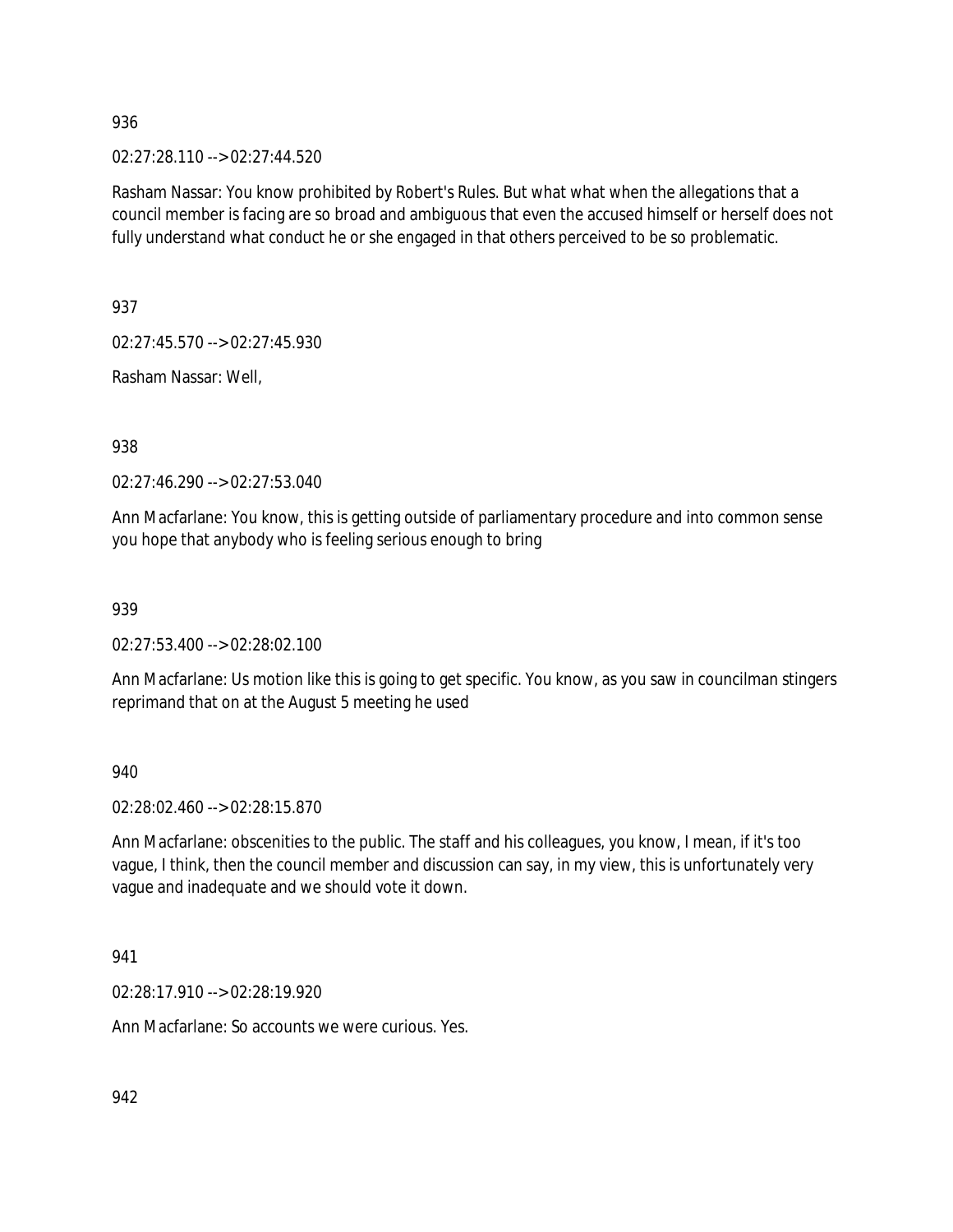936

02:27:28.110 --> 02:27:44.520

Rasham Nassar: You know prohibited by Robert's Rules. But what what when the allegations that a council member is facing are so broad and ambiguous that even the accused himself or herself does not fully understand what conduct he or she engaged in that others perceived to be so problematic.

937

02:27:45.570 --> 02:27:45.930

Rasham Nassar: Well,

938

02:27:46.290 --> 02:27:53.040

Ann Macfarlane: You know, this is getting outside of parliamentary procedure and into common sense you hope that anybody who is feeling serious enough to bring

939

02:27:53.400 --> 02:28:02.100

Ann Macfarlane: Us motion like this is going to get specific. You know, as you saw in councilman stingers reprimand that on at the August 5 meeting he used

940

02:28:02.460 --> 02:28:15.870

Ann Macfarlane: obscenities to the public. The staff and his colleagues, you know, I mean, if it's too vague, I think, then the council member and discussion can say, in my view, this is unfortunately very vague and inadequate and we should vote it down.

941

02:28:17.910 --> 02:28:19.920

Ann Macfarlane: So accounts we were curious. Yes.

942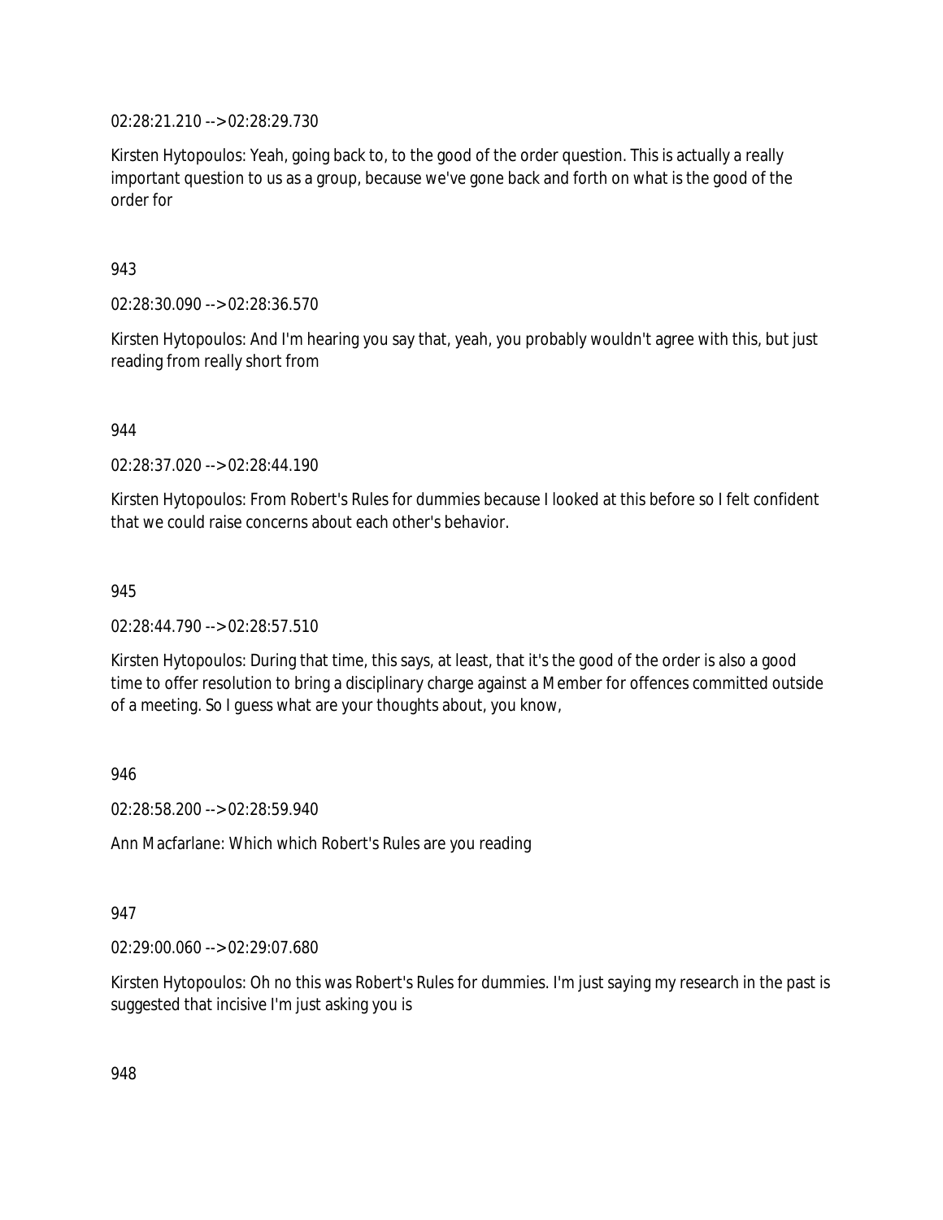02:28:21.210 --> 02:28:29.730

Kirsten Hytopoulos: Yeah, going back to, to the good of the order question. This is actually a really important question to us as a group, because we've gone back and forth on what is the good of the order for

943

02:28:30.090 --> 02:28:36.570

Kirsten Hytopoulos: And I'm hearing you say that, yeah, you probably wouldn't agree with this, but just reading from really short from

944

02:28:37.020 --> 02:28:44.190

Kirsten Hytopoulos: From Robert's Rules for dummies because I looked at this before so I felt confident that we could raise concerns about each other's behavior.

945

02:28:44.790 --> 02:28:57.510

Kirsten Hytopoulos: During that time, this says, at least, that it's the good of the order is also a good time to offer resolution to bring a disciplinary charge against a Member for offences committed outside of a meeting. So I guess what are your thoughts about, you know,

946

02:28:58.200 --> 02:28:59.940

Ann Macfarlane: Which which Robert's Rules are you reading

947

02:29:00.060 --> 02:29:07.680

Kirsten Hytopoulos: Oh no this was Robert's Rules for dummies. I'm just saying my research in the past is suggested that incisive I'm just asking you is

948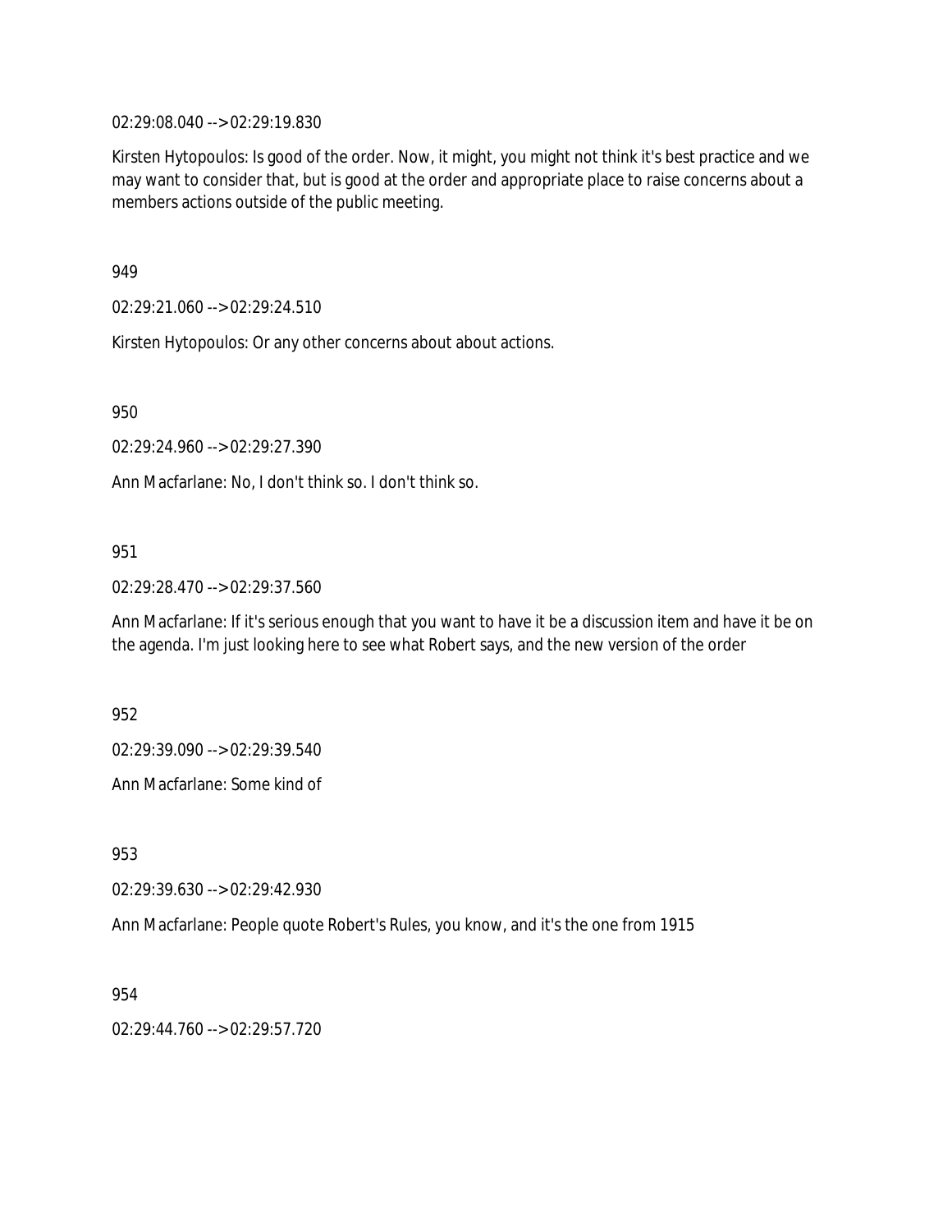02:29:08.040 --> 02:29:19.830

Kirsten Hytopoulos: Is good of the order. Now, it might, you might not think it's best practice and we may want to consider that, but is good at the order and appropriate place to raise concerns about a members actions outside of the public meeting.

949

02:29:21.060 --> 02:29:24.510

Kirsten Hytopoulos: Or any other concerns about about actions.

950

02:29:24.960 --> 02:29:27.390

Ann Macfarlane: No, I don't think so. I don't think so.

951

02:29:28.470 --> 02:29:37.560

Ann Macfarlane: If it's serious enough that you want to have it be a discussion item and have it be on the agenda. I'm just looking here to see what Robert says, and the new version of the order

952

02:29:39.090 --> 02:29:39.540

Ann Macfarlane: Some kind of

953

02:29:39.630 --> 02:29:42.930

Ann Macfarlane: People quote Robert's Rules, you know, and it's the one from 1915

954

02:29:44.760 --> 02:29:57.720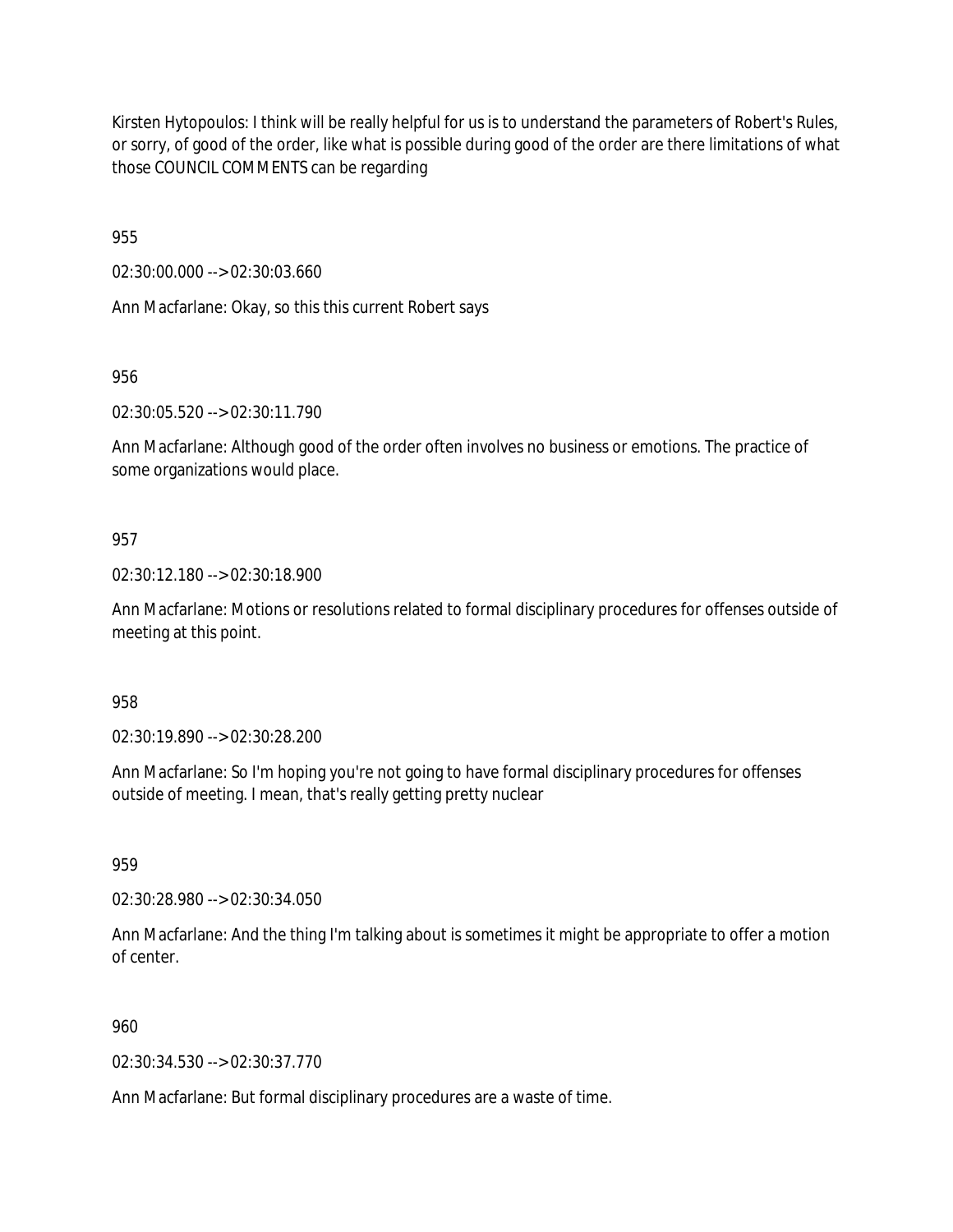Kirsten Hytopoulos: I think will be really helpful for us is to understand the parameters of Robert's Rules, or sorry, of good of the order, like what is possible during good of the order are there limitations of what those COUNCIL COMMENTS can be regarding

955

02:30:00.000 --> 02:30:03.660

Ann Macfarlane: Okay, so this this current Robert says

956

02:30:05.520 --> 02:30:11.790

Ann Macfarlane: Although good of the order often involves no business or emotions. The practice of some organizations would place.

957

02:30:12.180 --> 02:30:18.900

Ann Macfarlane: Motions or resolutions related to formal disciplinary procedures for offenses outside of meeting at this point.

958

02:30:19.890 --> 02:30:28.200

Ann Macfarlane: So I'm hoping you're not going to have formal disciplinary procedures for offenses outside of meeting. I mean, that's really getting pretty nuclear

959

02:30:28.980 --> 02:30:34.050

Ann Macfarlane: And the thing I'm talking about is sometimes it might be appropriate to offer a motion of center.

960

02:30:34.530 --> 02:30:37.770

Ann Macfarlane: But formal disciplinary procedures are a waste of time.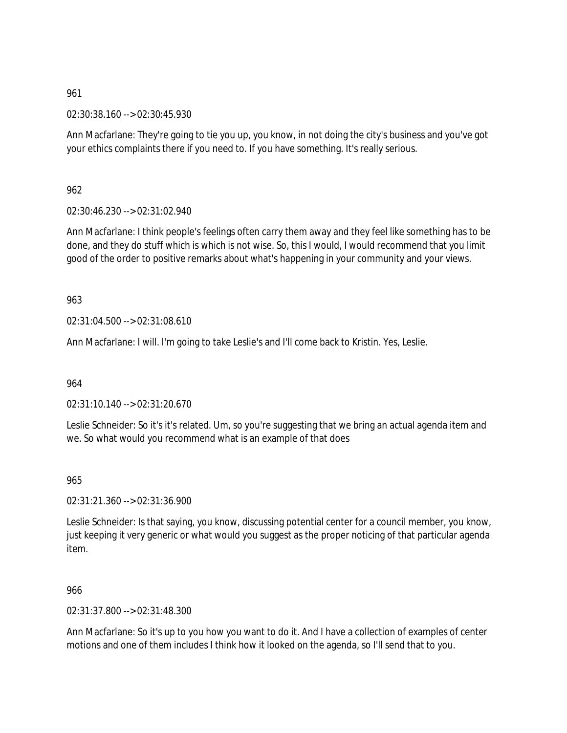961

02:30:38.160 --> 02:30:45.930

Ann Macfarlane: They're going to tie you up, you know, in not doing the city's business and you've got your ethics complaints there if you need to. If you have something. It's really serious.

962

02:30:46.230 --> 02:31:02.940

Ann Macfarlane: I think people's feelings often carry them away and they feel like something has to be done, and they do stuff which is which is not wise. So, this I would, I would recommend that you limit good of the order to positive remarks about what's happening in your community and your views.

963

02:31:04.500 --> 02:31:08.610

Ann Macfarlane: I will. I'm going to take Leslie's and I'll come back to Kristin. Yes, Leslie.

964

02:31:10.140 --> 02:31:20.670

Leslie Schneider: So it's it's related. Um, so you're suggesting that we bring an actual agenda item and we. So what would you recommend what is an example of that does

965

02:31:21.360 --> 02:31:36.900

Leslie Schneider: Is that saying, you know, discussing potential center for a council member, you know, just keeping it very generic or what would you suggest as the proper noticing of that particular agenda item.

966

02:31:37.800 --> 02:31:48.300

Ann Macfarlane: So it's up to you how you want to do it. And I have a collection of examples of center motions and one of them includes I think how it looked on the agenda, so I'll send that to you.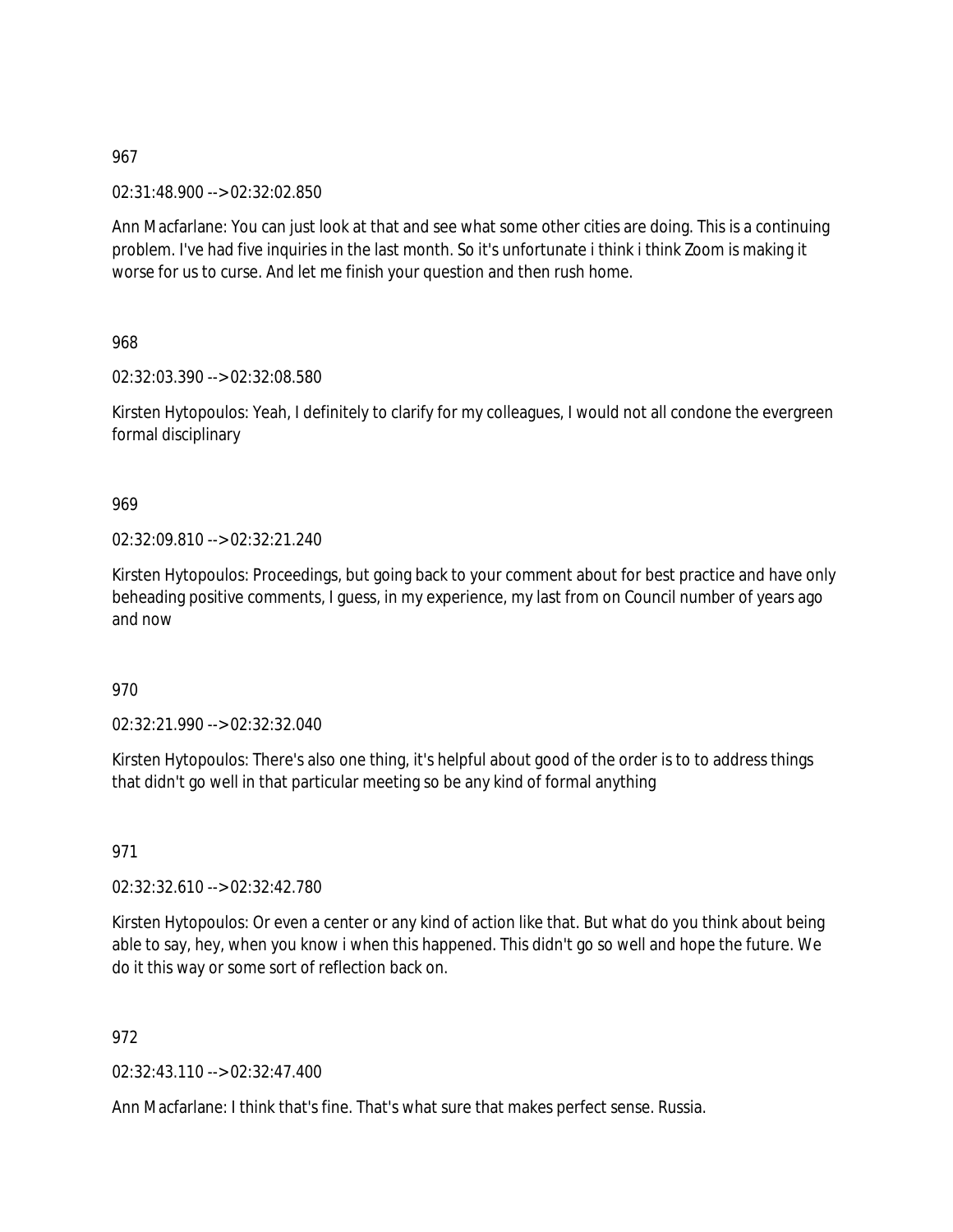967

02:31:48.900 --> 02:32:02.850

Ann Macfarlane: You can just look at that and see what some other cities are doing. This is a continuing problem. I've had five inquiries in the last month. So it's unfortunate i think i think Zoom is making it worse for us to curse. And let me finish your question and then rush home.

968

02:32:03.390 --> 02:32:08.580

Kirsten Hytopoulos: Yeah, I definitely to clarify for my colleagues, I would not all condone the evergreen formal disciplinary

969

02:32:09.810 --> 02:32:21.240

Kirsten Hytopoulos: Proceedings, but going back to your comment about for best practice and have only beheading positive comments, I guess, in my experience, my last from on Council number of years ago and now

970

02:32:21.990 --> 02:32:32.040

Kirsten Hytopoulos: There's also one thing, it's helpful about good of the order is to to address things that didn't go well in that particular meeting so be any kind of formal anything

971

02:32:32.610 --> 02:32:42.780

Kirsten Hytopoulos: Or even a center or any kind of action like that. But what do you think about being able to say, hey, when you know i when this happened. This didn't go so well and hope the future. We do it this way or some sort of reflection back on.

972

02:32:43.110 --> 02:32:47.400

Ann Macfarlane: I think that's fine. That's what sure that makes perfect sense. Russia.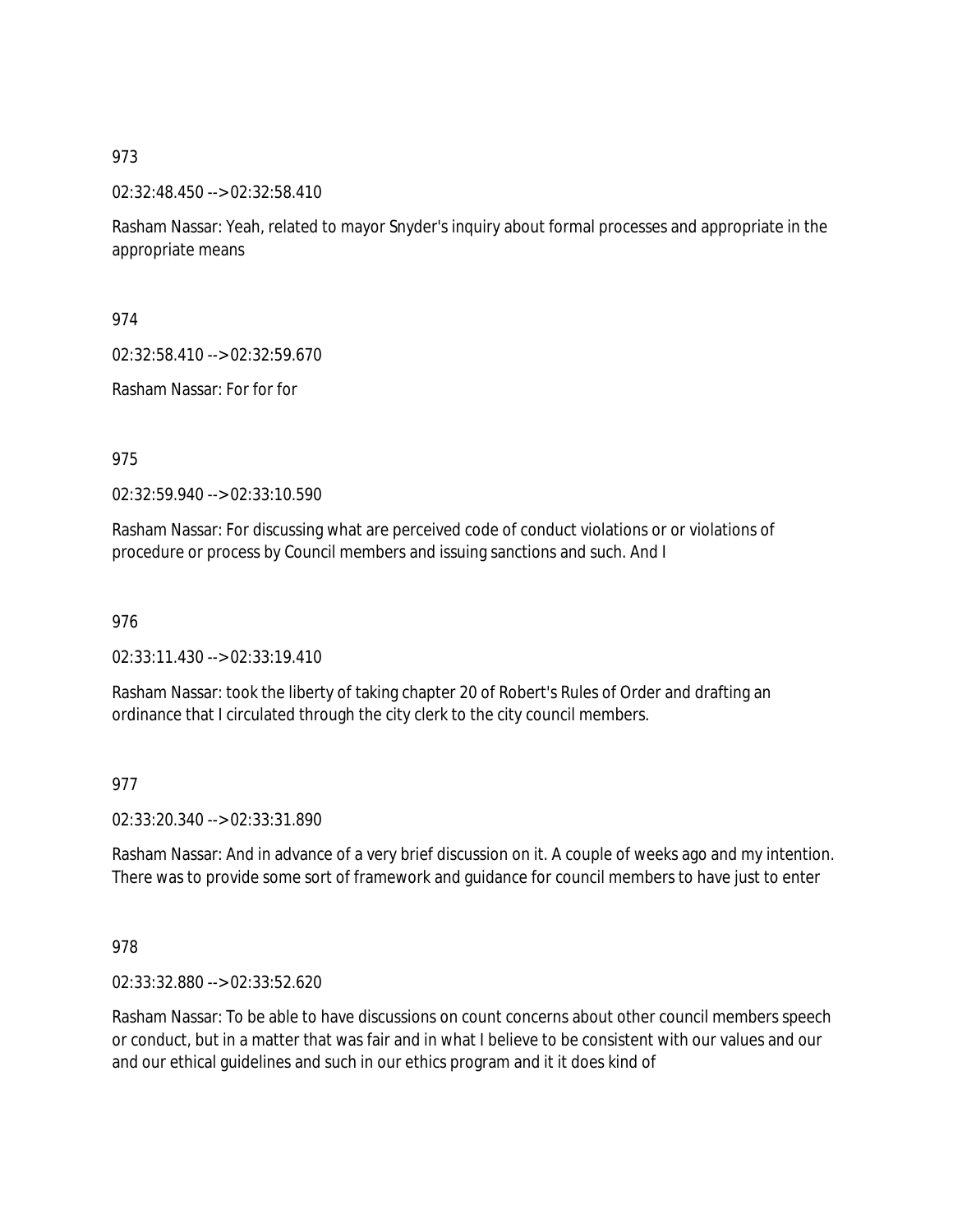973

02:32:48.450 --> 02:32:58.410

Rasham Nassar: Yeah, related to mayor Snyder's inquiry about formal processes and appropriate in the appropriate means

974

02:32:58.410 --> 02:32:59.670

Rasham Nassar: For for for

975

02:32:59.940 --> 02:33:10.590

Rasham Nassar: For discussing what are perceived code of conduct violations or or violations of procedure or process by Council members and issuing sanctions and such. And I

976

02:33:11.430 --> 02:33:19.410

Rasham Nassar: took the liberty of taking chapter 20 of Robert's Rules of Order and drafting an ordinance that I circulated through the city clerk to the city council members.

977

02:33:20.340 --> 02:33:31.890

Rasham Nassar: And in advance of a very brief discussion on it. A couple of weeks ago and my intention. There was to provide some sort of framework and guidance for council members to have just to enter

978

02:33:32.880 --> 02:33:52.620

Rasham Nassar: To be able to have discussions on count concerns about other council members speech or conduct, but in a matter that was fair and in what I believe to be consistent with our values and our and our ethical guidelines and such in our ethics program and it it does kind of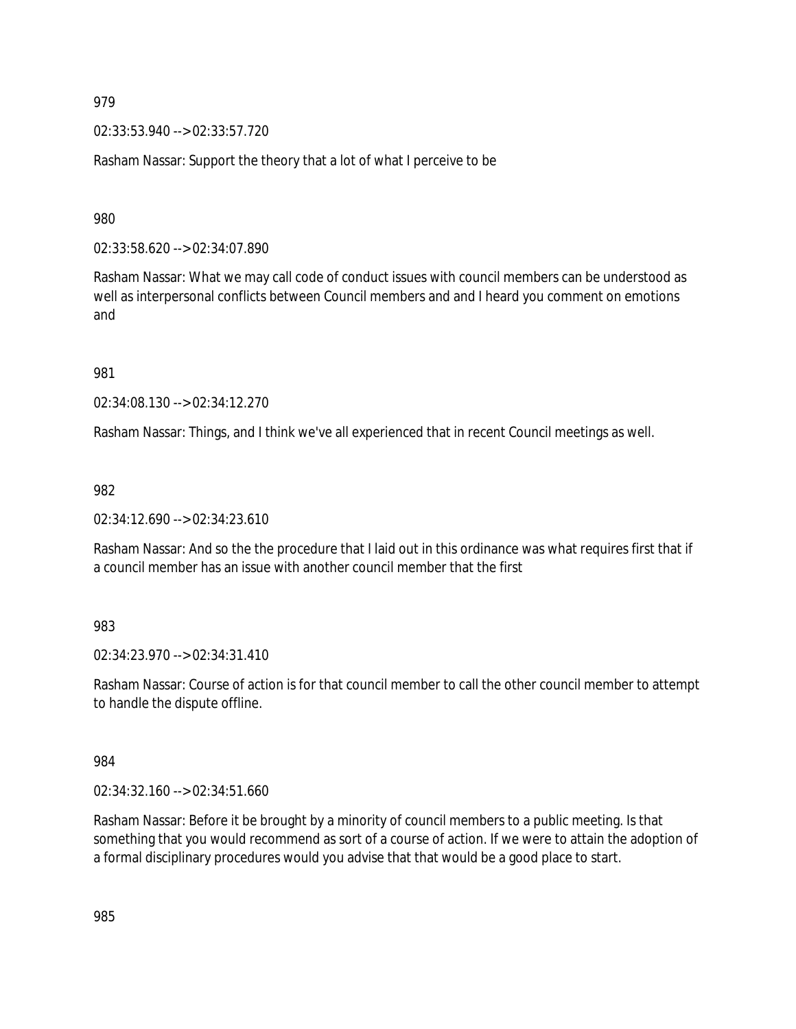979

02:33:53.940 --> 02:33:57.720

Rasham Nassar: Support the theory that a lot of what I perceive to be

980

02:33:58.620 --> 02:34:07.890

Rasham Nassar: What we may call code of conduct issues with council members can be understood as well as interpersonal conflicts between Council members and and I heard you comment on emotions and

981

02:34:08.130 --> 02:34:12.270

Rasham Nassar: Things, and I think we've all experienced that in recent Council meetings as well.

982

02:34:12.690 --> 02:34:23.610

Rasham Nassar: And so the the procedure that I laid out in this ordinance was what requires first that if a council member has an issue with another council member that the first

983

02:34:23.970 --> 02:34:31.410

Rasham Nassar: Course of action is for that council member to call the other council member to attempt to handle the dispute offline.

984

02:34:32.160 --> 02:34:51.660

Rasham Nassar: Before it be brought by a minority of council members to a public meeting. Is that something that you would recommend as sort of a course of action. If we were to attain the adoption of a formal disciplinary procedures would you advise that that would be a good place to start.

985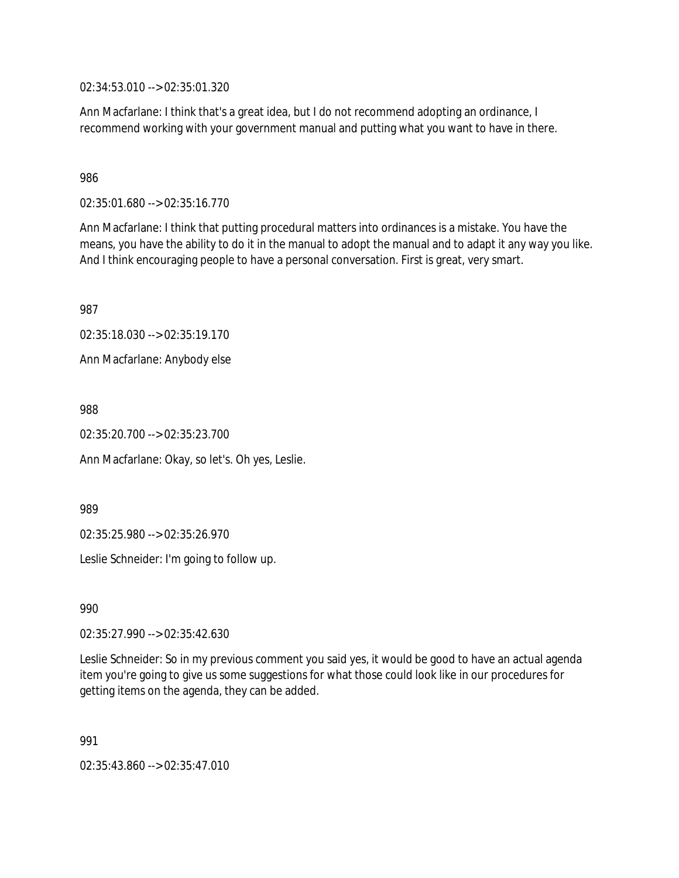02:34:53.010 --> 02:35:01.320

Ann Macfarlane: I think that's a great idea, but I do not recommend adopting an ordinance, I recommend working with your government manual and putting what you want to have in there.

986

02:35:01.680 --> 02:35:16.770

Ann Macfarlane: I think that putting procedural matters into ordinances is a mistake. You have the means, you have the ability to do it in the manual to adopt the manual and to adapt it any way you like. And I think encouraging people to have a personal conversation. First is great, very smart.

987

02:35:18.030 --> 02:35:19.170

Ann Macfarlane: Anybody else

988

02:35:20.700 --> 02:35:23.700

Ann Macfarlane: Okay, so let's. Oh yes, Leslie.

989

02:35:25.980 --> 02:35:26.970

Leslie Schneider: I'm going to follow up.

990

02:35:27.990 --> 02:35:42.630

Leslie Schneider: So in my previous comment you said yes, it would be good to have an actual agenda item you're going to give us some suggestions for what those could look like in our procedures for getting items on the agenda, they can be added.

991

02:35:43.860 --> 02:35:47.010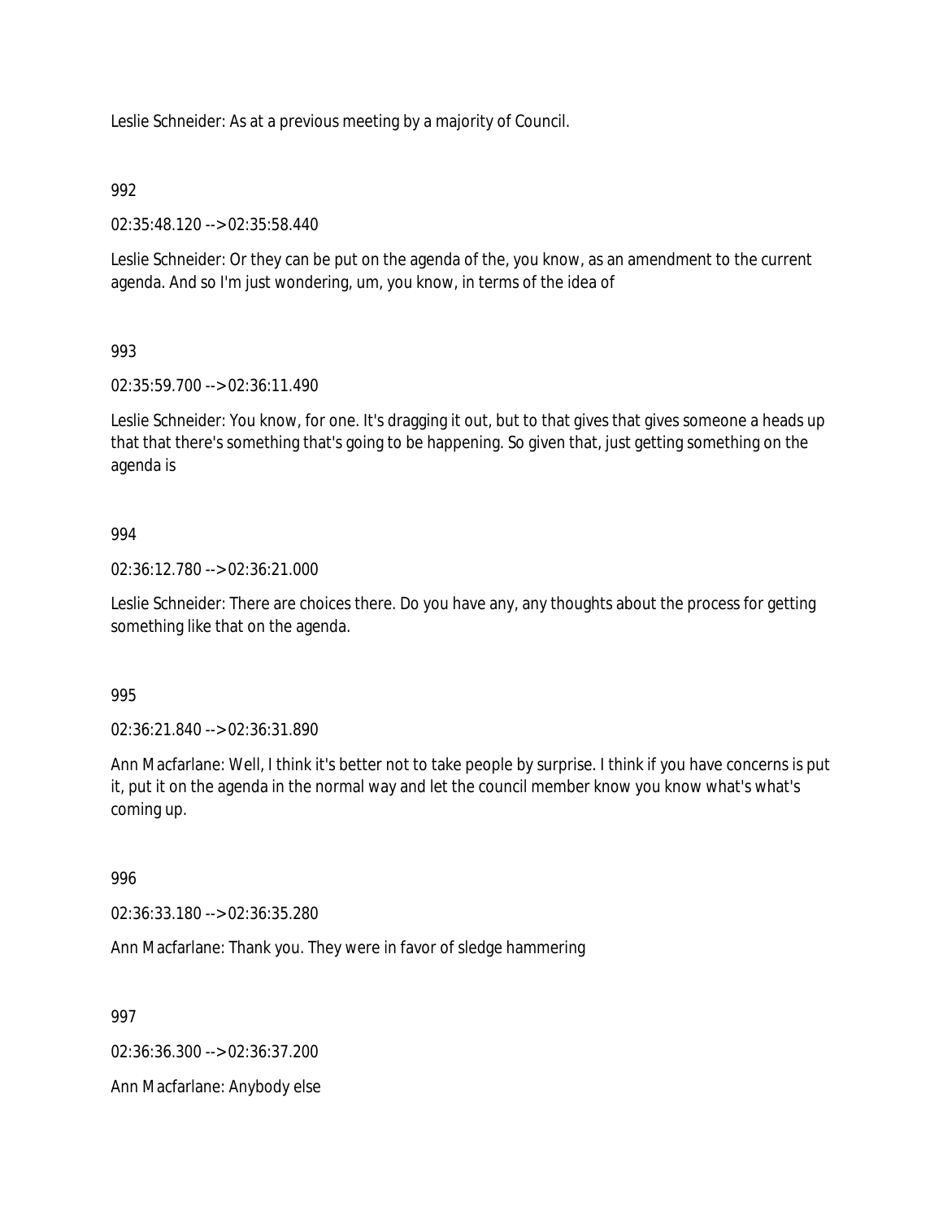Leslie Schneider: As at a previous meeting by a majority of Council.

992

02:35:48.120 --> 02:35:58.440

Leslie Schneider: Or they can be put on the agenda of the, you know, as an amendment to the current agenda. And so I'm just wondering, um, you know, in terms of the idea of

993

02:35:59.700 --> 02:36:11.490

Leslie Schneider: You know, for one. It's dragging it out, but to that gives that gives someone a heads up that that there's something that's going to be happening. So given that, just getting something on the agenda is

994

02:36:12.780 --> 02:36:21.000

Leslie Schneider: There are choices there. Do you have any, any thoughts about the process for getting something like that on the agenda.

995

02:36:21.840 --> 02:36:31.890

Ann Macfarlane: Well, I think it's better not to take people by surprise. I think if you have concerns is put it, put it on the agenda in the normal way and let the council member know you know what's what's coming up.

996

02:36:33.180 --> 02:36:35.280

Ann Macfarlane: Thank you. They were in favor of sledge hammering

997

02:36:36.300 --> 02:36:37.200

Ann Macfarlane: Anybody else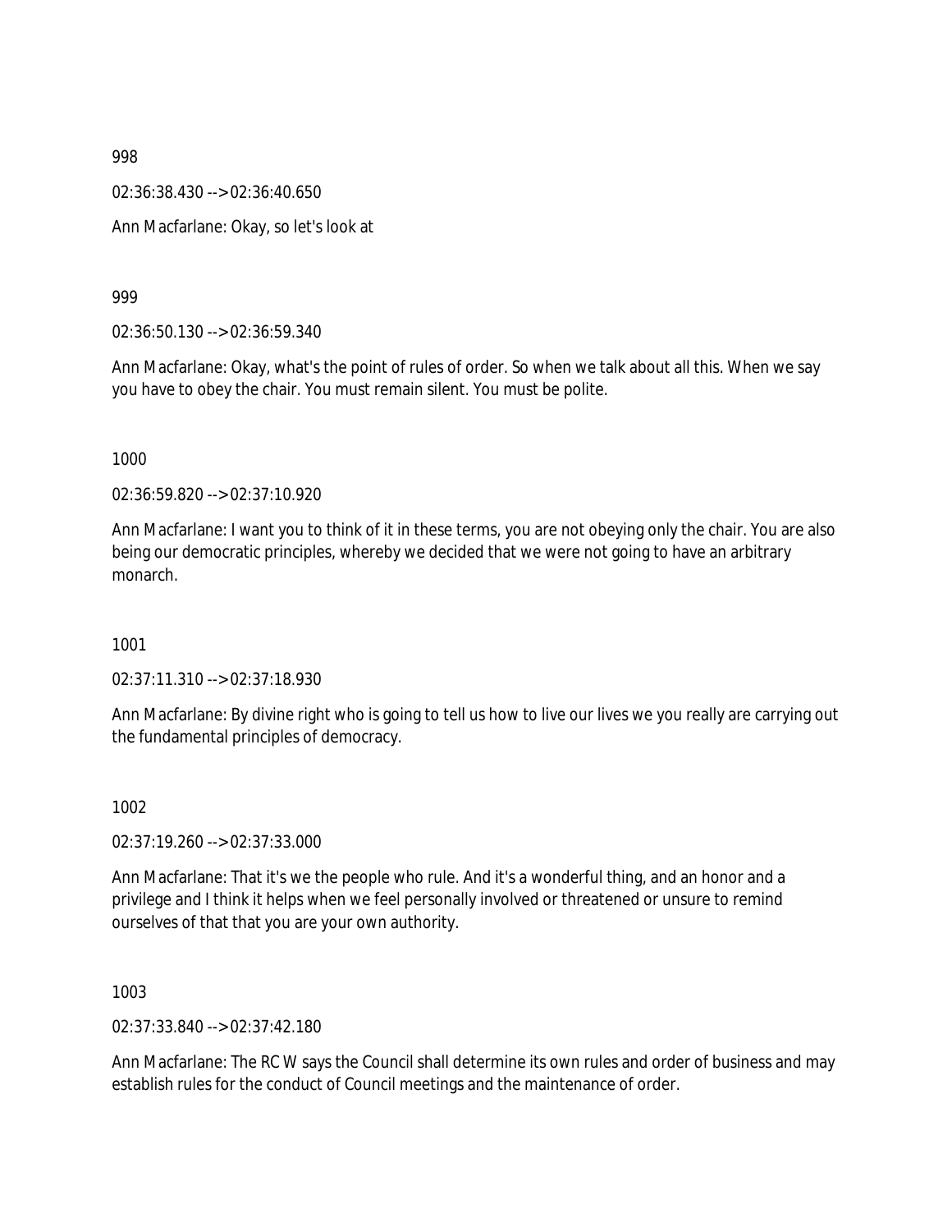998

02:36:38.430 --> 02:36:40.650

Ann Macfarlane: Okay, so let's look at

999

02:36:50.130 --> 02:36:59.340

Ann Macfarlane: Okay, what's the point of rules of order. So when we talk about all this. When we say you have to obey the chair. You must remain silent. You must be polite.

1000

02:36:59.820 --> 02:37:10.920

Ann Macfarlane: I want you to think of it in these terms, you are not obeying only the chair. You are also being our democratic principles, whereby we decided that we were not going to have an arbitrary monarch.

1001

02:37:11.310 --> 02:37:18.930

Ann Macfarlane: By divine right who is going to tell us how to live our lives we you really are carrying out the fundamental principles of democracy.

1002

02:37:19.260 --> 02:37:33.000

Ann Macfarlane: That it's we the people who rule. And it's a wonderful thing, and an honor and a privilege and I think it helps when we feel personally involved or threatened or unsure to remind ourselves of that that you are your own authority.

1003

02:37:33.840 --> 02:37:42.180

Ann Macfarlane: The RC W says the Council shall determine its own rules and order of business and may establish rules for the conduct of Council meetings and the maintenance of order.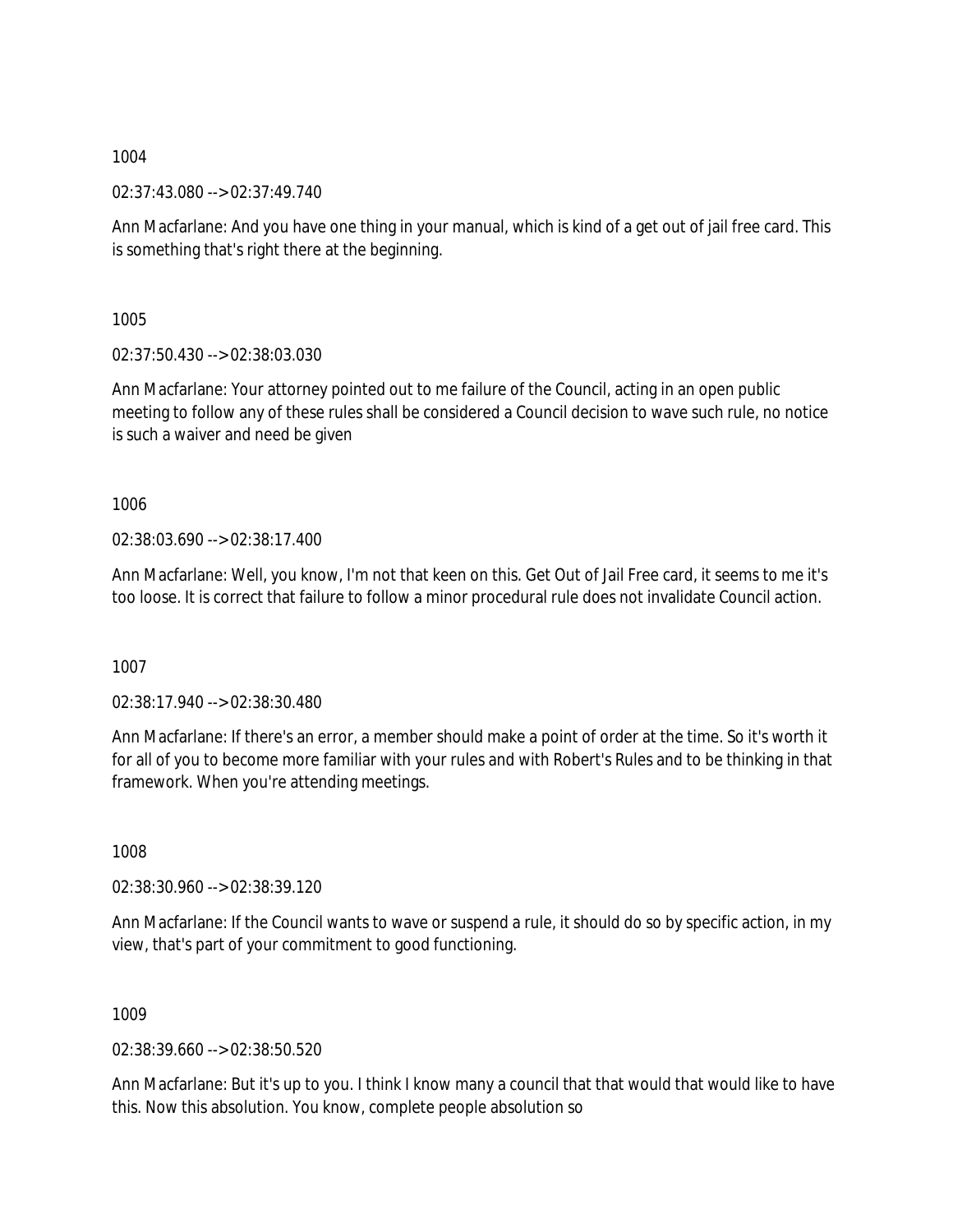1004

02:37:43.080 --> 02:37:49.740

Ann Macfarlane: And you have one thing in your manual, which is kind of a get out of jail free card. This is something that's right there at the beginning.

1005

02:37:50.430 --> 02:38:03.030

Ann Macfarlane: Your attorney pointed out to me failure of the Council, acting in an open public meeting to follow any of these rules shall be considered a Council decision to wave such rule, no notice is such a waiver and need be given

1006

02:38:03.690 --> 02:38:17.400

Ann Macfarlane: Well, you know, I'm not that keen on this. Get Out of Jail Free card, it seems to me it's too loose. It is correct that failure to follow a minor procedural rule does not invalidate Council action.

1007

02:38:17.940 --> 02:38:30.480

Ann Macfarlane: If there's an error, a member should make a point of order at the time. So it's worth it for all of you to become more familiar with your rules and with Robert's Rules and to be thinking in that framework. When you're attending meetings.

1008

02:38:30.960 --> 02:38:39.120

Ann Macfarlane: If the Council wants to wave or suspend a rule, it should do so by specific action, in my view, that's part of your commitment to good functioning.

1009

02:38:39.660 --> 02:38:50.520

Ann Macfarlane: But it's up to you. I think I know many a council that that would that would like to have this. Now this absolution. You know, complete people absolution so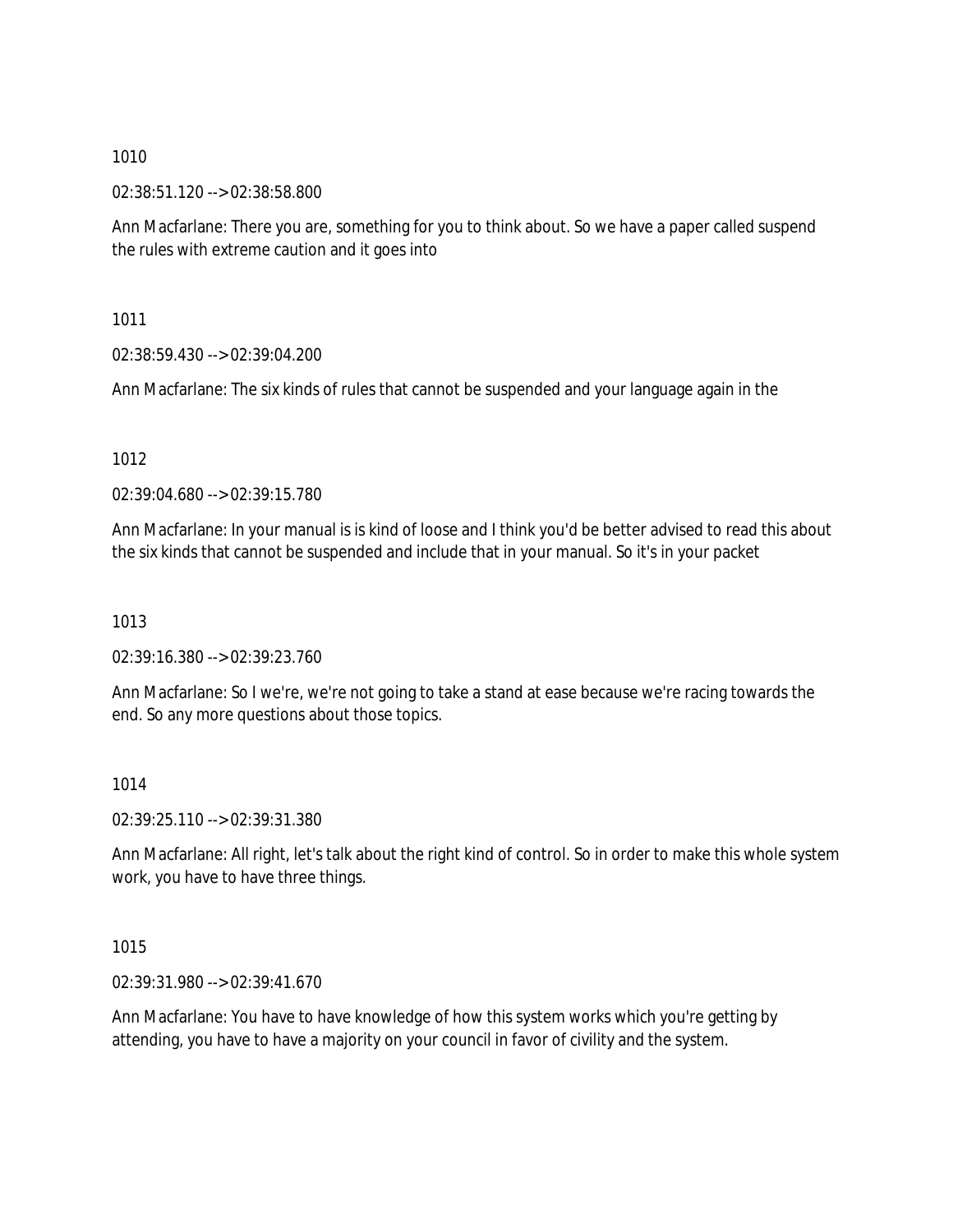1010

02:38:51.120 --> 02:38:58.800

Ann Macfarlane: There you are, something for you to think about. So we have a paper called suspend the rules with extreme caution and it goes into

1011

02:38:59.430 --> 02:39:04.200

Ann Macfarlane: The six kinds of rules that cannot be suspended and your language again in the

1012

02:39:04.680 --> 02:39:15.780

Ann Macfarlane: In your manual is is kind of loose and I think you'd be better advised to read this about the six kinds that cannot be suspended and include that in your manual. So it's in your packet

1013

02:39:16.380 --> 02:39:23.760

Ann Macfarlane: So I we're, we're not going to take a stand at ease because we're racing towards the end. So any more questions about those topics.

1014

02:39:25.110 --> 02:39:31.380

Ann Macfarlane: All right, let's talk about the right kind of control. So in order to make this whole system work, you have to have three things.

1015

02:39:31.980 --> 02:39:41.670

Ann Macfarlane: You have to have knowledge of how this system works which you're getting by attending, you have to have a majority on your council in favor of civility and the system.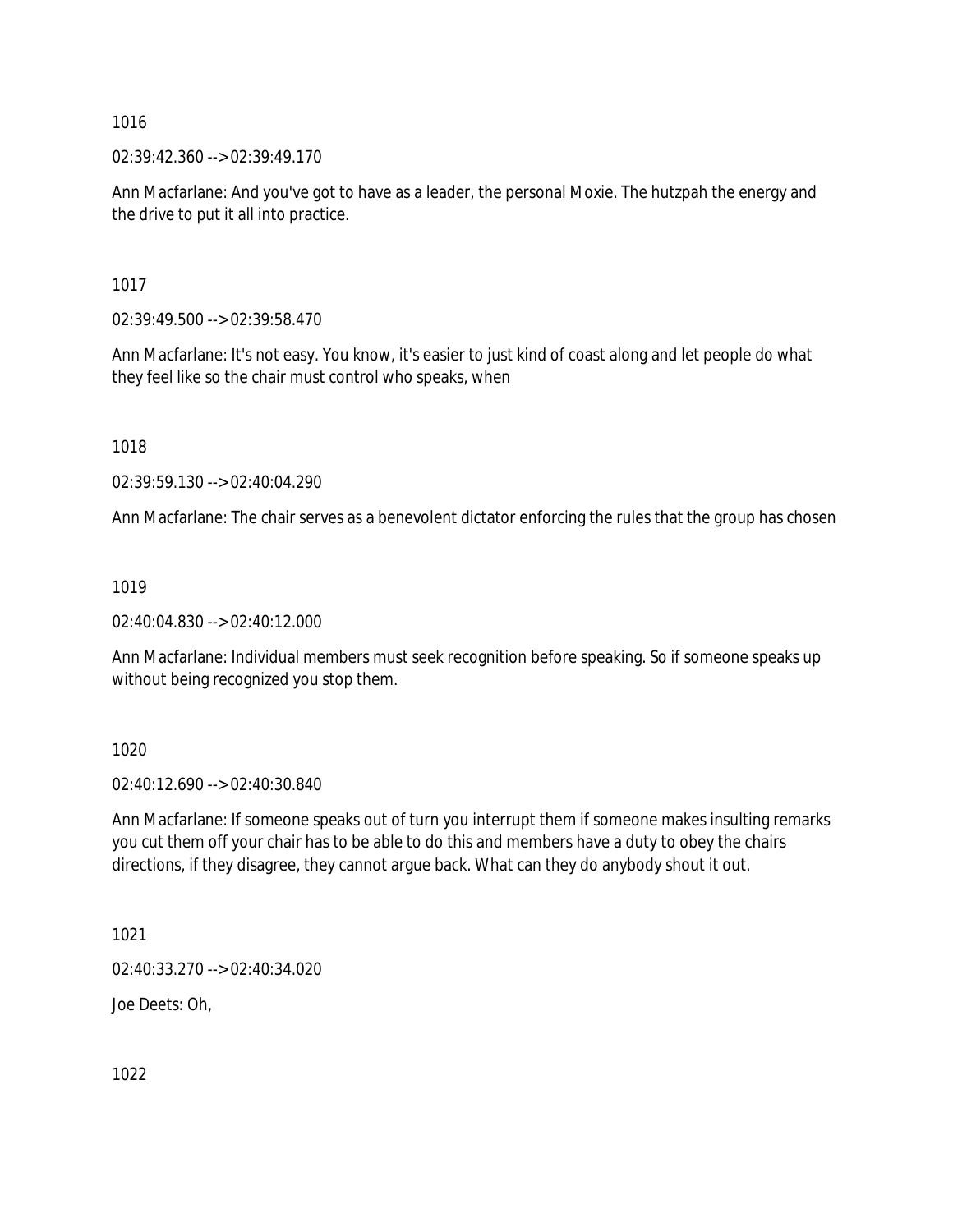1016

02:39:42.360 --> 02:39:49.170

Ann Macfarlane: And you've got to have as a leader, the personal Moxie. The hutzpah the energy and the drive to put it all into practice.

1017

02:39:49.500 --> 02:39:58.470

Ann Macfarlane: It's not easy. You know, it's easier to just kind of coast along and let people do what they feel like so the chair must control who speaks, when

1018

02:39:59.130 --> 02:40:04.290

Ann Macfarlane: The chair serves as a benevolent dictator enforcing the rules that the group has chosen

1019

02:40:04.830 --> 02:40:12.000

Ann Macfarlane: Individual members must seek recognition before speaking. So if someone speaks up without being recognized you stop them.

1020

02:40:12.690 --> 02:40:30.840

Ann Macfarlane: If someone speaks out of turn you interrupt them if someone makes insulting remarks you cut them off your chair has to be able to do this and members have a duty to obey the chairs directions, if they disagree, they cannot argue back. What can they do anybody shout it out.

1021

02:40:33.270 --> 02:40:34.020

Joe Deets: Oh,

1022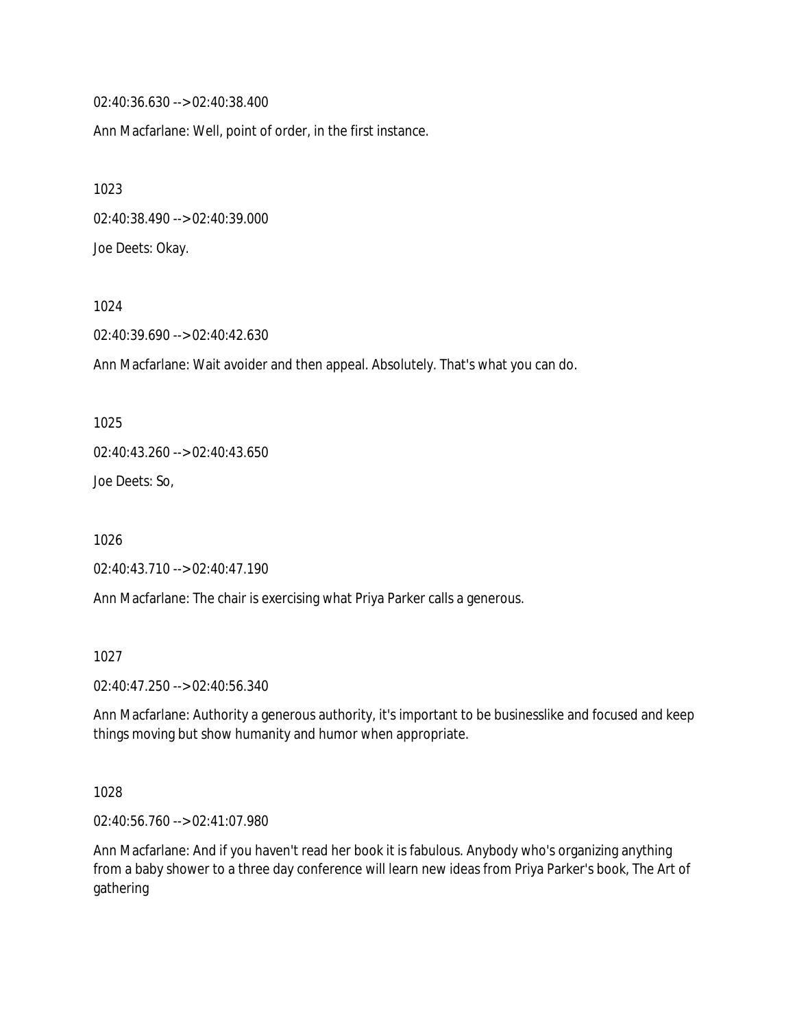02:40:36.630 --> 02:40:38.400

Ann Macfarlane: Well, point of order, in the first instance.

1023

02:40:38.490 --> 02:40:39.000

Joe Deets: Okay.

1024

02:40:39.690 --> 02:40:42.630

Ann Macfarlane: Wait avoider and then appeal. Absolutely. That's what you can do.

1025

02:40:43.260 --> 02:40:43.650

Joe Deets: So,

1026

02:40:43.710 --> 02:40:47.190

Ann Macfarlane: The chair is exercising what Priya Parker calls a generous.

1027

02:40:47.250 --> 02:40:56.340

Ann Macfarlane: Authority a generous authority, it's important to be businesslike and focused and keep things moving but show humanity and humor when appropriate.

1028

02:40:56.760 --> 02:41:07.980

Ann Macfarlane: And if you haven't read her book it is fabulous. Anybody who's organizing anything from a baby shower to a three day conference will learn new ideas from Priya Parker's book, The Art of gathering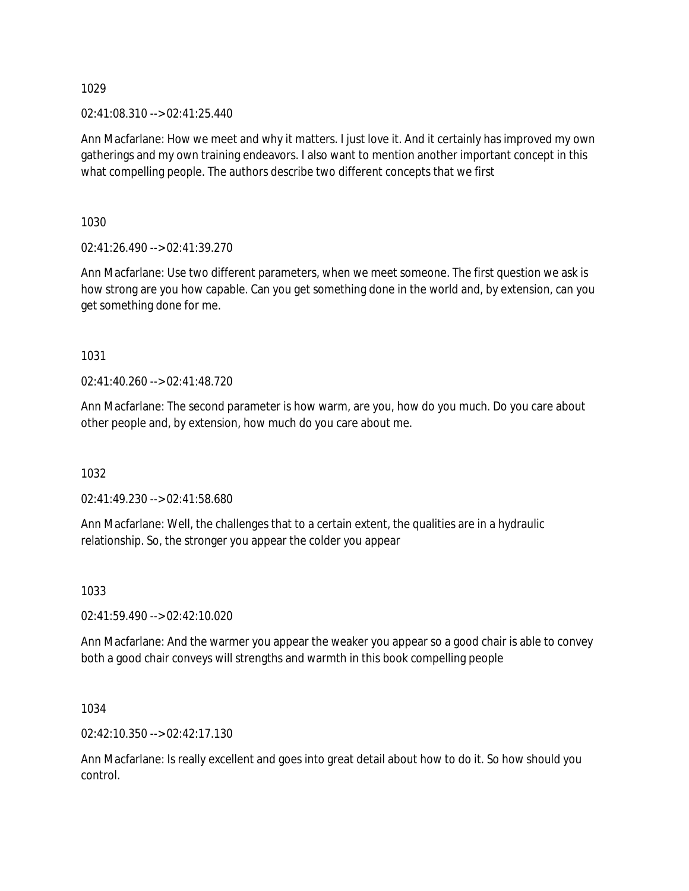1029

02:41:08.310 --> 02:41:25.440

Ann Macfarlane: How we meet and why it matters. I just love it. And it certainly has improved my own gatherings and my own training endeavors. I also want to mention another important concept in this what compelling people. The authors describe two different concepts that we first

1030

02:41:26.490 --> 02:41:39.270

Ann Macfarlane: Use two different parameters, when we meet someone. The first question we ask is how strong are you how capable. Can you get something done in the world and, by extension, can you get something done for me.

1031

02:41:40.260 --> 02:41:48.720

Ann Macfarlane: The second parameter is how warm, are you, how do you much. Do you care about other people and, by extension, how much do you care about me.

1032

02:41:49.230 --> 02:41:58.680

Ann Macfarlane: Well, the challenges that to a certain extent, the qualities are in a hydraulic relationship. So, the stronger you appear the colder you appear

1033

02:41:59.490 --> 02:42:10.020

Ann Macfarlane: And the warmer you appear the weaker you appear so a good chair is able to convey both a good chair conveys will strengths and warmth in this book compelling people

1034

02:42:10.350 --> 02:42:17.130

Ann Macfarlane: Is really excellent and goes into great detail about how to do it. So how should you control.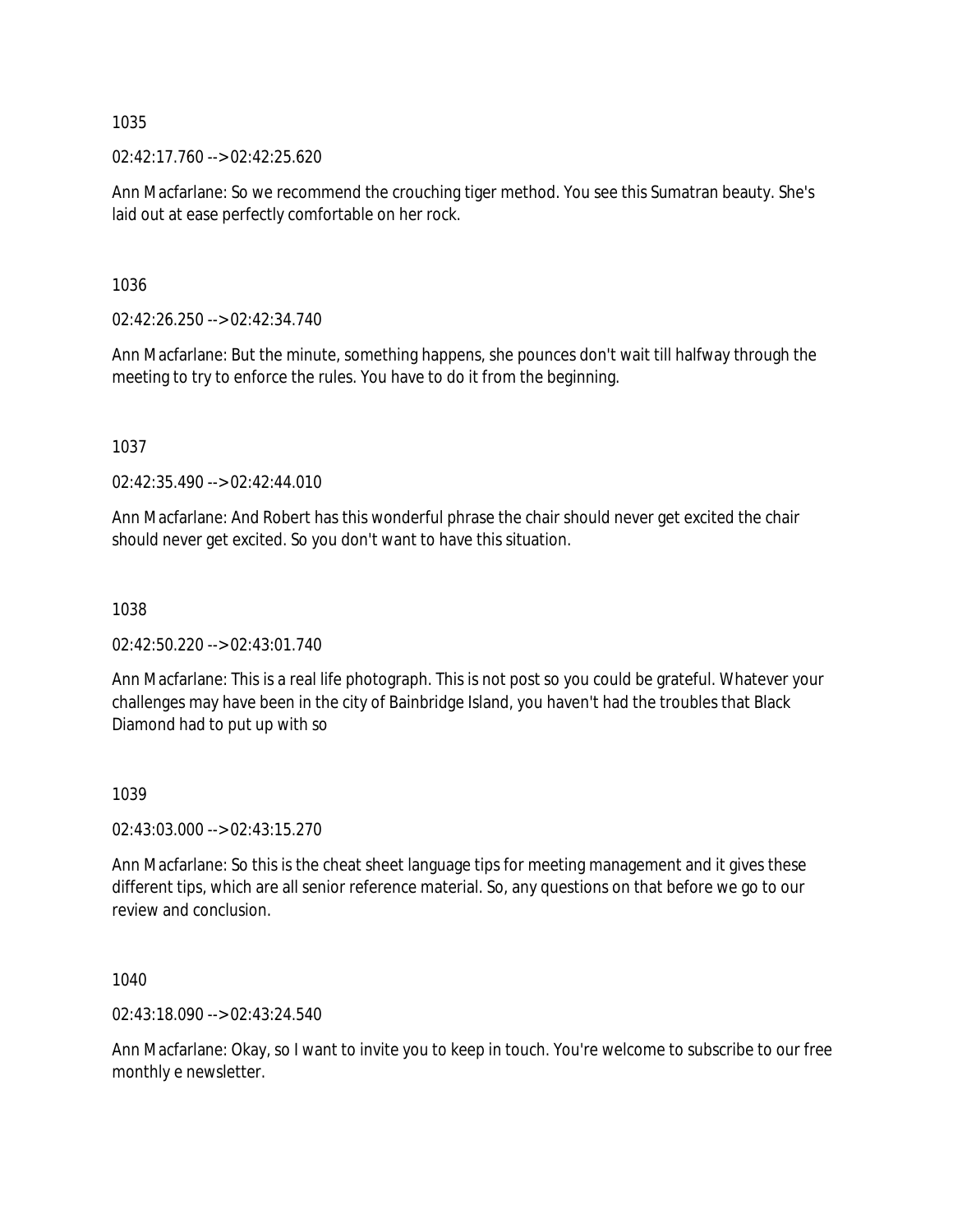1035

02:42:17.760 --> 02:42:25.620

Ann Macfarlane: So we recommend the crouching tiger method. You see this Sumatran beauty. She's laid out at ease perfectly comfortable on her rock.

1036

02:42:26.250 --> 02:42:34.740

Ann Macfarlane: But the minute, something happens, she pounces don't wait till halfway through the meeting to try to enforce the rules. You have to do it from the beginning.

1037

02:42:35.490 --> 02:42:44.010

Ann Macfarlane: And Robert has this wonderful phrase the chair should never get excited the chair should never get excited. So you don't want to have this situation.

1038

02:42:50.220 --> 02:43:01.740

Ann Macfarlane: This is a real life photograph. This is not post so you could be grateful. Whatever your challenges may have been in the city of Bainbridge Island, you haven't had the troubles that Black Diamond had to put up with so

1039

02:43:03.000 --> 02:43:15.270

Ann Macfarlane: So this is the cheat sheet language tips for meeting management and it gives these different tips, which are all senior reference material. So, any questions on that before we go to our review and conclusion.

1040

02:43:18.090 --> 02:43:24.540

Ann Macfarlane: Okay, so I want to invite you to keep in touch. You're welcome to subscribe to our free monthly e newsletter.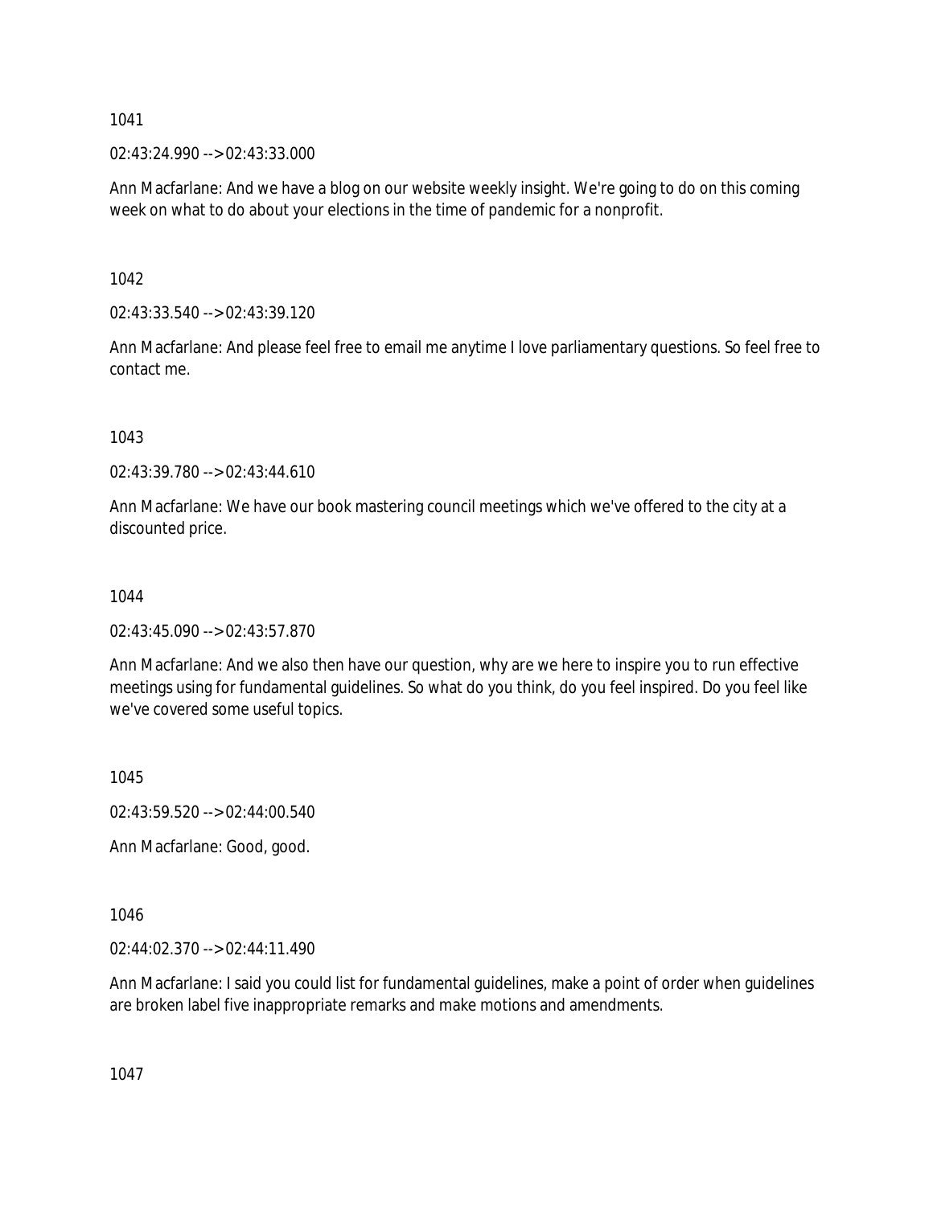1041

02:43:24.990 --> 02:43:33.000

Ann Macfarlane: And we have a blog on our website weekly insight. We're going to do on this coming week on what to do about your elections in the time of pandemic for a nonprofit.

1042

02:43:33.540 --> 02:43:39.120

Ann Macfarlane: And please feel free to email me anytime I love parliamentary questions. So feel free to contact me.

1043

02:43:39.780 --> 02:43:44.610

Ann Macfarlane: We have our book mastering council meetings which we've offered to the city at a discounted price.

1044

02:43:45.090 --> 02:43:57.870

Ann Macfarlane: And we also then have our question, why are we here to inspire you to run effective meetings using for fundamental guidelines. So what do you think, do you feel inspired. Do you feel like we've covered some useful topics.

1045

02:43:59.520 --> 02:44:00.540

Ann Macfarlane: Good, good.

1046

02:44:02.370 --> 02:44:11.490

Ann Macfarlane: I said you could list for fundamental guidelines, make a point of order when guidelines are broken label five inappropriate remarks and make motions and amendments.

1047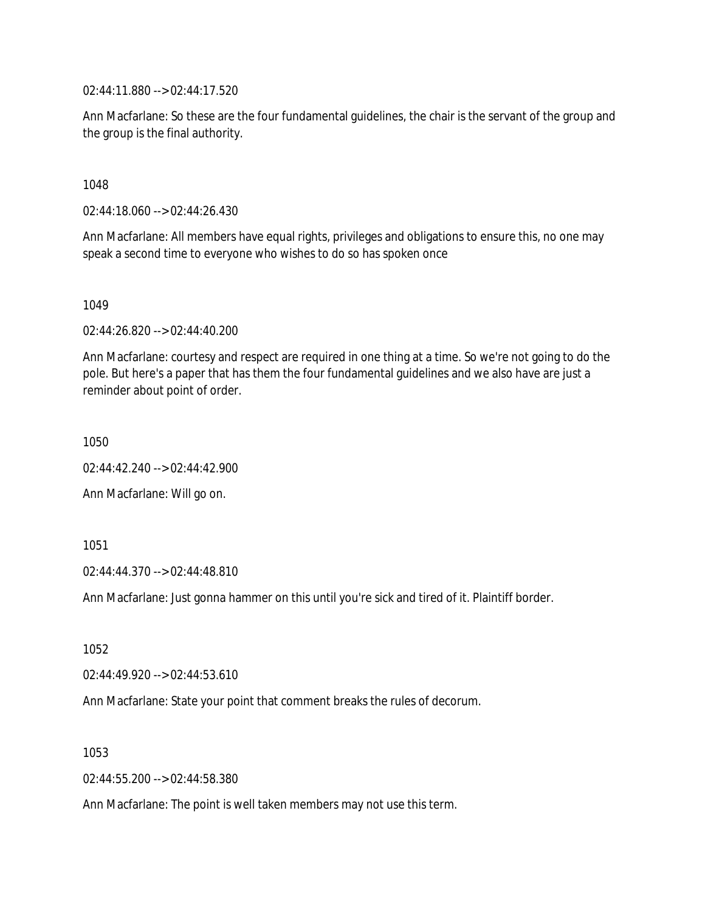02:44:11.880 --> 02:44:17.520

Ann Macfarlane: So these are the four fundamental guidelines, the chair is the servant of the group and the group is the final authority.

1048

02:44:18.060 --> 02:44:26.430

Ann Macfarlane: All members have equal rights, privileges and obligations to ensure this, no one may speak a second time to everyone who wishes to do so has spoken once

1049

02:44:26.820 --> 02:44:40.200

Ann Macfarlane: courtesy and respect are required in one thing at a time. So we're not going to do the pole. But here's a paper that has them the four fundamental guidelines and we also have are just a reminder about point of order.

1050

02:44:42.240 --> 02:44:42.900

Ann Macfarlane: Will go on.

1051

02:44:44.370 --> 02:44:48.810

Ann Macfarlane: Just gonna hammer on this until you're sick and tired of it. Plaintiff border.

1052

02:44:49.920 --> 02:44:53.610

Ann Macfarlane: State your point that comment breaks the rules of decorum.

1053

02:44:55.200 --> 02:44:58.380

Ann Macfarlane: The point is well taken members may not use this term.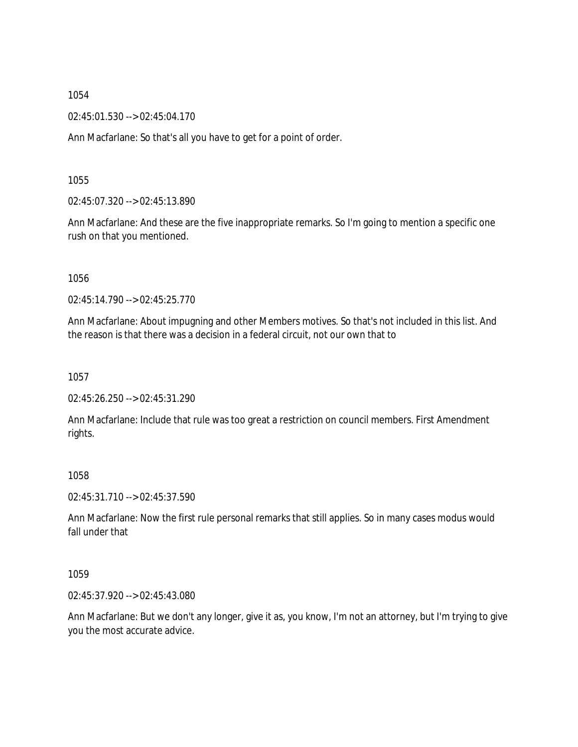1054

02:45:01.530 --> 02:45:04.170

Ann Macfarlane: So that's all you have to get for a point of order.

1055

02:45:07.320 --> 02:45:13.890

Ann Macfarlane: And these are the five inappropriate remarks. So I'm going to mention a specific one rush on that you mentioned.

1056

02:45:14.790 --> 02:45:25.770

Ann Macfarlane: About impugning and other Members motives. So that's not included in this list. And the reason is that there was a decision in a federal circuit, not our own that to

1057

02:45:26.250 --> 02:45:31.290

Ann Macfarlane: Include that rule was too great a restriction on council members. First Amendment rights.

1058

02:45:31.710 --> 02:45:37.590

Ann Macfarlane: Now the first rule personal remarks that still applies. So in many cases modus would fall under that

1059

02:45:37.920 --> 02:45:43.080

Ann Macfarlane: But we don't any longer, give it as, you know, I'm not an attorney, but I'm trying to give you the most accurate advice.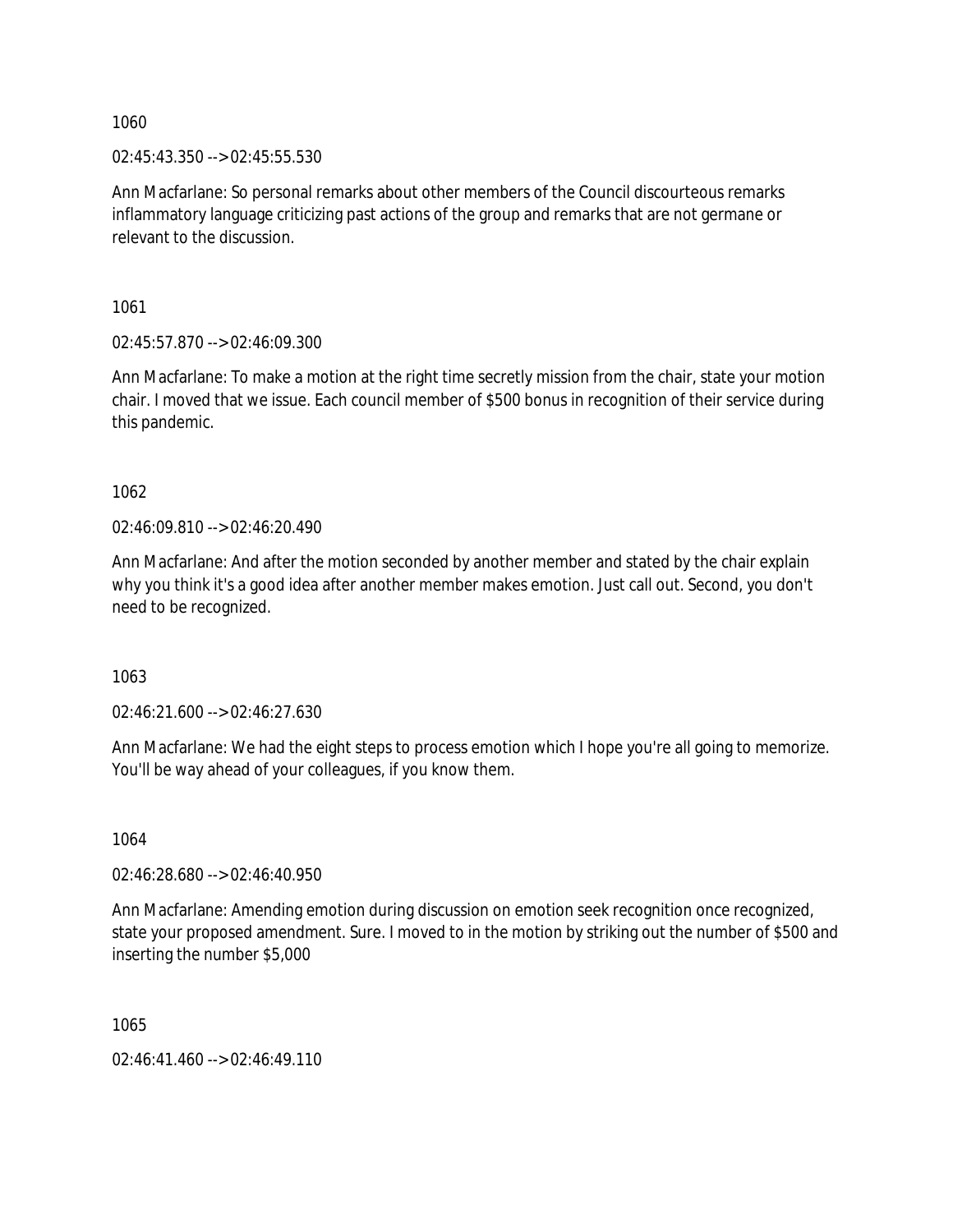1060

02:45:43.350 --> 02:45:55.530

Ann Macfarlane: So personal remarks about other members of the Council discourteous remarks inflammatory language criticizing past actions of the group and remarks that are not germane or relevant to the discussion.

1061

02:45:57.870 --> 02:46:09.300

Ann Macfarlane: To make a motion at the right time secretly mission from the chair, state your motion chair. I moved that we issue. Each council member of $500 bonus in recognition of their service during this pandemic.

1062

02:46:09.810 --> 02:46:20.490

Ann Macfarlane: And after the motion seconded by another member and stated by the chair explain why you think it's a good idea after another member makes emotion. Just call out. Second, you don't need to be recognized.

1063

02:46:21.600 --> 02:46:27.630

Ann Macfarlane: We had the eight steps to process emotion which I hope you're all going to memorize. You'll be way ahead of your colleagues, if you know them.

1064

02:46:28.680 --> 02:46:40.950

Ann Macfarlane: Amending emotion during discussion on emotion seek recognition once recognized, state your proposed amendment. Sure. I moved to in the motion by striking out the number of $500 and inserting the number $5,000

1065

02:46:41.460 --> 02:46:49.110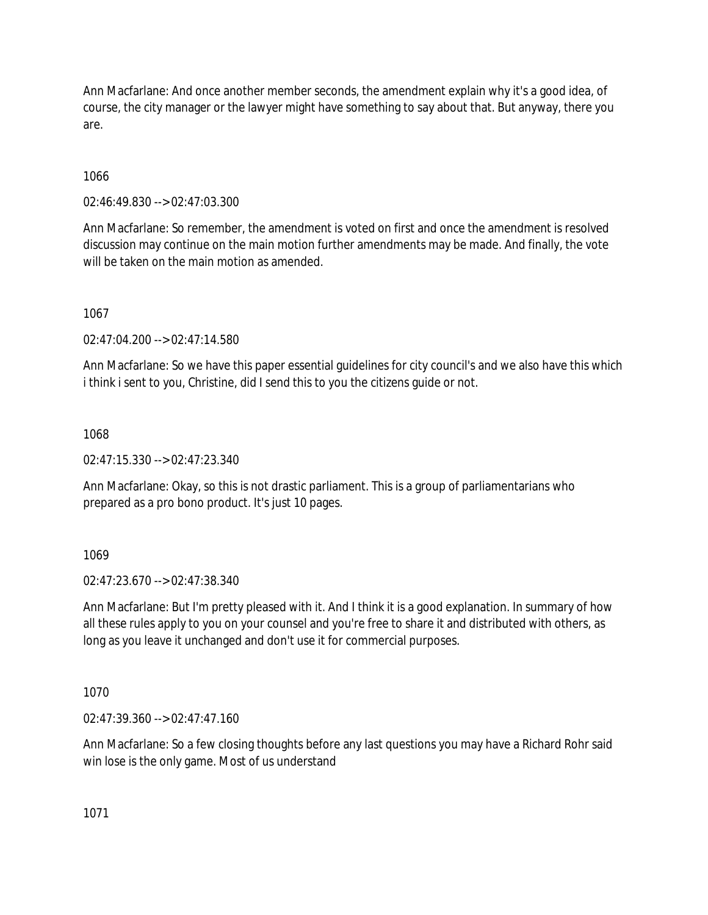Ann Macfarlane: And once another member seconds, the amendment explain why it's a good idea, of course, the city manager or the lawyer might have something to say about that. But anyway, there you are.

1066

02:46:49.830 --> 02:47:03.300

Ann Macfarlane: So remember, the amendment is voted on first and once the amendment is resolved discussion may continue on the main motion further amendments may be made. And finally, the vote will be taken on the main motion as amended.

1067

02:47:04.200 --> 02:47:14.580

Ann Macfarlane: So we have this paper essential guidelines for city council's and we also have this which i think i sent to you, Christine, did I send this to you the citizens guide or not.

1068

02:47:15.330 --> 02:47:23.340

Ann Macfarlane: Okay, so this is not drastic parliament. This is a group of parliamentarians who prepared as a pro bono product. It's just 10 pages.

1069

02:47:23.670 --> 02:47:38.340

Ann Macfarlane: But I'm pretty pleased with it. And I think it is a good explanation. In summary of how all these rules apply to you on your counsel and you're free to share it and distributed with others, as long as you leave it unchanged and don't use it for commercial purposes.

1070

02:47:39.360 --> 02:47:47.160

Ann Macfarlane: So a few closing thoughts before any last questions you may have a Richard Rohr said win lose is the only game. Most of us understand

1071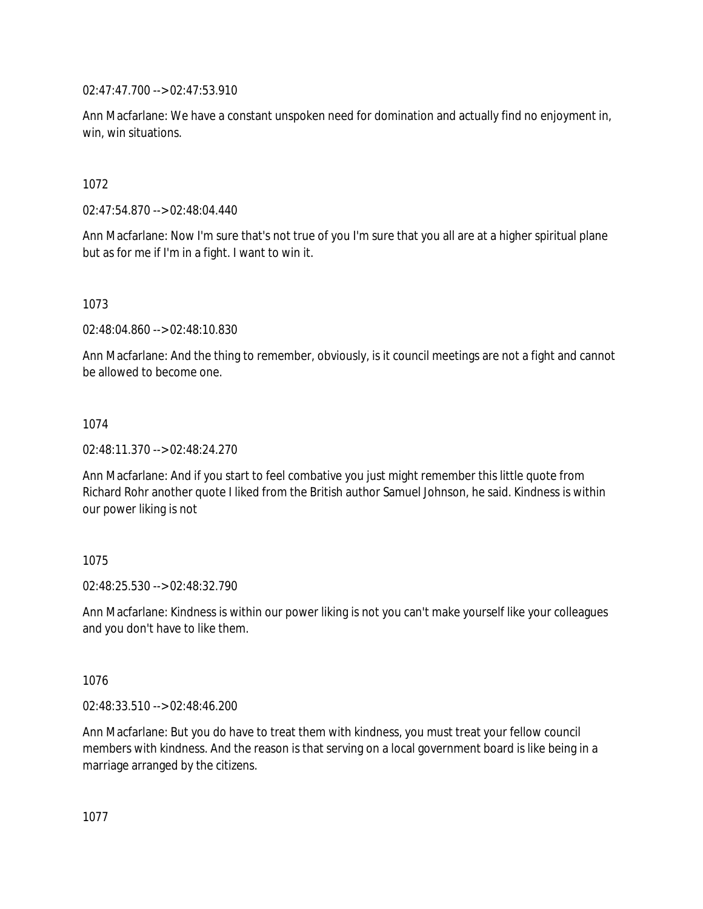02:47:47.700 --> 02:47:53.910

Ann Macfarlane: We have a constant unspoken need for domination and actually find no enjoyment in, win, win situations.

1072

02:47:54.870 --> 02:48:04.440

Ann Macfarlane: Now I'm sure that's not true of you I'm sure that you all are at a higher spiritual plane but as for me if I'm in a fight. I want to win it.

1073

02:48:04.860 --> 02:48:10.830

Ann Macfarlane: And the thing to remember, obviously, is it council meetings are not a fight and cannot be allowed to become one.

1074

02:48:11.370 --> 02:48:24.270

Ann Macfarlane: And if you start to feel combative you just might remember this little quote from Richard Rohr another quote I liked from the British author Samuel Johnson, he said. Kindness is within our power liking is not

1075

02:48:25.530 --> 02:48:32.790

Ann Macfarlane: Kindness is within our power liking is not you can't make yourself like your colleagues and you don't have to like them.

1076

02:48:33.510 --> 02:48:46.200

Ann Macfarlane: But you do have to treat them with kindness, you must treat your fellow council members with kindness. And the reason is that serving on a local government board is like being in a marriage arranged by the citizens.

1077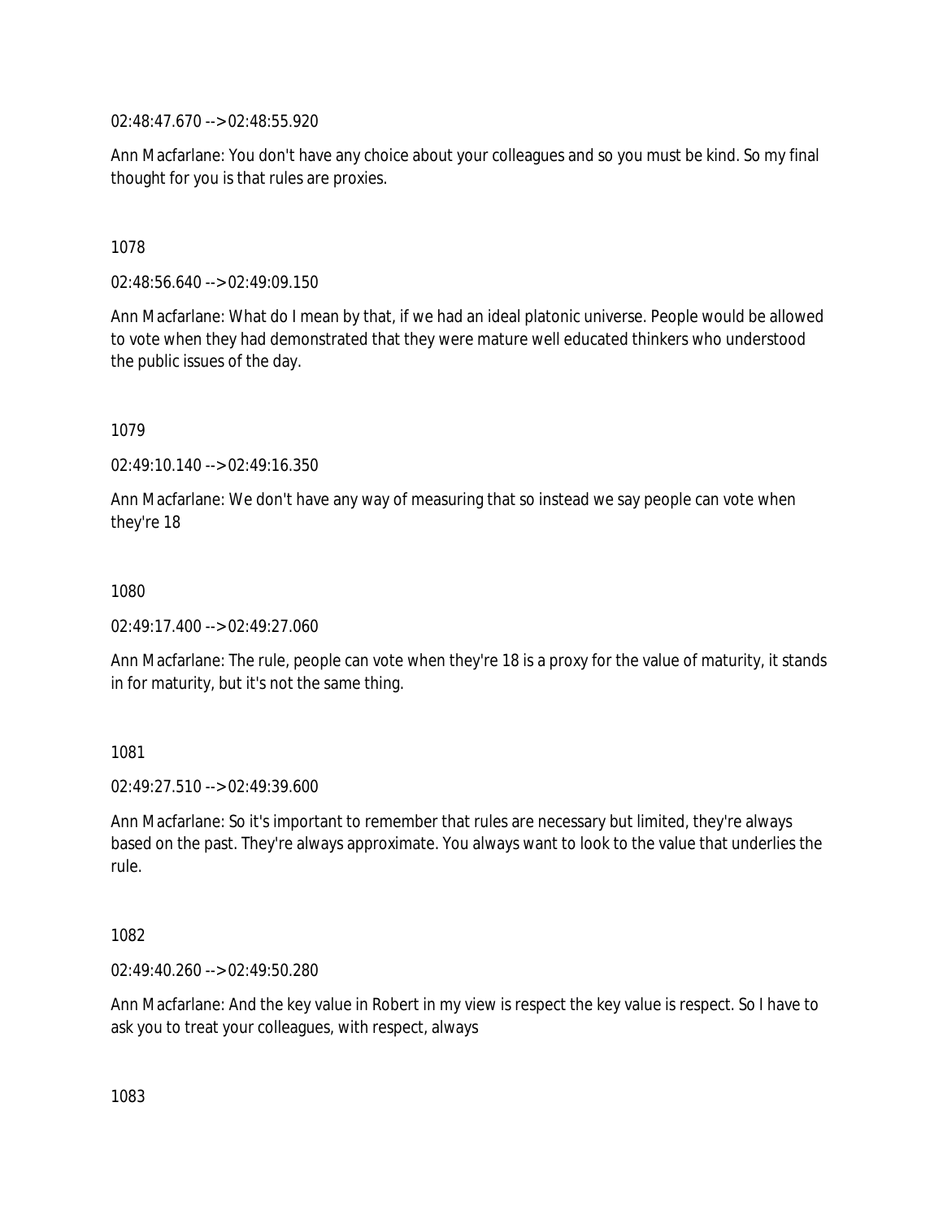02:48:47.670 --> 02:48:55.920

Ann Macfarlane: You don't have any choice about your colleagues and so you must be kind. So my final thought for you is that rules are proxies.

1078

02:48:56.640 --> 02:49:09.150

Ann Macfarlane: What do I mean by that, if we had an ideal platonic universe. People would be allowed to vote when they had demonstrated that they were mature well educated thinkers who understood the public issues of the day.

1079

02:49:10.140 --> 02:49:16.350

Ann Macfarlane: We don't have any way of measuring that so instead we say people can vote when they're 18

1080

02:49:17.400 --> 02:49:27.060

Ann Macfarlane: The rule, people can vote when they're 18 is a proxy for the value of maturity, it stands in for maturity, but it's not the same thing.

1081

02:49:27.510 --> 02:49:39.600

Ann Macfarlane: So it's important to remember that rules are necessary but limited, they're always based on the past. They're always approximate. You always want to look to the value that underlies the rule.

1082

02:49:40.260 --> 02:49:50.280

Ann Macfarlane: And the key value in Robert in my view is respect the key value is respect. So I have to ask you to treat your colleagues, with respect, always

1083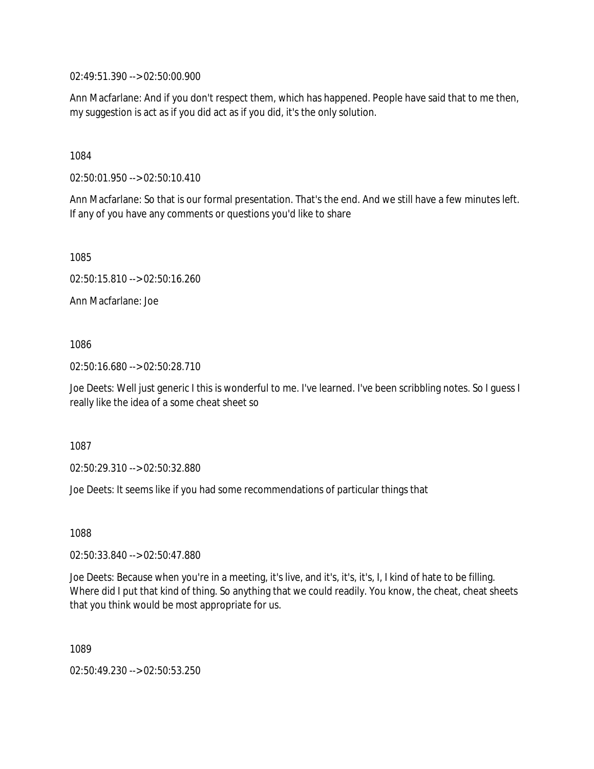02:49:51.390 --> 02:50:00.900

Ann Macfarlane: And if you don't respect them, which has happened. People have said that to me then, my suggestion is act as if you did act as if you did, it's the only solution.

1084

02:50:01.950 --> 02:50:10.410

Ann Macfarlane: So that is our formal presentation. That's the end. And we still have a few minutes left. If any of you have any comments or questions you'd like to share

1085

02:50:15.810 --> 02:50:16.260

Ann Macfarlane: Joe

1086

02:50:16.680 --> 02:50:28.710

Joe Deets: Well just generic I this is wonderful to me. I've learned. I've been scribbling notes. So I guess I really like the idea of a some cheat sheet so

1087

02:50:29.310 --> 02:50:32.880

Joe Deets: It seems like if you had some recommendations of particular things that

1088

02:50:33.840 --> 02:50:47.880

Joe Deets: Because when you're in a meeting, it's live, and it's, it's, it's, I, I kind of hate to be filling. Where did I put that kind of thing. So anything that we could readily. You know, the cheat, cheat sheets that you think would be most appropriate for us.

1089

02:50:49.230 --> 02:50:53.250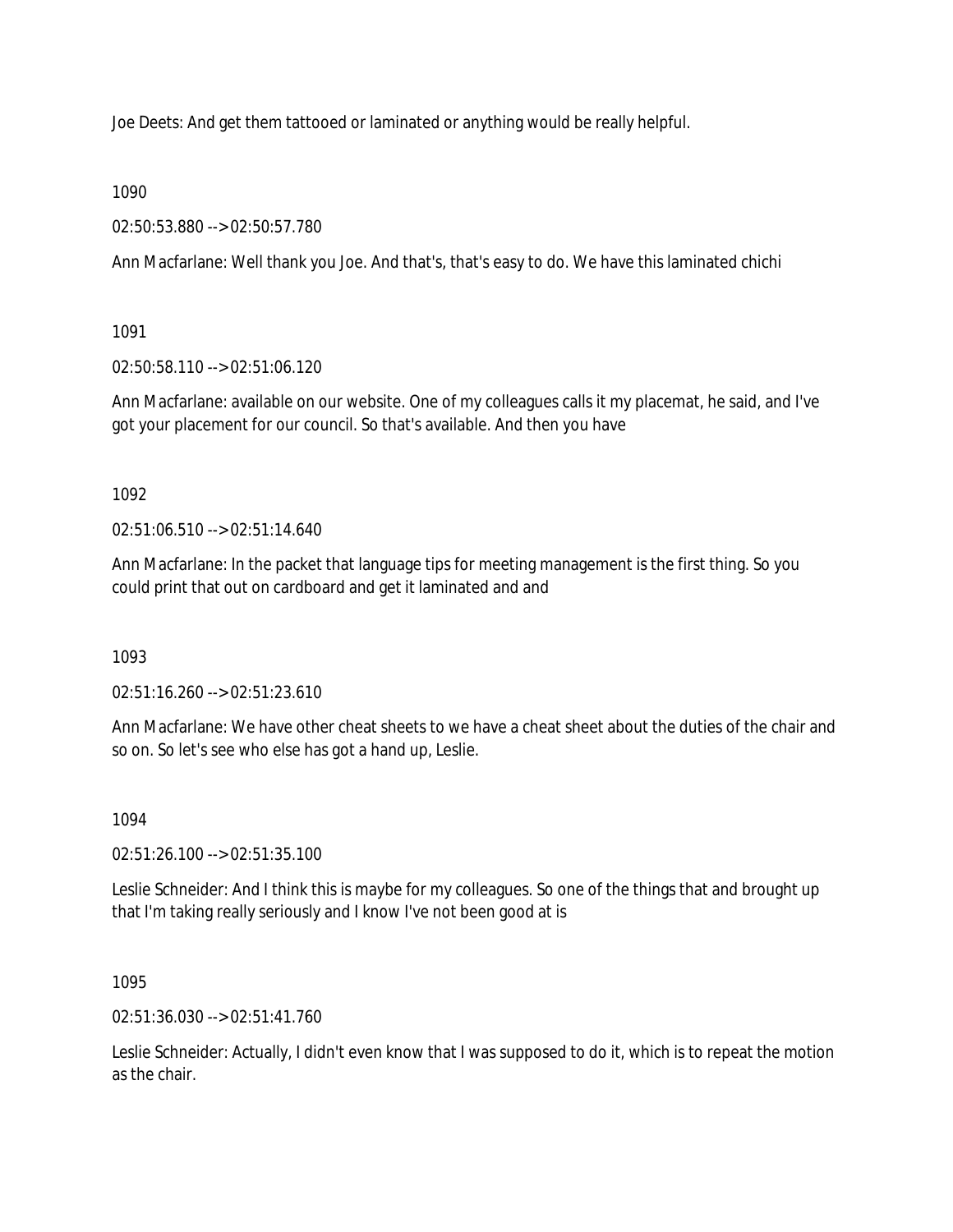Joe Deets: And get them tattooed or laminated or anything would be really helpful.

1090

02:50:53.880 --> 02:50:57.780

Ann Macfarlane: Well thank you Joe. And that's, that's easy to do. We have this laminated chichi

1091

02:50:58.110 --> 02:51:06.120

Ann Macfarlane: available on our website. One of my colleagues calls it my placemat, he said, and I've got your placement for our council. So that's available. And then you have

1092

02:51:06.510 --> 02:51:14.640

Ann Macfarlane: In the packet that language tips for meeting management is the first thing. So you could print that out on cardboard and get it laminated and and

1093

02:51:16.260 --> 02:51:23.610

Ann Macfarlane: We have other cheat sheets to we have a cheat sheet about the duties of the chair and so on. So let's see who else has got a hand up, Leslie.

1094

02:51:26.100 --> 02:51:35.100

Leslie Schneider: And I think this is maybe for my colleagues. So one of the things that and brought up that I'm taking really seriously and I know I've not been good at is

1095

02:51:36.030 --> 02:51:41.760

Leslie Schneider: Actually, I didn't even know that I was supposed to do it, which is to repeat the motion as the chair.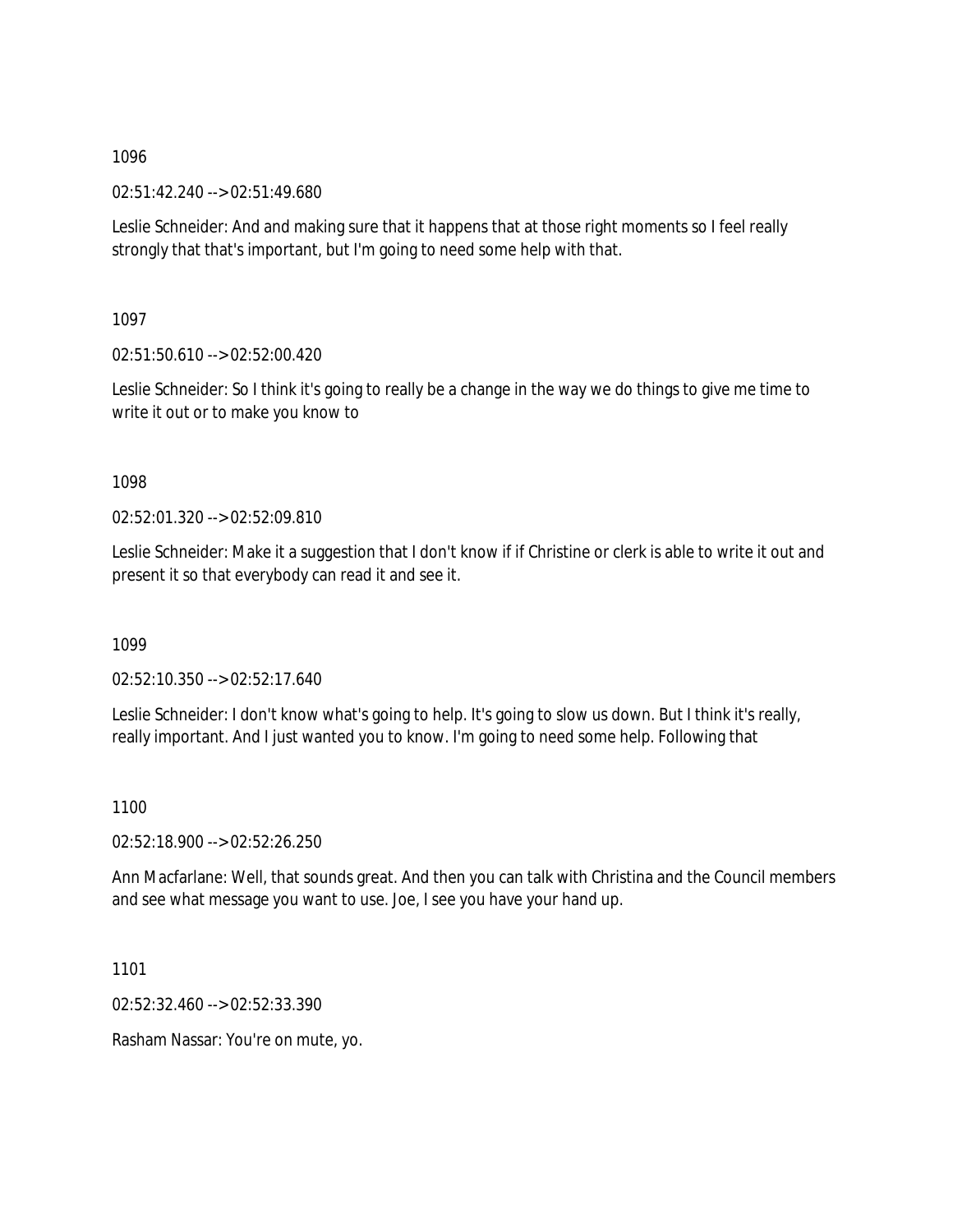1096

02:51:42.240 --> 02:51:49.680

Leslie Schneider: And and making sure that it happens that at those right moments so I feel really strongly that that's important, but I'm going to need some help with that.

1097

02:51:50.610 --> 02:52:00.420

Leslie Schneider: So I think it's going to really be a change in the way we do things to give me time to write it out or to make you know to

1098

02:52:01.320 --> 02:52:09.810

Leslie Schneider: Make it a suggestion that I don't know if if Christine or clerk is able to write it out and present it so that everybody can read it and see it.

1099

02:52:10.350 --> 02:52:17.640

Leslie Schneider: I don't know what's going to help. It's going to slow us down. But I think it's really, really important. And I just wanted you to know. I'm going to need some help. Following that

1100

02:52:18.900 --> 02:52:26.250

Ann Macfarlane: Well, that sounds great. And then you can talk with Christina and the Council members and see what message you want to use. Joe, I see you have your hand up.

1101

02:52:32.460 --> 02:52:33.390

Rasham Nassar: You're on mute, yo.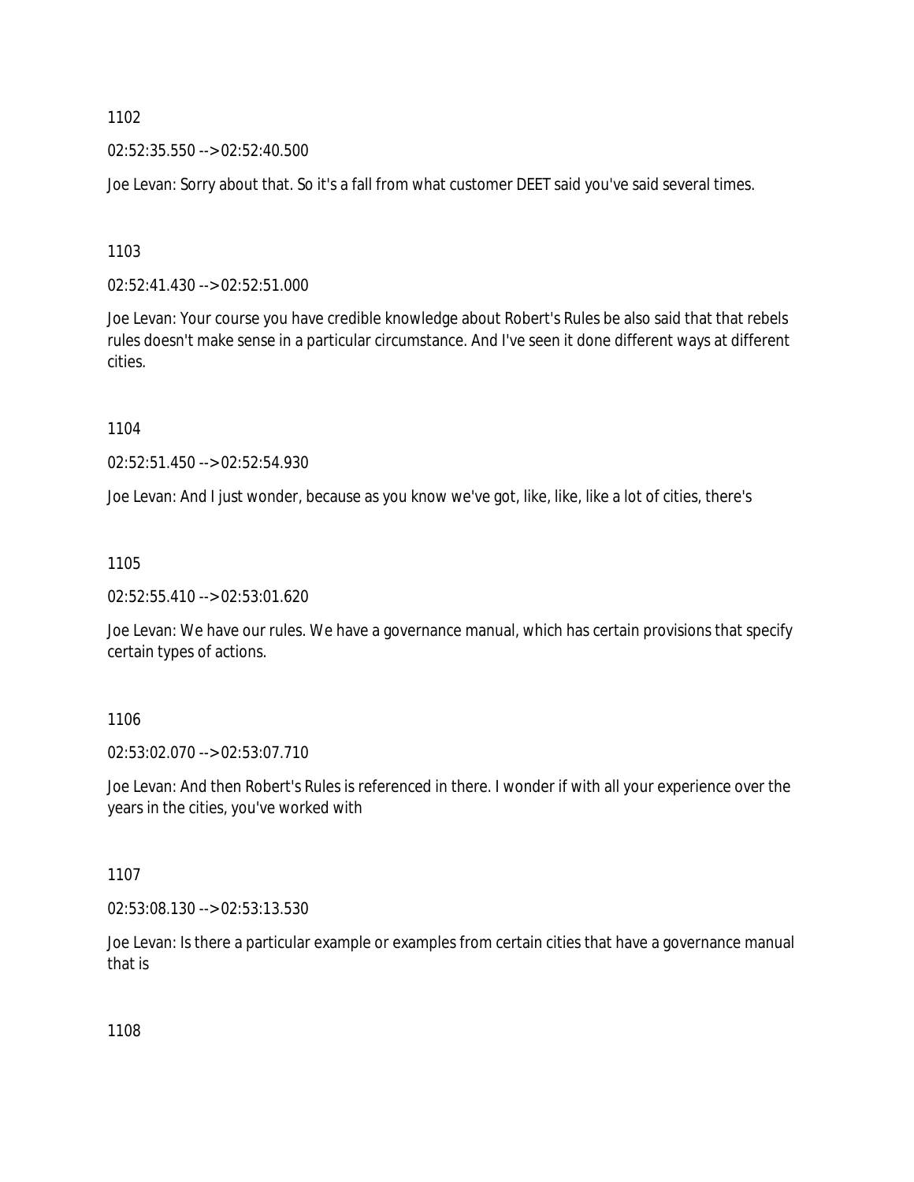1102

02:52:35.550 --> 02:52:40.500

Joe Levan: Sorry about that. So it's a fall from what customer DEET said you've said several times.

1103

02:52:41.430 --> 02:52:51.000

Joe Levan: Your course you have credible knowledge about Robert's Rules be also said that that rebels rules doesn't make sense in a particular circumstance. And I've seen it done different ways at different cities.

1104

02:52:51.450 --> 02:52:54.930

Joe Levan: And I just wonder, because as you know we've got, like, like, like a lot of cities, there's

1105

02:52:55.410 --> 02:53:01.620

Joe Levan: We have our rules. We have a governance manual, which has certain provisions that specify certain types of actions.

1106

02:53:02.070 --> 02:53:07.710

Joe Levan: And then Robert's Rules is referenced in there. I wonder if with all your experience over the years in the cities, you've worked with

1107

02:53:08.130 --> 02:53:13.530

Joe Levan: Is there a particular example or examples from certain cities that have a governance manual that is

1108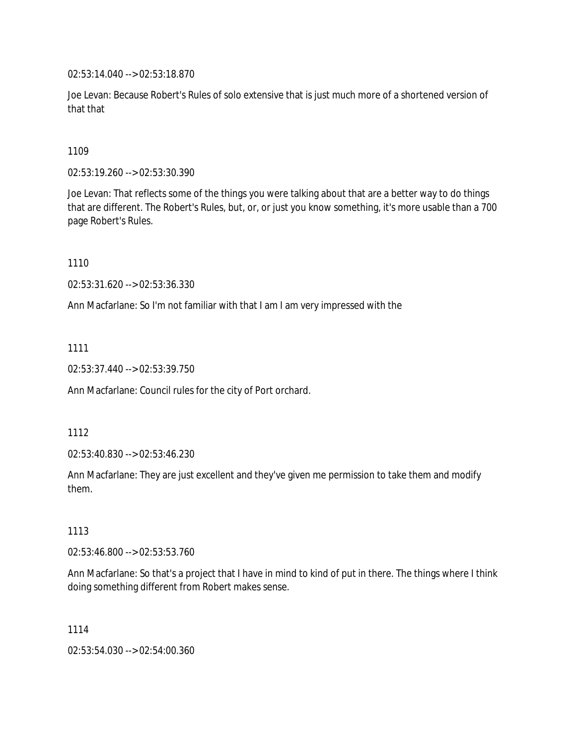02:53:14.040 --> 02:53:18.870

Joe Levan: Because Robert's Rules of solo extensive that is just much more of a shortened version of that that

1109

02:53:19.260 --> 02:53:30.390

Joe Levan: That reflects some of the things you were talking about that are a better way to do things that are different. The Robert's Rules, but, or, or just you know something, it's more usable than a 700 page Robert's Rules.

1110

02:53:31.620 --> 02:53:36.330

Ann Macfarlane: So I'm not familiar with that I am I am very impressed with the

1111

02:53:37.440 --> 02:53:39.750

Ann Macfarlane: Council rules for the city of Port orchard.

1112

02:53:40.830 --> 02:53:46.230

Ann Macfarlane: They are just excellent and they've given me permission to take them and modify them.

1113

02:53:46.800 --> 02:53:53.760

Ann Macfarlane: So that's a project that I have in mind to kind of put in there. The things where I think doing something different from Robert makes sense.

1114

02:53:54.030 --> 02:54:00.360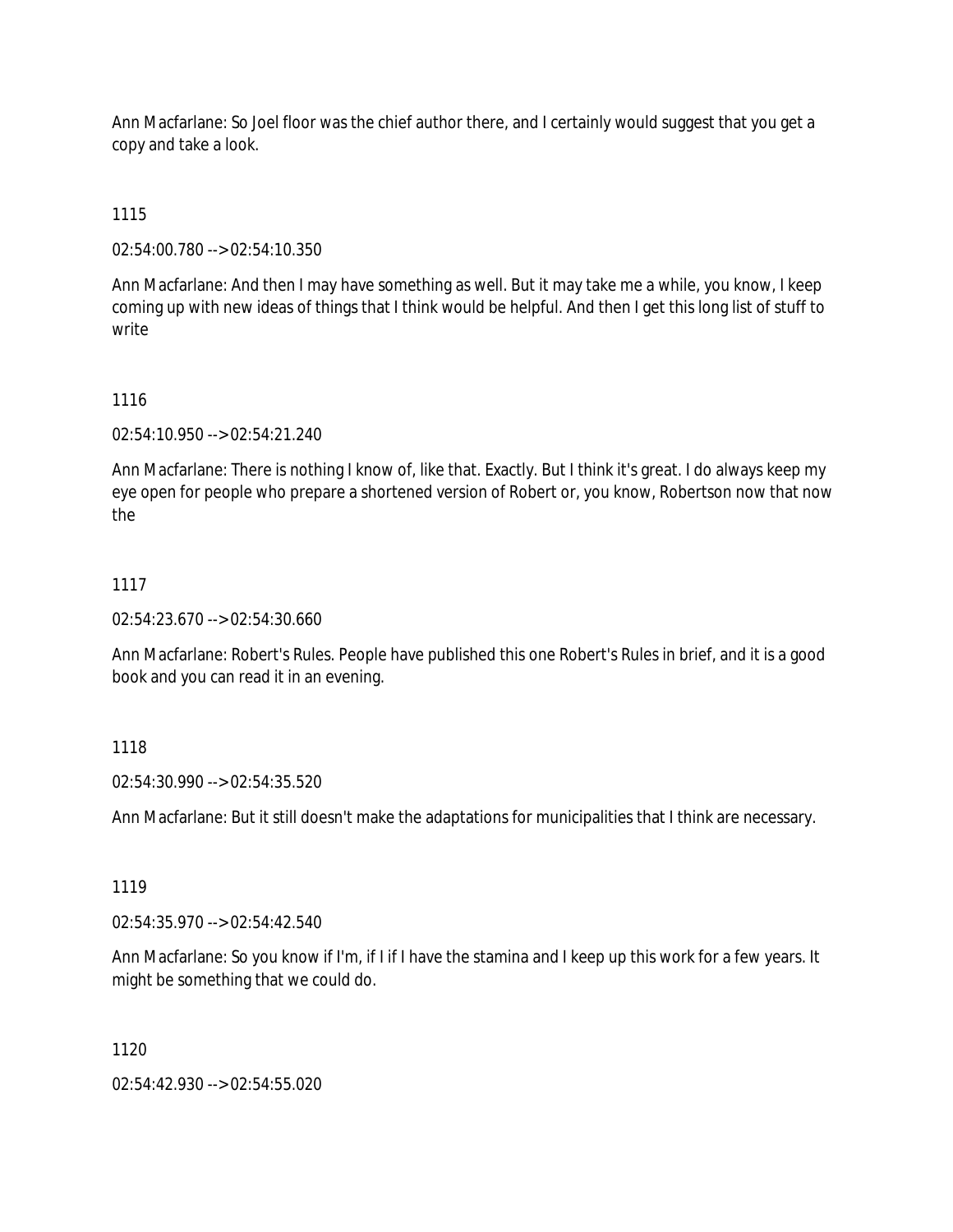Ann Macfarlane: So Joel floor was the chief author there, and I certainly would suggest that you get a copy and take a look.

1115

02:54:00.780 --> 02:54:10.350

Ann Macfarlane: And then I may have something as well. But it may take me a while, you know, I keep coming up with new ideas of things that I think would be helpful. And then I get this long list of stuff to write

1116

02:54:10.950 --> 02:54:21.240

Ann Macfarlane: There is nothing I know of, like that. Exactly. But I think it's great. I do always keep my eye open for people who prepare a shortened version of Robert or, you know, Robertson now that now the

1117

02:54:23.670 --> 02:54:30.660

Ann Macfarlane: Robert's Rules. People have published this one Robert's Rules in brief, and it is a good book and you can read it in an evening.

1118

02:54:30.990 --> 02:54:35.520

Ann Macfarlane: But it still doesn't make the adaptations for municipalities that I think are necessary.

1119

02:54:35.970 --> 02:54:42.540

Ann Macfarlane: So you know if I'm, if I if I have the stamina and I keep up this work for a few years. It might be something that we could do.

1120

02:54:42.930 --> 02:54:55.020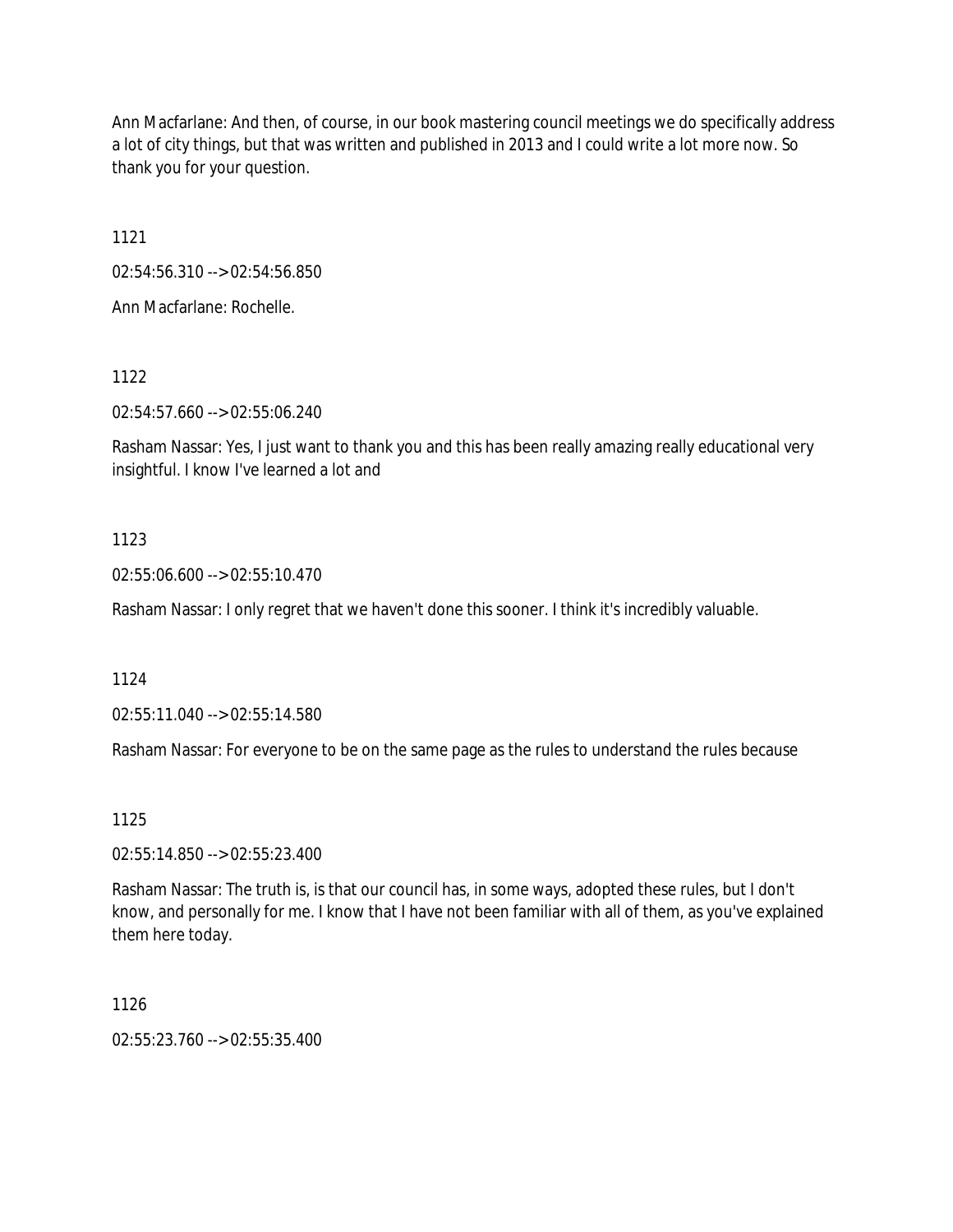Ann Macfarlane: And then, of course, in our book mastering council meetings we do specifically address a lot of city things, but that was written and published in 2013 and I could write a lot more now. So thank you for your question.

1121

02:54:56.310 --> 02:54:56.850

Ann Macfarlane: Rochelle.

1122

02:54:57.660 --> 02:55:06.240

Rasham Nassar: Yes, I just want to thank you and this has been really amazing really educational very insightful. I know I've learned a lot and

1123

02:55:06.600 --> 02:55:10.470

Rasham Nassar: I only regret that we haven't done this sooner. I think it's incredibly valuable.

1124

02:55:11.040 --> 02:55:14.580

Rasham Nassar: For everyone to be on the same page as the rules to understand the rules because

1125

02:55:14.850 --> 02:55:23.400

Rasham Nassar: The truth is, is that our council has, in some ways, adopted these rules, but I don't know, and personally for me. I know that I have not been familiar with all of them, as you've explained them here today.

1126

02:55:23.760 --> 02:55:35.400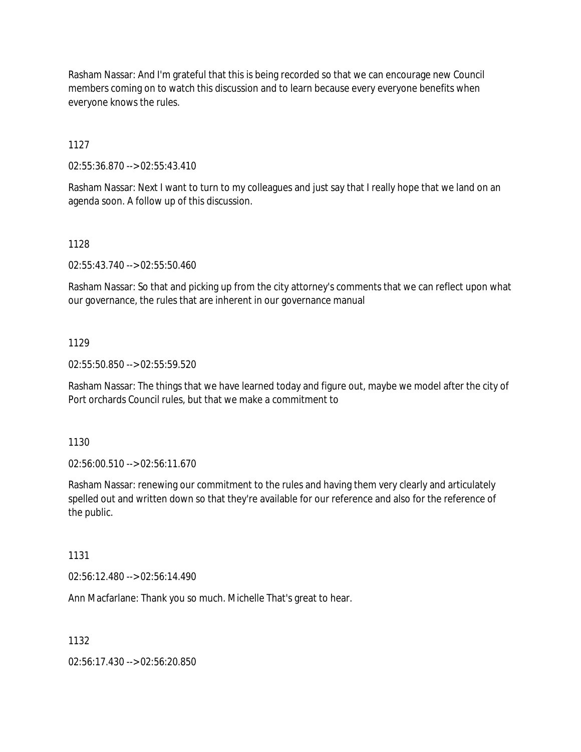Rasham Nassar: And I'm grateful that this is being recorded so that we can encourage new Council members coming on to watch this discussion and to learn because every everyone benefits when everyone knows the rules.

1127

02:55:36.870 --> 02:55:43.410

Rasham Nassar: Next I want to turn to my colleagues and just say that I really hope that we land on an agenda soon. A follow up of this discussion.

1128

02:55:43.740 --> 02:55:50.460

Rasham Nassar: So that and picking up from the city attorney's comments that we can reflect upon what our governance, the rules that are inherent in our governance manual

1129

02:55:50.850 --> 02:55:59.520

Rasham Nassar: The things that we have learned today and figure out, maybe we model after the city of Port orchards Council rules, but that we make a commitment to

1130

02:56:00.510 --> 02:56:11.670

Rasham Nassar: renewing our commitment to the rules and having them very clearly and articulately spelled out and written down so that they're available for our reference and also for the reference of the public.

1131

02:56:12.480 --> 02:56:14.490

Ann Macfarlane: Thank you so much. Michelle That's great to hear.

1132

02:56:17.430 --> 02:56:20.850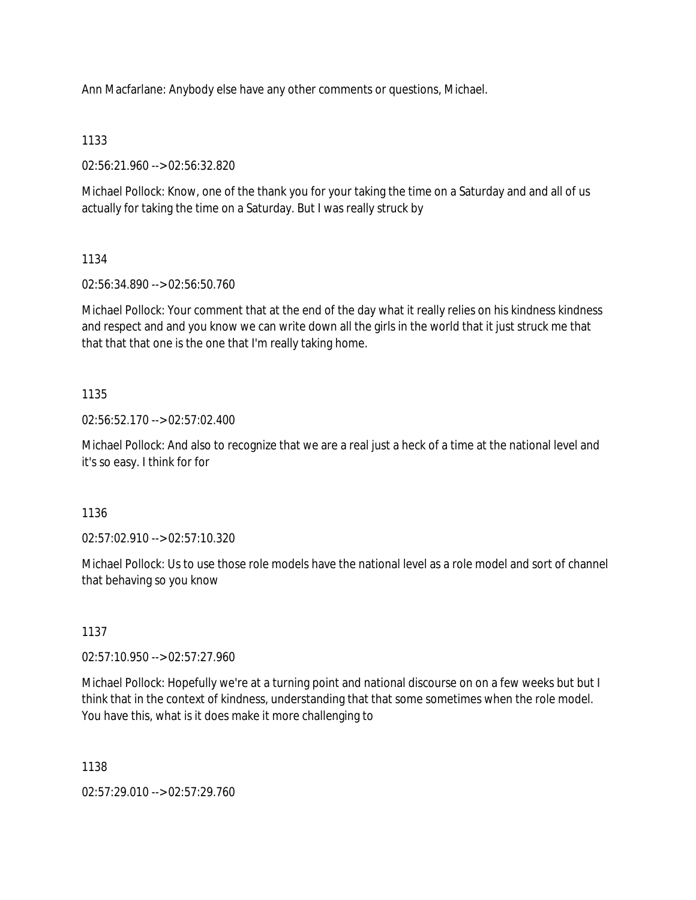Ann Macfarlane: Anybody else have any other comments or questions, Michael.

1133

02:56:21.960 --> 02:56:32.820

Michael Pollock: Know, one of the thank you for your taking the time on a Saturday and and all of us actually for taking the time on a Saturday. But I was really struck by

1134

02:56:34.890 --> 02:56:50.760

Michael Pollock: Your comment that at the end of the day what it really relies on his kindness kindness and respect and and you know we can write down all the girls in the world that it just struck me that that that that one is the one that I'm really taking home.

1135

02:56:52.170 --> 02:57:02.400

Michael Pollock: And also to recognize that we are a real just a heck of a time at the national level and it's so easy. I think for for

1136

02:57:02.910 --> 02:57:10.320

Michael Pollock: Us to use those role models have the national level as a role model and sort of channel that behaving so you know

1137

02:57:10.950 --> 02:57:27.960

Michael Pollock: Hopefully we're at a turning point and national discourse on on a few weeks but but I think that in the context of kindness, understanding that that some sometimes when the role model. You have this, what is it does make it more challenging to

1138

02:57:29.010 --> 02:57:29.760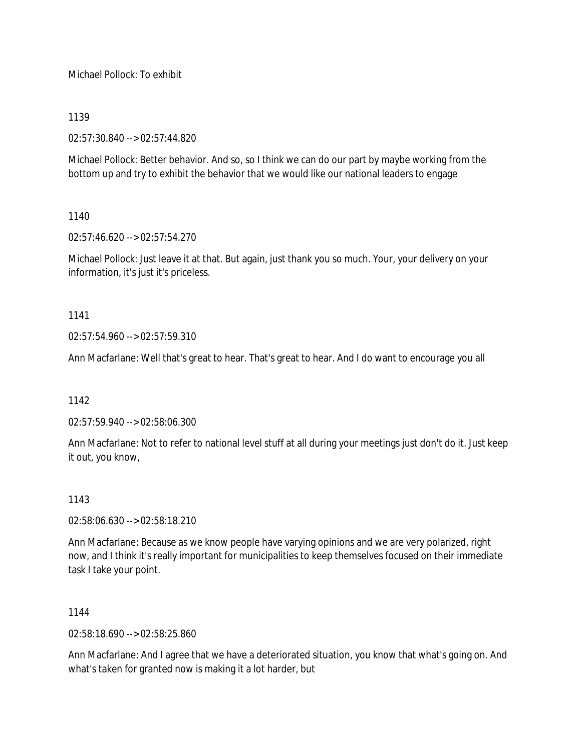Michael Pollock: To exhibit

1139

02:57:30.840 --> 02:57:44.820

Michael Pollock: Better behavior. And so, so I think we can do our part by maybe working from the bottom up and try to exhibit the behavior that we would like our national leaders to engage

1140

02:57:46.620 --> 02:57:54.270

Michael Pollock: Just leave it at that. But again, just thank you so much. Your, your delivery on your information, it's just it's priceless.

1141

02:57:54.960 --> 02:57:59.310

Ann Macfarlane: Well that's great to hear. That's great to hear. And I do want to encourage you all

1142

02:57:59.940 --> 02:58:06.300

Ann Macfarlane: Not to refer to national level stuff at all during your meetings just don't do it. Just keep it out, you know,

1143

02:58:06.630 --> 02:58:18.210

Ann Macfarlane: Because as we know people have varying opinions and we are very polarized, right now, and I think it's really important for municipalities to keep themselves focused on their immediate task I take your point.

1144

02:58:18.690 --> 02:58:25.860

Ann Macfarlane: And I agree that we have a deteriorated situation, you know that what's going on. And what's taken for granted now is making it a lot harder, but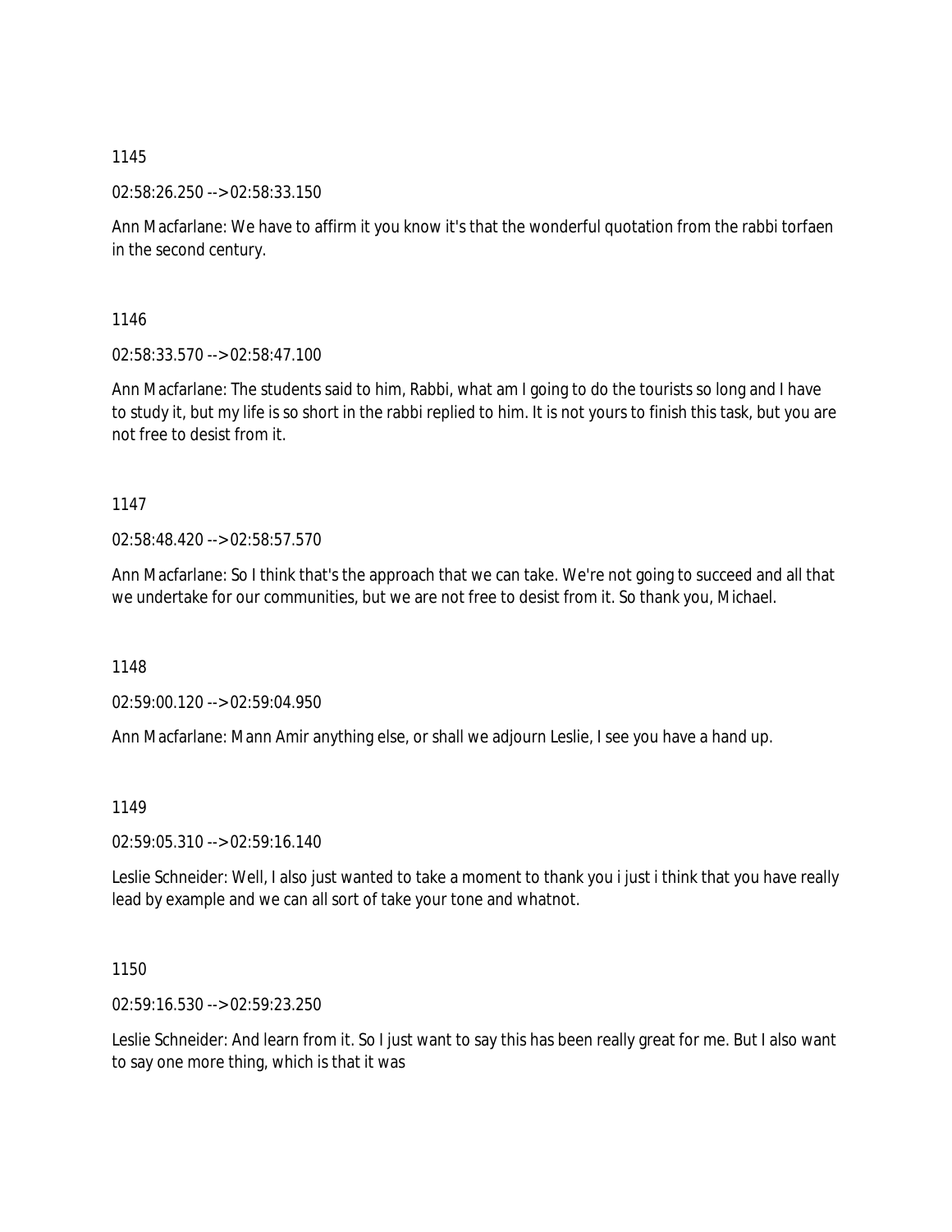1145

02:58:26.250 --> 02:58:33.150

Ann Macfarlane: We have to affirm it you know it's that the wonderful quotation from the rabbi torfaen in the second century.

1146

02:58:33.570 --> 02:58:47.100

Ann Macfarlane: The students said to him, Rabbi, what am I going to do the tourists so long and I have to study it, but my life is so short in the rabbi replied to him. It is not yours to finish this task, but you are not free to desist from it.

1147

02:58:48.420 --> 02:58:57.570

Ann Macfarlane: So I think that's the approach that we can take. We're not going to succeed and all that we undertake for our communities, but we are not free to desist from it. So thank you, Michael.

1148

02:59:00.120 --> 02:59:04.950

Ann Macfarlane: Mann Amir anything else, or shall we adjourn Leslie, I see you have a hand up.

1149

02:59:05.310 --> 02:59:16.140

Leslie Schneider: Well, I also just wanted to take a moment to thank you i just i think that you have really lead by example and we can all sort of take your tone and whatnot.

1150

02:59:16.530 --> 02:59:23.250

Leslie Schneider: And learn from it. So I just want to say this has been really great for me. But I also want to say one more thing, which is that it was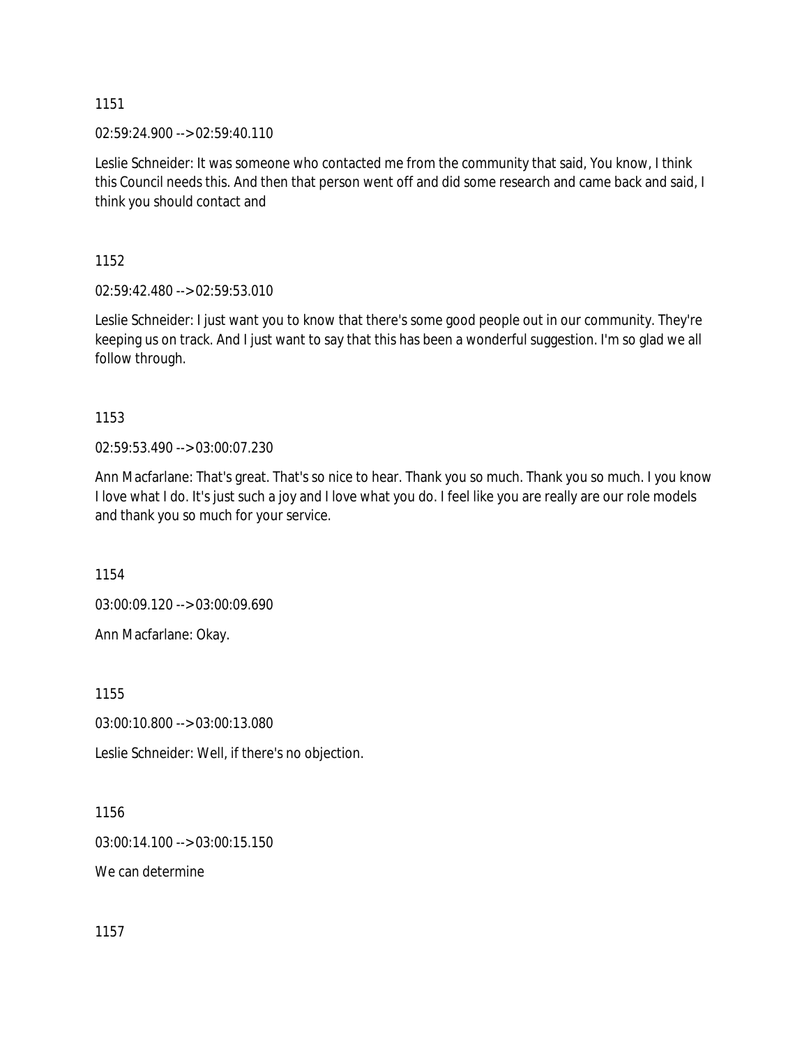1151

02:59:24.900 --> 02:59:40.110

Leslie Schneider: It was someone who contacted me from the community that said, You know, I think this Council needs this. And then that person went off and did some research and came back and said, I think you should contact and

1152

02:59:42.480 --> 02:59:53.010

Leslie Schneider: I just want you to know that there's some good people out in our community. They're keeping us on track. And I just want to say that this has been a wonderful suggestion. I'm so glad we all follow through.

1153

02:59:53.490 --> 03:00:07.230

Ann Macfarlane: That's great. That's so nice to hear. Thank you so much. Thank you so much. I you know I love what I do. It's just such a joy and I love what you do. I feel like you are really are our role models and thank you so much for your service.

1154

03:00:09.120 --> 03:00:09.690

Ann Macfarlane: Okay.

1155

03:00:10.800 --> 03:00:13.080

Leslie Schneider: Well, if there's no objection.

1156

03:00:14.100 --> 03:00:15.150

We can determine

1157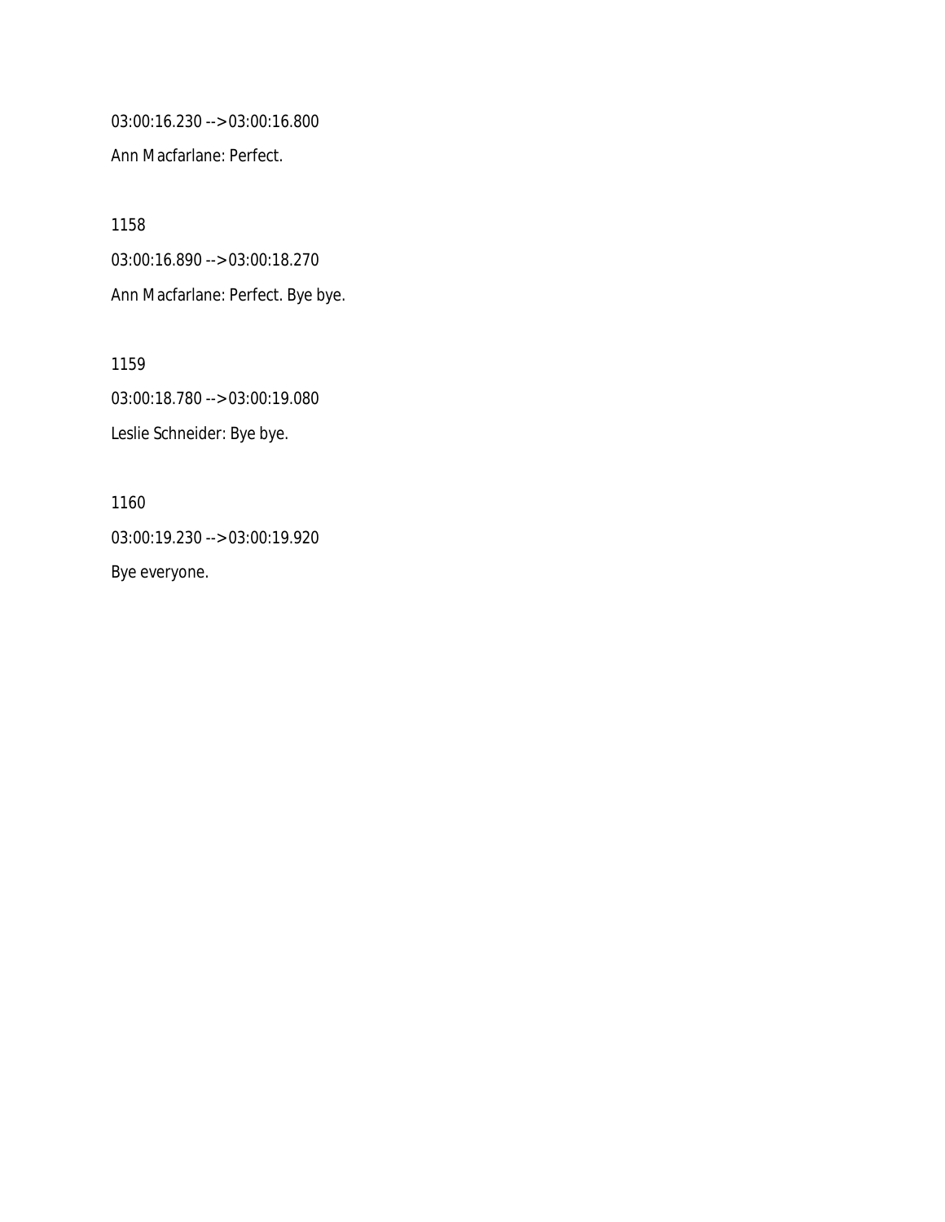03:00:16.230 --> 03:00:16.800

Ann Macfarlane: Perfect.

1158

03:00:16.890 --> 03:00:18.270

Ann Macfarlane: Perfect. Bye bye.

1159

03:00:18.780 --> 03:00:19.080

Leslie Schneider: Bye bye.

1160

03:00:19.230 --> 03:00:19.920

Bye everyone.